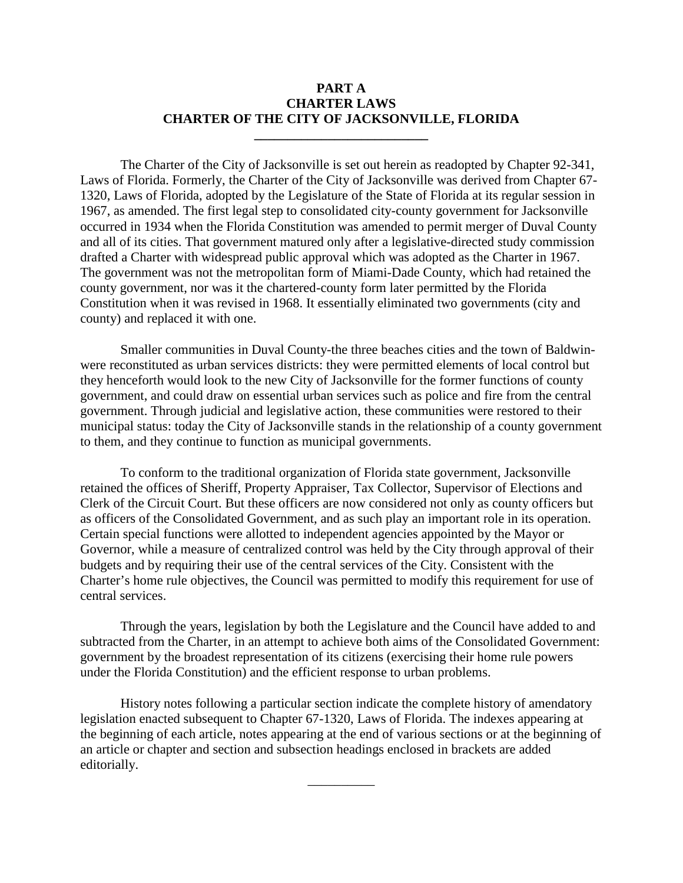# PART A
# CHARTER LAWS
# CHARTER OF THE CITY OF JACKSONVILLE, FLORIDA

---

The Charter of the City of Jacksonville is set out herein as readopted by Chapter 92-341, Laws of Florida. Formerly, the Charter of the City of Jacksonville was derived from Chapter 67-1320, Laws of Florida, adopted by the Legislature of the State of Florida at its regular session in 1967, as amended. The first legal step to consolidated city-county government for Jacksonville occurred in 1934 when the Florida Constitution was amended to permit merger of Duval County and all of its cities. That government matured only after a legislative-directed study commission drafted a Charter with widespread public approval which was adopted as the Charter in 1967. The government was not the metropolitan form of Miami-Dade County, which had retained the county government, nor was it the chartered-county form later permitted by the Florida Constitution when it was revised in 1968. It essentially eliminated two governments (city and county) and replaced it with one.

Smaller communities in Duval County-the three beaches cities and the town of Baldwin-were reconstituted as urban services districts: they were permitted elements of local control but they henceforth would look to the new City of Jacksonville for the former functions of county government, and could draw on essential urban services such as police and fire from the central government. Through judicial and legislative action, these communities were restored to their municipal status: today the City of Jacksonville stands in the relationship of a county government to them, and they continue to function as municipal governments.

To conform to the traditional organization of Florida state government, Jacksonville retained the offices of Sheriff, Property Appraiser, Tax Collector, Supervisor of Elections and Clerk of the Circuit Court. But these officers are now considered not only as county officers but as officers of the Consolidated Government, and as such play an important role in its operation. Certain special functions were allotted to independent agencies appointed by the Mayor or Governor, while a measure of centralized control was held by the City through approval of their budgets and by requiring their use of the central services of the City. Consistent with the Charter's home rule objectives, the Council was permitted to modify this requirement for use of central services.

Through the years, legislation by both the Legislature and the Council have added to and subtracted from the Charter, in an attempt to achieve both aims of the Consolidated Government: government by the broadest representation of its citizens (exercising their home rule powers under the Florida Constitution) and the efficient response to urban problems.

History notes following a particular section indicate the complete history of amendatory legislation enacted subsequent to Chapter 67-1320, Laws of Florida. The indexes appearing at the beginning of each article, notes appearing at the end of various sections or at the beginning of an article or chapter and section and subsection headings enclosed in brackets are added editorially.

---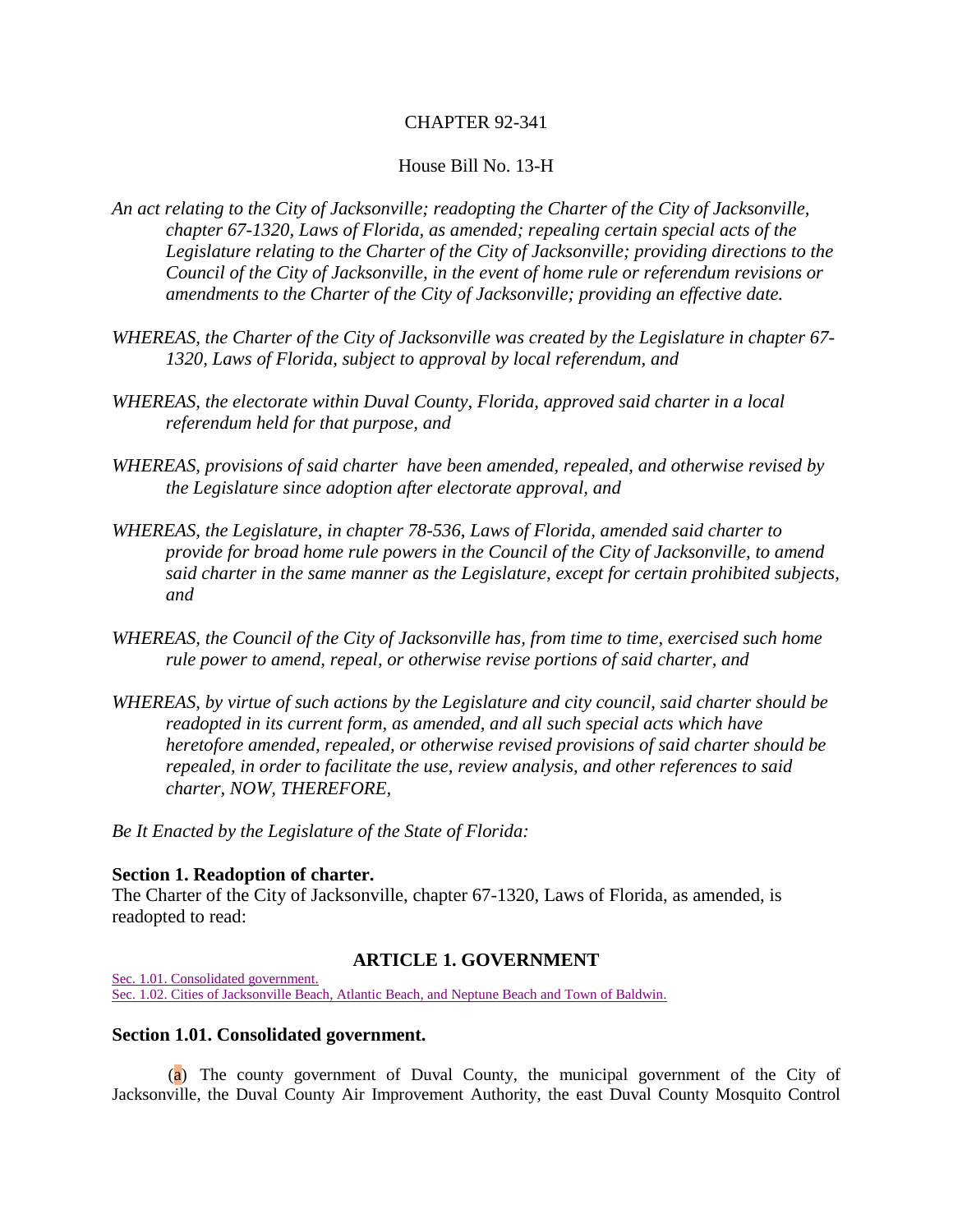CHAPTER 92-341

House Bill No. 13-H

*An act relating to the City of Jacksonville; readopting the Charter of the City of Jacksonville, chapter 67-1320, Laws of Florida, as amended; repealing certain special acts of the Legislature relating to the Charter of the City of Jacksonville; providing directions to the Council of the City of Jacksonville, in the event of home rule or referendum revisions or amendments to the Charter of the City of Jacksonville; providing an effective date.*

*WHEREAS, the Charter of the City of Jacksonville was created by the Legislature in chapter 67-1320, Laws of Florida, subject to approval by local referendum, and*

*WHEREAS, the electorate within Duval County, Florida, approved said charter in a local referendum held for that purpose, and*

*WHEREAS, provisions of said charter have been amended, repealed, and otherwise revised by the Legislature since adoption after electorate approval, and*

*WHEREAS, the Legislature, in chapter 78-536, Laws of Florida, amended said charter to provide for broad home rule powers in the Council of the City of Jacksonville, to amend said charter in the same manner as the Legislature, except for certain prohibited subjects, and*

*WHEREAS, the Council of the City of Jacksonville has, from time to time, exercised such home rule power to amend, repeal, or otherwise revise portions of said charter, and*

*WHEREAS, by virtue of such actions by the Legislature and city council, said charter should be readopted in its current form, as amended, and all such special acts which have heretofore amended, repealed, or otherwise revised provisions of said charter should be repealed, in order to facilitate the use, review analysis, and other references to said charter, NOW, THEREFORE,*

*Be It Enacted by the Legislature of the State of Florida:*

**Section 1. Readoption of charter.**
The Charter of the City of Jacksonville, chapter 67-1320, Laws of Florida, as amended, is readopted to read:

## ARTICLE 1. GOVERNMENT

Sec. 1.01. Consolidated government.
Sec. 1.02. Cities of Jacksonville Beach, Atlantic Beach, and Neptune Beach and Town of Baldwin.

### Section 1.01. Consolidated government.

(a) The county government of Duval County, the municipal government of the City of Jacksonville, the Duval County Air Improvement Authority, the east Duval County Mosquito Control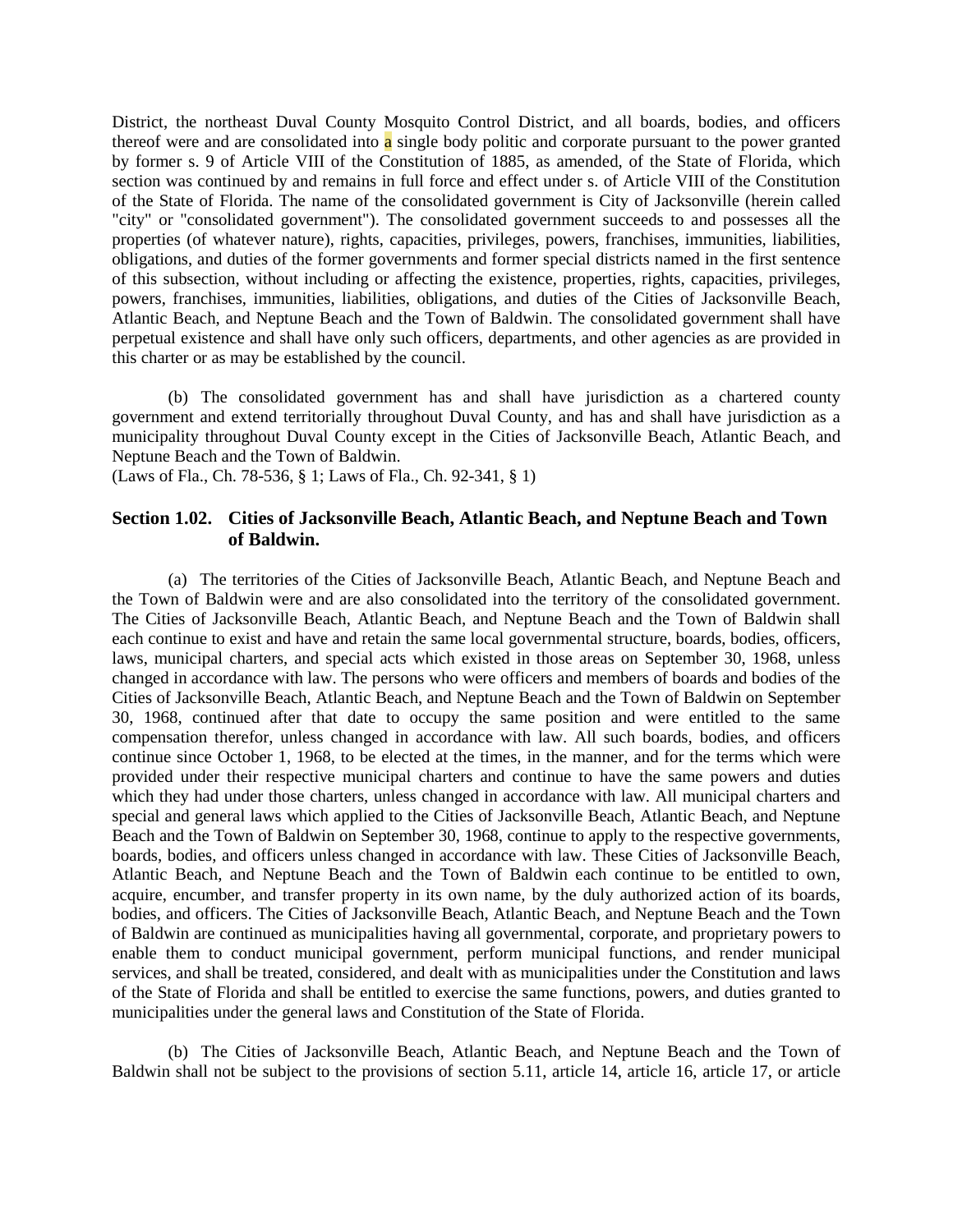District, the northeast Duval County Mosquito Control District, and all boards, bodies, and officers thereof were and are consolidated into a single body politic and corporate pursuant to the power granted by former s. 9 of Article VIII of the Constitution of 1885, as amended, of the State of Florida, which section was continued by and remains in full force and effect under s. of Article VIII of the Constitution of the State of Florida. The name of the consolidated government is City of Jacksonville (herein called "city" or "consolidated government"). The consolidated government succeeds to and possesses all the properties (of whatever nature), rights, capacities, privileges, powers, franchises, immunities, liabilities, obligations, and duties of the former governments and former special districts named in the first sentence of this subsection, without including or affecting the existence, properties, rights, capacities, privileges, powers, franchises, immunities, liabilities, obligations, and duties of the Cities of Jacksonville Beach, Atlantic Beach, and Neptune Beach and the Town of Baldwin. The consolidated government shall have perpetual existence and shall have only such officers, departments, and other agencies as are provided in this charter or as may be established by the council.

(b) The consolidated government has and shall have jurisdiction as a chartered county government and extend territorially throughout Duval County, and has and shall have jurisdiction as a municipality throughout Duval County except in the Cities of Jacksonville Beach, Atlantic Beach, and Neptune Beach and the Town of Baldwin.
(Laws of Fla., Ch. 78-536, § 1; Laws of Fla., Ch. 92-341, § 1)

### Section 1.02. Cities of Jacksonville Beach, Atlantic Beach, and Neptune Beach and Town of Baldwin.

(a) The territories of the Cities of Jacksonville Beach, Atlantic Beach, and Neptune Beach and the Town of Baldwin were and are also consolidated into the territory of the consolidated government. The Cities of Jacksonville Beach, Atlantic Beach, and Neptune Beach and the Town of Baldwin shall each continue to exist and have and retain the same local governmental structure, boards, bodies, officers, laws, municipal charters, and special acts which existed in those areas on September 30, 1968, unless changed in accordance with law. The persons who were officers and members of boards and bodies of the Cities of Jacksonville Beach, Atlantic Beach, and Neptune Beach and the Town of Baldwin on September 30, 1968, continued after that date to occupy the same position and were entitled to the same compensation therefor, unless changed in accordance with law. All such boards, bodies, and officers continue since October 1, 1968, to be elected at the times, in the manner, and for the terms which were provided under their respective municipal charters and continue to have the same powers and duties which they had under those charters, unless changed in accordance with law. All municipal charters and special and general laws which applied to the Cities of Jacksonville Beach, Atlantic Beach, and Neptune Beach and the Town of Baldwin on September 30, 1968, continue to apply to the respective governments, boards, bodies, and officers unless changed in accordance with law. These Cities of Jacksonville Beach, Atlantic Beach, and Neptune Beach and the Town of Baldwin each continue to be entitled to own, acquire, encumber, and transfer property in its own name, by the duly authorized action of its boards, bodies, and officers. The Cities of Jacksonville Beach, Atlantic Beach, and Neptune Beach and the Town of Baldwin are continued as municipalities having all governmental, corporate, and proprietary powers to enable them to conduct municipal government, perform municipal functions, and render municipal services, and shall be treated, considered, and dealt with as municipalities under the Constitution and laws of the State of Florida and shall be entitled to exercise the same functions, powers, and duties granted to municipalities under the general laws and Constitution of the State of Florida.

(b) The Cities of Jacksonville Beach, Atlantic Beach, and Neptune Beach and the Town of Baldwin shall not be subject to the provisions of section 5.11, article 14, article 16, article 17, or article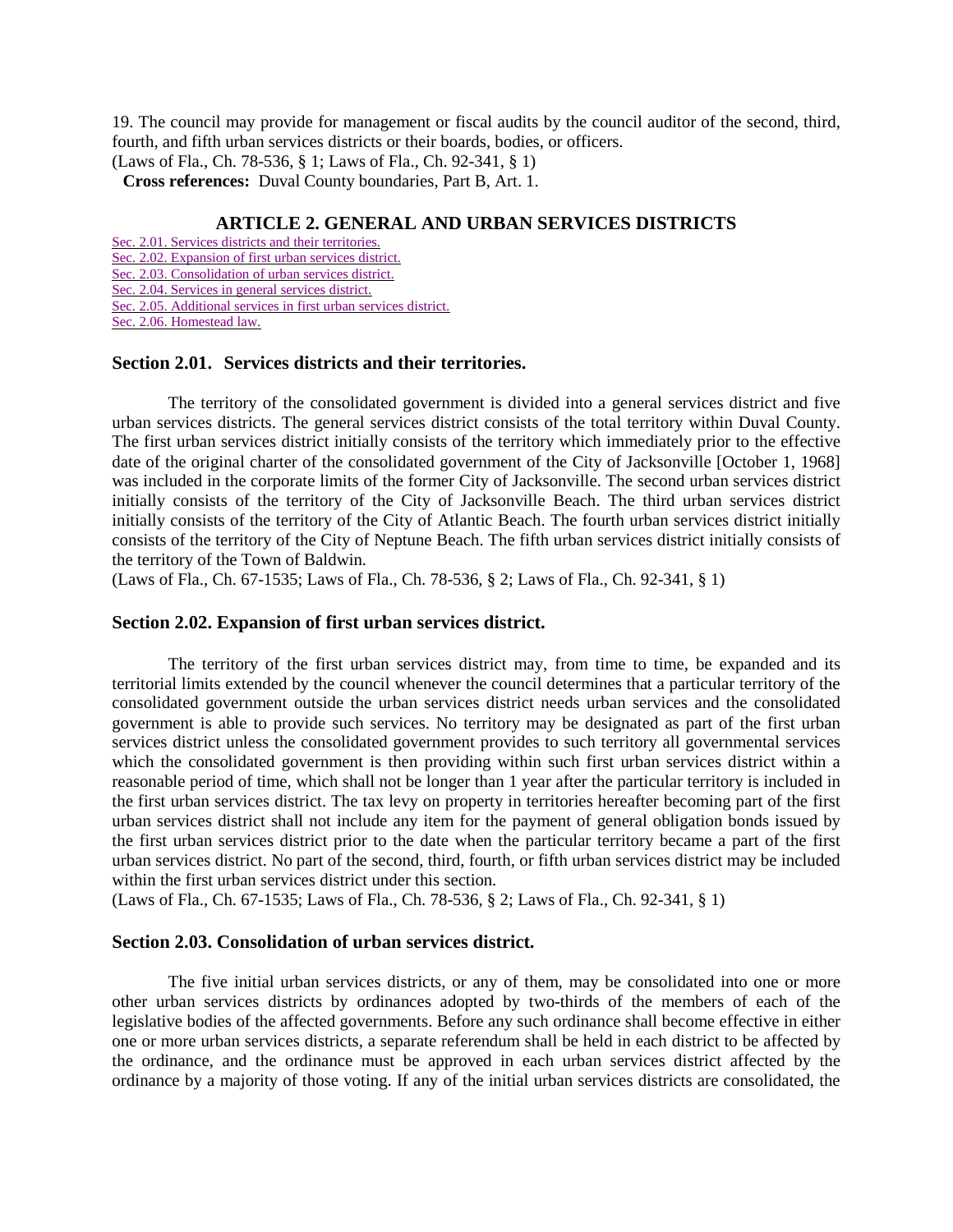19. The council may provide for management or fiscal audits by the council auditor of the second, third, fourth, and fifth urban services districts or their boards, bodies, or officers.
(Laws of Fla., Ch. 78-536, § 1; Laws of Fla., Ch. 92-341, § 1)

**Cross references:** Duval County boundaries, Part B, Art. 1.

## ARTICLE 2. GENERAL AND URBAN SERVICES DISTRICTS

Sec. 2.01. Services districts and their territories.
Sec. 2.02. Expansion of first urban services district.
Sec. 2.03. Consolidation of urban services district.
Sec. 2.04. Services in general services district.
Sec. 2.05. Additional services in first urban services district.
Sec. 2.06. Homestead law.

### Section 2.01. Services districts and their territories.

The territory of the consolidated government is divided into a general services district and five urban services districts. The general services district consists of the total territory within Duval County. The first urban services district initially consists of the territory which immediately prior to the effective date of the original charter of the consolidated government of the City of Jacksonville [October 1, 1968] was included in the corporate limits of the former City of Jacksonville. The second urban services district initially consists of the territory of the City of Jacksonville Beach. The third urban services district initially consists of the territory of the City of Atlantic Beach. The fourth urban services district initially consists of the territory of the City of Neptune Beach. The fifth urban services district initially consists of the territory of the Town of Baldwin.
(Laws of Fla., Ch. 67-1535; Laws of Fla., Ch. 78-536, § 2; Laws of Fla., Ch. 92-341, § 1)

### Section 2.02. Expansion of first urban services district.

The territory of the first urban services district may, from time to time, be expanded and its territorial limits extended by the council whenever the council determines that a particular territory of the consolidated government outside the urban services district needs urban services and the consolidated government is able to provide such services. No territory may be designated as part of the first urban services district unless the consolidated government provides to such territory all governmental services which the consolidated government is then providing within such first urban services district within a reasonable period of time, which shall not be longer than 1 year after the particular territory is included in the first urban services district. The tax levy on property in territories hereafter becoming part of the first urban services district shall not include any item for the payment of general obligation bonds issued by the first urban services district prior to the date when the particular territory became a part of the first urban services district. No part of the second, third, fourth, or fifth urban services district may be included within the first urban services district under this section.
(Laws of Fla., Ch. 67-1535; Laws of Fla., Ch. 78-536, § 2; Laws of Fla., Ch. 92-341, § 1)

### Section 2.03. Consolidation of urban services district.

The five initial urban services districts, or any of them, may be consolidated into one or more other urban services districts by ordinances adopted by two-thirds of the members of each of the legislative bodies of the affected governments. Before any such ordinance shall become effective in either one or more urban services districts, a separate referendum shall be held in each district to be affected by the ordinance, and the ordinance must be approved in each urban services district affected by the ordinance by a majority of those voting. If any of the initial urban services districts are consolidated, the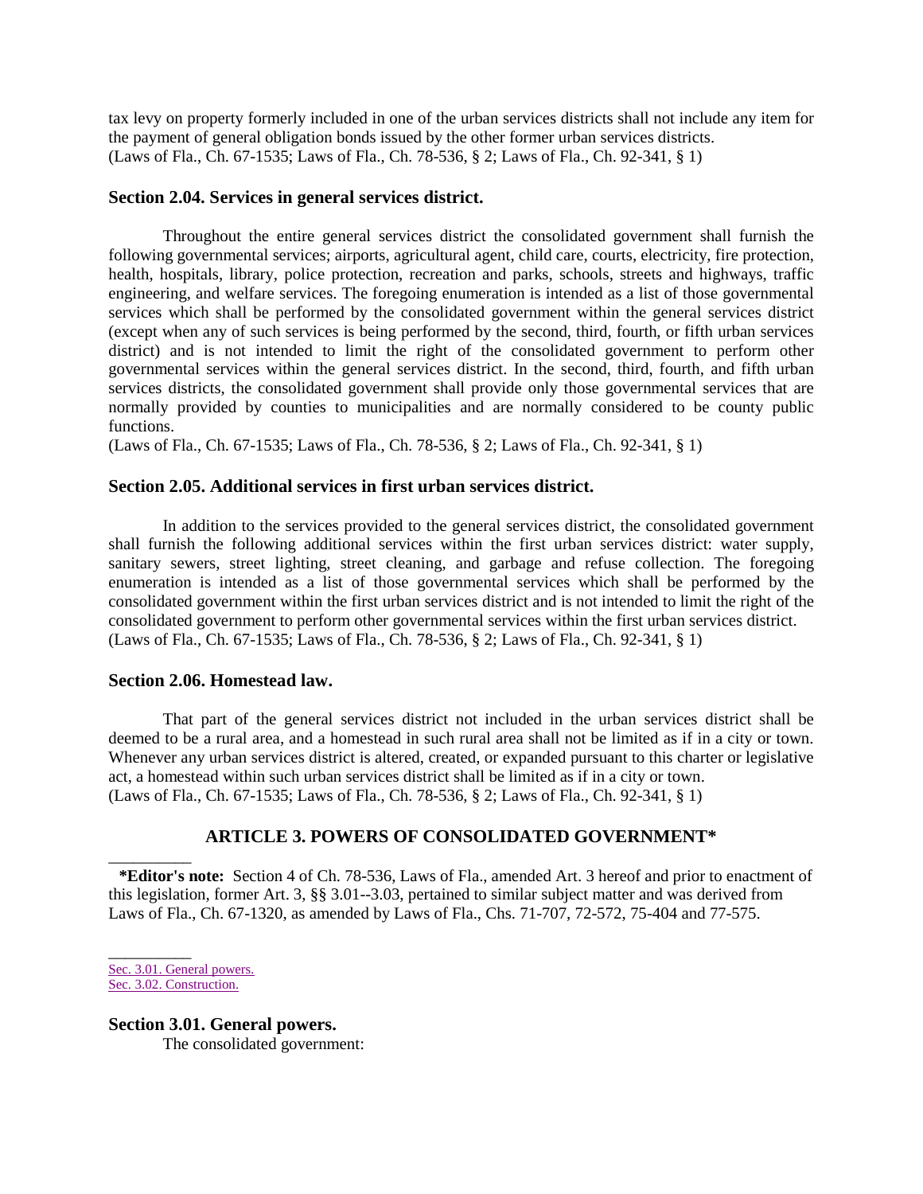tax levy on property formerly included in one of the urban services districts shall not include any item for the payment of general obligation bonds issued by the other former urban services districts.
(Laws of Fla., Ch. 67-1535; Laws of Fla., Ch. 78-536, § 2; Laws of Fla., Ch. 92-341, § 1)

### Section 2.04. Services in general services district.

Throughout the entire general services district the consolidated government shall furnish the following governmental services; airports, agricultural agent, child care, courts, electricity, fire protection, health, hospitals, library, police protection, recreation and parks, schools, streets and highways, traffic engineering, and welfare services. The foregoing enumeration is intended as a list of those governmental services which shall be performed by the consolidated government within the general services district (except when any of such services is being performed by the second, third, fourth, or fifth urban services district) and is not intended to limit the right of the consolidated government to perform other governmental services within the general services district. In the second, third, fourth, and fifth urban services districts, the consolidated government shall provide only those governmental services that are normally provided by counties to municipalities and are normally considered to be county public functions.
(Laws of Fla., Ch. 67-1535; Laws of Fla., Ch. 78-536, § 2; Laws of Fla., Ch. 92-341, § 1)

### Section 2.05. Additional services in first urban services district.

In addition to the services provided to the general services district, the consolidated government shall furnish the following additional services within the first urban services district: water supply, sanitary sewers, street lighting, street cleaning, and garbage and refuse collection. The foregoing enumeration is intended as a list of those governmental services which shall be performed by the consolidated government within the first urban services district and is not intended to limit the right of the consolidated government to perform other governmental services within the first urban services district.
(Laws of Fla., Ch. 67-1535; Laws of Fla., Ch. 78-536, § 2; Laws of Fla., Ch. 92-341, § 1)

### Section 2.06. Homestead law.

That part of the general services district not included in the urban services district shall be deemed to be a rural area, and a homestead in such rural area shall not be limited as if in a city or town. Whenever any urban services district is altered, created, or expanded pursuant to this charter or legislative act, a homestead within such urban services district shall be limited as if in a city or town.
(Laws of Fla., Ch. 67-1535; Laws of Fla., Ch. 78-536, § 2; Laws of Fla., Ch. 92-341, § 1)

## ARTICLE 3. POWERS OF CONSOLIDATED GOVERNMENT*

**\*Editor's note:** Section 4 of Ch. 78-536, Laws of Fla., amended Art. 3 hereof and prior to enactment of this legislation, former Art. 3, §§ 3.01--3.03, pertained to similar subject matter and was derived from Laws of Fla., Ch. 67-1320, as amended by Laws of Fla., Chs. 71-707, 72-572, 75-404 and 77-575.

Sec. 3.01. General powers.
Sec. 3.02. Construction.

### Section 3.01. General powers.

The consolidated government: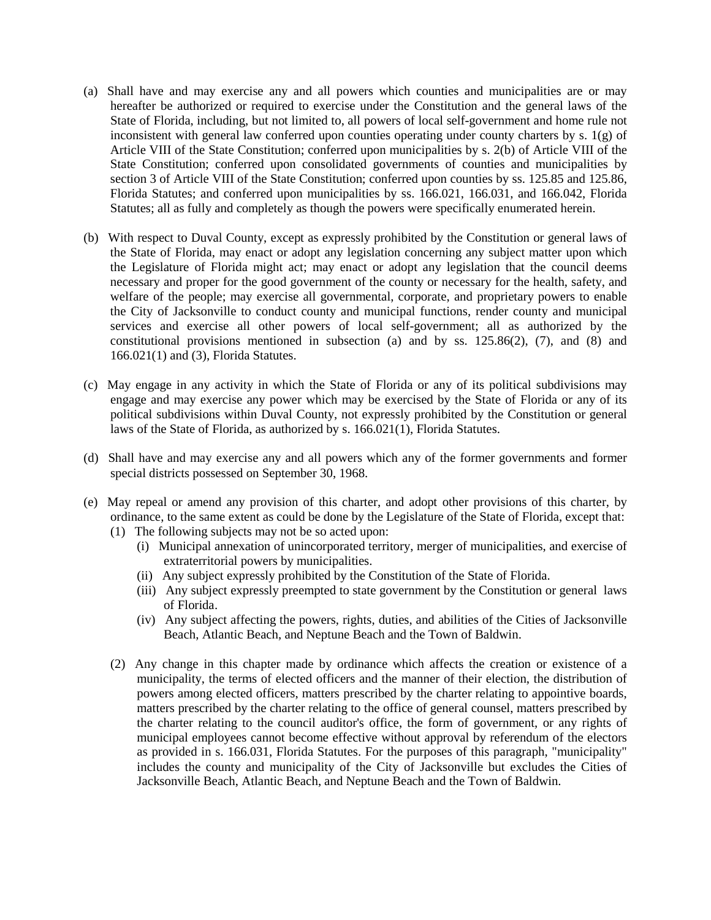(a) Shall have and may exercise any and all powers which counties and municipalities are or may hereafter be authorized or required to exercise under the Constitution and the general laws of the State of Florida, including, but not limited to, all powers of local self-government and home rule not inconsistent with general law conferred upon counties operating under county charters by s. 1(g) of Article VIII of the State Constitution; conferred upon municipalities by s. 2(b) of Article VIII of the State Constitution; conferred upon consolidated governments of counties and municipalities by section 3 of Article VIII of the State Constitution; conferred upon counties by ss. 125.85 and 125.86, Florida Statutes; and conferred upon municipalities by ss. 166.021, 166.031, and 166.042, Florida Statutes; all as fully and completely as though the powers were specifically enumerated herein.

(b) With respect to Duval County, except as expressly prohibited by the Constitution or general laws of the State of Florida, may enact or adopt any legislation concerning any subject matter upon which the Legislature of Florida might act; may enact or adopt any legislation that the council deems necessary and proper for the good government of the county or necessary for the health, safety, and welfare of the people; may exercise all governmental, corporate, and proprietary powers to enable the City of Jacksonville to conduct county and municipal functions, render county and municipal services and exercise all other powers of local self-government; all as authorized by the constitutional provisions mentioned in subsection (a) and by ss. 125.86(2), (7), and (8) and 166.021(1) and (3), Florida Statutes.

(c) May engage in any activity in which the State of Florida or any of its political subdivisions may engage and may exercise any power which may be exercised by the State of Florida or any of its political subdivisions within Duval County, not expressly prohibited by the Constitution or general laws of the State of Florida, as authorized by s. 166.021(1), Florida Statutes.

(d) Shall have and may exercise any and all powers which any of the former governments and former special districts possessed on September 30, 1968.

(e) May repeal or amend any provision of this charter, and adopt other provisions of this charter, by ordinance, to the same extent as could be done by the Legislature of the State of Florida, except that:
   (1) The following subjects may not be so acted upon:
      (i) Municipal annexation of unincorporated territory, merger of municipalities, and exercise of extraterritorial powers by municipalities.
      (ii) Any subject expressly prohibited by the Constitution of the State of Florida.
      (iii) Any subject expressly preempted to state government by the Constitution or general laws of Florida.
      (iv) Any subject affecting the powers, rights, duties, and abilities of the Cities of Jacksonville Beach, Atlantic Beach, and Neptune Beach and the Town of Baldwin.

   (2) Any change in this chapter made by ordinance which affects the creation or existence of a municipality, the terms of elected officers and the manner of their election, the distribution of powers among elected officers, matters prescribed by the charter relating to appointive boards, matters prescribed by the charter relating to the office of general counsel, matters prescribed by the charter relating to the council auditor's office, the form of government, or any rights of municipal employees cannot become effective without approval by referendum of the electors as provided in s. 166.031, Florida Statutes. For the purposes of this paragraph, "municipality" includes the county and municipality of the City of Jacksonville but excludes the Cities of Jacksonville Beach, Atlantic Beach, and Neptune Beach and the Town of Baldwin.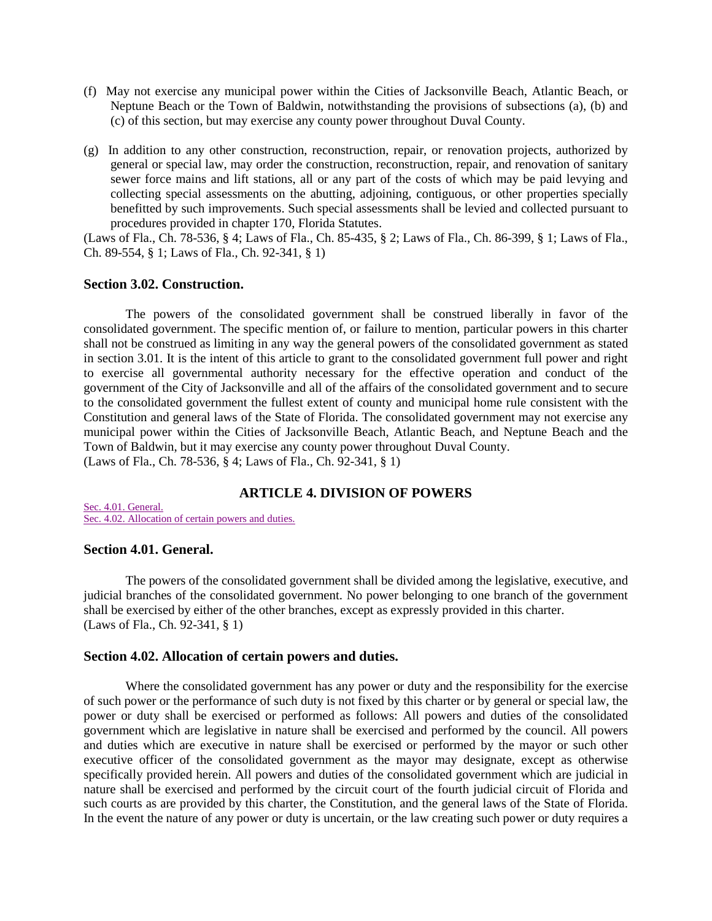(f) May not exercise any municipal power within the Cities of Jacksonville Beach, Atlantic Beach, or Neptune Beach or the Town of Baldwin, notwithstanding the provisions of subsections (a), (b) and (c) of this section, but may exercise any county power throughout Duval County.

(g) In addition to any other construction, reconstruction, repair, or renovation projects, authorized by general or special law, may order the construction, reconstruction, repair, and renovation of sanitary sewer force mains and lift stations, all or any part of the costs of which may be paid levying and collecting special assessments on the abutting, adjoining, contiguous, or other properties specially benefitted by such improvements. Such special assessments shall be levied and collected pursuant to procedures provided in chapter 170, Florida Statutes.

(Laws of Fla., Ch. 78-536, § 4; Laws of Fla., Ch. 85-435, § 2; Laws of Fla., Ch. 86-399, § 1; Laws of Fla., Ch. 89-554, § 1; Laws of Fla., Ch. 92-341, § 1)

### Section 3.02. Construction.

The powers of the consolidated government shall be construed liberally in favor of the consolidated government. The specific mention of, or failure to mention, particular powers in this charter shall not be construed as limiting in any way the general powers of the consolidated government as stated in section 3.01. It is the intent of this article to grant to the consolidated government full power and right to exercise all governmental authority necessary for the effective operation and conduct of the government of the City of Jacksonville and all of the affairs of the consolidated government and to secure to the consolidated government the fullest extent of county and municipal home rule consistent with the Constitution and general laws of the State of Florida. The consolidated government may not exercise any municipal power within the Cities of Jacksonville Beach, Atlantic Beach, and Neptune Beach and the Town of Baldwin, but it may exercise any county power throughout Duval County.
(Laws of Fla., Ch. 78-536, § 4; Laws of Fla., Ch. 92-341, § 1)

## ARTICLE 4. DIVISION OF POWERS

Sec. 4.01. General.
Sec. 4.02. Allocation of certain powers and duties.

### Section 4.01. General.

The powers of the consolidated government shall be divided among the legislative, executive, and judicial branches of the consolidated government. No power belonging to one branch of the government shall be exercised by either of the other branches, except as expressly provided in this charter.
(Laws of Fla., Ch. 92-341, § 1)

### Section 4.02. Allocation of certain powers and duties.

Where the consolidated government has any power or duty and the responsibility for the exercise of such power or the performance of such duty is not fixed by this charter or by general or special law, the power or duty shall be exercised or performed as follows: All powers and duties of the consolidated government which are legislative in nature shall be exercised and performed by the council. All powers and duties which are executive in nature shall be exercised or performed by the mayor or such other executive officer of the consolidated government as the mayor may designate, except as otherwise specifically provided herein. All powers and duties of the consolidated government which are judicial in nature shall be exercised and performed by the circuit court of the fourth judicial circuit of Florida and such courts as are provided by this charter, the Constitution, and the general laws of the State of Florida. In the event the nature of any power or duty is uncertain, or the law creating such power or duty requires a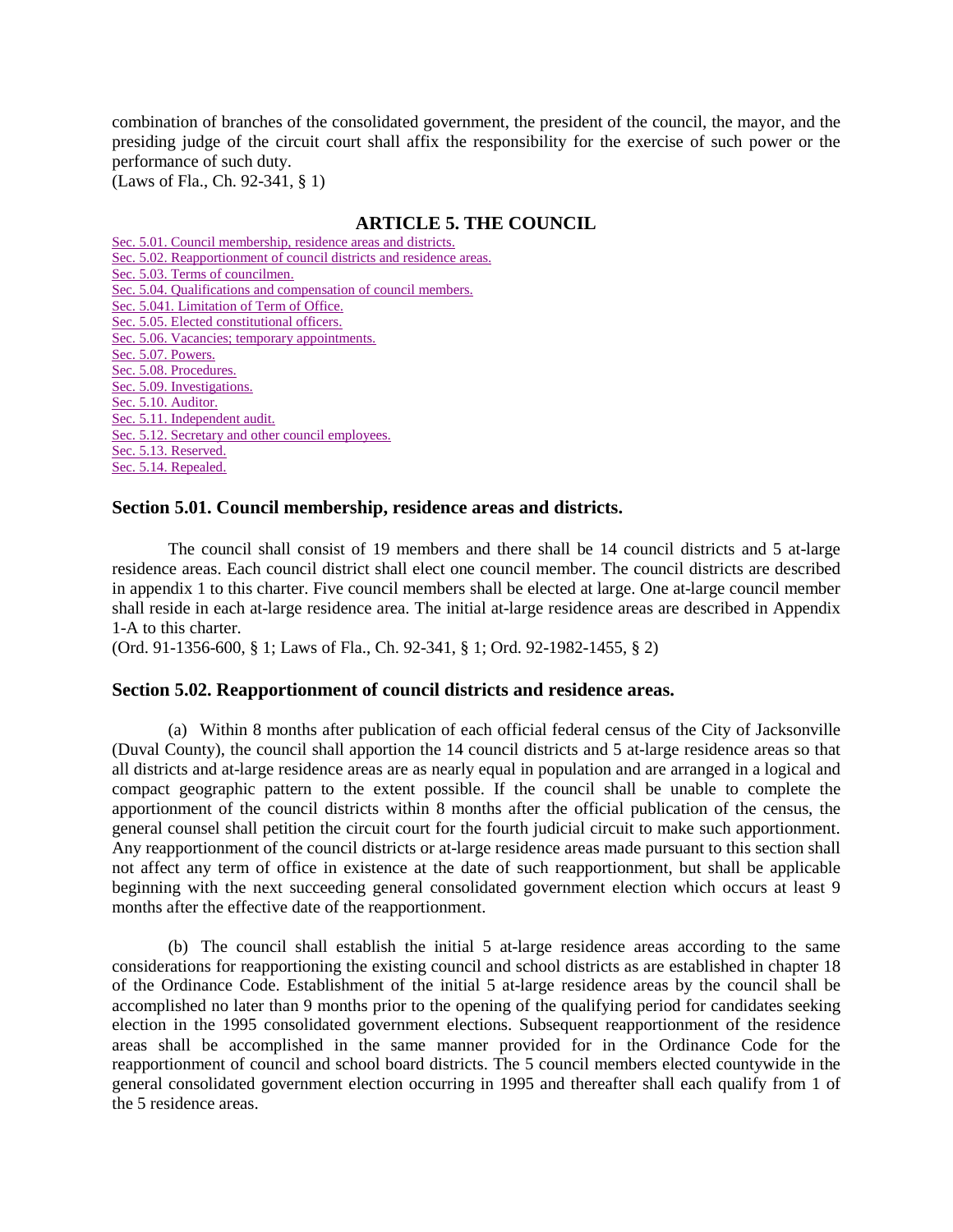combination of branches of the consolidated government, the president of the council, the mayor, and the presiding judge of the circuit court shall affix the responsibility for the exercise of such power or the performance of such duty.
(Laws of Fla., Ch. 92-341, § 1)

## ARTICLE 5. THE COUNCIL

Sec. 5.01. Council membership, residence areas and districts.
Sec. 5.02. Reapportionment of council districts and residence areas.
Sec. 5.03. Terms of councilmen.
Sec. 5.04. Qualifications and compensation of council members.
Sec. 5.041. Limitation of Term of Office.
Sec. 5.05. Elected constitutional officers.
Sec. 5.06. Vacancies; temporary appointments.
Sec. 5.07. Powers.
Sec. 5.08. Procedures.
Sec. 5.09. Investigations.
Sec. 5.10. Auditor.
Sec. 5.11. Independent audit.
Sec. 5.12. Secretary and other council employees.
Sec. 5.13. Reserved.
Sec. 5.14. Repealed.

### Section 5.01. Council membership, residence areas and districts.

The council shall consist of 19 members and there shall be 14 council districts and 5 at-large residence areas. Each council district shall elect one council member. The council districts are described in appendix 1 to this charter. Five council members shall be elected at large. One at-large council member shall reside in each at-large residence area. The initial at-large residence areas are described in Appendix 1-A to this charter.
(Ord. 91-1356-600, § 1; Laws of Fla., Ch. 92-341, § 1; Ord. 92-1982-1455, § 2)

### Section 5.02. Reapportionment of council districts and residence areas.

(a) Within 8 months after publication of each official federal census of the City of Jacksonville (Duval County), the council shall apportion the 14 council districts and 5 at-large residence areas so that all districts and at-large residence areas are as nearly equal in population and are arranged in a logical and compact geographic pattern to the extent possible. If the council shall be unable to complete the apportionment of the council districts within 8 months after the official publication of the census, the general counsel shall petition the circuit court for the fourth judicial circuit to make such apportionment. Any reapportionment of the council districts or at-large residence areas made pursuant to this section shall not affect any term of office in existence at the date of such reapportionment, but shall be applicable beginning with the next succeeding general consolidated government election which occurs at least 9 months after the effective date of the reapportionment.

(b) The council shall establish the initial 5 at-large residence areas according to the same considerations for reapportioning the existing council and school districts as are established in chapter 18 of the Ordinance Code. Establishment of the initial 5 at-large residence areas by the council shall be accomplished no later than 9 months prior to the opening of the qualifying period for candidates seeking election in the 1995 consolidated government elections. Subsequent reapportionment of the residence areas shall be accomplished in the same manner provided for in the Ordinance Code for the reapportionment of council and school board districts. The 5 council members elected countywide in the general consolidated government election occurring in 1995 and thereafter shall each qualify from 1 of the 5 residence areas.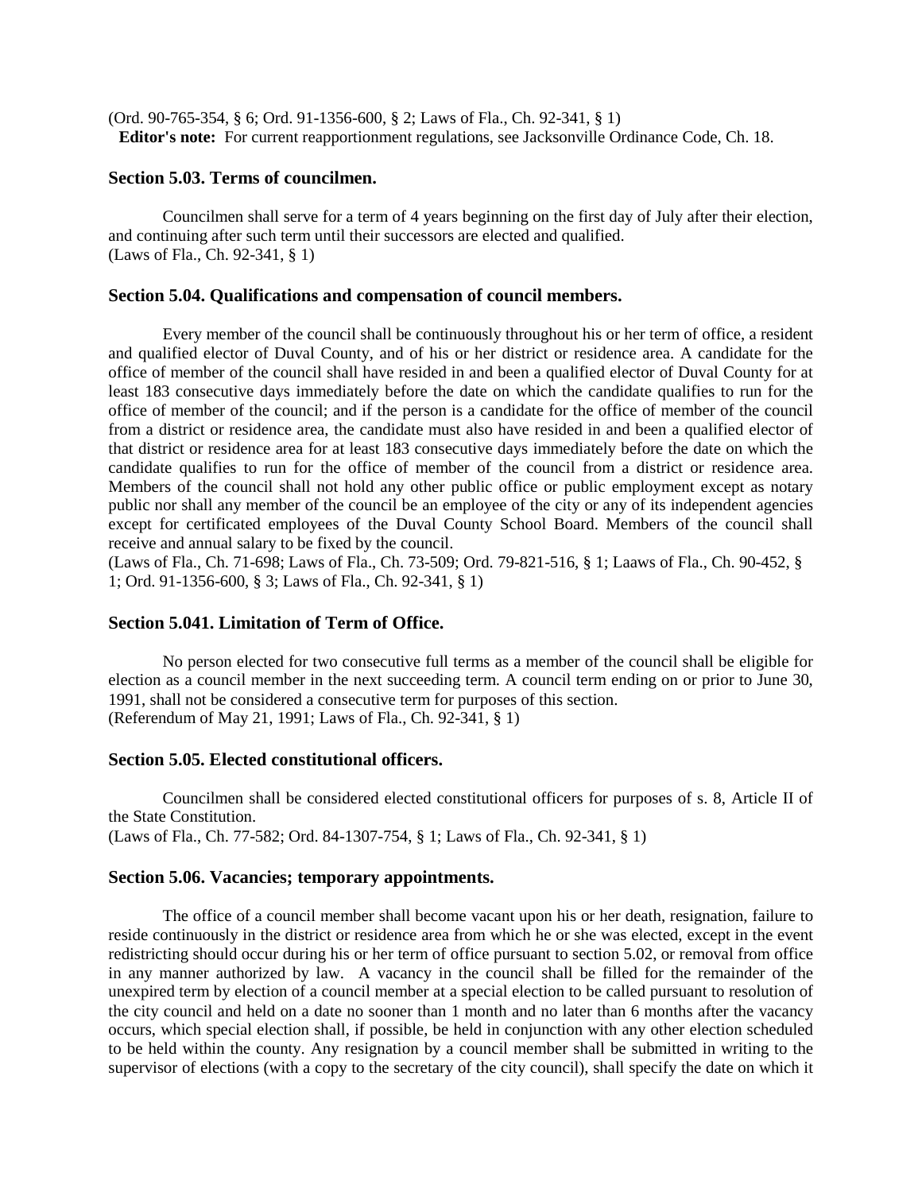(Ord. 90-765-354, § 6; Ord. 91-1356-600, § 2; Laws of Fla., Ch. 92-341, § 1)

**Editor's note:** For current reapportionment regulations, see Jacksonville Ordinance Code, Ch. 18.

### Section 5.03. Terms of councilmen.

Councilmen shall serve for a term of 4 years beginning on the first day of July after their election, and continuing after such term until their successors are elected and qualified.
(Laws of Fla., Ch. 92-341, § 1)

### Section 5.04. Qualifications and compensation of council members.

Every member of the council shall be continuously throughout his or her term of office, a resident and qualified elector of Duval County, and of his or her district or residence area. A candidate for the office of member of the council shall have resided in and been a qualified elector of Duval County for at least 183 consecutive days immediately before the date on which the candidate qualifies to run for the office of member of the council; and if the person is a candidate for the office of member of the council from a district or residence area, the candidate must also have resided in and been a qualified elector of that district or residence area for at least 183 consecutive days immediately before the date on which the candidate qualifies to run for the office of member of the council from a district or residence area. Members of the council shall not hold any other public office or public employment except as notary public nor shall any member of the council be an employee of the city or any of its independent agencies except for certificated employees of the Duval County School Board. Members of the council shall receive and annual salary to be fixed by the council.
(Laws of Fla., Ch. 71-698; Laws of Fla., Ch. 73-509; Ord. 79-821-516, § 1; Laaws of Fla., Ch. 90-452, § 1; Ord. 91-1356-600, § 3; Laws of Fla., Ch. 92-341, § 1)

### Section 5.041. Limitation of Term of Office.

No person elected for two consecutive full terms as a member of the council shall be eligible for election as a council member in the next succeeding term. A council term ending on or prior to June 30, 1991, shall not be considered a consecutive term for purposes of this section.
(Referendum of May 21, 1991; Laws of Fla., Ch. 92-341, § 1)

### Section 5.05. Elected constitutional officers.

Councilmen shall be considered elected constitutional officers for purposes of s. 8, Article II of the State Constitution.
(Laws of Fla., Ch. 77-582; Ord. 84-1307-754, § 1; Laws of Fla., Ch. 92-341, § 1)

### Section 5.06. Vacancies; temporary appointments.

The office of a council member shall become vacant upon his or her death, resignation, failure to reside continuously in the district or residence area from which he or she was elected, except in the event redistricting should occur during his or her term of office pursuant to section 5.02, or removal from office in any manner authorized by law. A vacancy in the council shall be filled for the remainder of the unexpired term by election of a council member at a special election to be called pursuant to resolution of the city council and held on a date no sooner than 1 month and no later than 6 months after the vacancy occurs, which special election shall, if possible, be held in conjunction with any other election scheduled to be held within the county. Any resignation by a council member shall be submitted in writing to the supervisor of elections (with a copy to the secretary of the city council), shall specify the date on which it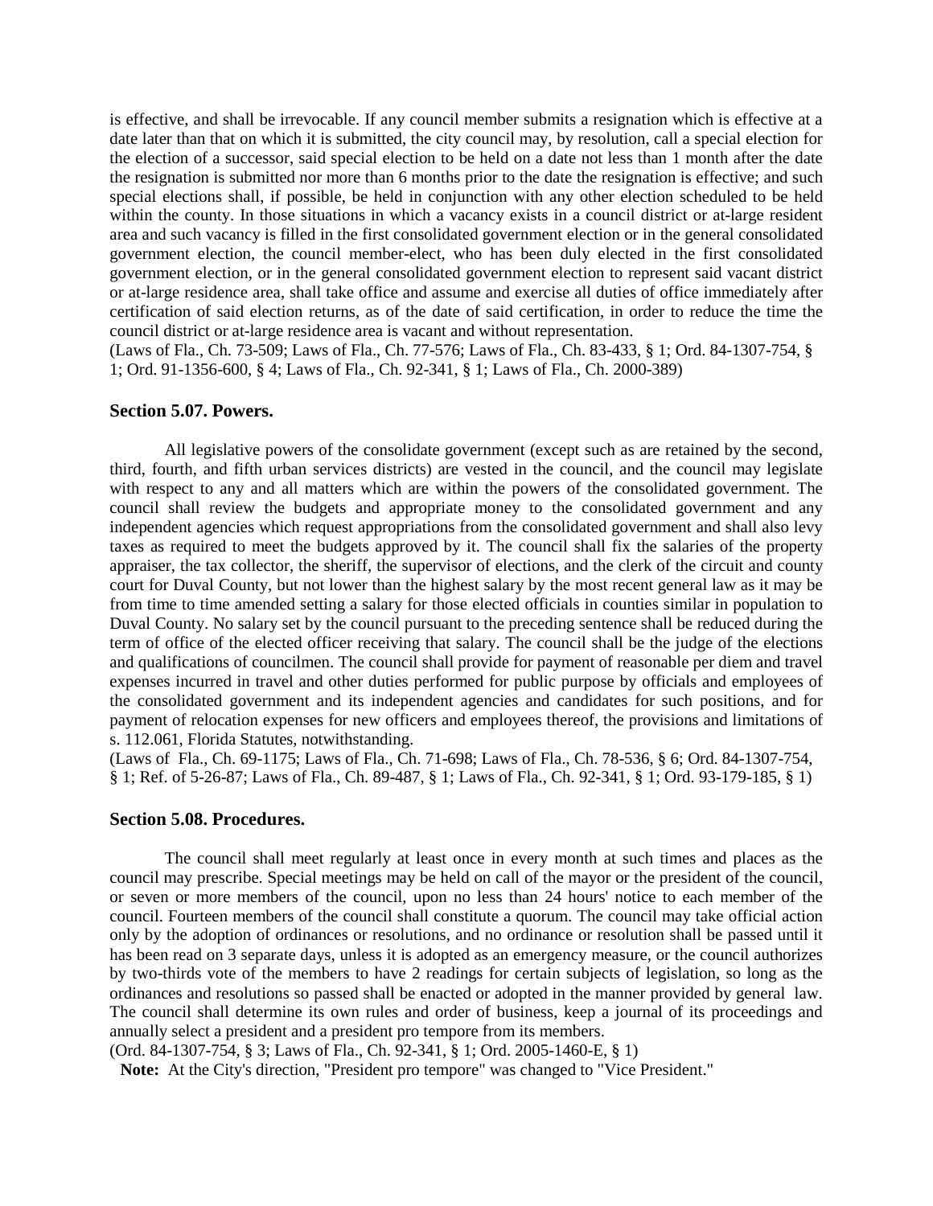is effective, and shall be irrevocable. If any council member submits a resignation which is effective at a date later than that on which it is submitted, the city council may, by resolution, call a special election for the election of a successor, said special election to be held on a date not less than 1 month after the date the resignation is submitted nor more than 6 months prior to the date the resignation is effective; and such special elections shall, if possible, be held in conjunction with any other election scheduled to be held within the county. In those situations in which a vacancy exists in a council district or at-large resident area and such vacancy is filled in the first consolidated government election or in the general consolidated government election, the council member-elect, who has been duly elected in the first consolidated government election, or in the general consolidated government election to represent said vacant district or at-large residence area, shall take office and assume and exercise all duties of office immediately after certification of said election returns, as of the date of said certification, in order to reduce the time the council district or at-large residence area is vacant and without representation.
(Laws of Fla., Ch. 73-509; Laws of Fla., Ch. 77-576; Laws of Fla., Ch. 83-433, § 1; Ord. 84-1307-754, § 1; Ord. 91-1356-600, § 4; Laws of Fla., Ch. 92-341, § 1; Laws of Fla., Ch. 2000-389)

### Section 5.07. Powers.

All legislative powers of the consolidate government (except such as are retained by the second, third, fourth, and fifth urban services districts) are vested in the council, and the council may legislate with respect to any and all matters which are within the powers of the consolidated government. The council shall review the budgets and appropriate money to the consolidated government and any independent agencies which request appropriations from the consolidated government and shall also levy taxes as required to meet the budgets approved by it. The council shall fix the salaries of the property appraiser, the tax collector, the sheriff, the supervisor of elections, and the clerk of the circuit and county court for Duval County, but not lower than the highest salary by the most recent general law as it may be from time to time amended setting a salary for those elected officials in counties similar in population to Duval County. No salary set by the council pursuant to the preceding sentence shall be reduced during the term of office of the elected officer receiving that salary. The council shall be the judge of the elections and qualifications of councilmen. The council shall provide for payment of reasonable per diem and travel expenses incurred in travel and other duties performed for public purpose by officials and employees of the consolidated government and its independent agencies and candidates for such positions, and for payment of relocation expenses for new officers and employees thereof, the provisions and limitations of s. 112.061, Florida Statutes, notwithstanding.
(Laws of Fla., Ch. 69-1175; Laws of Fla., Ch. 71-698; Laws of Fla., Ch. 78-536, § 6; Ord. 84-1307-754, § 1; Ref. of 5-26-87; Laws of Fla., Ch. 89-487, § 1; Laws of Fla., Ch. 92-341, § 1; Ord. 93-179-185, § 1)

### Section 5.08. Procedures.

The council shall meet regularly at least once in every month at such times and places as the council may prescribe. Special meetings may be held on call of the mayor or the president of the council, or seven or more members of the council, upon no less than 24 hours' notice to each member of the council. Fourteen members of the council shall constitute a quorum. The council may take official action only by the adoption of ordinances or resolutions, and no ordinance or resolution shall be passed until it has been read on 3 separate days, unless it is adopted as an emergency measure, or the council authorizes by two-thirds vote of the members to have 2 readings for certain subjects of legislation, so long as the ordinances and resolutions so passed shall be enacted or adopted in the manner provided by general law. The council shall determine its own rules and order of business, keep a journal of its proceedings and annually select a president and a president pro tempore from its members.
(Ord. 84-1307-754, § 3; Laws of Fla., Ch. 92-341, § 1; Ord. 2005-1460-E, § 1)

**Note:** At the City's direction, "President pro tempore" was changed to "Vice President."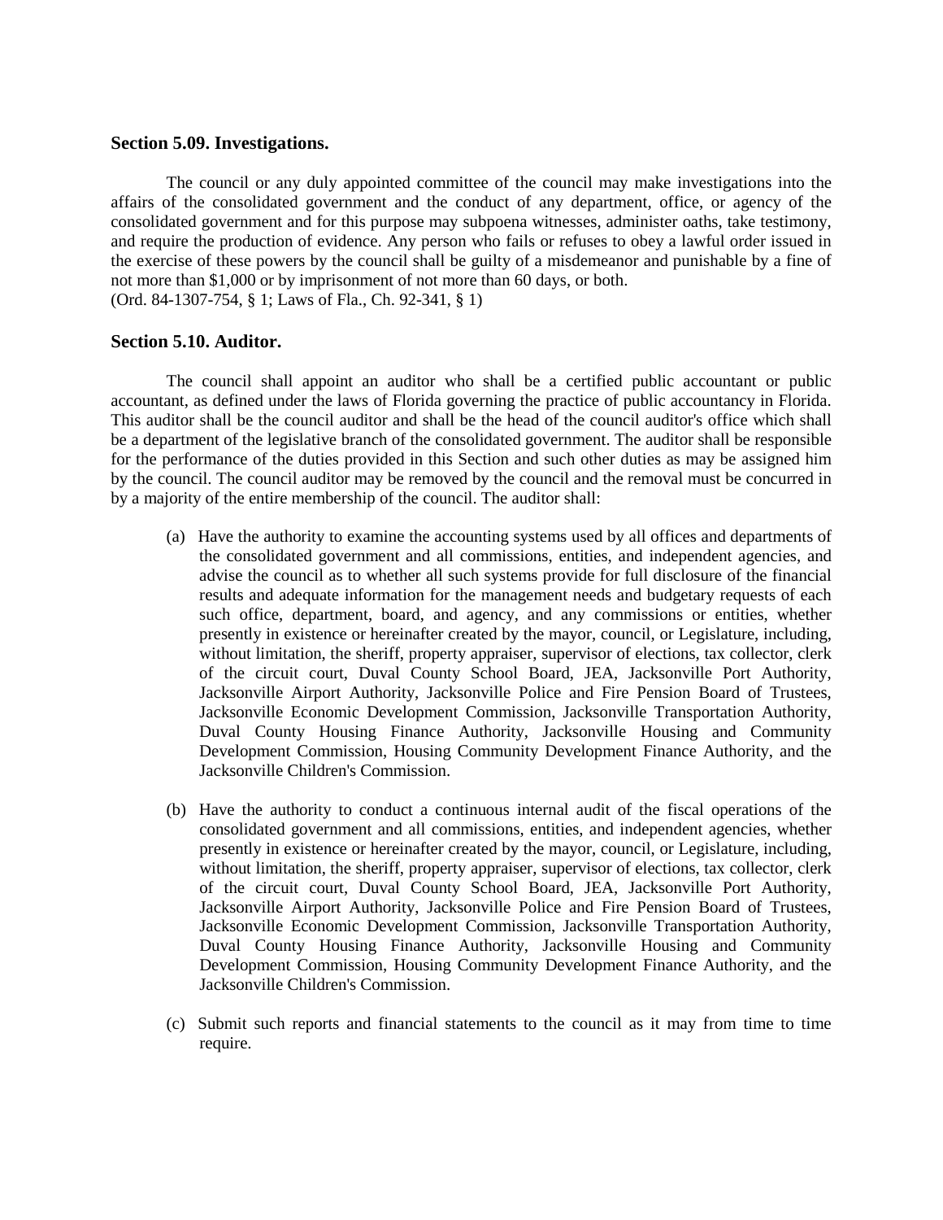### Section 5.09. Investigations.

The council or any duly appointed committee of the council may make investigations into the affairs of the consolidated government and the conduct of any department, office, or agency of the consolidated government and for this purpose may subpoena witnesses, administer oaths, take testimony, and require the production of evidence. Any person who fails or refuses to obey a lawful order issued in the exercise of these powers by the council shall be guilty of a misdemeanor and punishable by a fine of not more than $1,000 or by imprisonment of not more than 60 days, or both.
(Ord. 84-1307-754, § 1; Laws of Fla., Ch. 92-341, § 1)

### Section 5.10. Auditor.

The council shall appoint an auditor who shall be a certified public accountant or public accountant, as defined under the laws of Florida governing the practice of public accountancy in Florida. This auditor shall be the council auditor and shall be the head of the council auditor's office which shall be a department of the legislative branch of the consolidated government. The auditor shall be responsible for the performance of the duties provided in this Section and such other duties as may be assigned him by the council. The council auditor may be removed by the council and the removal must be concurred in by a majority of the entire membership of the council. The auditor shall:

(a) Have the authority to examine the accounting systems used by all offices and departments of the consolidated government and all commissions, entities, and independent agencies, and advise the council as to whether all such systems provide for full disclosure of the financial results and adequate information for the management needs and budgetary requests of each such office, department, board, and agency, and any commissions or entities, whether presently in existence or hereinafter created by the mayor, council, or Legislature, including, without limitation, the sheriff, property appraiser, supervisor of elections, tax collector, clerk of the circuit court, Duval County School Board, JEA, Jacksonville Port Authority, Jacksonville Airport Authority, Jacksonville Police and Fire Pension Board of Trustees, Jacksonville Economic Development Commission, Jacksonville Transportation Authority, Duval County Housing Finance Authority, Jacksonville Housing and Community Development Commission, Housing Community Development Finance Authority, and the Jacksonville Children's Commission.

(b) Have the authority to conduct a continuous internal audit of the fiscal operations of the consolidated government and all commissions, entities, and independent agencies, whether presently in existence or hereinafter created by the mayor, council, or Legislature, including, without limitation, the sheriff, property appraiser, supervisor of elections, tax collector, clerk of the circuit court, Duval County School Board, JEA, Jacksonville Port Authority, Jacksonville Airport Authority, Jacksonville Police and Fire Pension Board of Trustees, Jacksonville Economic Development Commission, Jacksonville Transportation Authority, Duval County Housing Finance Authority, Jacksonville Housing and Community Development Commission, Housing Community Development Finance Authority, and the Jacksonville Children's Commission.

(c) Submit such reports and financial statements to the council as it may from time to time require.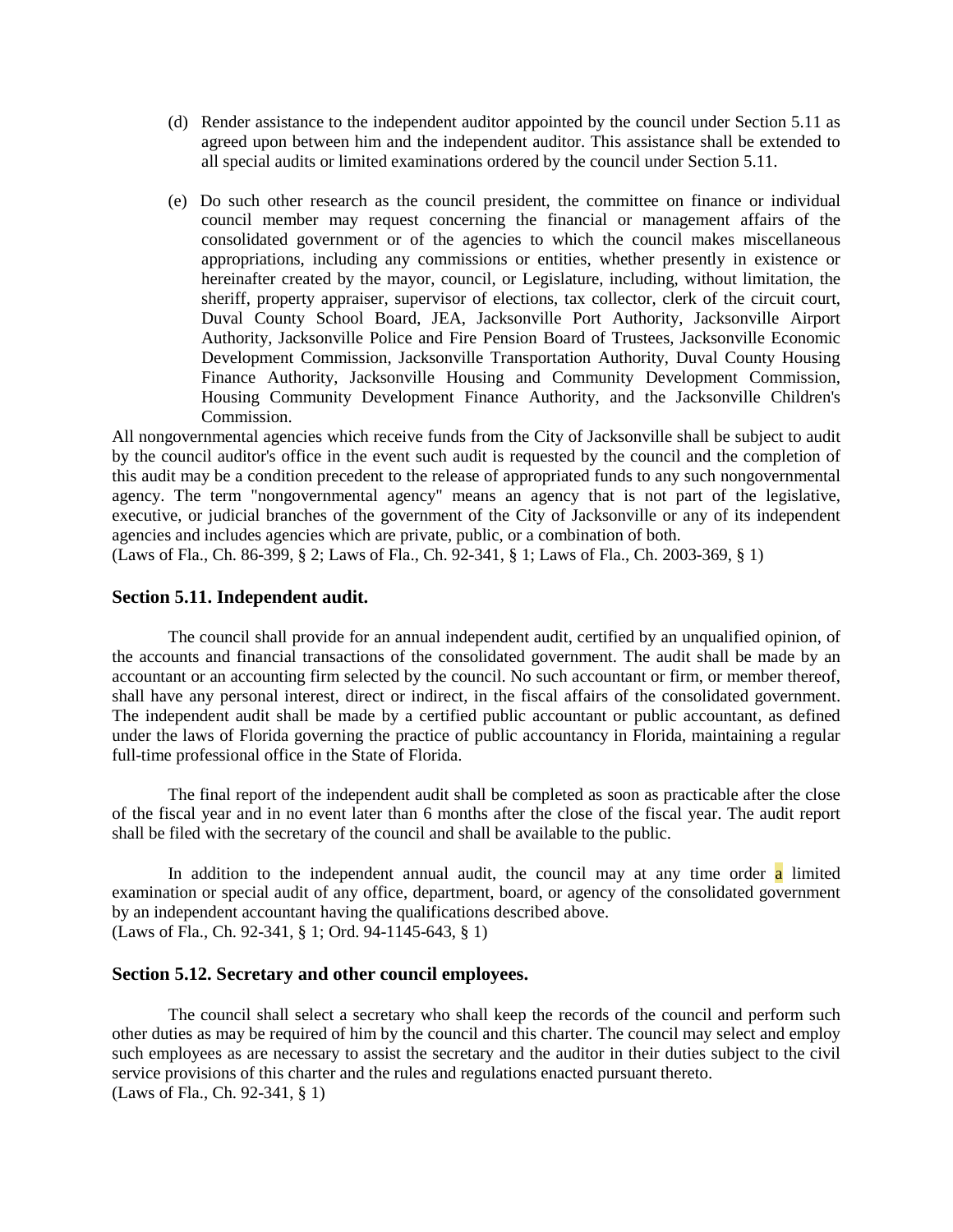(d) Render assistance to the independent auditor appointed by the council under Section 5.11 as agreed upon between him and the independent auditor. This assistance shall be extended to all special audits or limited examinations ordered by the council under Section 5.11.

(e) Do such other research as the council president, the committee on finance or individual council member may request concerning the financial or management affairs of the consolidated government or of the agencies to which the council makes miscellaneous appropriations, including any commissions or entities, whether presently in existence or hereinafter created by the mayor, council, or Legislature, including, without limitation, the sheriff, property appraiser, supervisor of elections, tax collector, clerk of the circuit court, Duval County School Board, JEA, Jacksonville Port Authority, Jacksonville Airport Authority, Jacksonville Police and Fire Pension Board of Trustees, Jacksonville Economic Development Commission, Jacksonville Transportation Authority, Duval County Housing Finance Authority, Jacksonville Housing and Community Development Commission, Housing Community Development Finance Authority, and the Jacksonville Children's Commission.

All nongovernmental agencies which receive funds from the City of Jacksonville shall be subject to audit by the council auditor's office in the event such audit is requested by the council and the completion of this audit may be a condition precedent to the release of appropriated funds to any such nongovernmental agency. The term "nongovernmental agency" means an agency that is not part of the legislative, executive, or judicial branches of the government of the City of Jacksonville or any of its independent agencies and includes agencies which are private, public, or a combination of both.
(Laws of Fla., Ch. 86-399, § 2; Laws of Fla., Ch. 92-341, § 1; Laws of Fla., Ch. 2003-369, § 1)

### Section 5.11. Independent audit.

The council shall provide for an annual independent audit, certified by an unqualified opinion, of the accounts and financial transactions of the consolidated government. The audit shall be made by an accountant or an accounting firm selected by the council. No such accountant or firm, or member thereof, shall have any personal interest, direct or indirect, in the fiscal affairs of the consolidated government. The independent audit shall be made by a certified public accountant or public accountant, as defined under the laws of Florida governing the practice of public accountancy in Florida, maintaining a regular full-time professional office in the State of Florida.

The final report of the independent audit shall be completed as soon as practicable after the close of the fiscal year and in no event later than 6 months after the close of the fiscal year. The audit report shall be filed with the secretary of the council and shall be available to the public.

In addition to the independent annual audit, the council may at any time order a limited examination or special audit of any office, department, board, or agency of the consolidated government by an independent accountant having the qualifications described above.
(Laws of Fla., Ch. 92-341, § 1; Ord. 94-1145-643, § 1)

### Section 5.12. Secretary and other council employees.

The council shall select a secretary who shall keep the records of the council and perform such other duties as may be required of him by the council and this charter. The council may select and employ such employees as are necessary to assist the secretary and the auditor in their duties subject to the civil service provisions of this charter and the rules and regulations enacted pursuant thereto.
(Laws of Fla., Ch. 92-341, § 1)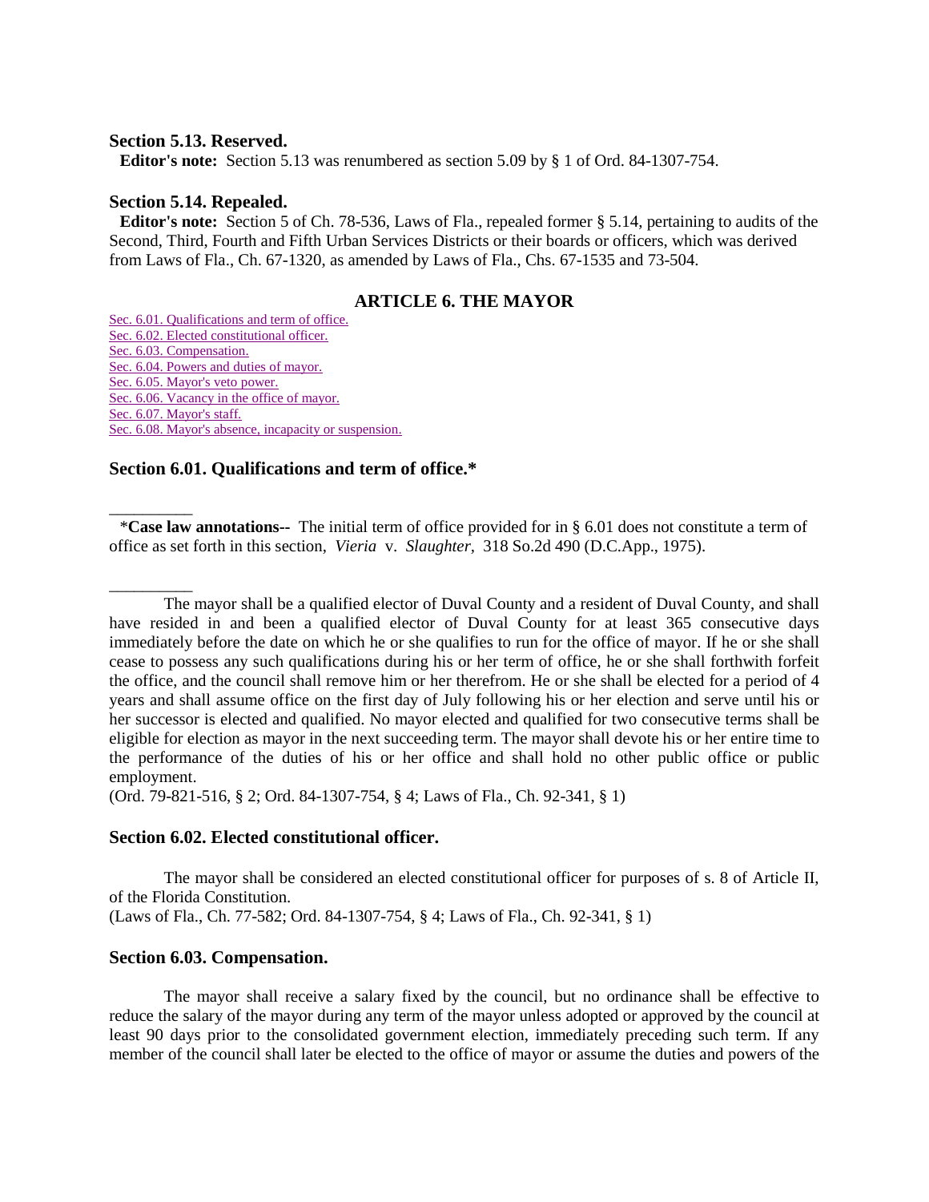### Section 5.13. Reserved.

**Editor's note:** Section 5.13 was renumbered as section 5.09 by § 1 of Ord. 84-1307-754.

### Section 5.14. Repealed.

**Editor's note:** Section 5 of Ch. 78-536, Laws of Fla., repealed former § 5.14, pertaining to audits of the Second, Third, Fourth and Fifth Urban Services Districts or their boards or officers, which was derived from Laws of Fla., Ch. 67-1320, as amended by Laws of Fla., Chs. 67-1535 and 73-504.

## ARTICLE 6. THE MAYOR

Sec. 6.01. Qualifications and term of office.
Sec. 6.02. Elected constitutional officer.
Sec. 6.03. Compensation.
Sec. 6.04. Powers and duties of mayor.
Sec. 6.05. Mayor's veto power.
Sec. 6.06. Vacancy in the office of mayor.
Sec. 6.07. Mayor's staff.
Sec. 6.08. Mayor's absence, incapacity or suspension.

### Section 6.01. Qualifications and term of office.*

---

*__Case law annotations--__ The initial term of office provided for in § 6.01 does not constitute a term of office as set forth in this section, *Vieria* v. *Slaughter*, 318 So.2d 490 (D.C.App., 1975).

---

The mayor shall be a qualified elector of Duval County and a resident of Duval County, and shall have resided in and been a qualified elector of Duval County for at least 365 consecutive days immediately before the date on which he or she qualifies to run for the office of mayor. If he or she shall cease to possess any such qualifications during his or her term of office, he or she shall forthwith forfeit the office, and the council shall remove him or her therefrom. He or she shall be elected for a period of 4 years and shall assume office on the first day of July following his or her election and serve until his or her successor is elected and qualified. No mayor elected and qualified for two consecutive terms shall be eligible for election as mayor in the next succeeding term. The mayor shall devote his or her entire time to the performance of the duties of his or her office and shall hold no other public office or public employment.
(Ord. 79-821-516, § 2; Ord. 84-1307-754, § 4; Laws of Fla., Ch. 92-341, § 1)

### Section 6.02. Elected constitutional officer.

The mayor shall be considered an elected constitutional officer for purposes of s. 8 of Article II, of the Florida Constitution.
(Laws of Fla., Ch. 77-582; Ord. 84-1307-754, § 4; Laws of Fla., Ch. 92-341, § 1)

### Section 6.03. Compensation.

The mayor shall receive a salary fixed by the council, but no ordinance shall be effective to reduce the salary of the mayor during any term of the mayor unless adopted or approved by the council at least 90 days prior to the consolidated government election, immediately preceding such term. If any member of the council shall later be elected to the office of mayor or assume the duties and powers of the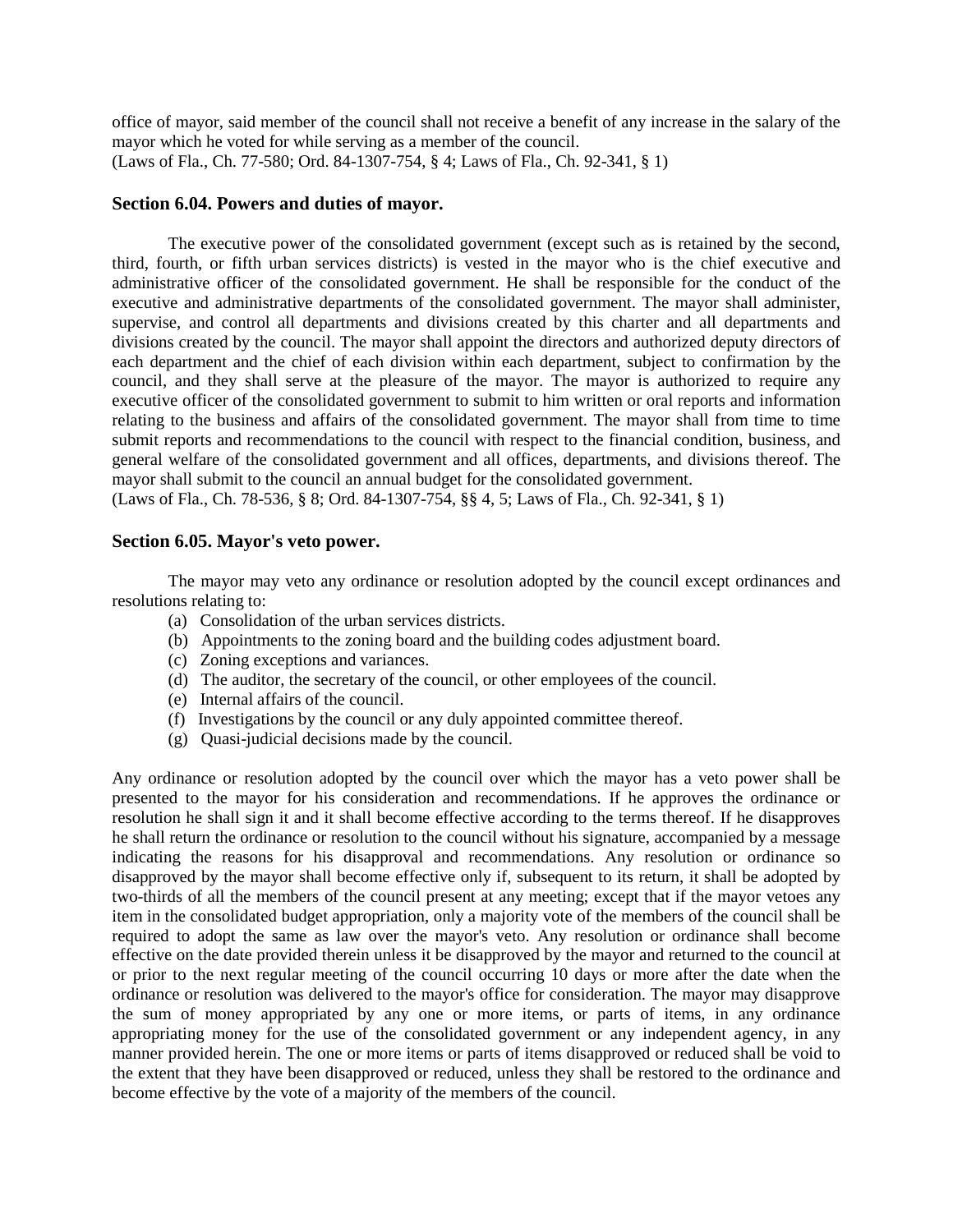office of mayor, said member of the council shall not receive a benefit of any increase in the salary of the mayor which he voted for while serving as a member of the council.
(Laws of Fla., Ch. 77-580; Ord. 84-1307-754, § 4; Laws of Fla., Ch. 92-341, § 1)

### Section 6.04. Powers and duties of mayor.

The executive power of the consolidated government (except such as is retained by the second, third, fourth, or fifth urban services districts) is vested in the mayor who is the chief executive and administrative officer of the consolidated government. He shall be responsible for the conduct of the executive and administrative departments of the consolidated government. The mayor shall administer, supervise, and control all departments and divisions created by this charter and all departments and divisions created by the council. The mayor shall appoint the directors and authorized deputy directors of each department and the chief of each division within each department, subject to confirmation by the council, and they shall serve at the pleasure of the mayor. The mayor is authorized to require any executive officer of the consolidated government to submit to him written or oral reports and information relating to the business and affairs of the consolidated government. The mayor shall from time to time submit reports and recommendations to the council with respect to the financial condition, business, and general welfare of the consolidated government and all offices, departments, and divisions thereof. The mayor shall submit to the council an annual budget for the consolidated government.
(Laws of Fla., Ch. 78-536, § 8; Ord. 84-1307-754, §§ 4, 5; Laws of Fla., Ch. 92-341, § 1)

### Section 6.05. Mayor's veto power.

The mayor may veto any ordinance or resolution adopted by the council except ordinances and resolutions relating to:

(a) Consolidation of the urban services districts.
(b) Appointments to the zoning board and the building codes adjustment board.
(c) Zoning exceptions and variances.
(d) The auditor, the secretary of the council, or other employees of the council.
(e) Internal affairs of the council.
(f) Investigations by the council or any duly appointed committee thereof.
(g) Quasi-judicial decisions made by the council.

Any ordinance or resolution adopted by the council over which the mayor has a veto power shall be presented to the mayor for his consideration and recommendations. If he approves the ordinance or resolution he shall sign it and it shall become effective according to the terms thereof. If he disapproves he shall return the ordinance or resolution to the council without his signature, accompanied by a message indicating the reasons for his disapproval and recommendations. Any resolution or ordinance so disapproved by the mayor shall become effective only if, subsequent to its return, it shall be adopted by two-thirds of all the members of the council present at any meeting; except that if the mayor vetoes any item in the consolidated budget appropriation, only a majority vote of the members of the council shall be required to adopt the same as law over the mayor's veto. Any resolution or ordinance shall become effective on the date provided therein unless it be disapproved by the mayor and returned to the council at or prior to the next regular meeting of the council occurring 10 days or more after the date when the ordinance or resolution was delivered to the mayor's office for consideration. The mayor may disapprove the sum of money appropriated by any one or more items, or parts of items, in any ordinance appropriating money for the use of the consolidated government or any independent agency, in any manner provided herein. The one or more items or parts of items disapproved or reduced shall be void to the extent that they have been disapproved or reduced, unless they shall be restored to the ordinance and become effective by the vote of a majority of the members of the council.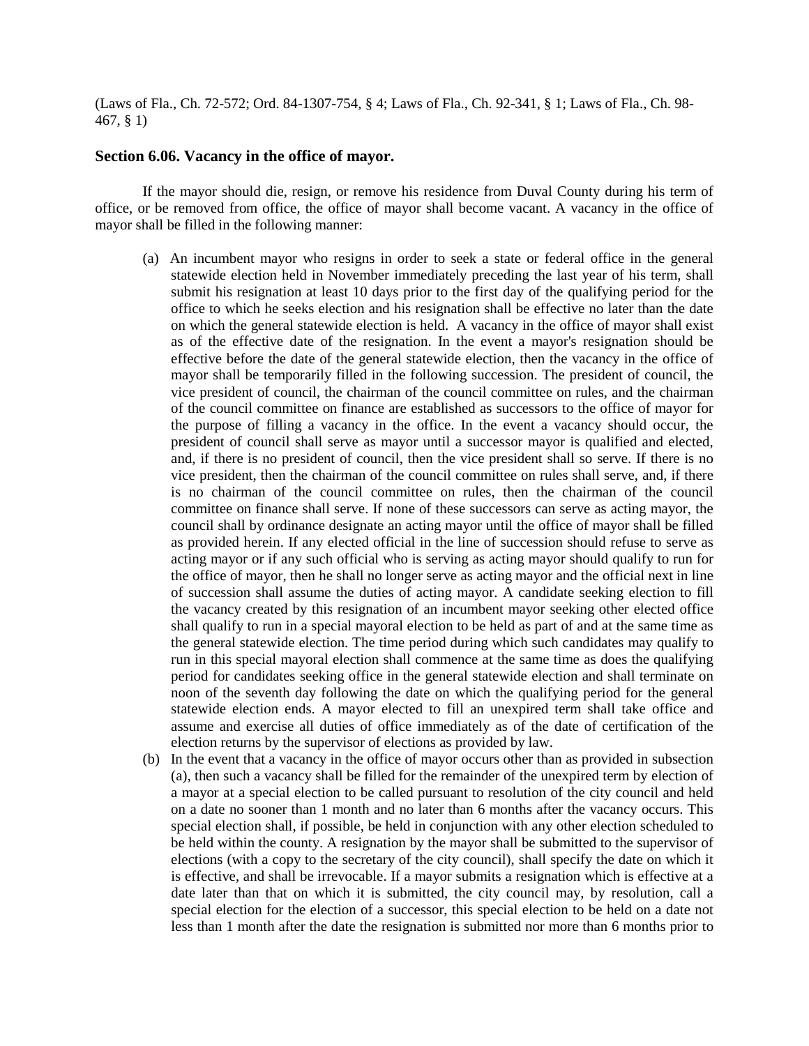(Laws of Fla., Ch. 72-572; Ord. 84-1307-754, § 4; Laws of Fla., Ch. 92-341, § 1; Laws of Fla., Ch. 98-467, § 1)

### Section 6.06. Vacancy in the office of mayor.

If the mayor should die, resign, or remove his residence from Duval County during his term of office, or be removed from office, the office of mayor shall become vacant. A vacancy in the office of mayor shall be filled in the following manner:

(a) An incumbent mayor who resigns in order to seek a state or federal office in the general statewide election held in November immediately preceding the last year of his term, shall submit his resignation at least 10 days prior to the first day of the qualifying period for the office to which he seeks election and his resignation shall be effective no later than the date on which the general statewide election is held. A vacancy in the office of mayor shall exist as of the effective date of the resignation. In the event a mayor's resignation should be effective before the date of the general statewide election, then the vacancy in the office of mayor shall be temporarily filled in the following succession. The president of council, the vice president of council, the chairman of the council committee on rules, and the chairman of the council committee on finance are established as successors to the office of mayor for the purpose of filling a vacancy in the office. In the event a vacancy should occur, the president of council shall serve as mayor until a successor mayor is qualified and elected, and, if there is no president of council, then the vice president shall so serve. If there is no vice president, then the chairman of the council committee on rules shall serve, and, if there is no chairman of the council committee on rules, then the chairman of the council committee on finance shall serve. If none of these successors can serve as acting mayor, the council shall by ordinance designate an acting mayor until the office of mayor shall be filled as provided herein. If any elected official in the line of succession should refuse to serve as acting mayor or if any such official who is serving as acting mayor should qualify to run for the office of mayor, then he shall no longer serve as acting mayor and the official next in line of succession shall assume the duties of acting mayor. A candidate seeking election to fill the vacancy created by this resignation of an incumbent mayor seeking other elected office shall qualify to run in a special mayoral election to be held as part of and at the same time as the general statewide election. The time period during which such candidates may qualify to run in this special mayoral election shall commence at the same time as does the qualifying period for candidates seeking office in the general statewide election and shall terminate on noon of the seventh day following the date on which the qualifying period for the general statewide election ends. A mayor elected to fill an unexpired term shall take office and assume and exercise all duties of office immediately as of the date of certification of the election returns by the supervisor of elections as provided by law.

(b) In the event that a vacancy in the office of mayor occurs other than as provided in subsection (a), then such a vacancy shall be filled for the remainder of the unexpired term by election of a mayor at a special election to be called pursuant to resolution of the city council and held on a date no sooner than 1 month and no later than 6 months after the vacancy occurs. This special election shall, if possible, be held in conjunction with any other election scheduled to be held within the county. A resignation by the mayor shall be submitted to the supervisor of elections (with a copy to the secretary of the city council), shall specify the date on which it is effective, and shall be irrevocable. If a mayor submits a resignation which is effective at a date later than that on which it is submitted, the city council may, by resolution, call a special election for the election of a successor, this special election to be held on a date not less than 1 month after the date the resignation is submitted nor more than 6 months prior to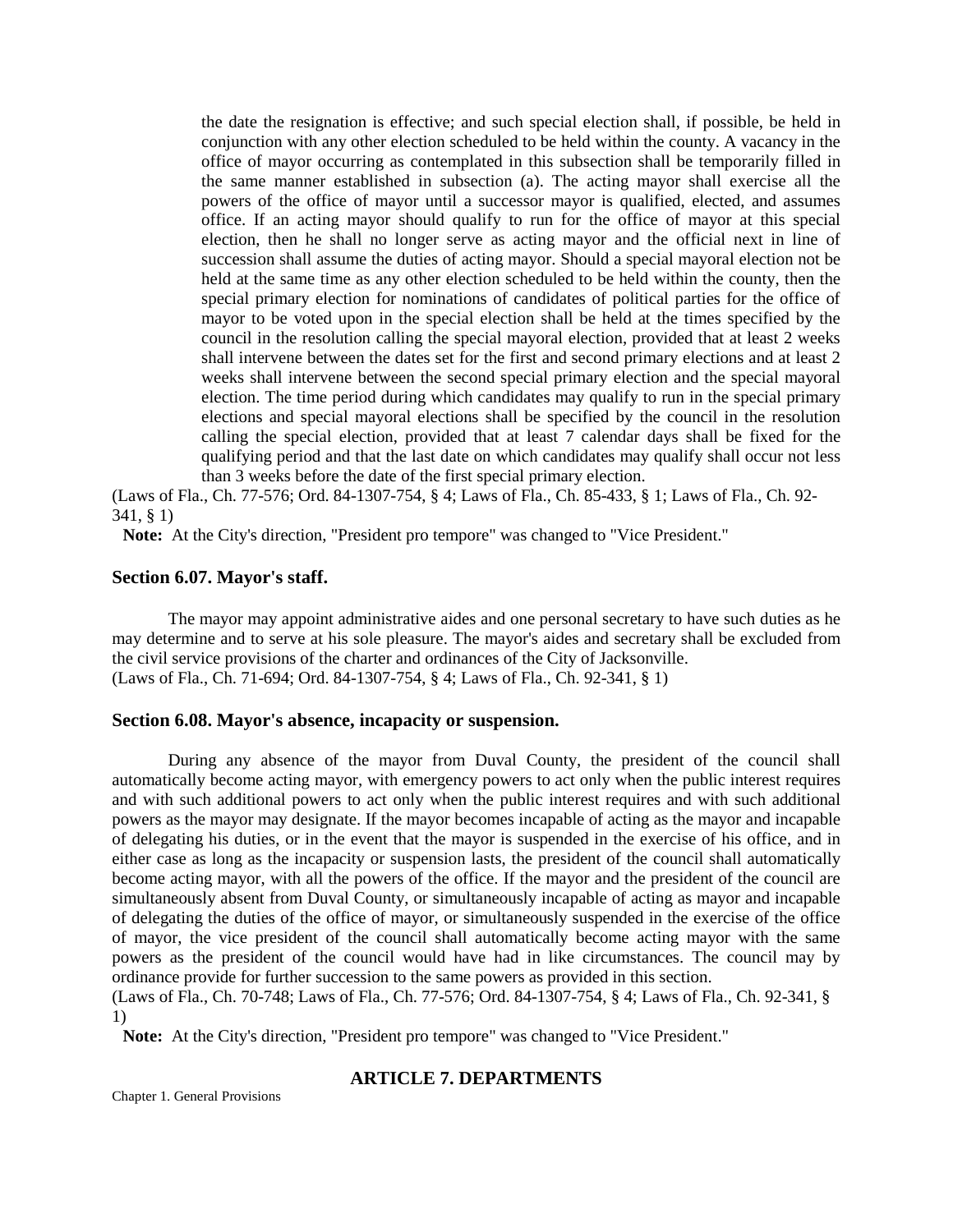the date the resignation is effective; and such special election shall, if possible, be held in conjunction with any other election scheduled to be held within the county. A vacancy in the office of mayor occurring as contemplated in this subsection shall be temporarily filled in the same manner established in subsection (a). The acting mayor shall exercise all the powers of the office of mayor until a successor mayor is qualified, elected, and assumes office. If an acting mayor should qualify to run for the office of mayor at this special election, then he shall no longer serve as acting mayor and the official next in line of succession shall assume the duties of acting mayor. Should a special mayoral election not be held at the same time as any other election scheduled to be held within the county, then the special primary election for nominations of candidates of political parties for the office of mayor to be voted upon in the special election shall be held at the times specified by the council in the resolution calling the special mayoral election, provided that at least 2 weeks shall intervene between the dates set for the first and second primary elections and at least 2 weeks shall intervene between the second special primary election and the special mayoral election. The time period during which candidates may qualify to run in the special primary elections and special mayoral elections shall be specified by the council in the resolution calling the special election, provided that at least 7 calendar days shall be fixed for the qualifying period and that the last date on which candidates may qualify shall occur not less than 3 weeks before the date of the first special primary election.

(Laws of Fla., Ch. 77-576; Ord. 84-1307-754, § 4; Laws of Fla., Ch. 85-433, § 1; Laws of Fla., Ch. 92-341, § 1)

**Note:** At the City's direction, "President pro tempore" was changed to "Vice President."

### Section 6.07. Mayor's staff.

The mayor may appoint administrative aides and one personal secretary to have such duties as he may determine and to serve at his sole pleasure. The mayor's aides and secretary shall be excluded from the civil service provisions of the charter and ordinances of the City of Jacksonville.
(Laws of Fla., Ch. 71-694; Ord. 84-1307-754, § 4; Laws of Fla., Ch. 92-341, § 1)

### Section 6.08. Mayor's absence, incapacity or suspension.

During any absence of the mayor from Duval County, the president of the council shall automatically become acting mayor, with emergency powers to act only when the public interest requires and with such additional powers to act only when the public interest requires and with such additional powers as the mayor may designate. If the mayor becomes incapable of acting as the mayor and incapable of delegating his duties, or in the event that the mayor is suspended in the exercise of his office, and in either case as long as the incapacity or suspension lasts, the president of the council shall automatically become acting mayor, with all the powers of the office. If the mayor and the president of the council are simultaneously absent from Duval County, or simultaneously incapable of acting as mayor and incapable of delegating the duties of the office of mayor, or simultaneously suspended in the exercise of the office of mayor, the vice president of the council shall automatically become acting mayor with the same powers as the president of the council would have had in like circumstances. The council may by ordinance provide for further succession to the same powers as provided in this section.
(Laws of Fla., Ch. 70-748; Laws of Fla., Ch. 77-576; Ord. 84-1307-754, § 4; Laws of Fla., Ch. 92-341, § 1)

**Note:** At the City's direction, "President pro tempore" was changed to "Vice President."

## ARTICLE 7. DEPARTMENTS

Chapter 1. General Provisions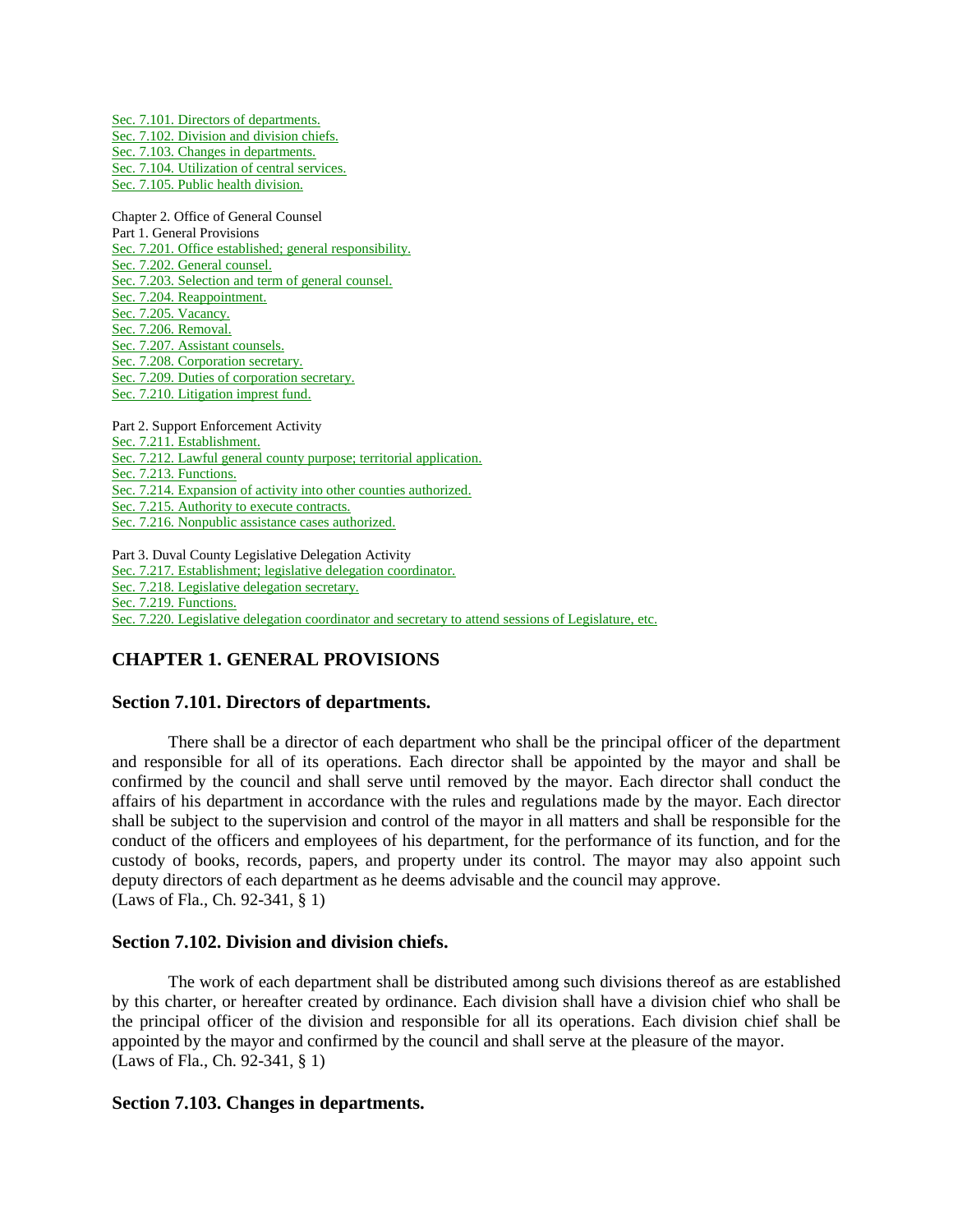Sec. 7.101. Directors of departments.
Sec. 7.102. Division and division chiefs.
Sec. 7.103. Changes in departments.
Sec. 7.104. Utilization of central services.
Sec. 7.105. Public health division.

Chapter 2. Office of General Counsel
Part 1. General Provisions
Sec. 7.201. Office established; general responsibility.
Sec. 7.202. General counsel.
Sec. 7.203. Selection and term of general counsel.
Sec. 7.204. Reappointment.
Sec. 7.205. Vacancy.
Sec. 7.206. Removal.
Sec. 7.207. Assistant counsels.
Sec. 7.208. Corporation secretary.
Sec. 7.209. Duties of corporation secretary.
Sec. 7.210. Litigation imprest fund.

Part 2. Support Enforcement Activity
Sec. 7.211. Establishment.
Sec. 7.212. Lawful general county purpose; territorial application.
Sec. 7.213. Functions.
Sec. 7.214. Expansion of activity into other counties authorized.
Sec. 7.215. Authority to execute contracts.
Sec. 7.216. Nonpublic assistance cases authorized.

Part 3. Duval County Legislative Delegation Activity
Sec. 7.217. Establishment; legislative delegation coordinator.
Sec. 7.218. Legislative delegation secretary.
Sec. 7.219. Functions.
Sec. 7.220. Legislative delegation coordinator and secretary to attend sessions of Legislature, etc.

## CHAPTER 1. GENERAL PROVISIONS

### Section 7.101. Directors of departments.

There shall be a director of each department who shall be the principal officer of the department and responsible for all of its operations. Each director shall be appointed by the mayor and shall be confirmed by the council and shall serve until removed by the mayor. Each director shall conduct the affairs of his department in accordance with the rules and regulations made by the mayor. Each director shall be subject to the supervision and control of the mayor in all matters and shall be responsible for the conduct of the officers and employees of his department, for the performance of its function, and for the custody of books, records, papers, and property under its control. The mayor may also appoint such deputy directors of each department as he deems advisable and the council may approve.
(Laws of Fla., Ch. 92-341, § 1)

### Section 7.102. Division and division chiefs.

The work of each department shall be distributed among such divisions thereof as are established by this charter, or hereafter created by ordinance. Each division shall have a division chief who shall be the principal officer of the division and responsible for all its operations. Each division chief shall be appointed by the mayor and confirmed by the council and shall serve at the pleasure of the mayor.
(Laws of Fla., Ch. 92-341, § 1)

### Section 7.103. Changes in departments.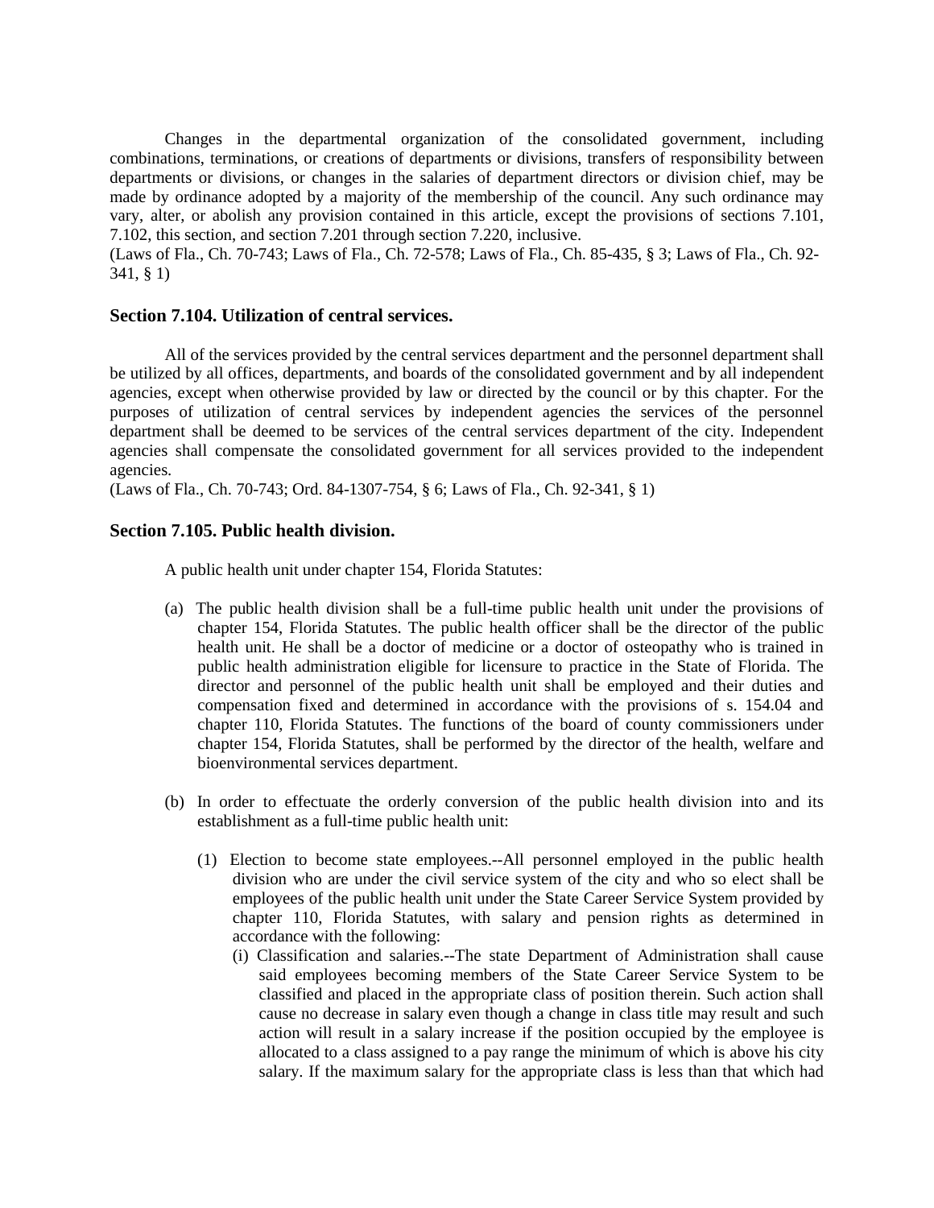Changes in the departmental organization of the consolidated government, including combinations, terminations, or creations of departments or divisions, transfers of responsibility between departments or divisions, or changes in the salaries of department directors or division chief, may be made by ordinance adopted by a majority of the membership of the council. Any such ordinance may vary, alter, or abolish any provision contained in this article, except the provisions of sections 7.101, 7.102, this section, and section 7.201 through section 7.220, inclusive.
(Laws of Fla., Ch. 70-743; Laws of Fla., Ch. 72-578; Laws of Fla., Ch. 85-435, § 3; Laws of Fla., Ch. 92-341, § 1)

### Section 7.104. Utilization of central services.

All of the services provided by the central services department and the personnel department shall be utilized by all offices, departments, and boards of the consolidated government and by all independent agencies, except when otherwise provided by law or directed by the council or by this chapter. For the purposes of utilization of central services by independent agencies the services of the personnel department shall be deemed to be services of the central services department of the city. Independent agencies shall compensate the consolidated government for all services provided to the independent agencies.
(Laws of Fla., Ch. 70-743; Ord. 84-1307-754, § 6; Laws of Fla., Ch. 92-341, § 1)

### Section 7.105. Public health division.

A public health unit under chapter 154, Florida Statutes:

(a) The public health division shall be a full-time public health unit under the provisions of chapter 154, Florida Statutes. The public health officer shall be the director of the public health unit. He shall be a doctor of medicine or a doctor of osteopathy who is trained in public health administration eligible for licensure to practice in the State of Florida. The director and personnel of the public health unit shall be employed and their duties and compensation fixed and determined in accordance with the provisions of s. 154.04 and chapter 110, Florida Statutes. The functions of the board of county commissioners under chapter 154, Florida Statutes, shall be performed by the director of the health, welfare and bioenvironmental services department.

(b) In order to effectuate the orderly conversion of the public health division into and its establishment as a full-time public health unit:

   (1) Election to become state employees.--All personnel employed in the public health division who are under the civil service system of the city and who so elect shall be employees of the public health unit under the State Career Service System provided by chapter 110, Florida Statutes, with salary and pension rights as determined in accordance with the following:

      (i) Classification and salaries.--The state Department of Administration shall cause said employees becoming members of the State Career Service System to be classified and placed in the appropriate class of position therein. Such action shall cause no decrease in salary even though a change in class title may result and such action will result in a salary increase if the position occupied by the employee is allocated to a class assigned to a pay range the minimum of which is above his city salary. If the maximum salary for the appropriate class is less than that which had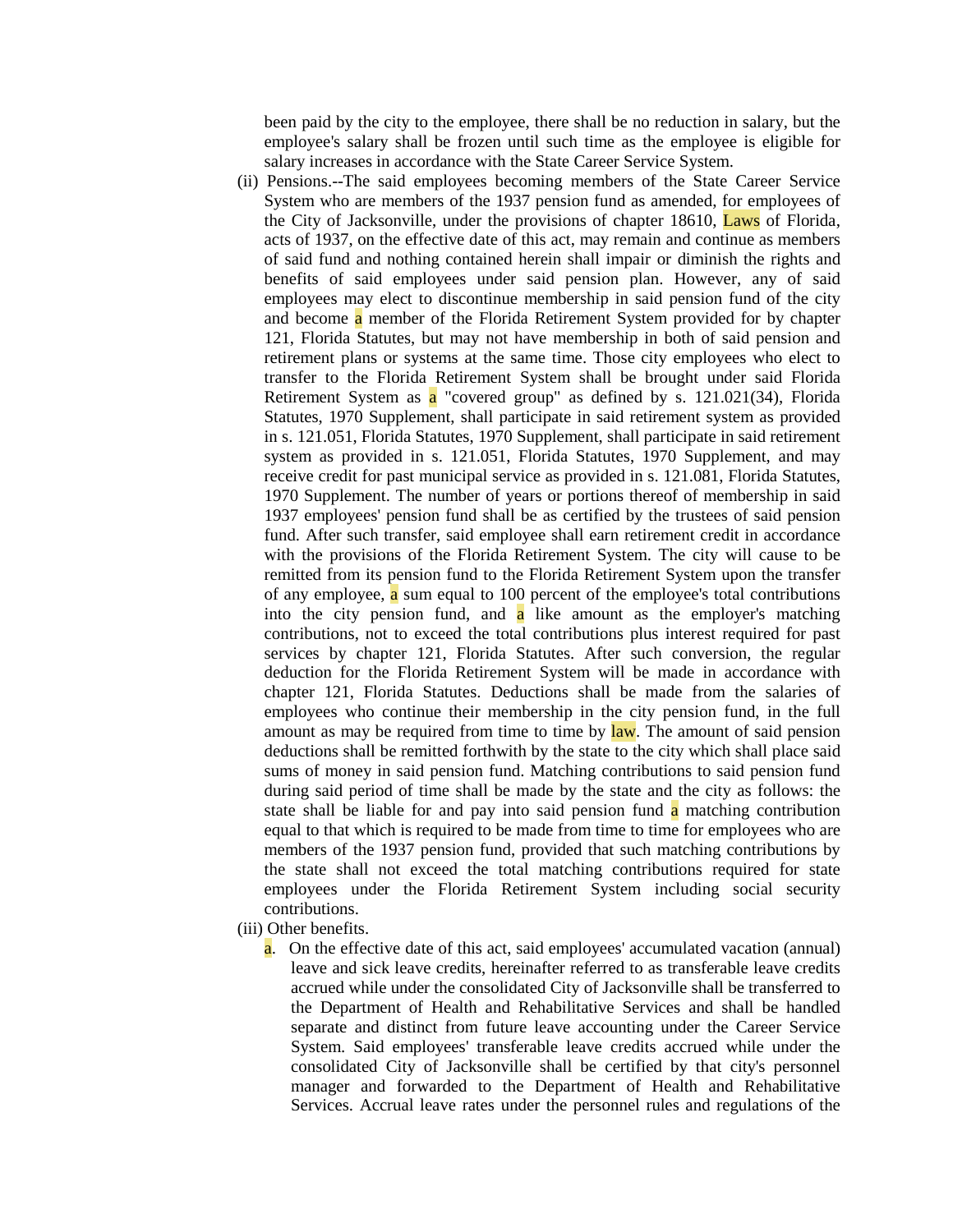been paid by the city to the employee, there shall be no reduction in salary, but the employee's salary shall be frozen until such time as the employee is eligible for salary increases in accordance with the State Career Service System.

(ii) Pensions.--The said employees becoming members of the State Career Service System who are members of the 1937 pension fund as amended, for employees of the City of Jacksonville, under the provisions of chapter 18610, Laws of Florida, acts of 1937, on the effective date of this act, may remain and continue as members of said fund and nothing contained herein shall impair or diminish the rights and benefits of said employees under said pension plan. However, any of said employees may elect to discontinue membership in said pension fund of the city and become a member of the Florida Retirement System provided for by chapter 121, Florida Statutes, but may not have membership in both of said pension and retirement plans or systems at the same time. Those city employees who elect to transfer to the Florida Retirement System shall be brought under said Florida Retirement System as a "covered group" as defined by s. 121.021(34), Florida Statutes, 1970 Supplement, shall participate in said retirement system as provided in s. 121.051, Florida Statutes, 1970 Supplement, shall participate in said retirement system as provided in s. 121.051, Florida Statutes, 1970 Supplement, and may receive credit for past municipal service as provided in s. 121.081, Florida Statutes, 1970 Supplement. The number of years or portions thereof of membership in said 1937 employees' pension fund shall be as certified by the trustees of said pension fund. After such transfer, said employee shall earn retirement credit in accordance with the provisions of the Florida Retirement System. The city will cause to be remitted from its pension fund to the Florida Retirement System upon the transfer of any employee, a sum equal to 100 percent of the employee's total contributions into the city pension fund, and a like amount as the employer's matching contributions, not to exceed the total contributions plus interest required for past services by chapter 121, Florida Statutes. After such conversion, the regular deduction for the Florida Retirement System will be made in accordance with chapter 121, Florida Statutes. Deductions shall be made from the salaries of employees who continue their membership in the city pension fund, in the full amount as may be required from time to time by law. The amount of said pension deductions shall be remitted forthwith by the state to the city which shall place said sums of money in said pension fund. Matching contributions to said pension fund during said period of time shall be made by the state and the city as follows: the state shall be liable for and pay into said pension fund a matching contribution equal to that which is required to be made from time to time for employees who are members of the 1937 pension fund, provided that such matching contributions by the state shall not exceed the total matching contributions required for state employees under the Florida Retirement System including social security contributions.

(iii) Other benefits.

a. On the effective date of this act, said employees' accumulated vacation (annual) leave and sick leave credits, hereinafter referred to as transferable leave credits accrued while under the consolidated City of Jacksonville shall be transferred to the Department of Health and Rehabilitative Services and shall be handled separate and distinct from future leave accounting under the Career Service System. Said employees' transferable leave credits accrued while under the consolidated City of Jacksonville shall be certified by that city's personnel manager and forwarded to the Department of Health and Rehabilitative Services. Accrual leave rates under the personnel rules and regulations of the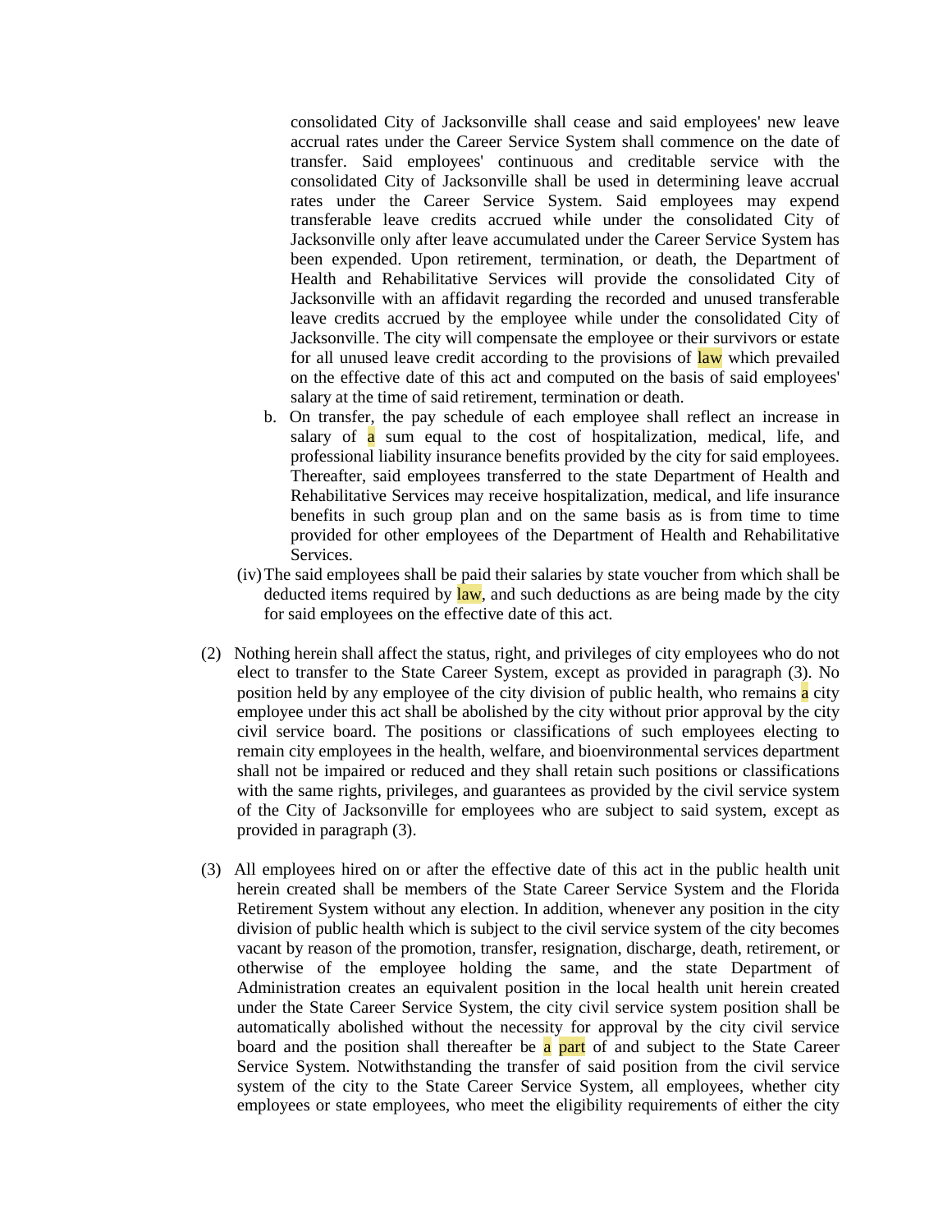consolidated City of Jacksonville shall cease and said employees' new leave accrual rates under the Career Service System shall commence on the date of transfer. Said employees' continuous and creditable service with the consolidated City of Jacksonville shall be used in determining leave accrual rates under the Career Service System. Said employees may expend transferable leave credits accrued while under the consolidated City of Jacksonville only after leave accumulated under the Career Service System has been expended. Upon retirement, termination, or death, the Department of Health and Rehabilitative Services will provide the consolidated City of Jacksonville with an affidavit regarding the recorded and unused transferable leave credits accrued by the employee while under the consolidated City of Jacksonville. The city will compensate the employee or their survivors or estate for all unused leave credit according to the provisions of law which prevailed on the effective date of this act and computed on the basis of said employees' salary at the time of said retirement, termination or death.

b. On transfer, the pay schedule of each employee shall reflect an increase in salary of a sum equal to the cost of hospitalization, medical, life, and professional liability insurance benefits provided by the city for said employees. Thereafter, said employees transferred to the state Department of Health and Rehabilitative Services may receive hospitalization, medical, and life insurance benefits in such group plan and on the same basis as is from time to time provided for other employees of the Department of Health and Rehabilitative Services.

(iv) The said employees shall be paid their salaries by state voucher from which shall be deducted items required by law, and such deductions as are being made by the city for said employees on the effective date of this act.

(2) Nothing herein shall affect the status, right, and privileges of city employees who do not elect to transfer to the State Career System, except as provided in paragraph (3). No position held by any employee of the city division of public health, who remains a city employee under this act shall be abolished by the city without prior approval by the city civil service board. The positions or classifications of such employees electing to remain city employees in the health, welfare, and bioenvironmental services department shall not be impaired or reduced and they shall retain such positions or classifications with the same rights, privileges, and guarantees as provided by the civil service system of the City of Jacksonville for employees who are subject to said system, except as provided in paragraph (3).

(3) All employees hired on or after the effective date of this act in the public health unit herein created shall be members of the State Career Service System and the Florida Retirement System without any election. In addition, whenever any position in the city division of public health which is subject to the civil service system of the city becomes vacant by reason of the promotion, transfer, resignation, discharge, death, retirement, or otherwise of the employee holding the same, and the state Department of Administration creates an equivalent position in the local health unit herein created under the State Career Service System, the city civil service system position shall be automatically abolished without the necessity for approval by the city civil service board and the position shall thereafter be a part of and subject to the State Career Service System. Notwithstanding the transfer of said position from the civil service system of the city to the State Career Service System, all employees, whether city employees or state employees, who meet the eligibility requirements of either the city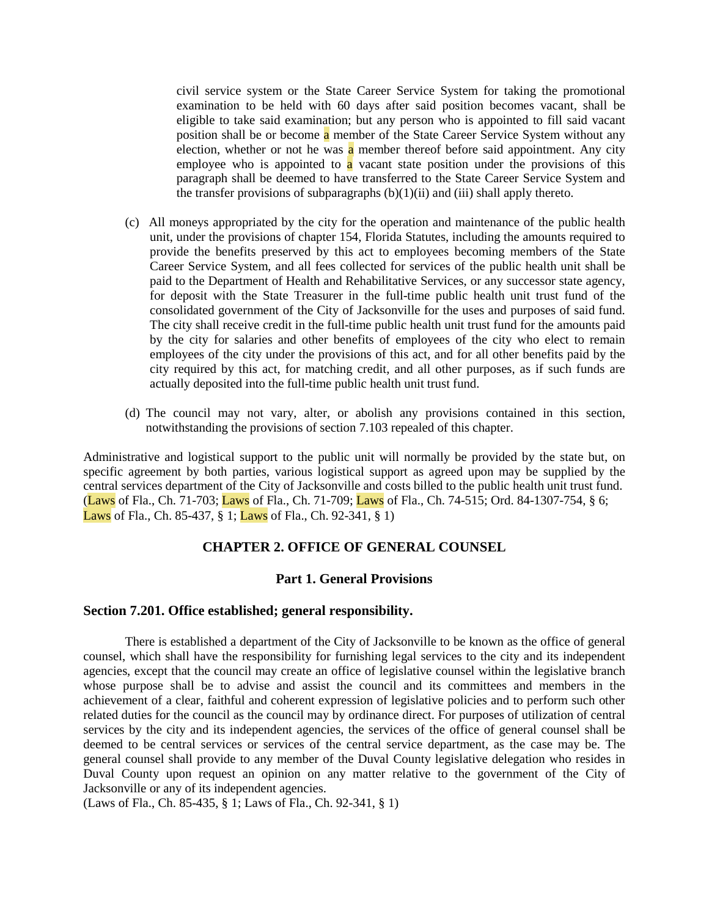civil service system or the State Career Service System for taking the promotional examination to be held with 60 days after said position becomes vacant, shall be eligible to take said examination; but any person who is appointed to fill said vacant position shall be or become a member of the State Career Service System without any election, whether or not he was a member thereof before said appointment. Any city employee who is appointed to a vacant state position under the provisions of this paragraph shall be deemed to have transferred to the State Career Service System and the transfer provisions of subparagraphs (b)(1)(ii) and (iii) shall apply thereto.

(c) All moneys appropriated by the city for the operation and maintenance of the public health unit, under the provisions of chapter 154, Florida Statutes, including the amounts required to provide the benefits preserved by this act to employees becoming members of the State Career Service System, and all fees collected for services of the public health unit shall be paid to the Department of Health and Rehabilitative Services, or any successor state agency, for deposit with the State Treasurer in the full-time public health unit trust fund of the consolidated government of the City of Jacksonville for the uses and purposes of said fund. The city shall receive credit in the full-time public health unit trust fund for the amounts paid by the city for salaries and other benefits of employees of the city who elect to remain employees of the city under the provisions of this act, and for all other benefits paid by the city required by this act, for matching credit, and all other purposes, as if such funds are actually deposited into the full-time public health unit trust fund.

(d) The council may not vary, alter, or abolish any provisions contained in this section, notwithstanding the provisions of section 7.103 repealed of this chapter.

Administrative and logistical support to the public unit will normally be provided by the state but, on specific agreement by both parties, various logistical support as agreed upon may be supplied by the central services department of the City of Jacksonville and costs billed to the public health unit trust fund.
(Laws of Fla., Ch. 71-703; Laws of Fla., Ch. 71-709; Laws of Fla., Ch. 74-515; Ord. 84-1307-754, § 6; Laws of Fla., Ch. 85-437, § 1; Laws of Fla., Ch. 92-341, § 1)

## CHAPTER 2. OFFICE OF GENERAL COUNSEL

### Part 1. General Provisions

#### Section 7.201. Office established; general responsibility.

There is established a department of the City of Jacksonville to be known as the office of general counsel, which shall have the responsibility for furnishing legal services to the city and its independent agencies, except that the council may create an office of legislative counsel within the legislative branch whose purpose shall be to advise and assist the council and its committees and members in the achievement of a clear, faithful and coherent expression of legislative policies and to perform such other related duties for the council as the council may by ordinance direct. For purposes of utilization of central services by the city and its independent agencies, the services of the office of general counsel shall be deemed to be central services or services of the central service department, as the case may be. The general counsel shall provide to any member of the Duval County legislative delegation who resides in Duval County upon request an opinion on any matter relative to the government of the City of Jacksonville or any of its independent agencies.
(Laws of Fla., Ch. 85-435, § 1; Laws of Fla., Ch. 92-341, § 1)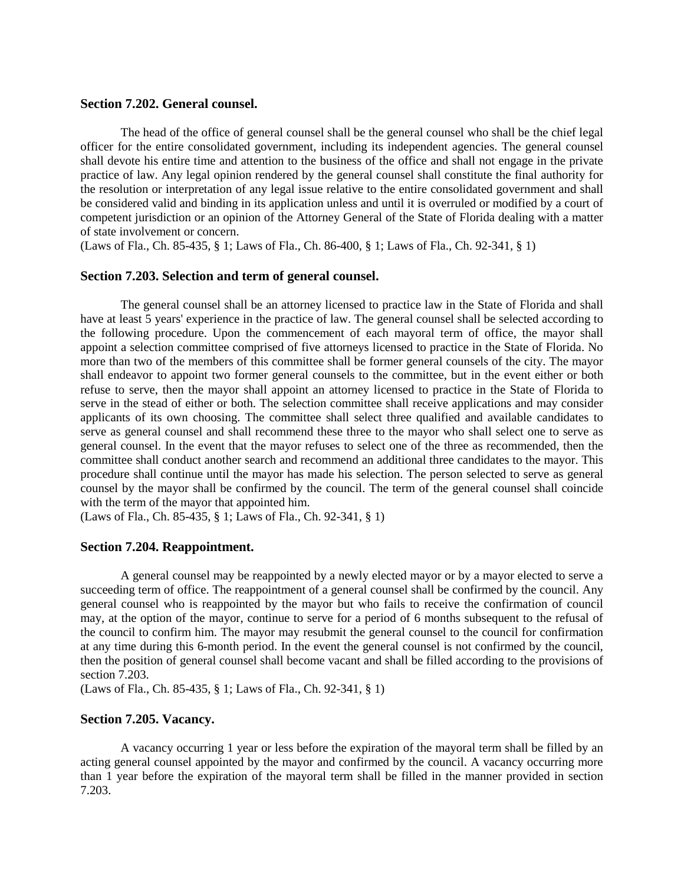### Section 7.202. General counsel.

The head of the office of general counsel shall be the general counsel who shall be the chief legal officer for the entire consolidated government, including its independent agencies. The general counsel shall devote his entire time and attention to the business of the office and shall not engage in the private practice of law. Any legal opinion rendered by the general counsel shall constitute the final authority for the resolution or interpretation of any legal issue relative to the entire consolidated government and shall be considered valid and binding in its application unless and until it is overruled or modified by a court of competent jurisdiction or an opinion of the Attorney General of the State of Florida dealing with a matter of state involvement or concern.
(Laws of Fla., Ch. 85-435, § 1; Laws of Fla., Ch. 86-400, § 1; Laws of Fla., Ch. 92-341, § 1)

### Section 7.203. Selection and term of general counsel.

The general counsel shall be an attorney licensed to practice law in the State of Florida and shall have at least 5 years' experience in the practice of law. The general counsel shall be selected according to the following procedure. Upon the commencement of each mayoral term of office, the mayor shall appoint a selection committee comprised of five attorneys licensed to practice in the State of Florida. No more than two of the members of this committee shall be former general counsels of the city. The mayor shall endeavor to appoint two former general counsels to the committee, but in the event either or both refuse to serve, then the mayor shall appoint an attorney licensed to practice in the State of Florida to serve in the stead of either or both. The selection committee shall receive applications and may consider applicants of its own choosing. The committee shall select three qualified and available candidates to serve as general counsel and shall recommend these three to the mayor who shall select one to serve as general counsel. In the event that the mayor refuses to select one of the three as recommended, then the committee shall conduct another search and recommend an additional three candidates to the mayor. This procedure shall continue until the mayor has made his selection. The person selected to serve as general counsel by the mayor shall be confirmed by the council. The term of the general counsel shall coincide with the term of the mayor that appointed him.
(Laws of Fla., Ch. 85-435, § 1; Laws of Fla., Ch. 92-341, § 1)

### Section 7.204. Reappointment.

A general counsel may be reappointed by a newly elected mayor or by a mayor elected to serve a succeeding term of office. The reappointment of a general counsel shall be confirmed by the council. Any general counsel who is reappointed by the mayor but who fails to receive the confirmation of council may, at the option of the mayor, continue to serve for a period of 6 months subsequent to the refusal of the council to confirm him. The mayor may resubmit the general counsel to the council for confirmation at any time during this 6-month period. In the event the general counsel is not confirmed by the council, then the position of general counsel shall become vacant and shall be filled according to the provisions of section 7.203.
(Laws of Fla., Ch. 85-435, § 1; Laws of Fla., Ch. 92-341, § 1)

### Section 7.205. Vacancy.

A vacancy occurring 1 year or less before the expiration of the mayoral term shall be filled by an acting general counsel appointed by the mayor and confirmed by the council. A vacancy occurring more than 1 year before the expiration of the mayoral term shall be filled in the manner provided in section 7.203.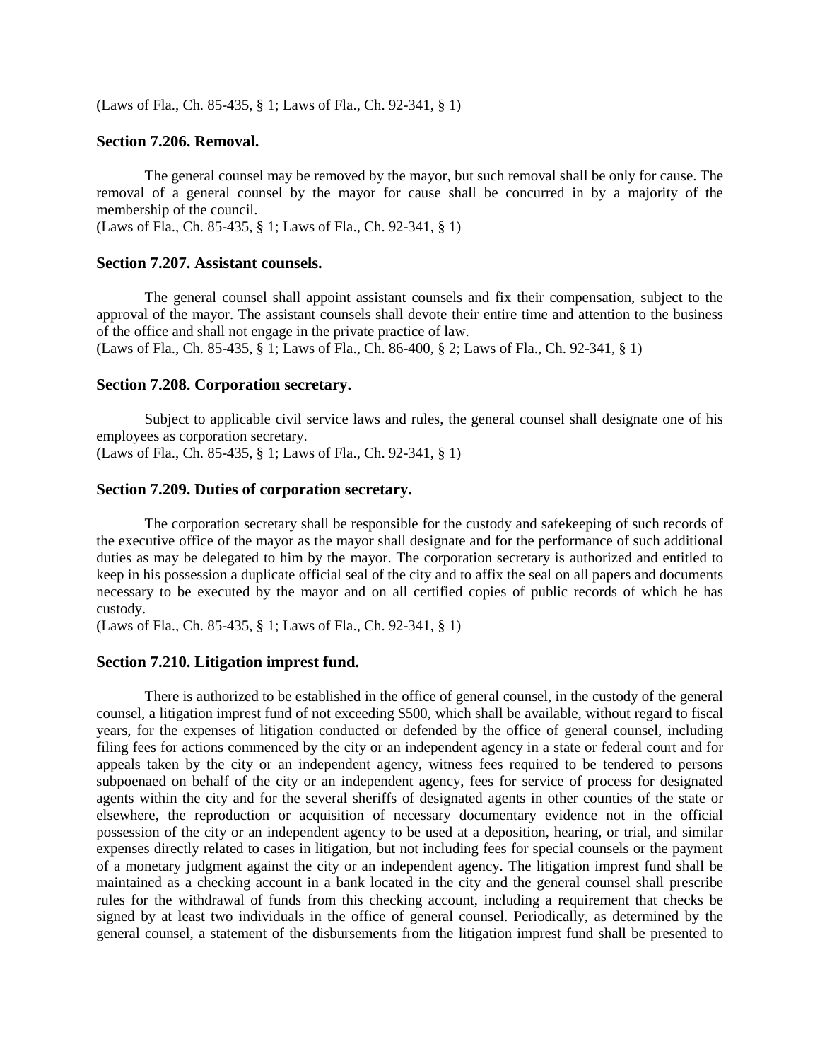(Laws of Fla., Ch. 85-435, § 1; Laws of Fla., Ch. 92-341, § 1)

### Section 7.206. Removal.

The general counsel may be removed by the mayor, but such removal shall be only for cause. The removal of a general counsel by the mayor for cause shall be concurred in by a majority of the membership of the council.
(Laws of Fla., Ch. 85-435, § 1; Laws of Fla., Ch. 92-341, § 1)

### Section 7.207. Assistant counsels.

The general counsel shall appoint assistant counsels and fix their compensation, subject to the approval of the mayor. The assistant counsels shall devote their entire time and attention to the business of the office and shall not engage in the private practice of law.
(Laws of Fla., Ch. 85-435, § 1; Laws of Fla., Ch. 86-400, § 2; Laws of Fla., Ch. 92-341, § 1)

### Section 7.208. Corporation secretary.

Subject to applicable civil service laws and rules, the general counsel shall designate one of his employees as corporation secretary.
(Laws of Fla., Ch. 85-435, § 1; Laws of Fla., Ch. 92-341, § 1)

### Section 7.209. Duties of corporation secretary.

The corporation secretary shall be responsible for the custody and safekeeping of such records of the executive office of the mayor as the mayor shall designate and for the performance of such additional duties as may be delegated to him by the mayor. The corporation secretary is authorized and entitled to keep in his possession a duplicate official seal of the city and to affix the seal on all papers and documents necessary to be executed by the mayor and on all certified copies of public records of which he has custody.
(Laws of Fla., Ch. 85-435, § 1; Laws of Fla., Ch. 92-341, § 1)

### Section 7.210. Litigation imprest fund.

There is authorized to be established in the office of general counsel, in the custody of the general counsel, a litigation imprest fund of not exceeding $500, which shall be available, without regard to fiscal years, for the expenses of litigation conducted or defended by the office of general counsel, including filing fees for actions commenced by the city or an independent agency in a state or federal court and for appeals taken by the city or an independent agency, witness fees required to be tendered to persons subpoenaed on behalf of the city or an independent agency, fees for service of process for designated agents within the city and for the several sheriffs of designated agents in other counties of the state or elsewhere, the reproduction or acquisition of necessary documentary evidence not in the official possession of the city or an independent agency to be used at a deposition, hearing, or trial, and similar expenses directly related to cases in litigation, but not including fees for special counsels or the payment of a monetary judgment against the city or an independent agency. The litigation imprest fund shall be maintained as a checking account in a bank located in the city and the general counsel shall prescribe rules for the withdrawal of funds from this checking account, including a requirement that checks be signed by at least two individuals in the office of general counsel. Periodically, as determined by the general counsel, a statement of the disbursements from the litigation imprest fund shall be presented to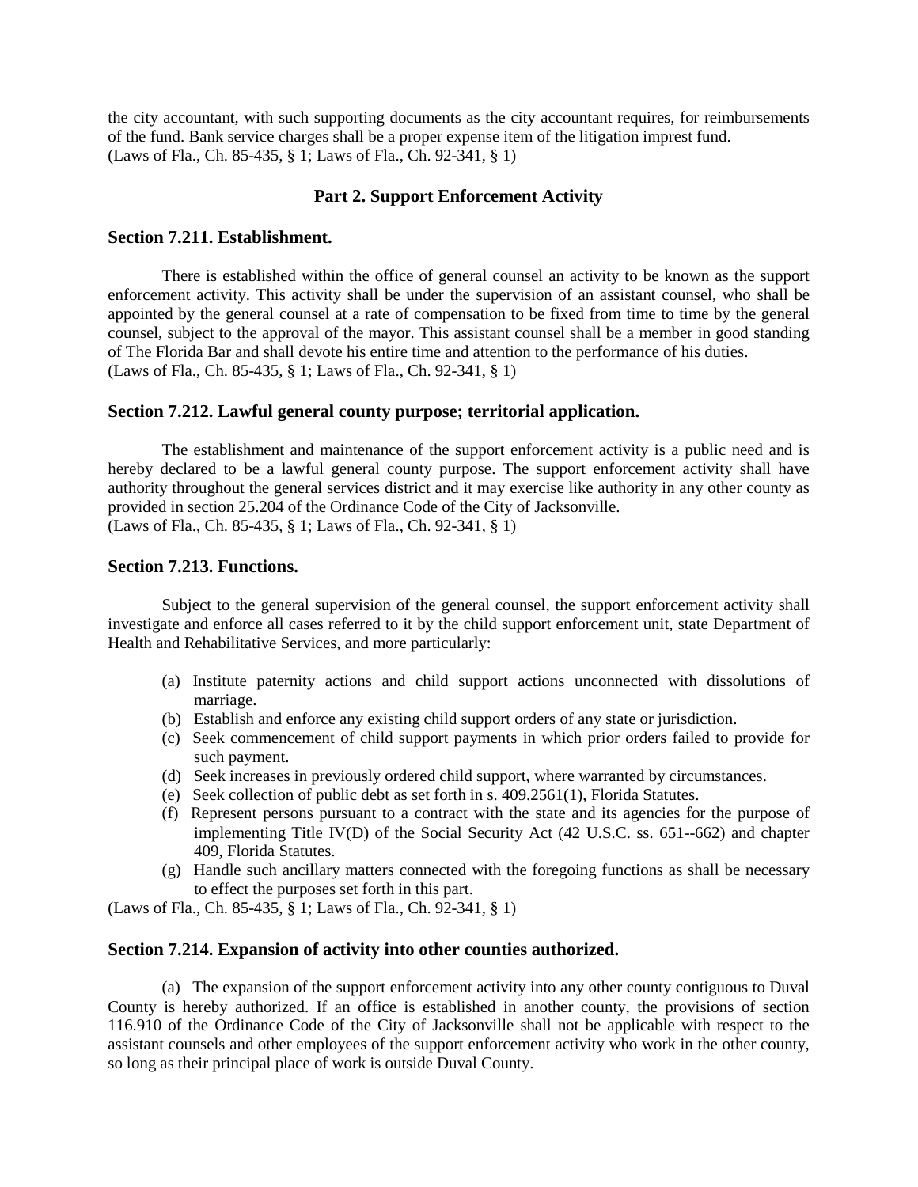the city accountant, with such supporting documents as the city accountant requires, for reimbursements of the fund. Bank service charges shall be a proper expense item of the litigation imprest fund.
(Laws of Fla., Ch. 85-435, § 1; Laws of Fla., Ch. 92-341, § 1)

## Part 2. Support Enforcement Activity

### Section 7.211. Establishment.

There is established within the office of general counsel an activity to be known as the support enforcement activity. This activity shall be under the supervision of an assistant counsel, who shall be appointed by the general counsel at a rate of compensation to be fixed from time to time by the general counsel, subject to the approval of the mayor. This assistant counsel shall be a member in good standing of The Florida Bar and shall devote his entire time and attention to the performance of his duties.
(Laws of Fla., Ch. 85-435, § 1; Laws of Fla., Ch. 92-341, § 1)

### Section 7.212. Lawful general county purpose; territorial application.

The establishment and maintenance of the support enforcement activity is a public need and is hereby declared to be a lawful general county purpose. The support enforcement activity shall have authority throughout the general services district and it may exercise like authority in any other county as provided in section 25.204 of the Ordinance Code of the City of Jacksonville.
(Laws of Fla., Ch. 85-435, § 1; Laws of Fla., Ch. 92-341, § 1)

### Section 7.213. Functions.

Subject to the general supervision of the general counsel, the support enforcement activity shall investigate and enforce all cases referred to it by the child support enforcement unit, state Department of Health and Rehabilitative Services, and more particularly:

(a) Institute paternity actions and child support actions unconnected with dissolutions of marriage.
(b) Establish and enforce any existing child support orders of any state or jurisdiction.
(c) Seek commencement of child support payments in which prior orders failed to provide for such payment.
(d) Seek increases in previously ordered child support, where warranted by circumstances.
(e) Seek collection of public debt as set forth in s. 409.2561(1), Florida Statutes.
(f) Represent persons pursuant to a contract with the state and its agencies for the purpose of implementing Title IV(D) of the Social Security Act (42 U.S.C. ss. 651--662) and chapter 409, Florida Statutes.
(g) Handle such ancillary matters connected with the foregoing functions as shall be necessary to effect the purposes set forth in this part.

(Laws of Fla., Ch. 85-435, § 1; Laws of Fla., Ch. 92-341, § 1)

### Section 7.214. Expansion of activity into other counties authorized.

(a) The expansion of the support enforcement activity into any other county contiguous to Duval County is hereby authorized. If an office is established in another county, the provisions of section 116.910 of the Ordinance Code of the City of Jacksonville shall not be applicable with respect to the assistant counsels and other employees of the support enforcement activity who work in the other county, so long as their principal place of work is outside Duval County.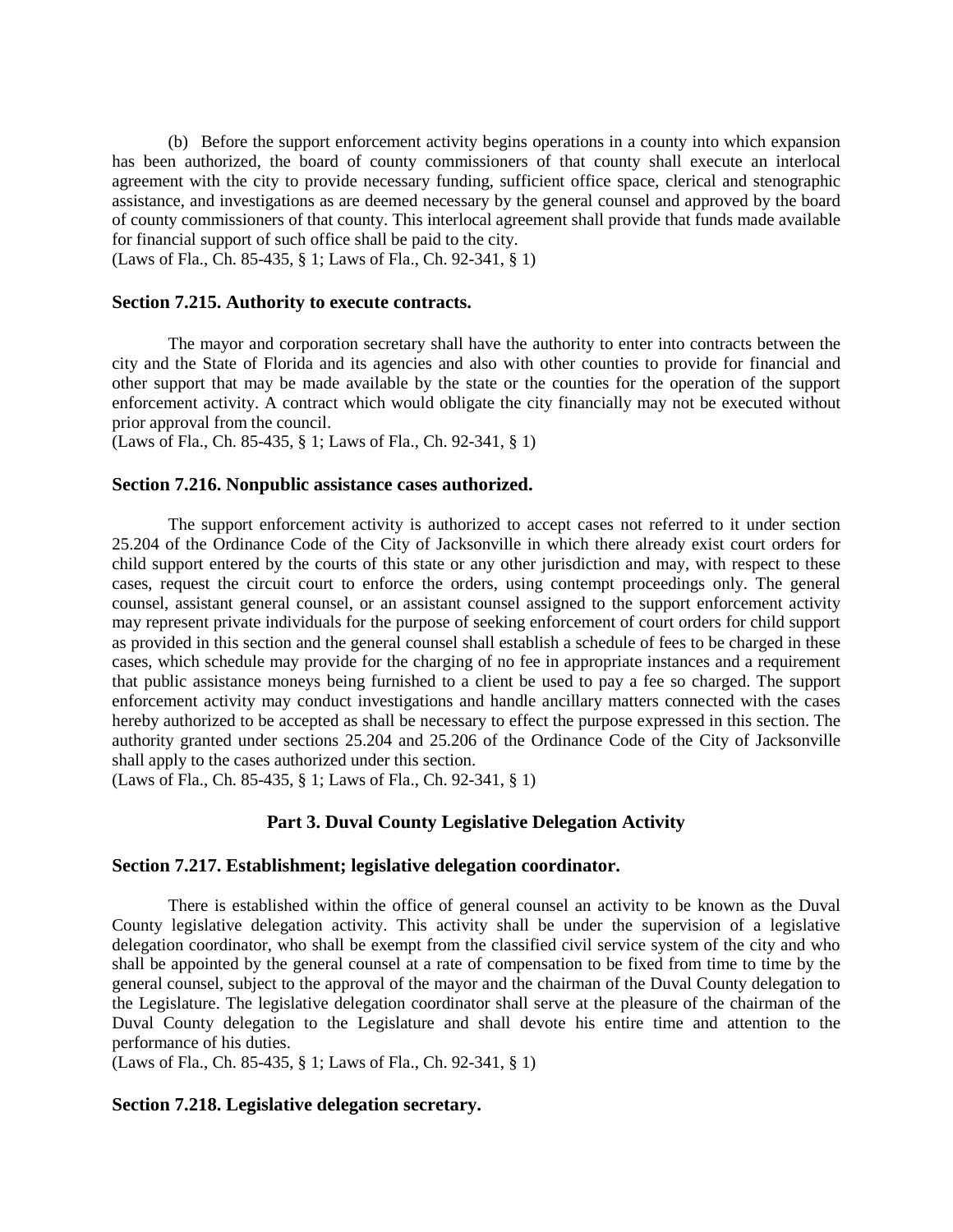(b) Before the support enforcement activity begins operations in a county into which expansion has been authorized, the board of county commissioners of that county shall execute an interlocal agreement with the city to provide necessary funding, sufficient office space, clerical and stenographic assistance, and investigations as are deemed necessary by the general counsel and approved by the board of county commissioners of that county. This interlocal agreement shall provide that funds made available for financial support of such office shall be paid to the city.
(Laws of Fla., Ch. 85-435, § 1; Laws of Fla., Ch. 92-341, § 1)

### Section 7.215. Authority to execute contracts.

The mayor and corporation secretary shall have the authority to enter into contracts between the city and the State of Florida and its agencies and also with other counties to provide for financial and other support that may be made available by the state or the counties for the operation of the support enforcement activity. A contract which would obligate the city financially may not be executed without prior approval from the council.
(Laws of Fla., Ch. 85-435, § 1; Laws of Fla., Ch. 92-341, § 1)

### Section 7.216. Nonpublic assistance cases authorized.

The support enforcement activity is authorized to accept cases not referred to it under section 25.204 of the Ordinance Code of the City of Jacksonville in which there already exist court orders for child support entered by the courts of this state or any other jurisdiction and may, with respect to these cases, request the circuit court to enforce the orders, using contempt proceedings only. The general counsel, assistant general counsel, or an assistant counsel assigned to the support enforcement activity may represent private individuals for the purpose of seeking enforcement of court orders for child support as provided in this section and the general counsel shall establish a schedule of fees to be charged in these cases, which schedule may provide for the charging of no fee in appropriate instances and a requirement that public assistance moneys being furnished to a client be used to pay a fee so charged. The support enforcement activity may conduct investigations and handle ancillary matters connected with the cases hereby authorized to be accepted as shall be necessary to effect the purpose expressed in this section. The authority granted under sections 25.204 and 25.206 of the Ordinance Code of the City of Jacksonville shall apply to the cases authorized under this section.
(Laws of Fla., Ch. 85-435, § 1; Laws of Fla., Ch. 92-341, § 1)

## Part 3. Duval County Legislative Delegation Activity

### Section 7.217. Establishment; legislative delegation coordinator.

There is established within the office of general counsel an activity to be known as the Duval County legislative delegation activity. This activity shall be under the supervision of a legislative delegation coordinator, who shall be exempt from the classified civil service system of the city and who shall be appointed by the general counsel at a rate of compensation to be fixed from time to time by the general counsel, subject to the approval of the mayor and the chairman of the Duval County delegation to the Legislature. The legislative delegation coordinator shall serve at the pleasure of the chairman of the Duval County delegation to the Legislature and shall devote his entire time and attention to the performance of his duties.
(Laws of Fla., Ch. 85-435, § 1; Laws of Fla., Ch. 92-341, § 1)

### Section 7.218. Legislative delegation secretary.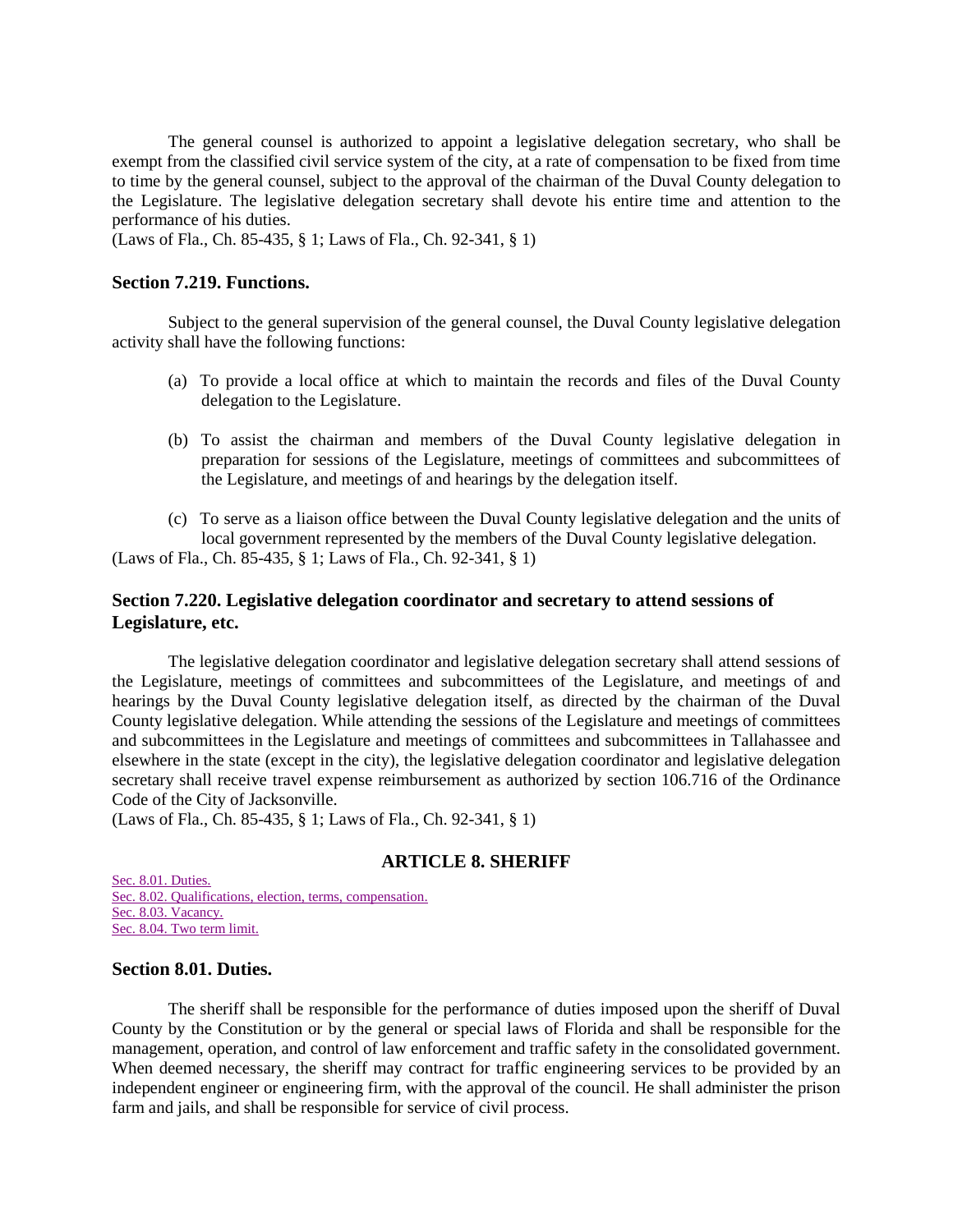The general counsel is authorized to appoint a legislative delegation secretary, who shall be exempt from the classified civil service system of the city, at a rate of compensation to be fixed from time to time by the general counsel, subject to the approval of the chairman of the Duval County delegation to the Legislature. The legislative delegation secretary shall devote his entire time and attention to the performance of his duties.
(Laws of Fla., Ch. 85-435, § 1; Laws of Fla., Ch. 92-341, § 1)

### Section 7.219. Functions.

Subject to the general supervision of the general counsel, the Duval County legislative delegation activity shall have the following functions:

(a) To provide a local office at which to maintain the records and files of the Duval County delegation to the Legislature.

(b) To assist the chairman and members of the Duval County legislative delegation in preparation for sessions of the Legislature, meetings of committees and subcommittees of the Legislature, and meetings of and hearings by the delegation itself.

(c) To serve as a liaison office between the Duval County legislative delegation and the units of local government represented by the members of the Duval County legislative delegation.

(Laws of Fla., Ch. 85-435, § 1; Laws of Fla., Ch. 92-341, § 1)

### Section 7.220. Legislative delegation coordinator and secretary to attend sessions of Legislature, etc.

The legislative delegation coordinator and legislative delegation secretary shall attend sessions of the Legislature, meetings of committees and subcommittees of the Legislature, and meetings of and hearings by the Duval County legislative delegation itself, as directed by the chairman of the Duval County legislative delegation. While attending the sessions of the Legislature and meetings of committees and subcommittees in the Legislature and meetings of committees and subcommittees in Tallahassee and elsewhere in the state (except in the city), the legislative delegation coordinator and legislative delegation secretary shall receive travel expense reimbursement as authorized by section 106.716 of the Ordinance Code of the City of Jacksonville.
(Laws of Fla., Ch. 85-435, § 1; Laws of Fla., Ch. 92-341, § 1)

## ARTICLE 8. SHERIFF

Sec. 8.01. Duties.
Sec. 8.02. Qualifications, election, terms, compensation.
Sec. 8.03. Vacancy.
Sec. 8.04. Two term limit.

### Section 8.01. Duties.

The sheriff shall be responsible for the performance of duties imposed upon the sheriff of Duval County by the Constitution or by the general or special laws of Florida and shall be responsible for the management, operation, and control of law enforcement and traffic safety in the consolidated government. When deemed necessary, the sheriff may contract for traffic engineering services to be provided by an independent engineer or engineering firm, with the approval of the council. He shall administer the prison farm and jails, and shall be responsible for service of civil process.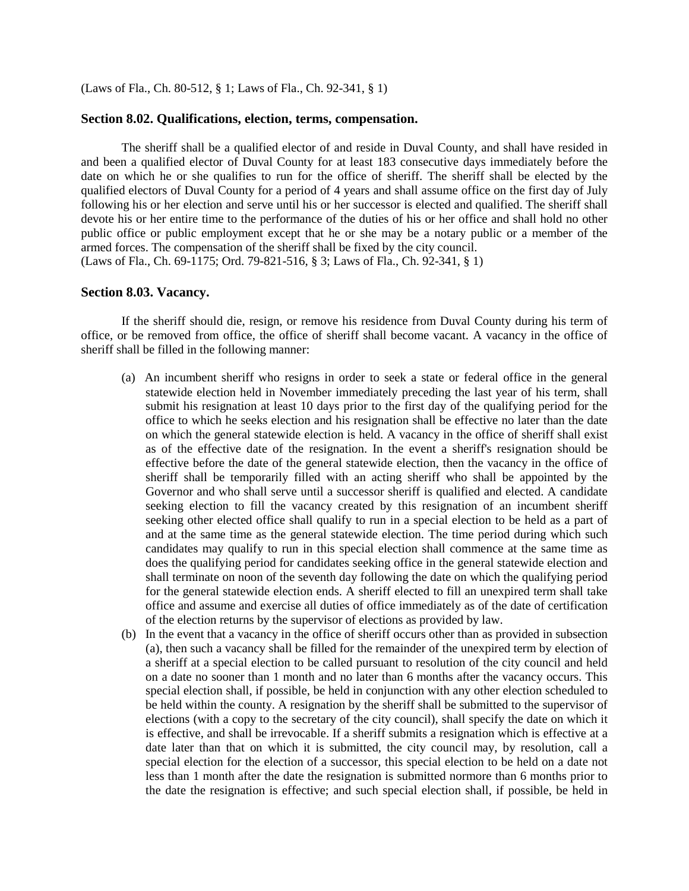(Laws of Fla., Ch. 80-512, § 1; Laws of Fla., Ch. 92-341, § 1)

### Section 8.02. Qualifications, election, terms, compensation.

The sheriff shall be a qualified elector of and reside in Duval County, and shall have resided in and been a qualified elector of Duval County for at least 183 consecutive days immediately before the date on which he or she qualifies to run for the office of sheriff. The sheriff shall be elected by the qualified electors of Duval County for a period of 4 years and shall assume office on the first day of July following his or her election and serve until his or her successor is elected and qualified. The sheriff shall devote his or her entire time to the performance of the duties of his or her office and shall hold no other public office or public employment except that he or she may be a notary public or a member of the armed forces. The compensation of the sheriff shall be fixed by the city council.
(Laws of Fla., Ch. 69-1175; Ord. 79-821-516, § 3; Laws of Fla., Ch. 92-341, § 1)

### Section 8.03. Vacancy.

If the sheriff should die, resign, or remove his residence from Duval County during his term of office, or be removed from office, the office of sheriff shall become vacant. A vacancy in the office of sheriff shall be filled in the following manner:

(a) An incumbent sheriff who resigns in order to seek a state or federal office in the general statewide election held in November immediately preceding the last year of his term, shall submit his resignation at least 10 days prior to the first day of the qualifying period for the office to which he seeks election and his resignation shall be effective no later than the date on which the general statewide election is held. A vacancy in the office of sheriff shall exist as of the effective date of the resignation. In the event a sheriff's resignation should be effective before the date of the general statewide election, then the vacancy in the office of sheriff shall be temporarily filled with an acting sheriff who shall be appointed by the Governor and who shall serve until a successor sheriff is qualified and elected. A candidate seeking election to fill the vacancy created by this resignation of an incumbent sheriff seeking other elected office shall qualify to run in a special election to be held as a part of and at the same time as the general statewide election. The time period during which such candidates may qualify to run in this special election shall commence at the same time as does the qualifying period for candidates seeking office in the general statewide election and shall terminate on noon of the seventh day following the date on which the qualifying period for the general statewide election ends. A sheriff elected to fill an unexpired term shall take office and assume and exercise all duties of office immediately as of the date of certification of the election returns by the supervisor of elections as provided by law.

(b) In the event that a vacancy in the office of sheriff occurs other than as provided in subsection (a), then such a vacancy shall be filled for the remainder of the unexpired term by election of a sheriff at a special election to be called pursuant to resolution of the city council and held on a date no sooner than 1 month and no later than 6 months after the vacancy occurs. This special election shall, if possible, be held in conjunction with any other election scheduled to be held within the county. A resignation by the sheriff shall be submitted to the supervisor of elections (with a copy to the secretary of the city council), shall specify the date on which it is effective, and shall be irrevocable. If a sheriff submits a resignation which is effective at a date later than that on which it is submitted, the city council may, by resolution, call a special election for the election of a successor, this special election to be held on a date not less than 1 month after the date the resignation is submitted normore than 6 months prior to the date the resignation is effective; and such special election shall, if possible, be held in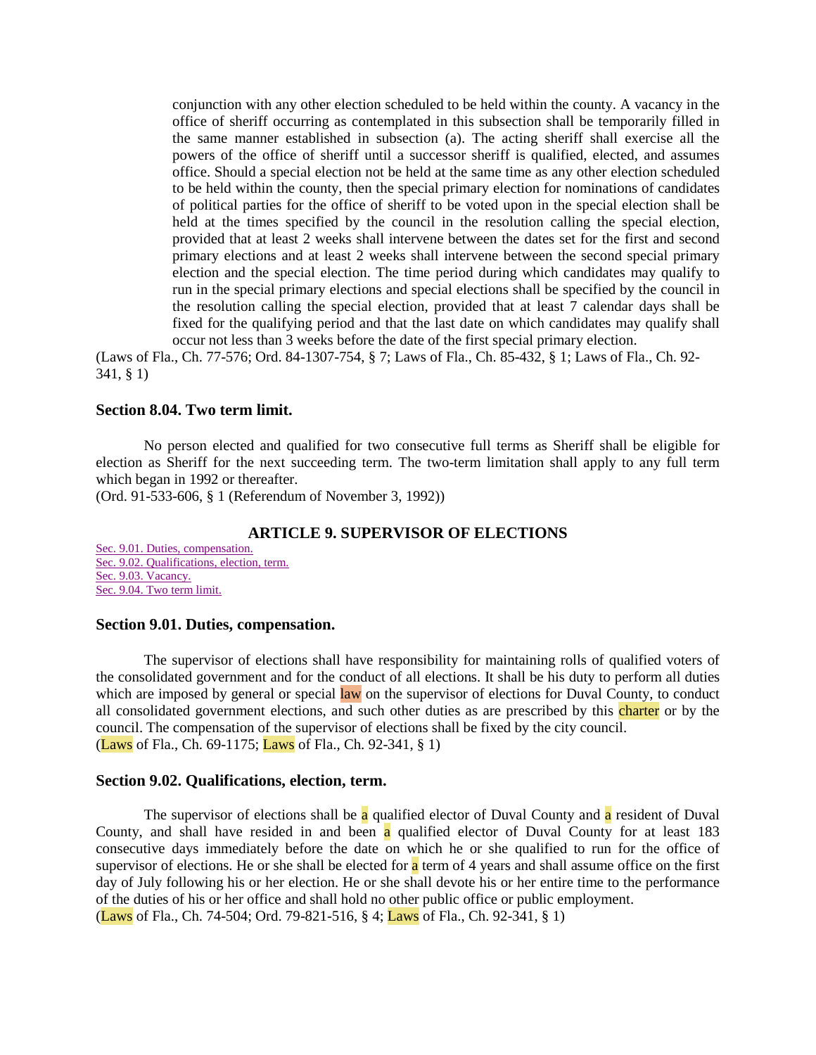conjunction with any other election scheduled to be held within the county. A vacancy in the office of sheriff occurring as contemplated in this subsection shall be temporarily filled in the same manner established in subsection (a). The acting sheriff shall exercise all the powers of the office of sheriff until a successor sheriff is qualified, elected, and assumes office. Should a special election not be held at the same time as any other election scheduled to be held within the county, then the special primary election for nominations of candidates of political parties for the office of sheriff to be voted upon in the special election shall be held at the times specified by the council in the resolution calling the special election, provided that at least 2 weeks shall intervene between the dates set for the first and second primary elections and at least 2 weeks shall intervene between the second special primary election and the special election. The time period during which candidates may qualify to run in the special primary elections and special elections shall be specified by the council in the resolution calling the special election, provided that at least 7 calendar days shall be fixed for the qualifying period and that the last date on which candidates may qualify shall occur not less than 3 weeks before the date of the first special primary election.

(Laws of Fla., Ch. 77-576; Ord. 84-1307-754, § 7; Laws of Fla., Ch. 85-432, § 1; Laws of Fla., Ch. 92-341, § 1)

### Section 8.04. Two term limit.

No person elected and qualified for two consecutive full terms as Sheriff shall be eligible for election as Sheriff for the next succeeding term. The two-term limitation shall apply to any full term which began in 1992 or thereafter.

(Ord. 91-533-606, § 1 (Referendum of November 3, 1992))

## ARTICLE 9. SUPERVISOR OF ELECTIONS

Sec. 9.01. Duties, compensation.
Sec. 9.02. Qualifications, election, term.
Sec. 9.03. Vacancy.
Sec. 9.04. Two term limit.

### Section 9.01. Duties, compensation.

The supervisor of elections shall have responsibility for maintaining rolls of qualified voters of the consolidated government and for the conduct of all elections. It shall be his duty to perform all duties which are imposed by general or special law on the supervisor of elections for Duval County, to conduct all consolidated government elections, and such other duties as are prescribed by this charter or by the council. The compensation of the supervisor of elections shall be fixed by the city council.

(Laws of Fla., Ch. 69-1175; Laws of Fla., Ch. 92-341, § 1)

### Section 9.02. Qualifications, election, term.

The supervisor of elections shall be a qualified elector of Duval County and a resident of Duval County, and shall have resided in and been a qualified elector of Duval County for at least 183 consecutive days immediately before the date on which he or she qualified to run for the office of supervisor of elections. He or she shall be elected for a term of 4 years and shall assume office on the first day of July following his or her election. He or she shall devote his or her entire time to the performance of the duties of his or her office and shall hold no other public office or public employment.

(Laws of Fla., Ch. 74-504; Ord. 79-821-516, § 4; Laws of Fla., Ch. 92-341, § 1)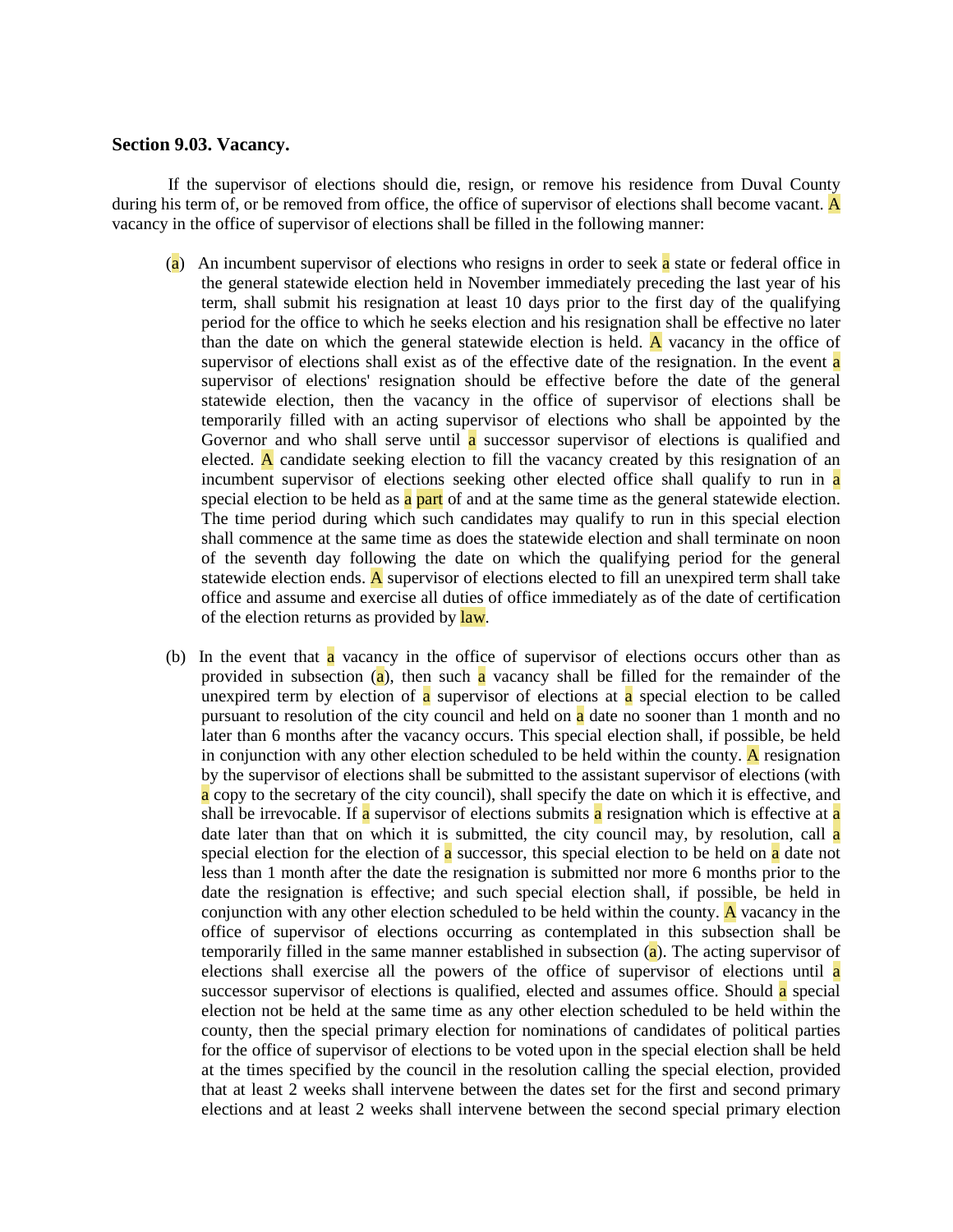**Section 9.03. Vacancy.**

If the supervisor of elections should die, resign, or remove his residence from Duval County during his term of, or be removed from office, the office of supervisor of elections shall become vacant. A vacancy in the office of supervisor of elections shall be filled in the following manner:

(a) An incumbent supervisor of elections who resigns in order to seek a state or federal office in the general statewide election held in November immediately preceding the last year of his term, shall submit his resignation at least 10 days prior to the first day of the qualifying period for the office to which he seeks election and his resignation shall be effective no later than the date on which the general statewide election is held. A vacancy in the office of supervisor of elections shall exist as of the effective date of the resignation. In the event a supervisor of elections' resignation should be effective before the date of the general statewide election, then the vacancy in the office of supervisor of elections shall be temporarily filled with an acting supervisor of elections who shall be appointed by the Governor and who shall serve until a successor supervisor of elections is qualified and elected. A candidate seeking election to fill the vacancy created by this resignation of an incumbent supervisor of elections seeking other elected office shall qualify to run in a special election to be held as a part of and at the same time as the general statewide election. The time period during which such candidates may qualify to run in this special election shall commence at the same time as does the statewide election and shall terminate on noon of the seventh day following the date on which the qualifying period for the general statewide election ends. A supervisor of elections elected to fill an unexpired term shall take office and assume and exercise all duties of office immediately as of the date of certification of the election returns as provided by law.

(b) In the event that a vacancy in the office of supervisor of elections occurs other than as provided in subsection (a), then such a vacancy shall be filled for the remainder of the unexpired term by election of a supervisor of elections at a special election to be called pursuant to resolution of the city council and held on a date no sooner than 1 month and no later than 6 months after the vacancy occurs. This special election shall, if possible, be held in conjunction with any other election scheduled to be held within the county. A resignation by the supervisor of elections shall be submitted to the assistant supervisor of elections (with a copy to the secretary of the city council), shall specify the date on which it is effective, and shall be irrevocable. If a supervisor of elections submits a resignation which is effective at a date later than that on which it is submitted, the city council may, by resolution, call a special election for the election of a successor, this special election to be held on a date not less than 1 month after the date the resignation is submitted nor more 6 months prior to the date the resignation is effective; and such special election shall, if possible, be held in conjunction with any other election scheduled to be held within the county. A vacancy in the office of supervisor of elections occurring as contemplated in this subsection shall be temporarily filled in the same manner established in subsection (a). The acting supervisor of elections shall exercise all the powers of the office of supervisor of elections until a successor supervisor of elections is qualified, elected and assumes office. Should a special election not be held at the same time as any other election scheduled to be held within the county, then the special primary election for nominations of candidates of political parties for the office of supervisor of elections to be voted upon in the special election shall be held at the times specified by the council in the resolution calling the special election, provided that at least 2 weeks shall intervene between the dates set for the first and second primary elections and at least 2 weeks shall intervene between the second special primary election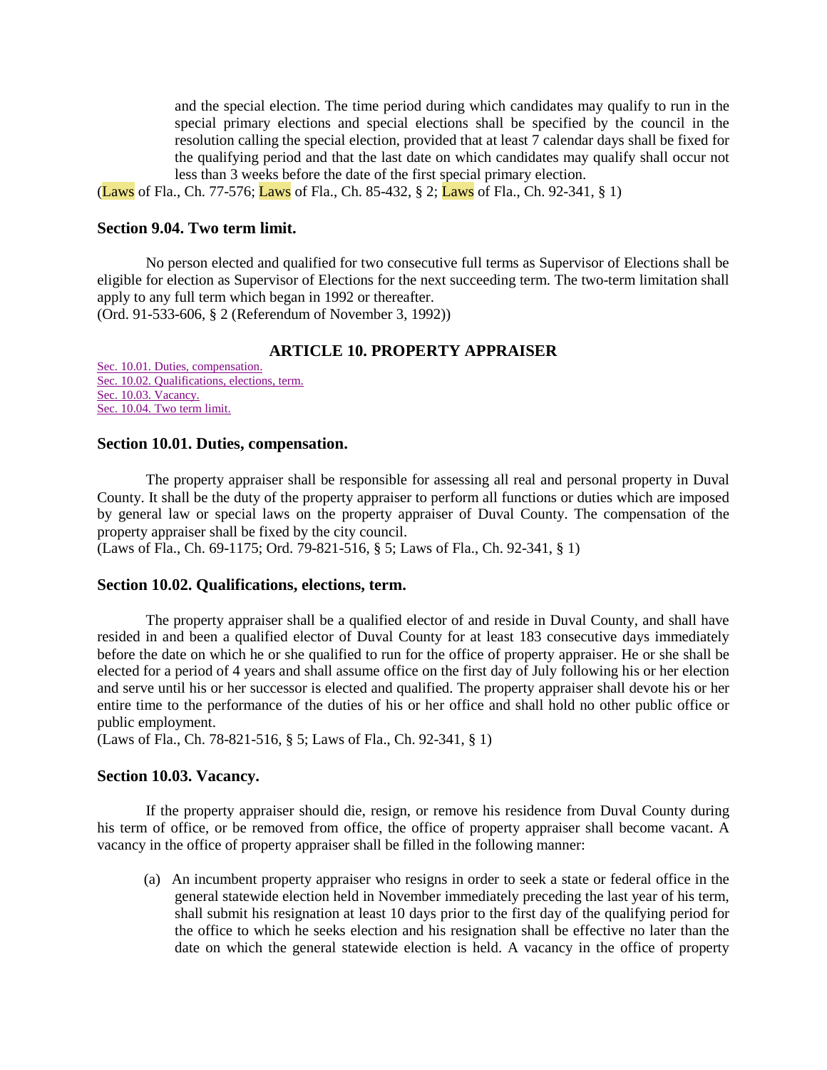and the special election. The time period during which candidates may qualify to run in the special primary elections and special elections shall be specified by the council in the resolution calling the special election, provided that at least 7 calendar days shall be fixed for the qualifying period and that the last date on which candidates may qualify shall occur not less than 3 weeks before the date of the first special primary election.

(Laws of Fla., Ch. 77-576; Laws of Fla., Ch. 85-432, § 2; Laws of Fla., Ch. 92-341, § 1)

### Section 9.04. Two term limit.

No person elected and qualified for two consecutive full terms as Supervisor of Elections shall be eligible for election as Supervisor of Elections for the next succeeding term. The two-term limitation shall apply to any full term which began in 1992 or thereafter.

(Ord. 91-533-606, § 2 (Referendum of November 3, 1992))

## ARTICLE 10. PROPERTY APPRAISER

Sec. 10.01. Duties, compensation.
Sec. 10.02. Qualifications, elections, term.
Sec. 10.03. Vacancy.
Sec. 10.04. Two term limit.

### Section 10.01. Duties, compensation.

The property appraiser shall be responsible for assessing all real and personal property in Duval County. It shall be the duty of the property appraiser to perform all functions or duties which are imposed by general law or special laws on the property appraiser of Duval County. The compensation of the property appraiser shall be fixed by the city council.

(Laws of Fla., Ch. 69-1175; Ord. 79-821-516, § 5; Laws of Fla., Ch. 92-341, § 1)

### Section 10.02. Qualifications, elections, term.

The property appraiser shall be a qualified elector of and reside in Duval County, and shall have resided in and been a qualified elector of Duval County for at least 183 consecutive days immediately before the date on which he or she qualified to run for the office of property appraiser. He or she shall be elected for a period of 4 years and shall assume office on the first day of July following his or her election and serve until his or her successor is elected and qualified. The property appraiser shall devote his or her entire time to the performance of the duties of his or her office and shall hold no other public office or public employment.

(Laws of Fla., Ch. 78-821-516, § 5; Laws of Fla., Ch. 92-341, § 1)

### Section 10.03. Vacancy.

If the property appraiser should die, resign, or remove his residence from Duval County during his term of office, or be removed from office, the office of property appraiser shall become vacant. A vacancy in the office of property appraiser shall be filled in the following manner:

(a) An incumbent property appraiser who resigns in order to seek a state or federal office in the general statewide election held in November immediately preceding the last year of his term, shall submit his resignation at least 10 days prior to the first day of the qualifying period for the office to which he seeks election and his resignation shall be effective no later than the date on which the general statewide election is held. A vacancy in the office of property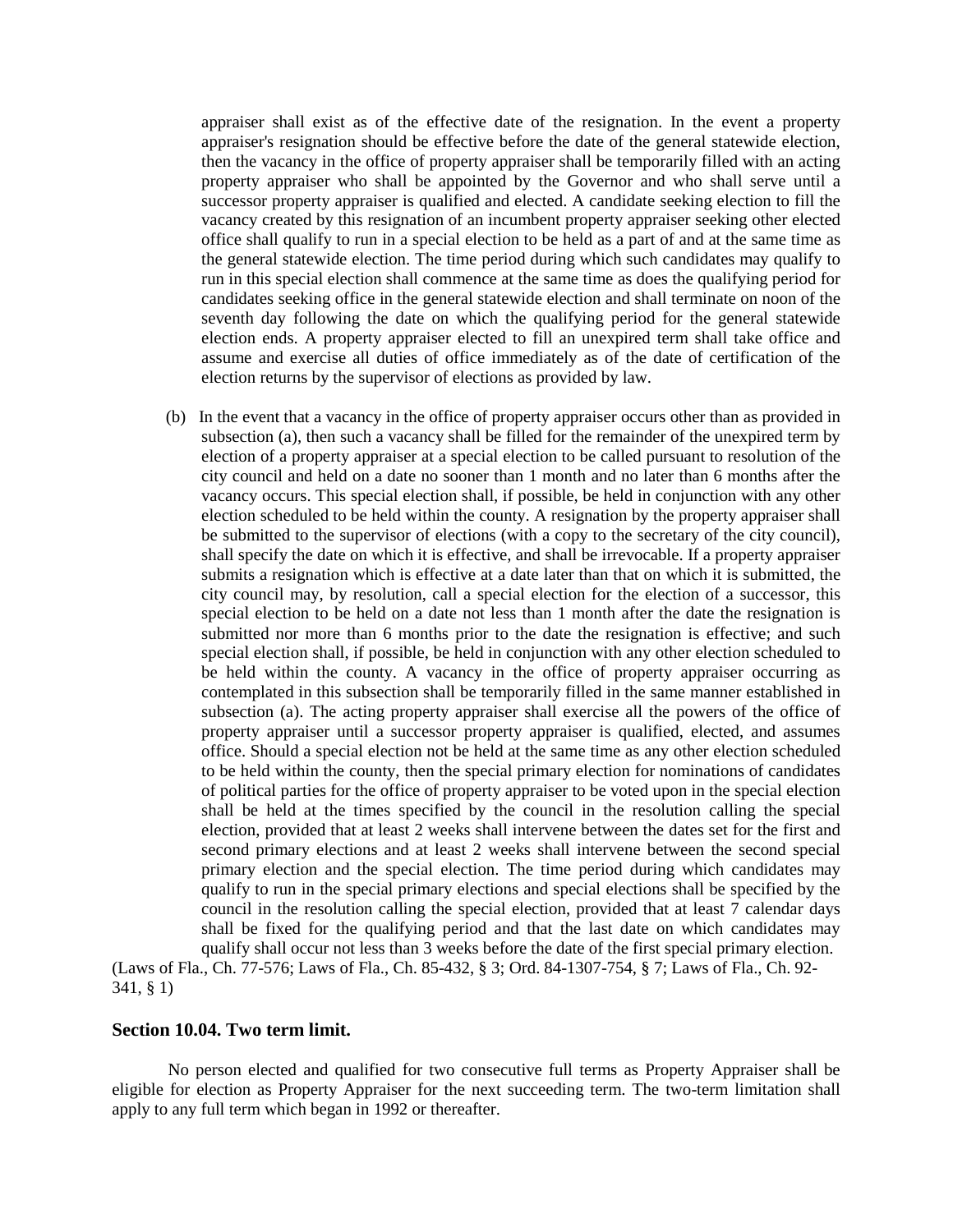appraiser shall exist as of the effective date of the resignation. In the event a property appraiser's resignation should be effective before the date of the general statewide election, then the vacancy in the office of property appraiser shall be temporarily filled with an acting property appraiser who shall be appointed by the Governor and who shall serve until a successor property appraiser is qualified and elected. A candidate seeking election to fill the vacancy created by this resignation of an incumbent property appraiser seeking other elected office shall qualify to run in a special election to be held as a part of and at the same time as the general statewide election. The time period during which such candidates may qualify to run in this special election shall commence at the same time as does the qualifying period for candidates seeking office in the general statewide election and shall terminate on noon of the seventh day following the date on which the qualifying period for the general statewide election ends. A property appraiser elected to fill an unexpired term shall take office and assume and exercise all duties of office immediately as of the date of certification of the election returns by the supervisor of elections as provided by law.

(b) In the event that a vacancy in the office of property appraiser occurs other than as provided in subsection (a), then such a vacancy shall be filled for the remainder of the unexpired term by election of a property appraiser at a special election to be called pursuant to resolution of the city council and held on a date no sooner than 1 month and no later than 6 months after the vacancy occurs. This special election shall, if possible, be held in conjunction with any other election scheduled to be held within the county. A resignation by the property appraiser shall be submitted to the supervisor of elections (with a copy to the secretary of the city council), shall specify the date on which it is effective, and shall be irrevocable. If a property appraiser submits a resignation which is effective at a date later than that on which it is submitted, the city council may, by resolution, call a special election for the election of a successor, this special election to be held on a date not less than 1 month after the date the resignation is submitted nor more than 6 months prior to the date the resignation is effective; and such special election shall, if possible, be held in conjunction with any other election scheduled to be held within the county. A vacancy in the office of property appraiser occurring as contemplated in this subsection shall be temporarily filled in the same manner established in subsection (a). The acting property appraiser shall exercise all the powers of the office of property appraiser until a successor property appraiser is qualified, elected, and assumes office. Should a special election not be held at the same time as any other election scheduled to be held within the county, then the special primary election for nominations of candidates of political parties for the office of property appraiser to be voted upon in the special election shall be held at the times specified by the council in the resolution calling the special election, provided that at least 2 weeks shall intervene between the dates set for the first and second primary elections and at least 2 weeks shall intervene between the second special primary election and the special election. The time period during which candidates may qualify to run in the special primary elections and special elections shall be specified by the council in the resolution calling the special election, provided that at least 7 calendar days shall be fixed for the qualifying period and that the last date on which candidates may qualify shall occur not less than 3 weeks before the date of the first special primary election.

(Laws of Fla., Ch. 77-576; Laws of Fla., Ch. 85-432, § 3; Ord. 84-1307-754, § 7; Laws of Fla., Ch. 92-341, § 1)

### Section 10.04. Two term limit.

No person elected and qualified for two consecutive full terms as Property Appraiser shall be eligible for election as Property Appraiser for the next succeeding term. The two-term limitation shall apply to any full term which began in 1992 or thereafter.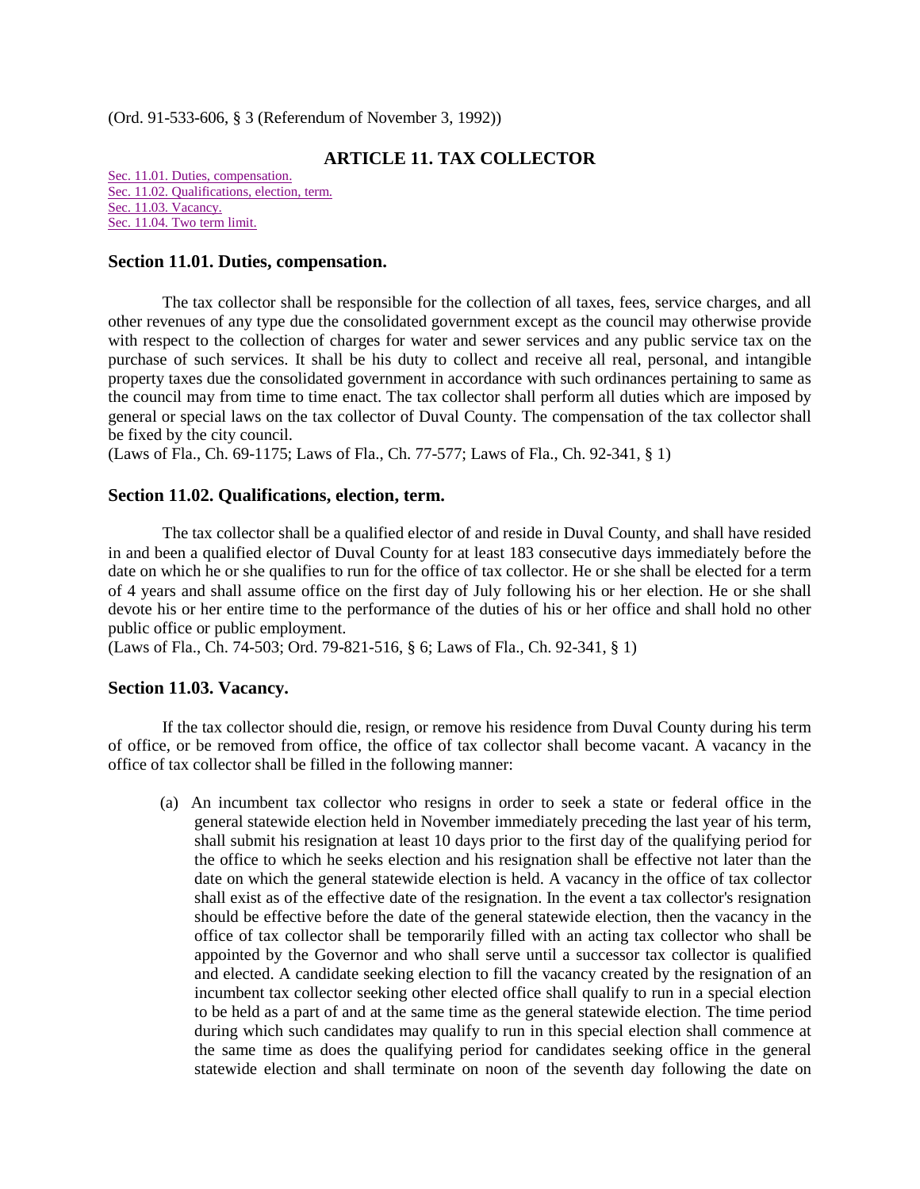(Ord. 91-533-606, § 3 (Referendum of November 3, 1992))

## ARTICLE 11. TAX COLLECTOR

Sec. 11.01. Duties, compensation.
Sec. 11.02. Qualifications, election, term.
Sec. 11.03. Vacancy.
Sec. 11.04. Two term limit.

### Section 11.01. Duties, compensation.

The tax collector shall be responsible for the collection of all taxes, fees, service charges, and all other revenues of any type due the consolidated government except as the council may otherwise provide with respect to the collection of charges for water and sewer services and any public service tax on the purchase of such services. It shall be his duty to collect and receive all real, personal, and intangible property taxes due the consolidated government in accordance with such ordinances pertaining to same as the council may from time to time enact. The tax collector shall perform all duties which are imposed by general or special laws on the tax collector of Duval County. The compensation of the tax collector shall be fixed by the city council.
(Laws of Fla., Ch. 69-1175; Laws of Fla., Ch. 77-577; Laws of Fla., Ch. 92-341, § 1)

### Section 11.02. Qualifications, election, term.

The tax collector shall be a qualified elector of and reside in Duval County, and shall have resided in and been a qualified elector of Duval County for at least 183 consecutive days immediately before the date on which he or she qualifies to run for the office of tax collector. He or she shall be elected for a term of 4 years and shall assume office on the first day of July following his or her election. He or she shall devote his or her entire time to the performance of the duties of his or her office and shall hold no other public office or public employment.
(Laws of Fla., Ch. 74-503; Ord. 79-821-516, § 6; Laws of Fla., Ch. 92-341, § 1)

### Section 11.03. Vacancy.

If the tax collector should die, resign, or remove his residence from Duval County during his term of office, or be removed from office, the office of tax collector shall become vacant. A vacancy in the office of tax collector shall be filled in the following manner:

(a) An incumbent tax collector who resigns in order to seek a state or federal office in the general statewide election held in November immediately preceding the last year of his term, shall submit his resignation at least 10 days prior to the first day of the qualifying period for the office to which he seeks election and his resignation shall be effective not later than the date on which the general statewide election is held. A vacancy in the office of tax collector shall exist as of the effective date of the resignation. In the event a tax collector's resignation should be effective before the date of the general statewide election, then the vacancy in the office of tax collector shall be temporarily filled with an acting tax collector who shall be appointed by the Governor and who shall serve until a successor tax collector is qualified and elected. A candidate seeking election to fill the vacancy created by the resignation of an incumbent tax collector seeking other elected office shall qualify to run in a special election to be held as a part of and at the same time as the general statewide election. The time period during which such candidates may qualify to run in this special election shall commence at the same time as does the qualifying period for candidates seeking office in the general statewide election and shall terminate on noon of the seventh day following the date on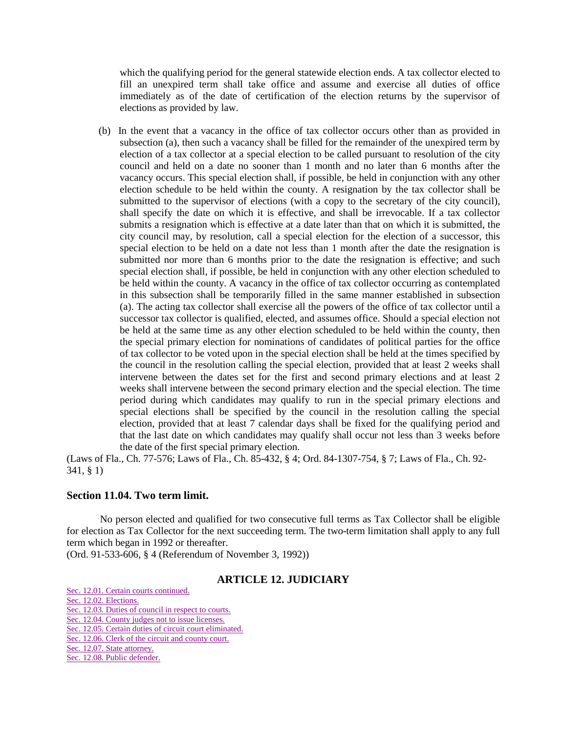which the qualifying period for the general statewide election ends. A tax collector elected to fill an unexpired term shall take office and assume and exercise all duties of office immediately as of the date of certification of the election returns by the supervisor of elections as provided by law.

(b) In the event that a vacancy in the office of tax collector occurs other than as provided in subsection (a), then such a vacancy shall be filled for the remainder of the unexpired term by election of a tax collector at a special election to be called pursuant to resolution of the city council and held on a date no sooner than 1 month and no later than 6 months after the vacancy occurs. This special election shall, if possible, be held in conjunction with any other election schedule to be held within the county. A resignation by the tax collector shall be submitted to the supervisor of elections (with a copy to the secretary of the city council), shall specify the date on which it is effective, and shall be irrevocable. If a tax collector submits a resignation which is effective at a date later than that on which it is submitted, the city council may, by resolution, call a special election for the election of a successor, this special election to be held on a date not less than 1 month after the date the resignation is submitted nor more than 6 months prior to the date the resignation is effective; and such special election shall, if possible, be held in conjunction with any other election scheduled to be held within the county. A vacancy in the office of tax collector occurring as contemplated in this subsection shall be temporarily filled in the same manner established in subsection (a). The acting tax collector shall exercise all the powers of the office of tax collector until a successor tax collector is qualified, elected, and assumes office. Should a special election not be held at the same time as any other election scheduled to be held within the county, then the special primary election for nominations of candidates of political parties for the office of tax collector to be voted upon in the special election shall be held at the times specified by the council in the resolution calling the special election, provided that at least 2 weeks shall intervene between the dates set for the first and second primary elections and at least 2 weeks shall intervene between the second primary election and the special election. The time period during which candidates may qualify to run in the special primary elections and special elections shall be specified by the council in the resolution calling the special election, provided that at least 7 calendar days shall be fixed for the qualifying period and that the last date on which candidates may qualify shall occur not less than 3 weeks before the date of the first special primary election.

(Laws of Fla., Ch. 77-576; Laws of Fla., Ch. 85-432, § 4; Ord. 84-1307-754, § 7; Laws of Fla., Ch. 92-341, § 1)

### Section 11.04. Two term limit.

No person elected and qualified for two consecutive full terms as Tax Collector shall be eligible for election as Tax Collector for the next succeeding term. The two-term limitation shall apply to any full term which began in 1992 or thereafter.
(Ord. 91-533-606, § 4 (Referendum of November 3, 1992))

## ARTICLE 12. JUDICIARY

Sec. 12.01. Certain courts continued.
Sec. 12.02. Elections.
Sec. 12.03. Duties of council in respect to courts.
Sec. 12.04. County judges not to issue licenses.
Sec. 12.05. Certain duties of circuit court eliminated.
Sec. 12.06. Clerk of the circuit and county court.
Sec. 12.07. State attorney.
Sec. 12.08. Public defender.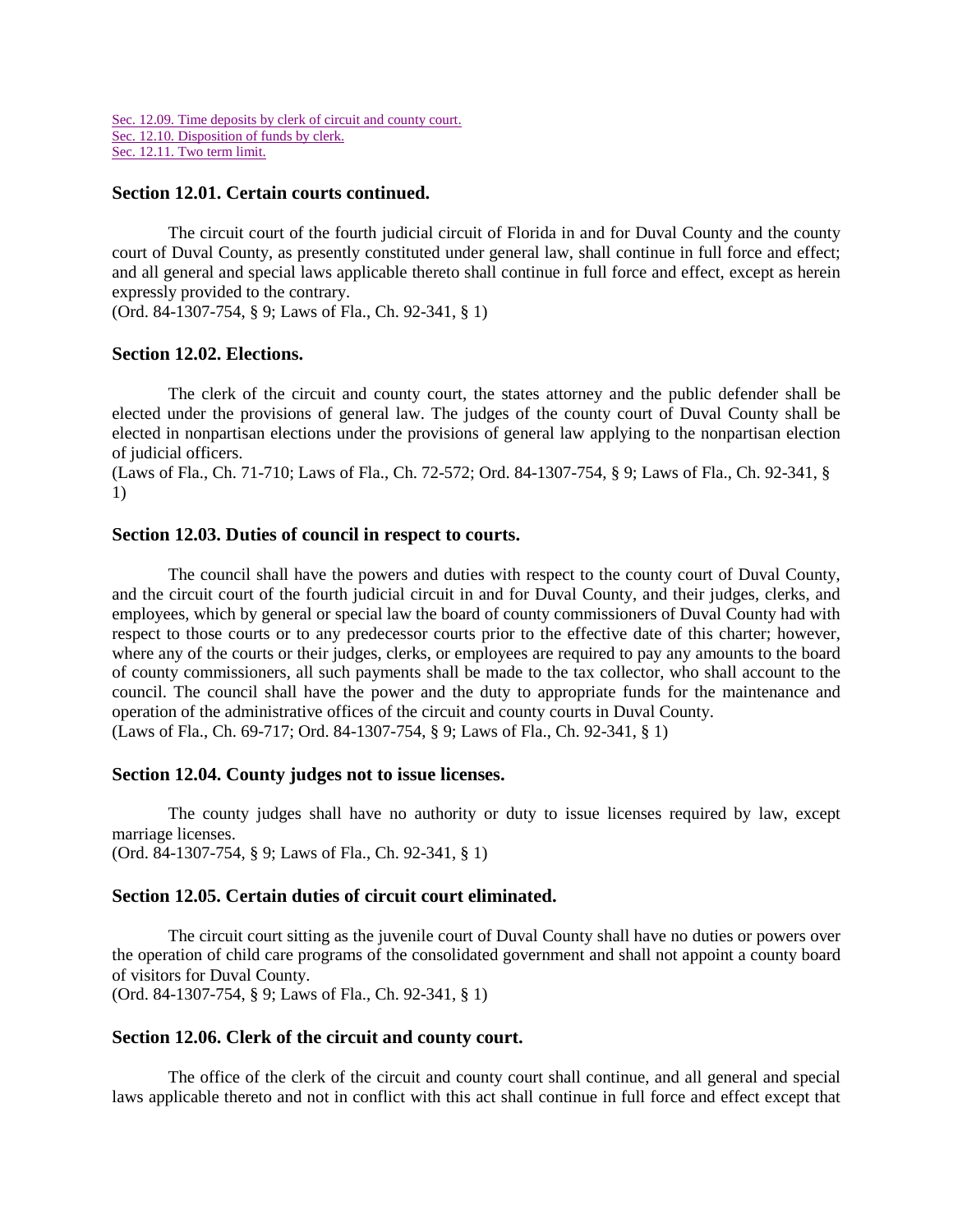Sec. 12.09. Time deposits by clerk of circuit and county court.
Sec. 12.10. Disposition of funds by clerk.
Sec. 12.11. Two term limit.

### Section 12.01. Certain courts continued.

The circuit court of the fourth judicial circuit of Florida in and for Duval County and the county court of Duval County, as presently constituted under general law, shall continue in full force and effect; and all general and special laws applicable thereto shall continue in full force and effect, except as herein expressly provided to the contrary.
(Ord. 84-1307-754, § 9; Laws of Fla., Ch. 92-341, § 1)

### Section 12.02. Elections.

The clerk of the circuit and county court, the states attorney and the public defender shall be elected under the provisions of general law. The judges of the county court of Duval County shall be elected in nonpartisan elections under the provisions of general law applying to the nonpartisan election of judicial officers.
(Laws of Fla., Ch. 71-710; Laws of Fla., Ch. 72-572; Ord. 84-1307-754, § 9; Laws of Fla., Ch. 92-341, § 1)

### Section 12.03. Duties of council in respect to courts.

The council shall have the powers and duties with respect to the county court of Duval County, and the circuit court of the fourth judicial circuit in and for Duval County, and their judges, clerks, and employees, which by general or special law the board of county commissioners of Duval County had with respect to those courts or to any predecessor courts prior to the effective date of this charter; however, where any of the courts or their judges, clerks, or employees are required to pay any amounts to the board of county commissioners, all such payments shall be made to the tax collector, who shall account to the council. The council shall have the power and the duty to appropriate funds for the maintenance and operation of the administrative offices of the circuit and county courts in Duval County.
(Laws of Fla., Ch. 69-717; Ord. 84-1307-754, § 9; Laws of Fla., Ch. 92-341, § 1)

### Section 12.04. County judges not to issue licenses.

The county judges shall have no authority or duty to issue licenses required by law, except marriage licenses.
(Ord. 84-1307-754, § 9; Laws of Fla., Ch. 92-341, § 1)

### Section 12.05. Certain duties of circuit court eliminated.

The circuit court sitting as the juvenile court of Duval County shall have no duties or powers over the operation of child care programs of the consolidated government and shall not appoint a county board of visitors for Duval County.
(Ord. 84-1307-754, § 9; Laws of Fla., Ch. 92-341, § 1)

### Section 12.06. Clerk of the circuit and county court.

The office of the clerk of the circuit and county court shall continue, and all general and special laws applicable thereto and not in conflict with this act shall continue in full force and effect except that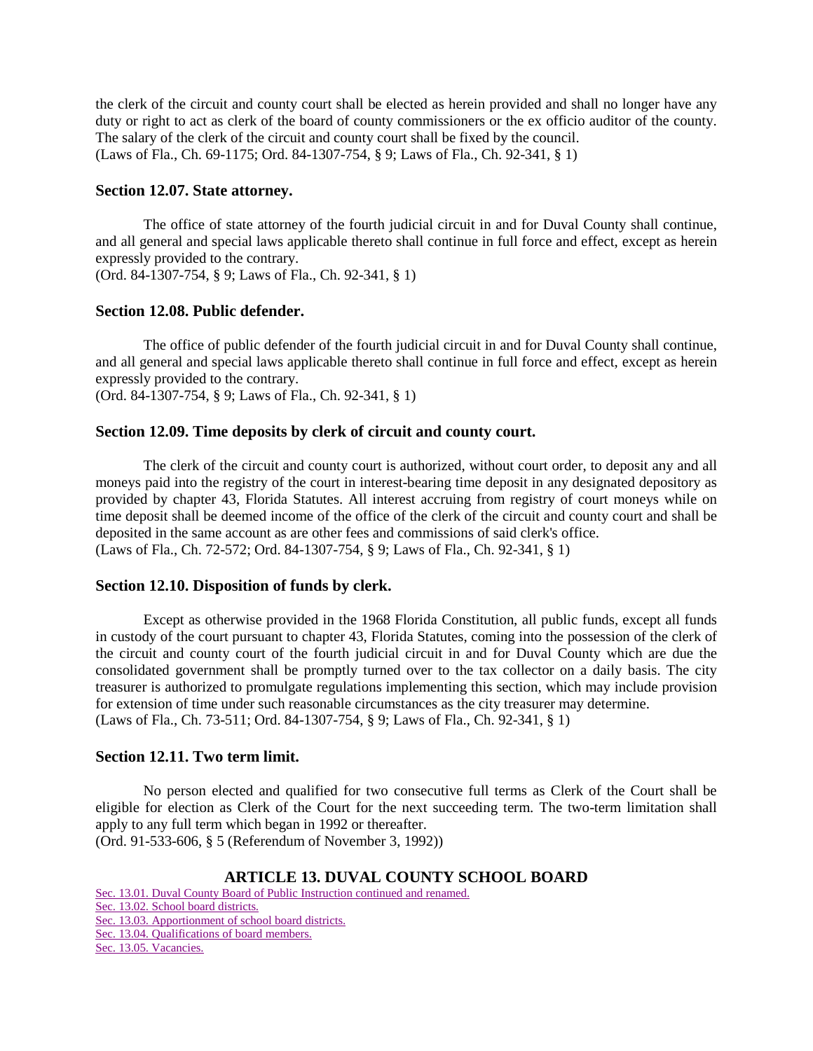the clerk of the circuit and county court shall be elected as herein provided and shall no longer have any duty or right to act as clerk of the board of county commissioners or the ex officio auditor of the county. The salary of the clerk of the circuit and county court shall be fixed by the council.
(Laws of Fla., Ch. 69-1175; Ord. 84-1307-754, § 9; Laws of Fla., Ch. 92-341, § 1)

### Section 12.07. State attorney.

The office of state attorney of the fourth judicial circuit in and for Duval County shall continue, and all general and special laws applicable thereto shall continue in full force and effect, except as herein expressly provided to the contrary.
(Ord. 84-1307-754, § 9; Laws of Fla., Ch. 92-341, § 1)

### Section 12.08. Public defender.

The office of public defender of the fourth judicial circuit in and for Duval County shall continue, and all general and special laws applicable thereto shall continue in full force and effect, except as herein expressly provided to the contrary.
(Ord. 84-1307-754, § 9; Laws of Fla., Ch. 92-341, § 1)

### Section 12.09. Time deposits by clerk of circuit and county court.

The clerk of the circuit and county court is authorized, without court order, to deposit any and all moneys paid into the registry of the court in interest-bearing time deposit in any designated depository as provided by chapter 43, Florida Statutes. All interest accruing from registry of court moneys while on time deposit shall be deemed income of the office of the clerk of the circuit and county court and shall be deposited in the same account as are other fees and commissions of said clerk's office.
(Laws of Fla., Ch. 72-572; Ord. 84-1307-754, § 9; Laws of Fla., Ch. 92-341, § 1)

### Section 12.10. Disposition of funds by clerk.

Except as otherwise provided in the 1968 Florida Constitution, all public funds, except all funds in custody of the court pursuant to chapter 43, Florida Statutes, coming into the possession of the clerk of the circuit and county court of the fourth judicial circuit in and for Duval County which are due the consolidated government shall be promptly turned over to the tax collector on a daily basis. The city treasurer is authorized to promulgate regulations implementing this section, which may include provision for extension of time under such reasonable circumstances as the city treasurer may determine.
(Laws of Fla., Ch. 73-511; Ord. 84-1307-754, § 9; Laws of Fla., Ch. 92-341, § 1)

### Section 12.11. Two term limit.

No person elected and qualified for two consecutive full terms as Clerk of the Court shall be eligible for election as Clerk of the Court for the next succeeding term. The two-term limitation shall apply to any full term which began in 1992 or thereafter.
(Ord. 91-533-606, § 5 (Referendum of November 3, 1992))

## ARTICLE 13. DUVAL COUNTY SCHOOL BOARD

Sec. 13.01. Duval County Board of Public Instruction continued and renamed.
Sec. 13.02. School board districts.
Sec. 13.03. Apportionment of school board districts.
Sec. 13.04. Qualifications of board members.
Sec. 13.05. Vacancies.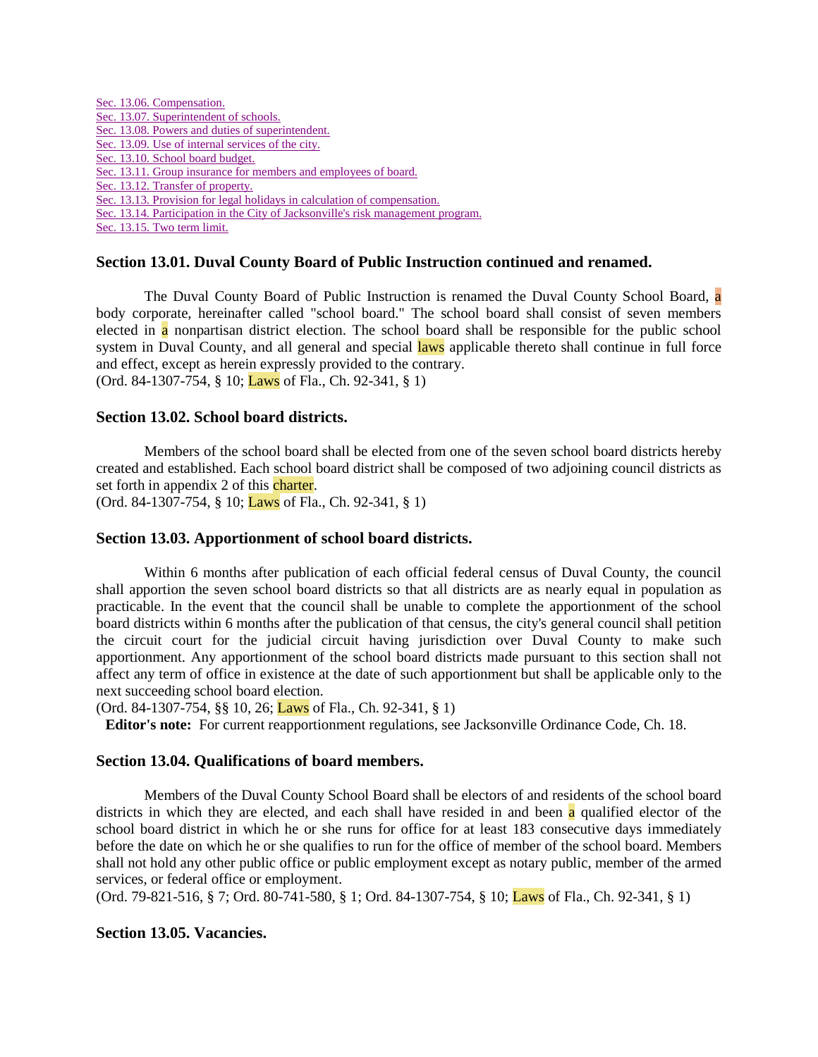[Sec. 13.06. Compensation.]
[Sec. 13.07. Superintendent of schools.]
[Sec. 13.08. Powers and duties of superintendent.]
[Sec. 13.09. Use of internal services of the city.]
[Sec. 13.10. School board budget.]
[Sec. 13.11. Group insurance for members and employees of board.]
[Sec. 13.12. Transfer of property.]
[Sec. 13.13. Provision for legal holidays in calculation of compensation.]
[Sec. 13.14. Participation in the City of Jacksonville's risk management program.]
[Sec. 13.15. Two term limit.]

### Section 13.01. Duval County Board of Public Instruction continued and renamed.

The Duval County Board of Public Instruction is renamed the Duval County School Board, a body corporate, hereinafter called "school board." The school board shall consist of seven members elected in a nonpartisan district election. The school board shall be responsible for the public school system in Duval County, and all general and special laws applicable thereto shall continue in full force and effect, except as herein expressly provided to the contrary.
(Ord. 84-1307-754, § 10; Laws of Fla., Ch. 92-341, § 1)

### Section 13.02. School board districts.

Members of the school board shall be elected from one of the seven school board districts hereby created and established. Each school board district shall be composed of two adjoining council districts as set forth in appendix 2 of this charter.
(Ord. 84-1307-754, § 10; Laws of Fla., Ch. 92-341, § 1)

### Section 13.03. Apportionment of school board districts.

Within 6 months after publication of each official federal census of Duval County, the council shall apportion the seven school board districts so that all districts are as nearly equal in population as practicable. In the event that the council shall be unable to complete the apportionment of the school board districts within 6 months after the publication of that census, the city's general council shall petition the circuit court for the judicial circuit having jurisdiction over Duval County to make such apportionment. Any apportionment of the school board districts made pursuant to this section shall not affect any term of office in existence at the date of such apportionment but shall be applicable only to the next succeeding school board election.
(Ord. 84-1307-754, §§ 10, 26; Laws of Fla., Ch. 92-341, § 1)
**Editor's note:** For current reapportionment regulations, see Jacksonville Ordinance Code, Ch. 18.

### Section 13.04. Qualifications of board members.

Members of the Duval County School Board shall be electors of and residents of the school board districts in which they are elected, and each shall have resided in and been a qualified elector of the school board district in which he or she runs for office for at least 183 consecutive days immediately before the date on which he or she qualifies to run for the office of member of the school board. Members shall not hold any other public office or public employment except as notary public, member of the armed services, or federal office or employment.
(Ord. 79-821-516, § 7; Ord. 80-741-580, § 1; Ord. 84-1307-754, § 10; Laws of Fla., Ch. 92-341, § 1)

### Section 13.05. Vacancies.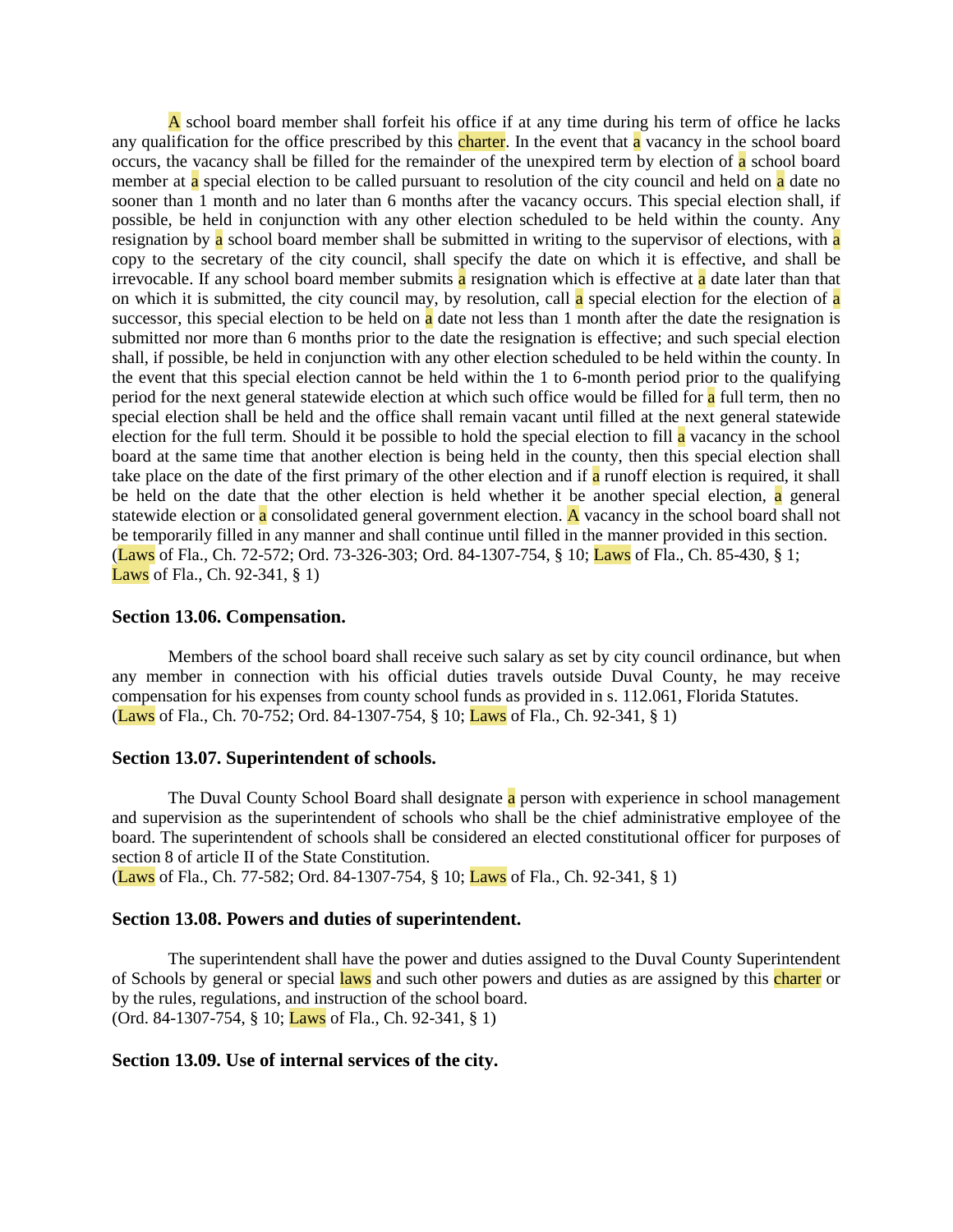A school board member shall forfeit his office if at any time during his term of office he lacks any qualification for the office prescribed by this charter. In the event that a vacancy in the school board occurs, the vacancy shall be filled for the remainder of the unexpired term by election of a school board member at a special election to be called pursuant to resolution of the city council and held on a date no sooner than 1 month and no later than 6 months after the vacancy occurs. This special election shall, if possible, be held in conjunction with any other election scheduled to be held within the county. Any resignation by a school board member shall be submitted in writing to the supervisor of elections, with a copy to the secretary of the city council, shall specify the date on which it is effective, and shall be irrevocable. If any school board member submits a resignation which is effective at a date later than that on which it is submitted, the city council may, by resolution, call a special election for the election of a successor, this special election to be held on a date not less than 1 month after the date the resignation is submitted nor more than 6 months prior to the date the resignation is effective; and such special election shall, if possible, be held in conjunction with any other election scheduled to be held within the county. In the event that this special election cannot be held within the 1 to 6-month period prior to the qualifying period for the next general statewide election at which such office would be filled for a full term, then no special election shall be held and the office shall remain vacant until filled at the next general statewide election for the full term. Should it be possible to hold the special election to fill a vacancy in the school board at the same time that another election is being held in the county, then this special election shall take place on the date of the first primary of the other election and if a runoff election is required, it shall be held on the date that the other election is held whether it be another special election, a general statewide election or a consolidated general government election. A vacancy in the school board shall not be temporarily filled in any manner and shall continue until filled in the manner provided in this section.
(Laws of Fla., Ch. 72-572; Ord. 73-326-303; Ord. 84-1307-754, § 10; Laws of Fla., Ch. 85-430, § 1; Laws of Fla., Ch. 92-341, § 1)

### Section 13.06. Compensation.

Members of the school board shall receive such salary as set by city council ordinance, but when any member in connection with his official duties travels outside Duval County, he may receive compensation for his expenses from county school funds as provided in s. 112.061, Florida Statutes.
(Laws of Fla., Ch. 70-752; Ord. 84-1307-754, § 10; Laws of Fla., Ch. 92-341, § 1)

### Section 13.07. Superintendent of schools.

The Duval County School Board shall designate a person with experience in school management and supervision as the superintendent of schools who shall be the chief administrative employee of the board. The superintendent of schools shall be considered an elected constitutional officer for purposes of section 8 of article II of the State Constitution.
(Laws of Fla., Ch. 77-582; Ord. 84-1307-754, § 10; Laws of Fla., Ch. 92-341, § 1)

### Section 13.08. Powers and duties of superintendent.

The superintendent shall have the power and duties assigned to the Duval County Superintendent of Schools by general or special laws and such other powers and duties as are assigned by this charter or by the rules, regulations, and instruction of the school board.
(Ord. 84-1307-754, § 10; Laws of Fla., Ch. 92-341, § 1)

### Section 13.09. Use of internal services of the city.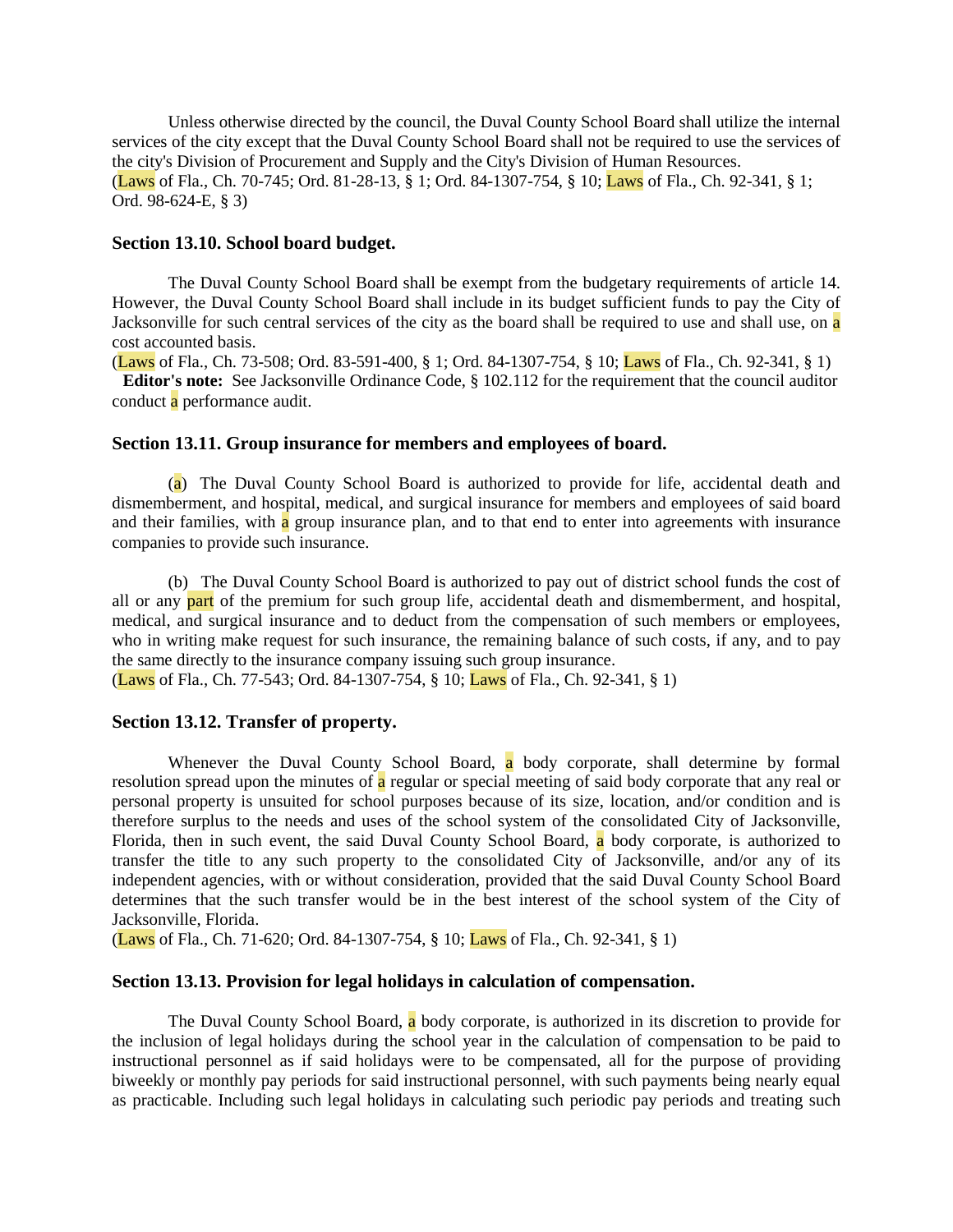Unless otherwise directed by the council, the Duval County School Board shall utilize the internal services of the city except that the Duval County School Board shall not be required to use the services of the city's Division of Procurement and Supply and the City's Division of Human Resources.
(Laws of Fla., Ch. 70-745; Ord. 81-28-13, § 1; Ord. 84-1307-754, § 10; Laws of Fla., Ch. 92-341, § 1; Ord. 98-624-E, § 3)

### Section 13.10. School board budget.

The Duval County School Board shall be exempt from the budgetary requirements of article 14. However, the Duval County School Board shall include in its budget sufficient funds to pay the City of Jacksonville for such central services of the city as the board shall be required to use and shall use, on a cost accounted basis.
(Laws of Fla., Ch. 73-508; Ord. 83-591-400, § 1; Ord. 84-1307-754, § 10; Laws of Fla., Ch. 92-341, § 1)
**Editor's note:** See Jacksonville Ordinance Code, § 102.112 for the requirement that the council auditor conduct a performance audit.

### Section 13.11. Group insurance for members and employees of board.

(a) The Duval County School Board is authorized to provide for life, accidental death and dismemberment, and hospital, medical, and surgical insurance for members and employees of said board and their families, with a group insurance plan, and to that end to enter into agreements with insurance companies to provide such insurance.

(b) The Duval County School Board is authorized to pay out of district school funds the cost of all or any part of the premium for such group life, accidental death and dismemberment, and hospital, medical, and surgical insurance and to deduct from the compensation of such members or employees, who in writing make request for such insurance, the remaining balance of such costs, if any, and to pay the same directly to the insurance company issuing such group insurance.
(Laws of Fla., Ch. 77-543; Ord. 84-1307-754, § 10; Laws of Fla., Ch. 92-341, § 1)

### Section 13.12. Transfer of property.

Whenever the Duval County School Board, a body corporate, shall determine by formal resolution spread upon the minutes of a regular or special meeting of said body corporate that any real or personal property is unsuited for school purposes because of its size, location, and/or condition and is therefore surplus to the needs and uses of the school system of the consolidated City of Jacksonville, Florida, then in such event, the said Duval County School Board, a body corporate, is authorized to transfer the title to any such property to the consolidated City of Jacksonville, and/or any of its independent agencies, with or without consideration, provided that the said Duval County School Board determines that the such transfer would be in the best interest of the school system of the City of Jacksonville, Florida.
(Laws of Fla., Ch. 71-620; Ord. 84-1307-754, § 10; Laws of Fla., Ch. 92-341, § 1)

### Section 13.13. Provision for legal holidays in calculation of compensation.

The Duval County School Board, a body corporate, is authorized in its discretion to provide for the inclusion of legal holidays during the school year in the calculation of compensation to be paid to instructional personnel as if said holidays were to be compensated, all for the purpose of providing biweekly or monthly pay periods for said instructional personnel, with such payments being nearly equal as practicable. Including such legal holidays in calculating such periodic pay periods and treating such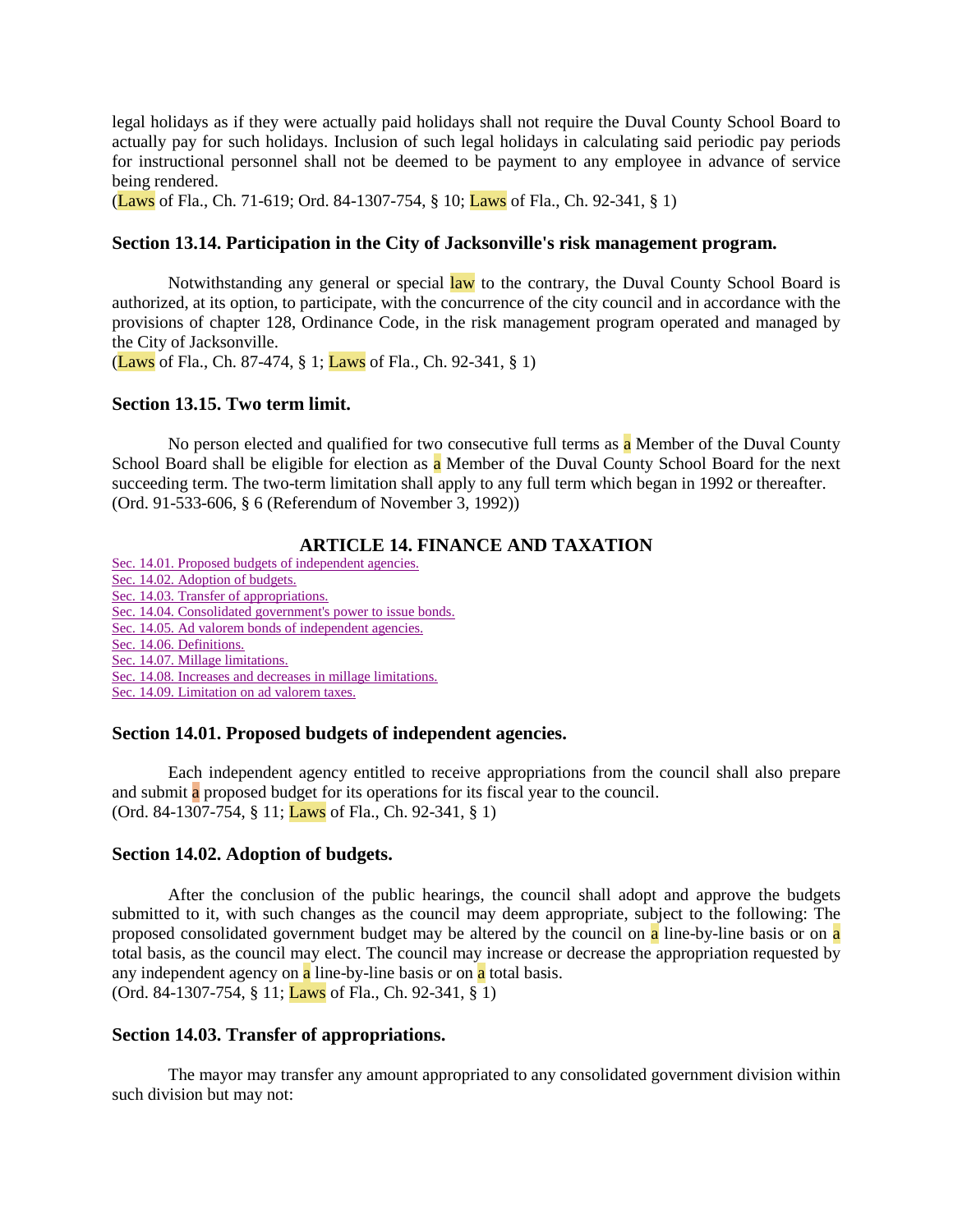legal holidays as if they were actually paid holidays shall not require the Duval County School Board to actually pay for such holidays. Inclusion of such legal holidays in calculating said periodic pay periods for instructional personnel shall not be deemed to be payment to any employee in advance of service being rendered.
(Laws of Fla., Ch. 71-619; Ord. 84-1307-754, § 10; Laws of Fla., Ch. 92-341, § 1)

### Section 13.14. Participation in the City of Jacksonville's risk management program.

Notwithstanding any general or special law to the contrary, the Duval County School Board is authorized, at its option, to participate, with the concurrence of the city council and in accordance with the provisions of chapter 128, Ordinance Code, in the risk management program operated and managed by the City of Jacksonville.
(Laws of Fla., Ch. 87-474, § 1; Laws of Fla., Ch. 92-341, § 1)

### Section 13.15. Two term limit.

No person elected and qualified for two consecutive full terms as a Member of the Duval County School Board shall be eligible for election as a Member of the Duval County School Board for the next succeeding term. The two-term limitation shall apply to any full term which began in 1992 or thereafter.
(Ord. 91-533-606, § 6 (Referendum of November 3, 1992))

## ARTICLE 14. FINANCE AND TAXATION

Sec. 14.01. Proposed budgets of independent agencies.
Sec. 14.02. Adoption of budgets.
Sec. 14.03. Transfer of appropriations.
Sec. 14.04. Consolidated government's power to issue bonds.
Sec. 14.05. Ad valorem bonds of independent agencies.
Sec. 14.06. Definitions.
Sec. 14.07. Millage limitations.
Sec. 14.08. Increases and decreases in millage limitations.
Sec. 14.09. Limitation on ad valorem taxes.

### Section 14.01. Proposed budgets of independent agencies.

Each independent agency entitled to receive appropriations from the council shall also prepare and submit a proposed budget for its operations for its fiscal year to the council.
(Ord. 84-1307-754, § 11; Laws of Fla., Ch. 92-341, § 1)

### Section 14.02. Adoption of budgets.

After the conclusion of the public hearings, the council shall adopt and approve the budgets submitted to it, with such changes as the council may deem appropriate, subject to the following: The proposed consolidated government budget may be altered by the council on a line-by-line basis or on a total basis, as the council may elect. The council may increase or decrease the appropriation requested by any independent agency on a line-by-line basis or on a total basis.
(Ord. 84-1307-754, § 11; Laws of Fla., Ch. 92-341, § 1)

### Section 14.03. Transfer of appropriations.

The mayor may transfer any amount appropriated to any consolidated government division within such division but may not: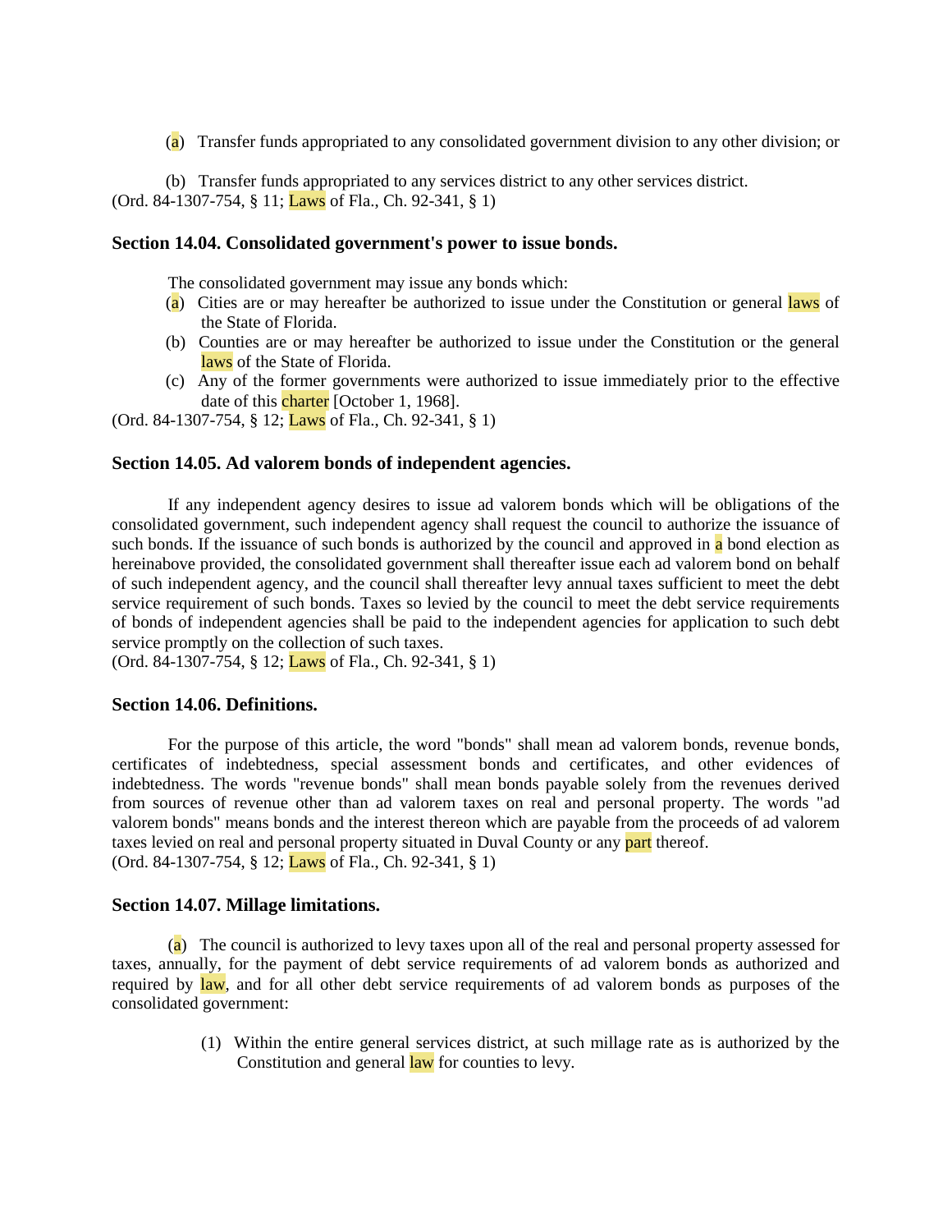(a) Transfer funds appropriated to any consolidated government division to any other division; or

(b) Transfer funds appropriated to any services district to any other services district.

(Ord. 84-1307-754, § 11; Laws of Fla., Ch. 92-341, § 1)

### Section 14.04. Consolidated government's power to issue bonds.

The consolidated government may issue any bonds which:

(a) Cities are or may hereafter be authorized to issue under the Constitution or general laws of the State of Florida.

(b) Counties are or may hereafter be authorized to issue under the Constitution or the general laws of the State of Florida.

(c) Any of the former governments were authorized to issue immediately prior to the effective date of this charter [October 1, 1968].

(Ord. 84-1307-754, § 12; Laws of Fla., Ch. 92-341, § 1)

### Section 14.05. Ad valorem bonds of independent agencies.

If any independent agency desires to issue ad valorem bonds which will be obligations of the consolidated government, such independent agency shall request the council to authorize the issuance of such bonds. If the issuance of such bonds is authorized by the council and approved in a bond election as hereinabove provided, the consolidated government shall thereafter issue each ad valorem bond on behalf of such independent agency, and the council shall thereafter levy annual taxes sufficient to meet the debt service requirement of such bonds. Taxes so levied by the council to meet the debt service requirements of bonds of independent agencies shall be paid to the independent agencies for application to such debt service promptly on the collection of such taxes.

(Ord. 84-1307-754, § 12; Laws of Fla., Ch. 92-341, § 1)

### Section 14.06. Definitions.

For the purpose of this article, the word "bonds" shall mean ad valorem bonds, revenue bonds, certificates of indebtedness, special assessment bonds and certificates, and other evidences of indebtedness. The words "revenue bonds" shall mean bonds payable solely from the revenues derived from sources of revenue other than ad valorem taxes on real and personal property. The words "ad valorem bonds" means bonds and the interest thereon which are payable from the proceeds of ad valorem taxes levied on real and personal property situated in Duval County or any part thereof.

(Ord. 84-1307-754, § 12; Laws of Fla., Ch. 92-341, § 1)

### Section 14.07. Millage limitations.

(a) The council is authorized to levy taxes upon all of the real and personal property assessed for taxes, annually, for the payment of debt service requirements of ad valorem bonds as authorized and required by law, and for all other debt service requirements of ad valorem bonds as purposes of the consolidated government:

(1) Within the entire general services district, at such millage rate as is authorized by the Constitution and general law for counties to levy.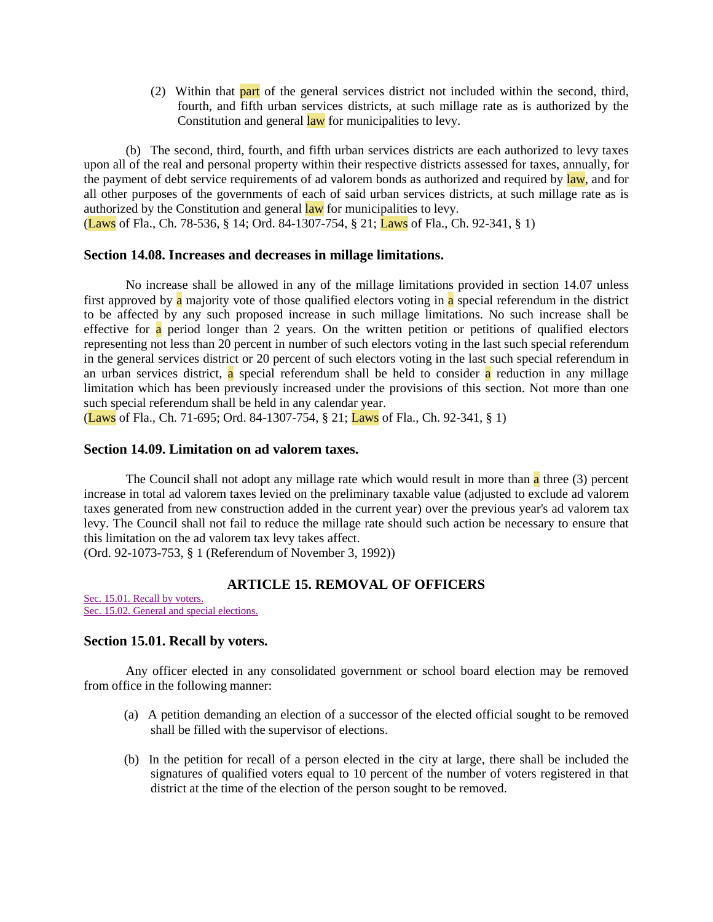(2) Within that part of the general services district not included within the second, third, fourth, and fifth urban services districts, at such millage rate as is authorized by the Constitution and general law for municipalities to levy.

(b) The second, third, fourth, and fifth urban services districts are each authorized to levy taxes upon all of the real and personal property within their respective districts assessed for taxes, annually, for the payment of debt service requirements of ad valorem bonds as authorized and required by law, and for all other purposes of the governments of each of said urban services districts, at such millage rate as is authorized by the Constitution and general law for municipalities to levy.
(Laws of Fla., Ch. 78-536, § 14; Ord. 84-1307-754, § 21; Laws of Fla., Ch. 92-341, § 1)

### Section 14.08. Increases and decreases in millage limitations.

No increase shall be allowed in any of the millage limitations provided in section 14.07 unless first approved by a majority vote of those qualified electors voting in a special referendum in the district to be affected by any such proposed increase in such millage limitations. No such increase shall be effective for a period longer than 2 years. On the written petition or petitions of qualified electors representing not less than 20 percent in number of such electors voting in the last such special referendum in the general services district or 20 percent of such electors voting in the last such special referendum in an urban services district, a special referendum shall be held to consider a reduction in any millage limitation which has been previously increased under the provisions of this section. Not more than one such special referendum shall be held in any calendar year.
(Laws of Fla., Ch. 71-695; Ord. 84-1307-754, § 21; Laws of Fla., Ch. 92-341, § 1)

### Section 14.09. Limitation on ad valorem taxes.

The Council shall not adopt any millage rate which would result in more than a three (3) percent increase in total ad valorem taxes levied on the preliminary taxable value (adjusted to exclude ad valorem taxes generated from new construction added in the current year) over the previous year's ad valorem tax levy. The Council shall not fail to reduce the millage rate should such action be necessary to ensure that this limitation on the ad valorem tax levy takes affect.
(Ord. 92-1073-753, § 1 (Referendum of November 3, 1992))

## ARTICLE 15. REMOVAL OF OFFICERS

Sec. 15.01. Recall by voters.
Sec. 15.02. General and special elections.

### Section 15.01. Recall by voters.

Any officer elected in any consolidated government or school board election may be removed from office in the following manner:

(a) A petition demanding an election of a successor of the elected official sought to be removed shall be filled with the supervisor of elections.

(b) In the petition for recall of a person elected in the city at large, there shall be included the signatures of qualified voters equal to 10 percent of the number of voters registered in that district at the time of the election of the person sought to be removed.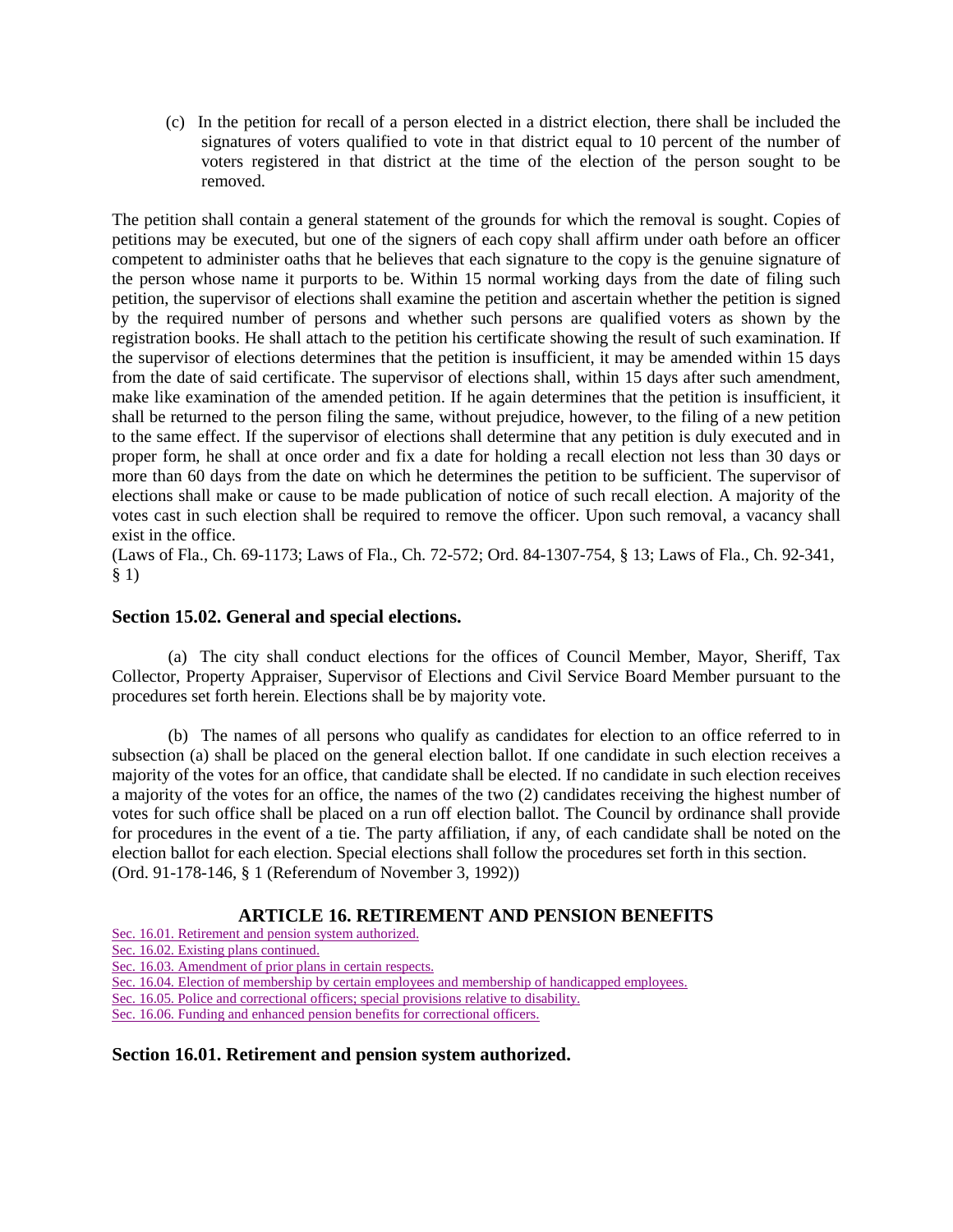(c) In the petition for recall of a person elected in a district election, there shall be included the signatures of voters qualified to vote in that district equal to 10 percent of the number of voters registered in that district at the time of the election of the person sought to be removed.

The petition shall contain a general statement of the grounds for which the removal is sought. Copies of petitions may be executed, but one of the signers of each copy shall affirm under oath before an officer competent to administer oaths that he believes that each signature to the copy is the genuine signature of the person whose name it purports to be. Within 15 normal working days from the date of filing such petition, the supervisor of elections shall examine the petition and ascertain whether the petition is signed by the required number of persons and whether such persons are qualified voters as shown by the registration books. He shall attach to the petition his certificate showing the result of such examination. If the supervisor of elections determines that the petition is insufficient, it may be amended within 15 days from the date of said certificate. The supervisor of elections shall, within 15 days after such amendment, make like examination of the amended petition. If he again determines that the petition is insufficient, it shall be returned to the person filing the same, without prejudice, however, to the filing of a new petition to the same effect. If the supervisor of elections shall determine that any petition is duly executed and in proper form, he shall at once order and fix a date for holding a recall election not less than 30 days or more than 60 days from the date on which he determines the petition to be sufficient. The supervisor of elections shall make or cause to be made publication of notice of such recall election. A majority of the votes cast in such election shall be required to remove the officer. Upon such removal, a vacancy shall exist in the office.
(Laws of Fla., Ch. 69-1173; Laws of Fla., Ch. 72-572; Ord. 84-1307-754, § 13; Laws of Fla., Ch. 92-341, § 1)

### Section 15.02. General and special elections.

(a) The city shall conduct elections for the offices of Council Member, Mayor, Sheriff, Tax Collector, Property Appraiser, Supervisor of Elections and Civil Service Board Member pursuant to the procedures set forth herein. Elections shall be by majority vote.

(b) The names of all persons who qualify as candidates for election to an office referred to in subsection (a) shall be placed on the general election ballot. If one candidate in such election receives a majority of the votes for an office, that candidate shall be elected. If no candidate in such election receives a majority of the votes for an office, the names of the two (2) candidates receiving the highest number of votes for such office shall be placed on a run off election ballot. The Council by ordinance shall provide for procedures in the event of a tie. The party affiliation, if any, of each candidate shall be noted on the election ballot for each election. Special elections shall follow the procedures set forth in this section.
(Ord. 91-178-146, § 1 (Referendum of November 3, 1992))

## ARTICLE 16. RETIREMENT AND PENSION BENEFITS

Sec. 16.01. Retirement and pension system authorized.
Sec. 16.02. Existing plans continued.
Sec. 16.03. Amendment of prior plans in certain respects.
Sec. 16.04. Election of membership by certain employees and membership of handicapped employees.
Sec. 16.05. Police and correctional officers; special provisions relative to disability.
Sec. 16.06. Funding and enhanced pension benefits for correctional officers.

### Section 16.01. Retirement and pension system authorized.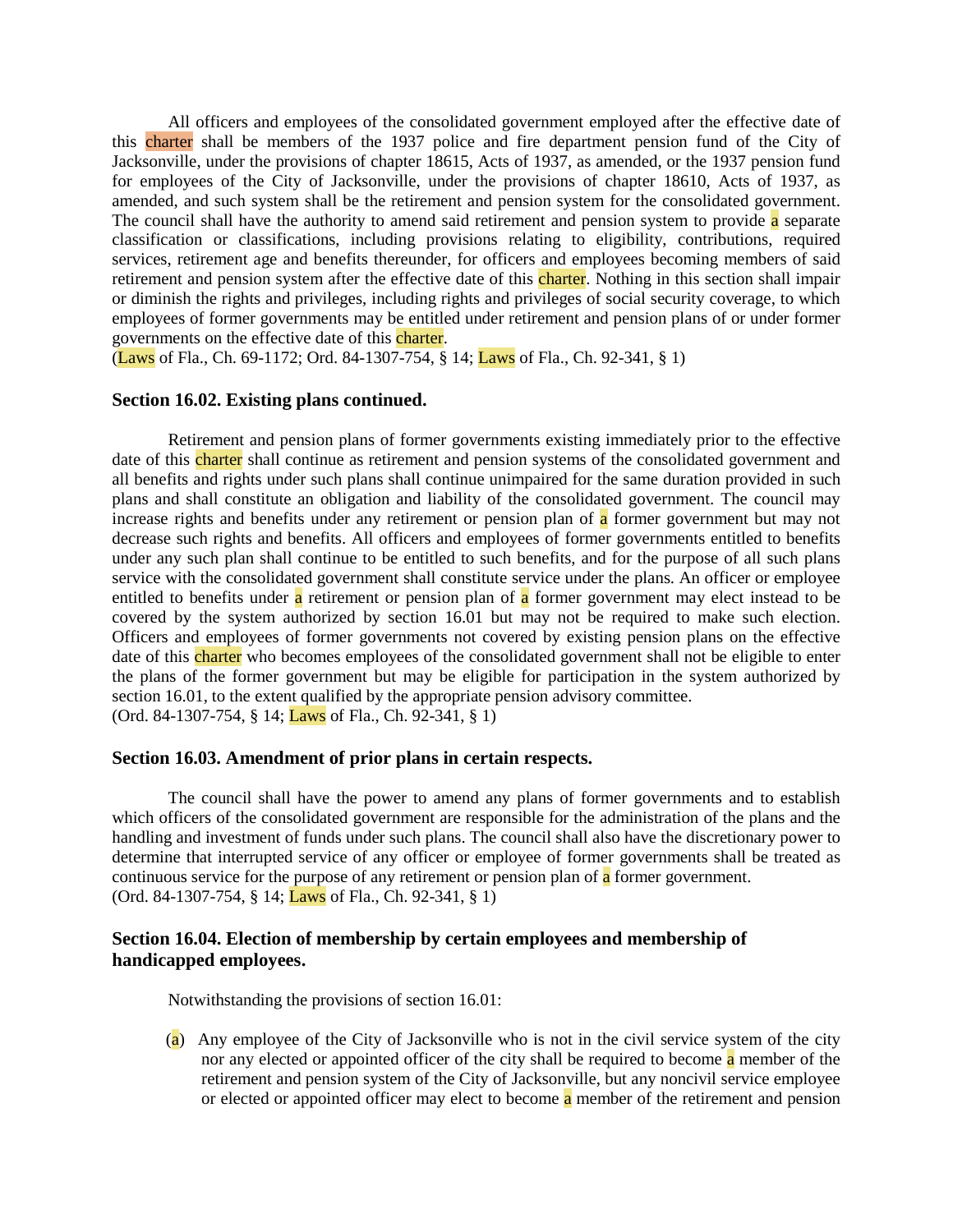All officers and employees of the consolidated government employed after the effective date of this charter shall be members of the 1937 police and fire department pension fund of the City of Jacksonville, under the provisions of chapter 18615, Acts of 1937, as amended, or the 1937 pension fund for employees of the City of Jacksonville, under the provisions of chapter 18610, Acts of 1937, as amended, and such system shall be the retirement and pension system for the consolidated government. The council shall have the authority to amend said retirement and pension system to provide a separate classification or classifications, including provisions relating to eligibility, contributions, required services, retirement age and benefits thereunder, for officers and employees becoming members of said retirement and pension system after the effective date of this charter. Nothing in this section shall impair or diminish the rights and privileges, including rights and privileges of social security coverage, to which employees of former governments may be entitled under retirement and pension plans of or under former governments on the effective date of this charter.
(Laws of Fla., Ch. 69-1172; Ord. 84-1307-754, § 14; Laws of Fla., Ch. 92-341, § 1)

### Section 16.02. Existing plans continued.

Retirement and pension plans of former governments existing immediately prior to the effective date of this charter shall continue as retirement and pension systems of the consolidated government and all benefits and rights under such plans shall continue unimpaired for the same duration provided in such plans and shall constitute an obligation and liability of the consolidated government. The council may increase rights and benefits under any retirement or pension plan of a former government but may not decrease such rights and benefits. All officers and employees of former governments entitled to benefits under any such plan shall continue to be entitled to such benefits, and for the purpose of all such plans service with the consolidated government shall constitute service under the plans. An officer or employee entitled to benefits under a retirement or pension plan of a former government may elect instead to be covered by the system authorized by section 16.01 but may not be required to make such election. Officers and employees of former governments not covered by existing pension plans on the effective date of this charter who becomes employees of the consolidated government shall not be eligible to enter the plans of the former government but may be eligible for participation in the system authorized by section 16.01, to the extent qualified by the appropriate pension advisory committee.
(Ord. 84-1307-754, § 14; Laws of Fla., Ch. 92-341, § 1)

### Section 16.03. Amendment of prior plans in certain respects.

The council shall have the power to amend any plans of former governments and to establish which officers of the consolidated government are responsible for the administration of the plans and the handling and investment of funds under such plans. The council shall also have the discretionary power to determine that interrupted service of any officer or employee of former governments shall be treated as continuous service for the purpose of any retirement or pension plan of a former government.
(Ord. 84-1307-754, § 14; Laws of Fla., Ch. 92-341, § 1)

### Section 16.04. Election of membership by certain employees and membership of handicapped employees.

Notwithstanding the provisions of section 16.01:

(a) Any employee of the City of Jacksonville who is not in the civil service system of the city nor any elected or appointed officer of the city shall be required to become a member of the retirement and pension system of the City of Jacksonville, but any noncivil service employee or elected or appointed officer may elect to become a member of the retirement and pension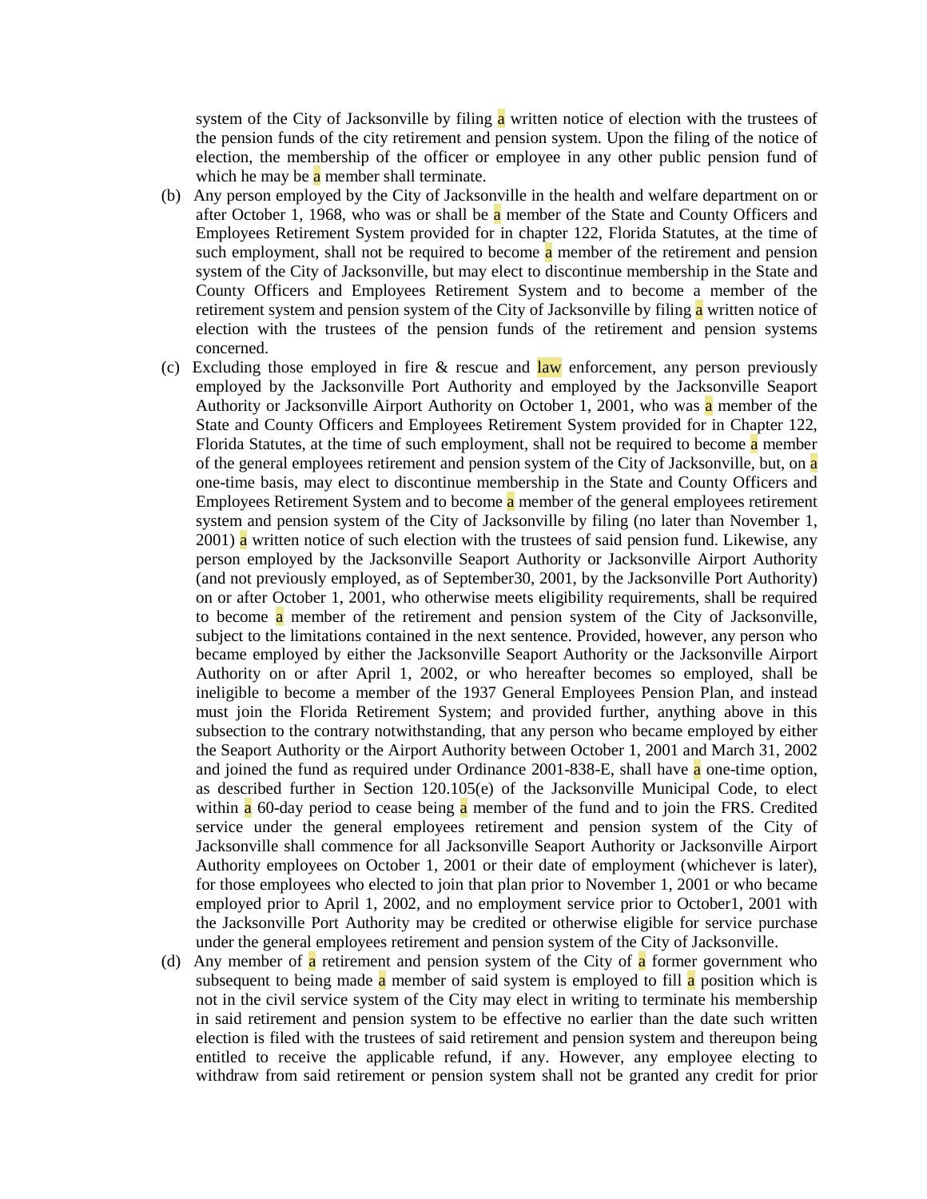system of the City of Jacksonville by filing a written notice of election with the trustees of the pension funds of the city retirement and pension system. Upon the filing of the notice of election, the membership of the officer or employee in any other public pension fund of which he may be a member shall terminate.

(b) Any person employed by the City of Jacksonville in the health and welfare department on or after October 1, 1968, who was or shall be a member of the State and County Officers and Employees Retirement System provided for in chapter 122, Florida Statutes, at the time of such employment, shall not be required to become a member of the retirement and pension system of the City of Jacksonville, but may elect to discontinue membership in the State and County Officers and Employees Retirement System and to become a member of the retirement system and pension system of the City of Jacksonville by filing a written notice of election with the trustees of the pension funds of the retirement and pension systems concerned.

(c) Excluding those employed in fire & rescue and law enforcement, any person previously employed by the Jacksonville Port Authority and employed by the Jacksonville Seaport Authority or Jacksonville Airport Authority on October 1, 2001, who was a member of the State and County Officers and Employees Retirement System provided for in Chapter 122, Florida Statutes, at the time of such employment, shall not be required to become a member of the general employees retirement and pension system of the City of Jacksonville, but, on a one-time basis, may elect to discontinue membership in the State and County Officers and Employees Retirement System and to become a member of the general employees retirement system and pension system of the City of Jacksonville by filing (no later than November 1, 2001) a written notice of such election with the trustees of said pension fund. Likewise, any person employed by the Jacksonville Seaport Authority or Jacksonville Airport Authority (and not previously employed, as of September30, 2001, by the Jacksonville Port Authority) on or after October 1, 2001, who otherwise meets eligibility requirements, shall be required to become a member of the retirement and pension system of the City of Jacksonville, subject to the limitations contained in the next sentence. Provided, however, any person who became employed by either the Jacksonville Seaport Authority or the Jacksonville Airport Authority on or after April 1, 2002, or who hereafter becomes so employed, shall be ineligible to become a member of the 1937 General Employees Pension Plan, and instead must join the Florida Retirement System; and provided further, anything above in this subsection to the contrary notwithstanding, that any person who became employed by either the Seaport Authority or the Airport Authority between October 1, 2001 and March 31, 2002 and joined the fund as required under Ordinance 2001-838-E, shall have a one-time option, as described further in Section 120.105(e) of the Jacksonville Municipal Code, to elect within a 60-day period to cease being a member of the fund and to join the FRS. Credited service under the general employees retirement and pension system of the City of Jacksonville shall commence for all Jacksonville Seaport Authority or Jacksonville Airport Authority employees on October 1, 2001 or their date of employment (whichever is later), for those employees who elected to join that plan prior to November 1, 2001 or who became employed prior to April 1, 2002, and no employment service prior to October1, 2001 with the Jacksonville Port Authority may be credited or otherwise eligible for service purchase under the general employees retirement and pension system of the City of Jacksonville.

(d) Any member of a retirement and pension system of the City of a former government who subsequent to being made a member of said system is employed to fill a position which is not in the civil service system of the City may elect in writing to terminate his membership in said retirement and pension system to be effective no earlier than the date such written election is filed with the trustees of said retirement and pension system and thereupon being entitled to receive the applicable refund, if any. However, any employee electing to withdraw from said retirement or pension system shall not be granted any credit for prior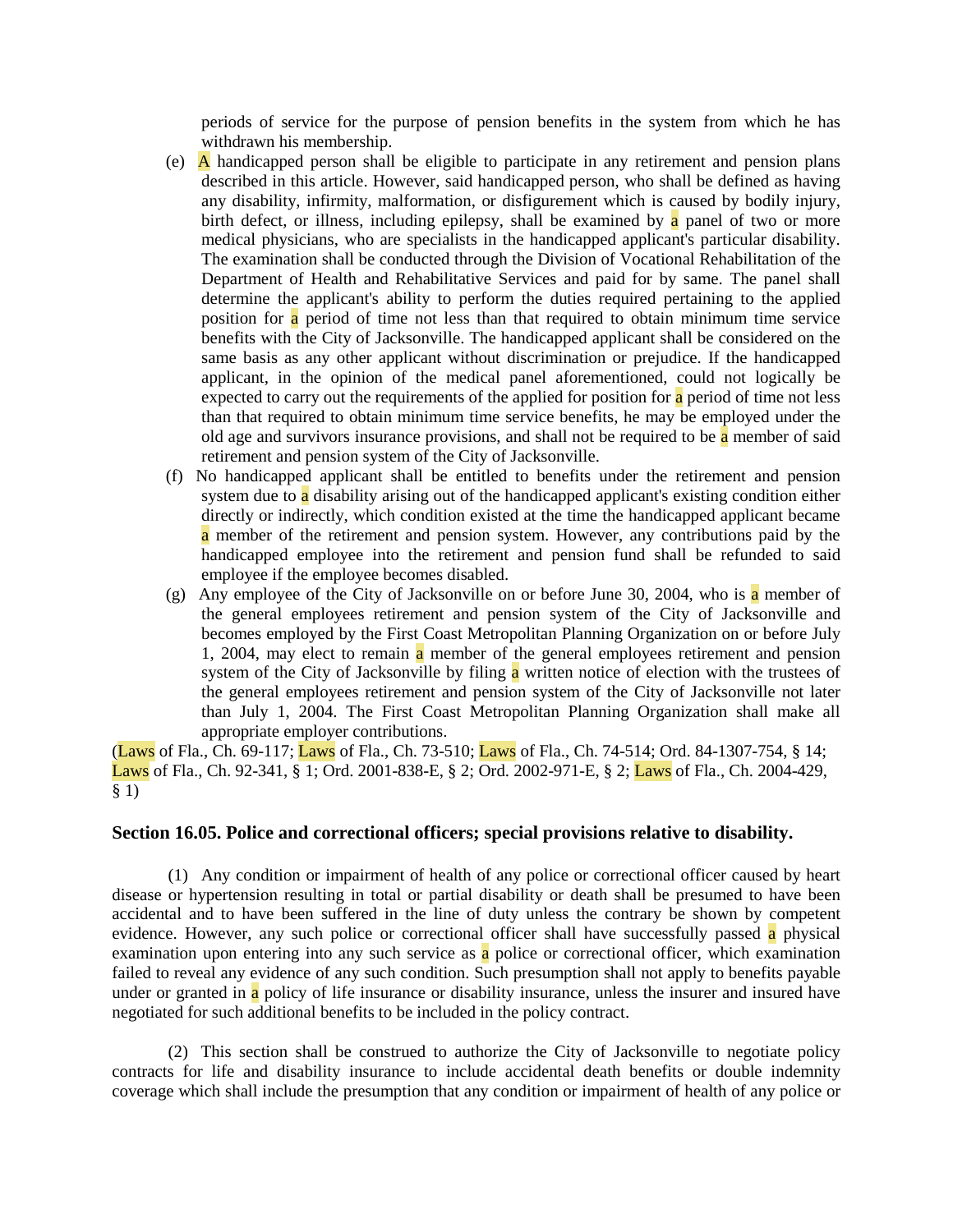periods of service for the purpose of pension benefits in the system from which he has withdrawn his membership.

(e) A handicapped person shall be eligible to participate in any retirement and pension plans described in this article. However, said handicapped person, who shall be defined as having any disability, infirmity, malformation, or disfigurement which is caused by bodily injury, birth defect, or illness, including epilepsy, shall be examined by a panel of two or more medical physicians, who are specialists in the handicapped applicant's particular disability. The examination shall be conducted through the Division of Vocational Rehabilitation of the Department of Health and Rehabilitative Services and paid for by same. The panel shall determine the applicant's ability to perform the duties required pertaining to the applied position for a period of time not less than that required to obtain minimum time service benefits with the City of Jacksonville. The handicapped applicant shall be considered on the same basis as any other applicant without discrimination or prejudice. If the handicapped applicant, in the opinion of the medical panel aforementioned, could not logically be expected to carry out the requirements of the applied for position for a period of time not less than that required to obtain minimum time service benefits, he may be employed under the old age and survivors insurance provisions, and shall not be required to be a member of said retirement and pension system of the City of Jacksonville.

(f) No handicapped applicant shall be entitled to benefits under the retirement and pension system due to a disability arising out of the handicapped applicant's existing condition either directly or indirectly, which condition existed at the time the handicapped applicant became a member of the retirement and pension system. However, any contributions paid by the handicapped employee into the retirement and pension fund shall be refunded to said employee if the employee becomes disabled.

(g) Any employee of the City of Jacksonville on or before June 30, 2004, who is a member of the general employees retirement and pension system of the City of Jacksonville and becomes employed by the First Coast Metropolitan Planning Organization on or before July 1, 2004, may elect to remain a member of the general employees retirement and pension system of the City of Jacksonville by filing a written notice of election with the trustees of the general employees retirement and pension system of the City of Jacksonville not later than July 1, 2004. The First Coast Metropolitan Planning Organization shall make all appropriate employer contributions.

(Laws of Fla., Ch. 69-117; Laws of Fla., Ch. 73-510; Laws of Fla., Ch. 74-514; Ord. 84-1307-754, § 14; Laws of Fla., Ch. 92-341, § 1; Ord. 2001-838-E, § 2; Ord. 2002-971-E, § 2; Laws of Fla., Ch. 2004-429, § 1)

### Section 16.05. Police and correctional officers; special provisions relative to disability.

(1) Any condition or impairment of health of any police or correctional officer caused by heart disease or hypertension resulting in total or partial disability or death shall be presumed to have been accidental and to have been suffered in the line of duty unless the contrary be shown by competent evidence. However, any such police or correctional officer shall have successfully passed a physical examination upon entering into any such service as a police or correctional officer, which examination failed to reveal any evidence of any such condition. Such presumption shall not apply to benefits payable under or granted in a policy of life insurance or disability insurance, unless the insurer and insured have negotiated for such additional benefits to be included in the policy contract.

(2) This section shall be construed to authorize the City of Jacksonville to negotiate policy contracts for life and disability insurance to include accidental death benefits or double indemnity coverage which shall include the presumption that any condition or impairment of health of any police or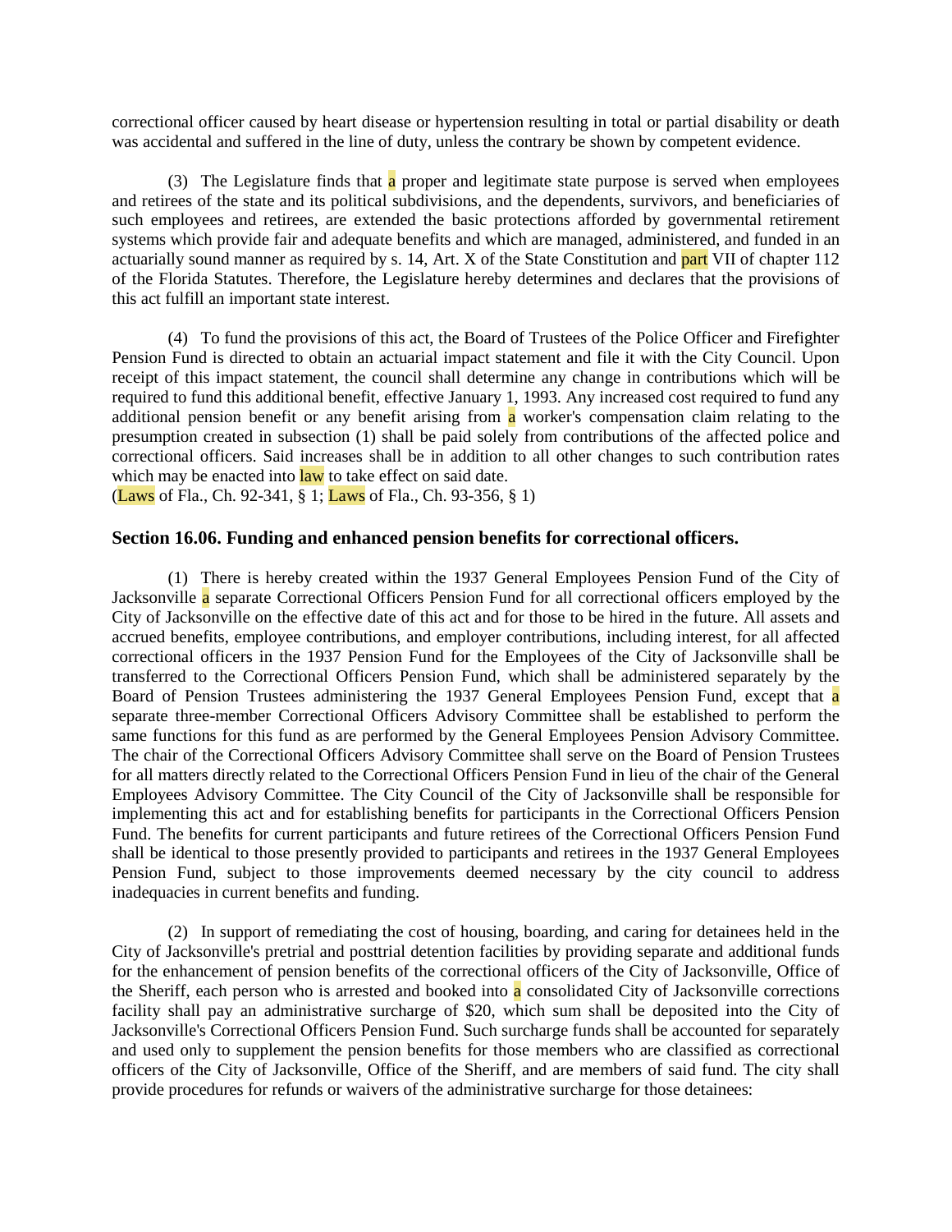correctional officer caused by heart disease or hypertension resulting in total or partial disability or death was accidental and suffered in the line of duty, unless the contrary be shown by competent evidence.

(3) The Legislature finds that a proper and legitimate state purpose is served when employees and retirees of the state and its political subdivisions, and the dependents, survivors, and beneficiaries of such employees and retirees, are extended the basic protections afforded by governmental retirement systems which provide fair and adequate benefits and which are managed, administered, and funded in an actuarially sound manner as required by s. 14, Art. X of the State Constitution and part VII of chapter 112 of the Florida Statutes. Therefore, the Legislature hereby determines and declares that the provisions of this act fulfill an important state interest.

(4) To fund the provisions of this act, the Board of Trustees of the Police Officer and Firefighter Pension Fund is directed to obtain an actuarial impact statement and file it with the City Council. Upon receipt of this impact statement, the council shall determine any change in contributions which will be required to fund this additional benefit, effective January 1, 1993. Any increased cost required to fund any additional pension benefit or any benefit arising from a worker's compensation claim relating to the presumption created in subsection (1) shall be paid solely from contributions of the affected police and correctional officers. Said increases shall be in addition to all other changes to such contribution rates which may be enacted into law to take effect on said date.
(Laws of Fla., Ch. 92-341, § 1; Laws of Fla., Ch. 93-356, § 1)

### Section 16.06. Funding and enhanced pension benefits for correctional officers.

(1) There is hereby created within the 1937 General Employees Pension Fund of the City of Jacksonville a separate Correctional Officers Pension Fund for all correctional officers employed by the City of Jacksonville on the effective date of this act and for those to be hired in the future. All assets and accrued benefits, employee contributions, and employer contributions, including interest, for all affected correctional officers in the 1937 Pension Fund for the Employees of the City of Jacksonville shall be transferred to the Correctional Officers Pension Fund, which shall be administered separately by the Board of Pension Trustees administering the 1937 General Employees Pension Fund, except that a separate three-member Correctional Officers Advisory Committee shall be established to perform the same functions for this fund as are performed by the General Employees Pension Advisory Committee. The chair of the Correctional Officers Advisory Committee shall serve on the Board of Pension Trustees for all matters directly related to the Correctional Officers Pension Fund in lieu of the chair of the General Employees Advisory Committee. The City Council of the City of Jacksonville shall be responsible for implementing this act and for establishing benefits for participants in the Correctional Officers Pension Fund. The benefits for current participants and future retirees of the Correctional Officers Pension Fund shall be identical to those presently provided to participants and retirees in the 1937 General Employees Pension Fund, subject to those improvements deemed necessary by the city council to address inadequacies in current benefits and funding.

(2) In support of remediating the cost of housing, boarding, and caring for detainees held in the City of Jacksonville's pretrial and posttrial detention facilities by providing separate and additional funds for the enhancement of pension benefits of the correctional officers of the City of Jacksonville, Office of the Sheriff, each person who is arrested and booked into a consolidated City of Jacksonville corrections facility shall pay an administrative surcharge of $20, which sum shall be deposited into the City of Jacksonville's Correctional Officers Pension Fund. Such surcharge funds shall be accounted for separately and used only to supplement the pension benefits for those members who are classified as correctional officers of the City of Jacksonville, Office of the Sheriff, and are members of said fund. The city shall provide procedures for refunds or waivers of the administrative surcharge for those detainees: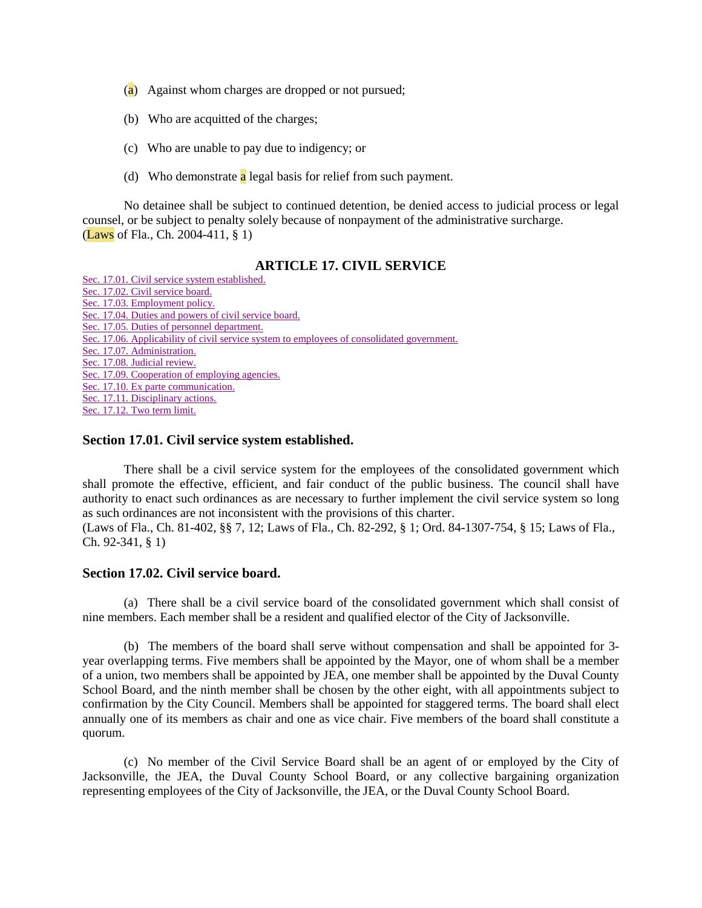(a) Against whom charges are dropped or not pursued;

(b) Who are acquitted of the charges;

(c) Who are unable to pay due to indigency; or

(d) Who demonstrate a legal basis for relief from such payment.

No detainee shall be subject to continued detention, be denied access to judicial process or legal counsel, or be subject to penalty solely because of nonpayment of the administrative surcharge.
(Laws of Fla., Ch. 2004-411, § 1)

## ARTICLE 17. CIVIL SERVICE

Sec. 17.01. Civil service system established.
Sec. 17.02. Civil service board.
Sec. 17.03. Employment policy.
Sec. 17.04. Duties and powers of civil service board.
Sec. 17.05. Duties of personnel department.
Sec. 17.06. Applicability of civil service system to employees of consolidated government.
Sec. 17.07. Administration.
Sec. 17.08. Judicial review.
Sec. 17.09. Cooperation of employing agencies.
Sec. 17.10. Ex parte communication.
Sec. 17.11. Disciplinary actions.
Sec. 17.12. Two term limit.

### Section 17.01. Civil service system established.

There shall be a civil service system for the employees of the consolidated government which shall promote the effective, efficient, and fair conduct of the public business. The council shall have authority to enact such ordinances as are necessary to further implement the civil service system so long as such ordinances are not inconsistent with the provisions of this charter.
(Laws of Fla., Ch. 81-402, §§ 7, 12; Laws of Fla., Ch. 82-292, § 1; Ord. 84-1307-754, § 15; Laws of Fla., Ch. 92-341, § 1)

### Section 17.02. Civil service board.

(a) There shall be a civil service board of the consolidated government which shall consist of nine members. Each member shall be a resident and qualified elector of the City of Jacksonville.

(b) The members of the board shall serve without compensation and shall be appointed for 3-year overlapping terms. Five members shall be appointed by the Mayor, one of whom shall be a member of a union, two members shall be appointed by JEA, one member shall be appointed by the Duval County School Board, and the ninth member shall be chosen by the other eight, with all appointments subject to confirmation by the City Council. Members shall be appointed for staggered terms. The board shall elect annually one of its members as chair and one as vice chair. Five members of the board shall constitute a quorum.

(c) No member of the Civil Service Board shall be an agent of or employed by the City of Jacksonville, the JEA, the Duval County School Board, or any collective bargaining organization representing employees of the City of Jacksonville, the JEA, or the Duval County School Board.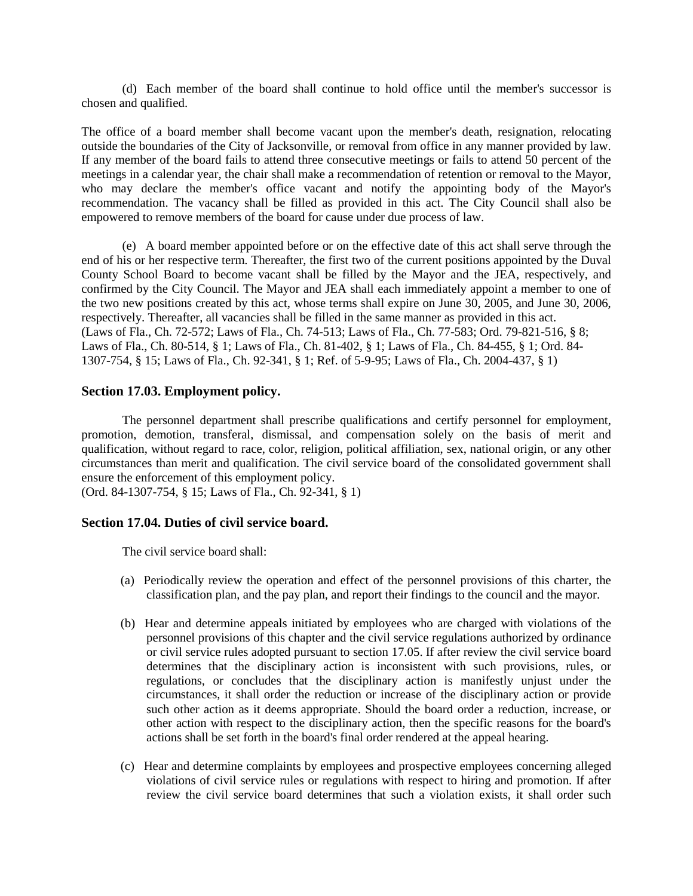(d) Each member of the board shall continue to hold office until the member's successor is chosen and qualified.

The office of a board member shall become vacant upon the member's death, resignation, relocating outside the boundaries of the City of Jacksonville, or removal from office in any manner provided by law. If any member of the board fails to attend three consecutive meetings or fails to attend 50 percent of the meetings in a calendar year, the chair shall make a recommendation of retention or removal to the Mayor, who may declare the member's office vacant and notify the appointing body of the Mayor's recommendation. The vacancy shall be filled as provided in this act. The City Council shall also be empowered to remove members of the board for cause under due process of law.

(e) A board member appointed before or on the effective date of this act shall serve through the end of his or her respective term. Thereafter, the first two of the current positions appointed by the Duval County School Board to become vacant shall be filled by the Mayor and the JEA, respectively, and confirmed by the City Council. The Mayor and JEA shall each immediately appoint a member to one of the two new positions created by this act, whose terms shall expire on June 30, 2005, and June 30, 2006, respectively. Thereafter, all vacancies shall be filled in the same manner as provided in this act.
(Laws of Fla., Ch. 72-572; Laws of Fla., Ch. 74-513; Laws of Fla., Ch. 77-583; Ord. 79-821-516, § 8; Laws of Fla., Ch. 80-514, § 1; Laws of Fla., Ch. 81-402, § 1; Laws of Fla., Ch. 84-455, § 1; Ord. 84-1307-754, § 15; Laws of Fla., Ch. 92-341, § 1; Ref. of 5-9-95; Laws of Fla., Ch. 2004-437, § 1)

### Section 17.03. Employment policy.

The personnel department shall prescribe qualifications and certify personnel for employment, promotion, demotion, transferal, dismissal, and compensation solely on the basis of merit and qualification, without regard to race, color, religion, political affiliation, sex, national origin, or any other circumstances than merit and qualification. The civil service board of the consolidated government shall ensure the enforcement of this employment policy.
(Ord. 84-1307-754, § 15; Laws of Fla., Ch. 92-341, § 1)

### Section 17.04. Duties of civil service board.

The civil service board shall:

(a) Periodically review the operation and effect of the personnel provisions of this charter, the classification plan, and the pay plan, and report their findings to the council and the mayor.

(b) Hear and determine appeals initiated by employees who are charged with violations of the personnel provisions of this chapter and the civil service regulations authorized by ordinance or civil service rules adopted pursuant to section 17.05. If after review the civil service board determines that the disciplinary action is inconsistent with such provisions, rules, or regulations, or concludes that the disciplinary action is manifestly unjust under the circumstances, it shall order the reduction or increase of the disciplinary action or provide such other action as it deems appropriate. Should the board order a reduction, increase, or other action with respect to the disciplinary action, then the specific reasons for the board's actions shall be set forth in the board's final order rendered at the appeal hearing.

(c) Hear and determine complaints by employees and prospective employees concerning alleged violations of civil service rules or regulations with respect to hiring and promotion. If after review the civil service board determines that such a violation exists, it shall order such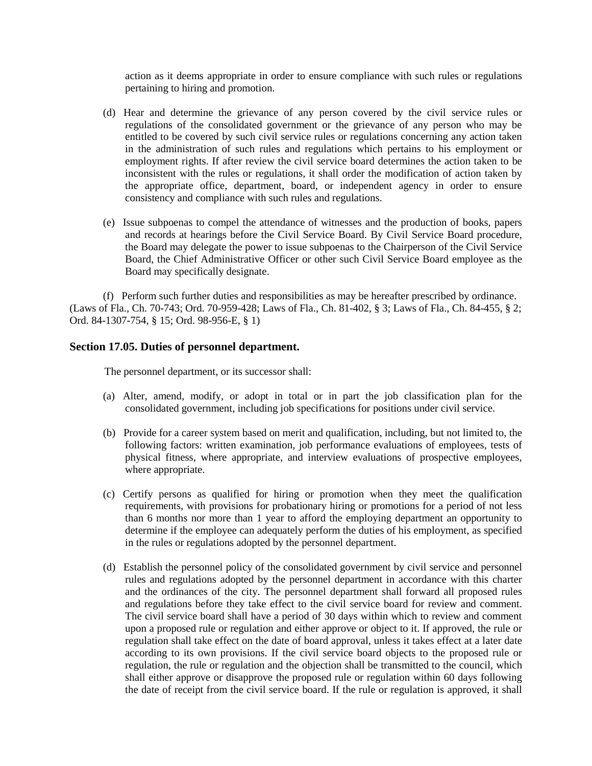action as it deems appropriate in order to ensure compliance with such rules or regulations pertaining to hiring and promotion.

(d) Hear and determine the grievance of any person covered by the civil service rules or regulations of the consolidated government or the grievance of any person who may be entitled to be covered by such civil service rules or regulations concerning any action taken in the administration of such rules and regulations which pertains to his employment or employment rights. If after review the civil service board determines the action taken to be inconsistent with the rules or regulations, it shall order the modification of action taken by the appropriate office, department, board, or independent agency in order to ensure consistency and compliance with such rules and regulations.

(e) Issue subpoenas to compel the attendance of witnesses and the production of books, papers and records at hearings before the Civil Service Board. By Civil Service Board procedure, the Board may delegate the power to issue subpoenas to the Chairperson of the Civil Service Board, the Chief Administrative Officer or other such Civil Service Board employee as the Board may specifically designate.

(f) Perform such further duties and responsibilities as may be hereafter prescribed by ordinance. (Laws of Fla., Ch. 70-743; Ord. 70-959-428; Laws of Fla., Ch. 81-402, § 3; Laws of Fla., Ch. 84-455, § 2; Ord. 84-1307-754, § 15; Ord. 98-956-E, § 1)

### Section 17.05. Duties of personnel department.

The personnel department, or its successor shall:

(a) Alter, amend, modify, or adopt in total or in part the job classification plan for the consolidated government, including job specifications for positions under civil service.

(b) Provide for a career system based on merit and qualification, including, but not limited to, the following factors: written examination, job performance evaluations of employees, tests of physical fitness, where appropriate, and interview evaluations of prospective employees, where appropriate.

(c) Certify persons as qualified for hiring or promotion when they meet the qualification requirements, with provisions for probationary hiring or promotions for a period of not less than 6 months nor more than 1 year to afford the employing department an opportunity to determine if the employee can adequately perform the duties of his employment, as specified in the rules or regulations adopted by the personnel department.

(d) Establish the personnel policy of the consolidated government by civil service and personnel rules and regulations adopted by the personnel department in accordance with this charter and the ordinances of the city. The personnel department shall forward all proposed rules and regulations before they take effect to the civil service board for review and comment. The civil service board shall have a period of 30 days within which to review and comment upon a proposed rule or regulation and either approve or object to it. If approved, the rule or regulation shall take effect on the date of board approval, unless it takes effect at a later date according to its own provisions. If the civil service board objects to the proposed rule or regulation, the rule or regulation and the objection shall be transmitted to the council, which shall either approve or disapprove the proposed rule or regulation within 60 days following the date of receipt from the civil service board. If the rule or regulation is approved, it shall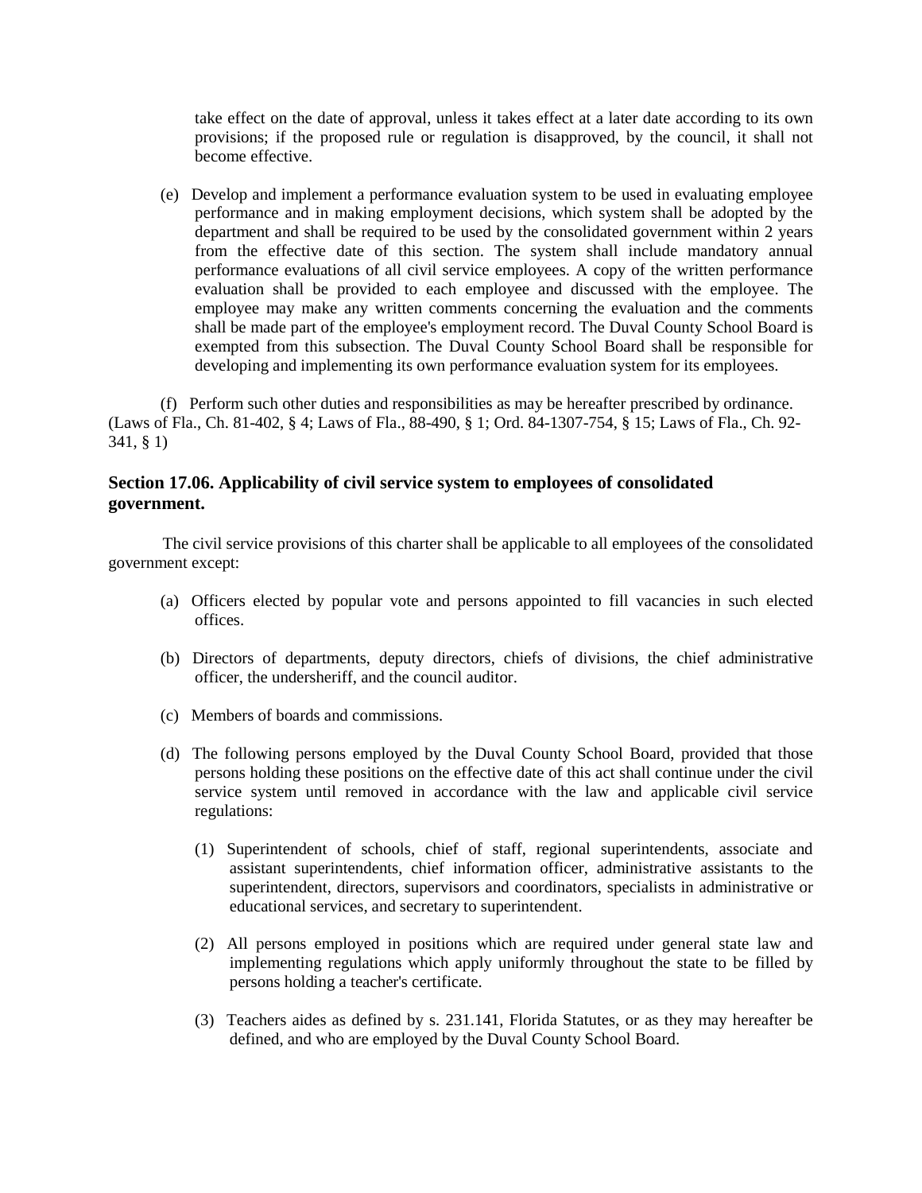take effect on the date of approval, unless it takes effect at a later date according to its own provisions; if the proposed rule or regulation is disapproved, by the council, it shall not become effective.

(e) Develop and implement a performance evaluation system to be used in evaluating employee performance and in making employment decisions, which system shall be adopted by the department and shall be required to be used by the consolidated government within 2 years from the effective date of this section. The system shall include mandatory annual performance evaluations of all civil service employees. A copy of the written performance evaluation shall be provided to each employee and discussed with the employee. The employee may make any written comments concerning the evaluation and the comments shall be made part of the employee's employment record. The Duval County School Board is exempted from this subsection. The Duval County School Board shall be responsible for developing and implementing its own performance evaluation system for its employees.

(f) Perform such other duties and responsibilities as may be hereafter prescribed by ordinance.
(Laws of Fla., Ch. 81-402, § 4; Laws of Fla., 88-490, § 1; Ord. 84-1307-754, § 15; Laws of Fla., Ch. 92-341, § 1)

### Section 17.06. Applicability of civil service system to employees of consolidated government.

The civil service provisions of this charter shall be applicable to all employees of the consolidated government except:

(a) Officers elected by popular vote and persons appointed to fill vacancies in such elected offices.

(b) Directors of departments, deputy directors, chiefs of divisions, the chief administrative officer, the undersheriff, and the council auditor.

(c) Members of boards and commissions.

(d) The following persons employed by the Duval County School Board, provided that those persons holding these positions on the effective date of this act shall continue under the civil service system until removed in accordance with the law and applicable civil service regulations:

(1) Superintendent of schools, chief of staff, regional superintendents, associate and assistant superintendents, chief information officer, administrative assistants to the superintendent, directors, supervisors and coordinators, specialists in administrative or educational services, and secretary to superintendent.

(2) All persons employed in positions which are required under general state law and implementing regulations which apply uniformly throughout the state to be filled by persons holding a teacher's certificate.

(3) Teachers aides as defined by s. 231.141, Florida Statutes, or as they may hereafter be defined, and who are employed by the Duval County School Board.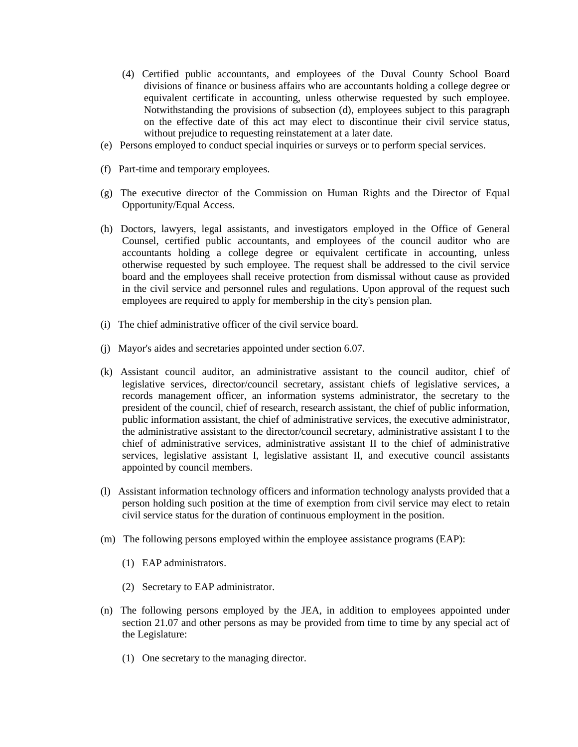(4) Certified public accountants, and employees of the Duval County School Board divisions of finance or business affairs who are accountants holding a college degree or equivalent certificate in accounting, unless otherwise requested by such employee. Notwithstanding the provisions of subsection (d), employees subject to this paragraph on the effective date of this act may elect to discontinue their civil service status, without prejudice to requesting reinstatement at a later date.

(e) Persons employed to conduct special inquiries or surveys or to perform special services.

(f) Part-time and temporary employees.

(g) The executive director of the Commission on Human Rights and the Director of Equal Opportunity/Equal Access.

(h) Doctors, lawyers, legal assistants, and investigators employed in the Office of General Counsel, certified public accountants, and employees of the council auditor who are accountants holding a college degree or equivalent certificate in accounting, unless otherwise requested by such employee. The request shall be addressed to the civil service board and the employees shall receive protection from dismissal without cause as provided in the civil service and personnel rules and regulations. Upon approval of the request such employees are required to apply for membership in the city's pension plan.

(i) The chief administrative officer of the civil service board.

(j) Mayor's aides and secretaries appointed under section 6.07.

(k) Assistant council auditor, an administrative assistant to the council auditor, chief of legislative services, director/council secretary, assistant chiefs of legislative services, a records management officer, an information systems administrator, the secretary to the president of the council, chief of research, research assistant, the chief of public information, public information assistant, the chief of administrative services, the executive administrator, the administrative assistant to the director/council secretary, administrative assistant I to the chief of administrative services, administrative assistant II to the chief of administrative services, legislative assistant I, legislative assistant II, and executive council assistants appointed by council members.

(l) Assistant information technology officers and information technology analysts provided that a person holding such position at the time of exemption from civil service may elect to retain civil service status for the duration of continuous employment in the position.

(m) The following persons employed within the employee assistance programs (EAP):

(1) EAP administrators.

(2) Secretary to EAP administrator.

(n) The following persons employed by the JEA, in addition to employees appointed under section 21.07 and other persons as may be provided from time to time by any special act of the Legislature:

(1) One secretary to the managing director.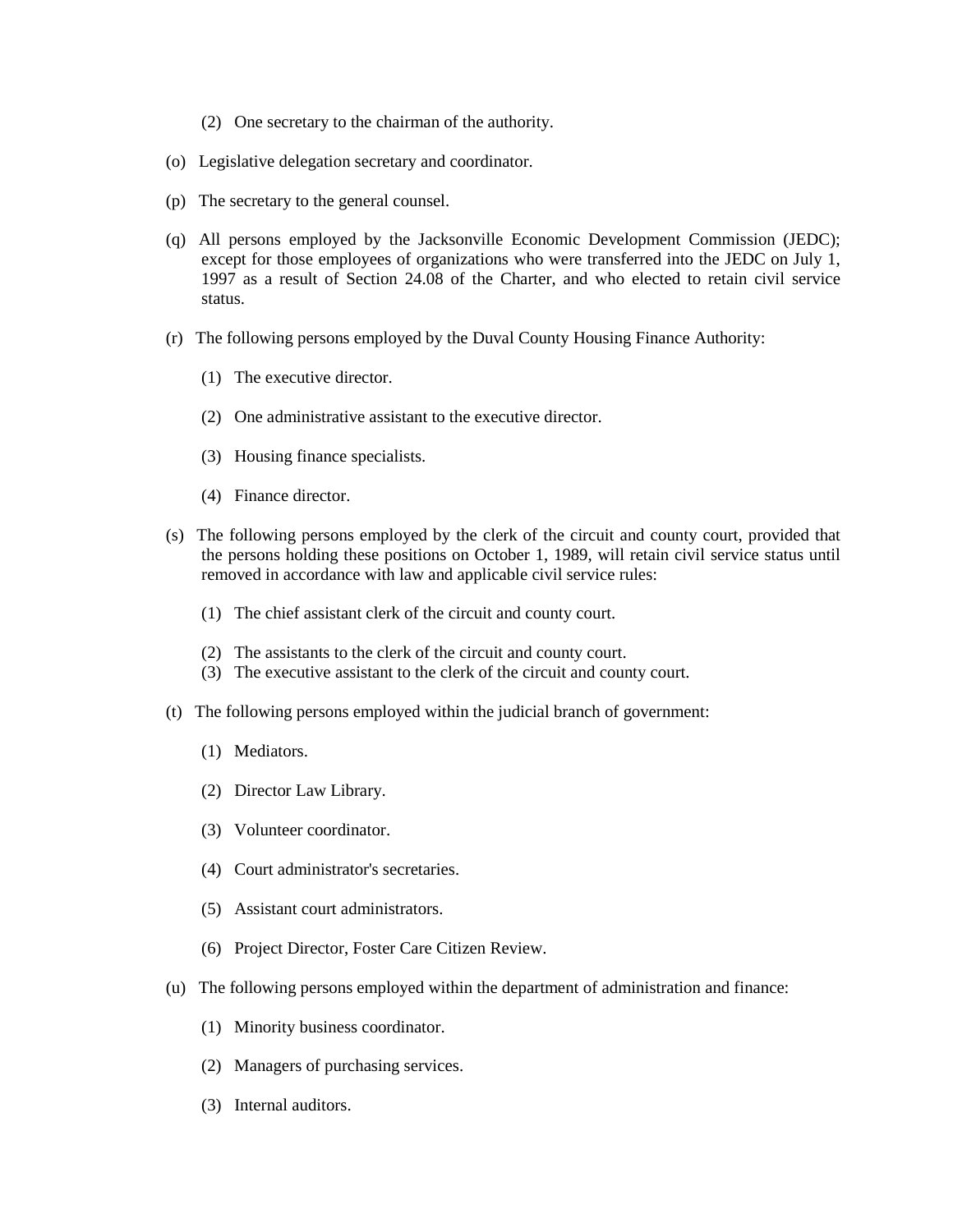(2) One secretary to the chairman of the authority.

(o) Legislative delegation secretary and coordinator.

(p) The secretary to the general counsel.

(q) All persons employed by the Jacksonville Economic Development Commission (JEDC); except for those employees of organizations who were transferred into the JEDC on July 1, 1997 as a result of Section 24.08 of the Charter, and who elected to retain civil service status.

(r) The following persons employed by the Duval County Housing Finance Authority:

(1) The executive director.

(2) One administrative assistant to the executive director.

(3) Housing finance specialists.

(4) Finance director.

(s) The following persons employed by the clerk of the circuit and county court, provided that the persons holding these positions on October 1, 1989, will retain civil service status until removed in accordance with law and applicable civil service rules:

(1) The chief assistant clerk of the circuit and county court.

(2) The assistants to the clerk of the circuit and county court.

(3) The executive assistant to the clerk of the circuit and county court.

(t) The following persons employed within the judicial branch of government:

(1) Mediators.

(2) Director Law Library.

(3) Volunteer coordinator.

(4) Court administrator's secretaries.

(5) Assistant court administrators.

(6) Project Director, Foster Care Citizen Review.

(u) The following persons employed within the department of administration and finance:

(1) Minority business coordinator.

(2) Managers of purchasing services.

(3) Internal auditors.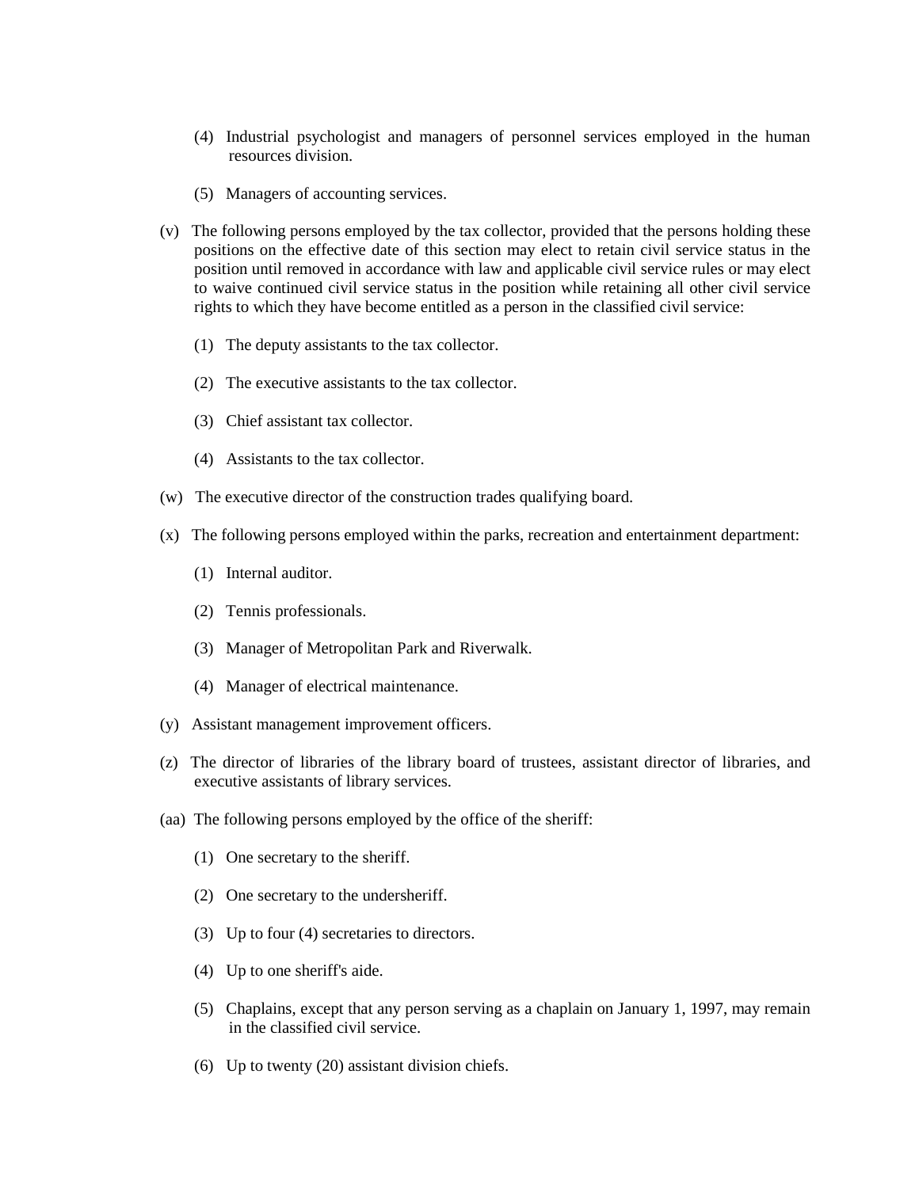(4) Industrial psychologist and managers of personnel services employed in the human resources division.

(5) Managers of accounting services.

(v) The following persons employed by the tax collector, provided that the persons holding these positions on the effective date of this section may elect to retain civil service status in the position until removed in accordance with law and applicable civil service rules or may elect to waive continued civil service status in the position while retaining all other civil service rights to which they have become entitled as a person in the classified civil service:

(1) The deputy assistants to the tax collector.

(2) The executive assistants to the tax collector.

(3) Chief assistant tax collector.

(4) Assistants to the tax collector.

(w) The executive director of the construction trades qualifying board.

(x) The following persons employed within the parks, recreation and entertainment department:

(1) Internal auditor.

(2) Tennis professionals.

(3) Manager of Metropolitan Park and Riverwalk.

(4) Manager of electrical maintenance.

(y) Assistant management improvement officers.

(z) The director of libraries of the library board of trustees, assistant director of libraries, and executive assistants of library services.

(aa) The following persons employed by the office of the sheriff:

(1) One secretary to the sheriff.

(2) One secretary to the undersheriff.

(3) Up to four (4) secretaries to directors.

(4) Up to one sheriff's aide.

(5) Chaplains, except that any person serving as a chaplain on January 1, 1997, may remain in the classified civil service.

(6) Up to twenty (20) assistant division chiefs.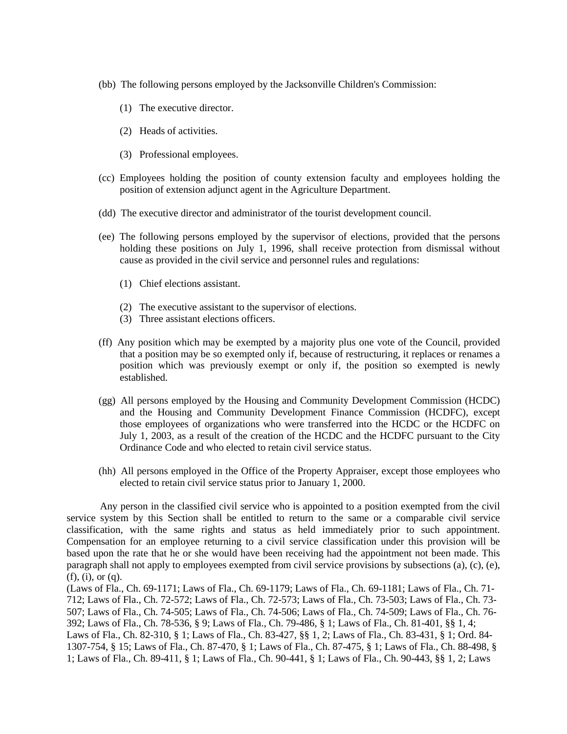(bb) The following persons employed by the Jacksonville Children's Commission:

(1) The executive director.

(2) Heads of activities.

(3) Professional employees.

(cc) Employees holding the position of county extension faculty and employees holding the position of extension adjunct agent in the Agriculture Department.

(dd) The executive director and administrator of the tourist development council.

(ee) The following persons employed by the supervisor of elections, provided that the persons holding these positions on July 1, 1996, shall receive protection from dismissal without cause as provided in the civil service and personnel rules and regulations:

(1) Chief elections assistant.

(2) The executive assistant to the supervisor of elections.

(3) Three assistant elections officers.

(ff) Any position which may be exempted by a majority plus one vote of the Council, provided that a position may be so exempted only if, because of restructuring, it replaces or renames a position which was previously exempt or only if, the position so exempted is newly established.

(gg) All persons employed by the Housing and Community Development Commission (HCDC) and the Housing and Community Development Finance Commission (HCDFC), except those employees of organizations who were transferred into the HCDC or the HCDFC on July 1, 2003, as a result of the creation of the HCDC and the HCDFC pursuant to the City Ordinance Code and who elected to retain civil service status.

(hh) All persons employed in the Office of the Property Appraiser, except those employees who elected to retain civil service status prior to January 1, 2000.

Any person in the classified civil service who is appointed to a position exempted from the civil service system by this Section shall be entitled to return to the same or a comparable civil service classification, with the same rights and status as held immediately prior to such appointment. Compensation for an employee returning to a civil service classification under this provision will be based upon the rate that he or she would have been receiving had the appointment not been made. This paragraph shall not apply to employees exempted from civil service provisions by subsections (a), (c), (e), (f), (i), or (q).

(Laws of Fla., Ch. 69-1171; Laws of Fla., Ch. 69-1179; Laws of Fla., Ch. 69-1181; Laws of Fla., Ch. 71-712; Laws of Fla., Ch. 72-572; Laws of Fla., Ch. 72-573; Laws of Fla., Ch. 73-503; Laws of Fla., Ch. 73-507; Laws of Fla., Ch. 74-505; Laws of Fla., Ch. 74-506; Laws of Fla., Ch. 74-509; Laws of Fla., Ch. 76-392; Laws of Fla., Ch. 78-536, § 9; Laws of Fla., Ch. 79-486, § 1; Laws of Fla., Ch. 81-401, §§ 1, 4; Laws of Fla., Ch. 82-310, § 1; Laws of Fla., Ch. 83-427, §§ 1, 2; Laws of Fla., Ch. 83-431, § 1; Ord. 84-1307-754, § 15; Laws of Fla., Ch. 87-470, § 1; Laws of Fla., Ch. 87-475, § 1; Laws of Fla., Ch. 88-498, § 1; Laws of Fla., Ch. 89-411, § 1; Laws of Fla., Ch. 90-441, § 1; Laws of Fla., Ch. 90-443, §§ 1, 2; Laws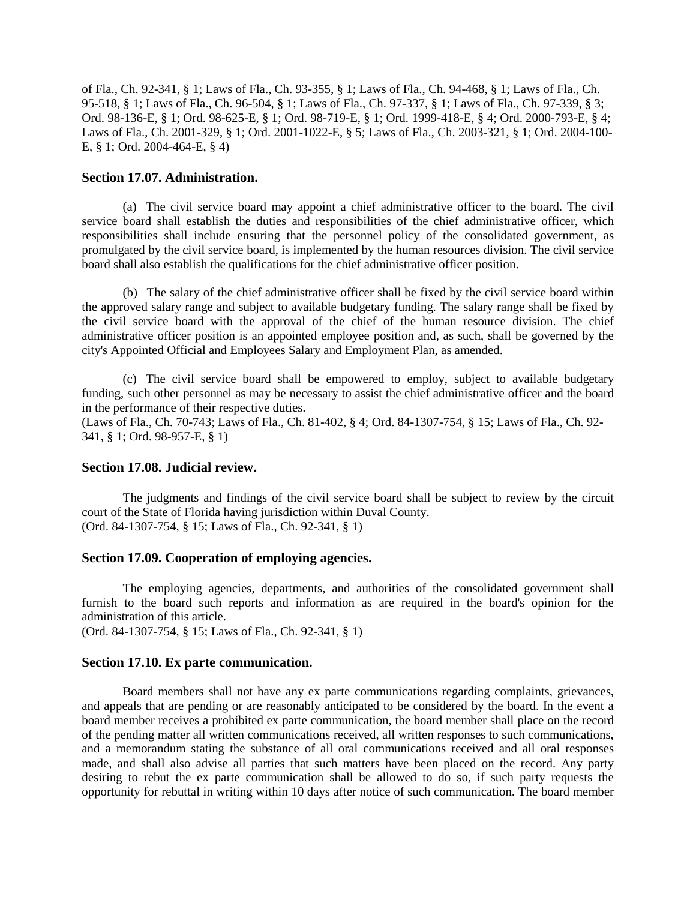of Fla., Ch. 92-341, § 1; Laws of Fla., Ch. 93-355, § 1; Laws of Fla., Ch. 94-468, § 1; Laws of Fla., Ch. 95-518, § 1; Laws of Fla., Ch. 96-504, § 1; Laws of Fla., Ch. 97-337, § 1; Laws of Fla., Ch. 97-339, § 3; Ord. 98-136-E, § 1; Ord. 98-625-E, § 1; Ord. 98-719-E, § 1; Ord. 1999-418-E, § 4; Ord. 2000-793-E, § 4; Laws of Fla., Ch. 2001-329, § 1; Ord. 2001-1022-E, § 5; Laws of Fla., Ch. 2003-321, § 1; Ord. 2004-100-E, § 1; Ord. 2004-464-E, § 4)

### Section 17.07. Administration.

(a) The civil service board may appoint a chief administrative officer to the board. The civil service board shall establish the duties and responsibilities of the chief administrative officer, which responsibilities shall include ensuring that the personnel policy of the consolidated government, as promulgated by the civil service board, is implemented by the human resources division. The civil service board shall also establish the qualifications for the chief administrative officer position.

(b) The salary of the chief administrative officer shall be fixed by the civil service board within the approved salary range and subject to available budgetary funding. The salary range shall be fixed by the civil service board with the approval of the chief of the human resource division. The chief administrative officer position is an appointed employee position and, as such, shall be governed by the city's Appointed Official and Employees Salary and Employment Plan, as amended.

(c) The civil service board shall be empowered to employ, subject to available budgetary funding, such other personnel as may be necessary to assist the chief administrative officer and the board in the performance of their respective duties.
(Laws of Fla., Ch. 70-743; Laws of Fla., Ch. 81-402, § 4; Ord. 84-1307-754, § 15; Laws of Fla., Ch. 92-341, § 1; Ord. 98-957-E, § 1)

### Section 17.08. Judicial review.

The judgments and findings of the civil service board shall be subject to review by the circuit court of the State of Florida having jurisdiction within Duval County.
(Ord. 84-1307-754, § 15; Laws of Fla., Ch. 92-341, § 1)

### Section 17.09. Cooperation of employing agencies.

The employing agencies, departments, and authorities of the consolidated government shall furnish to the board such reports and information as are required in the board's opinion for the administration of this article.
(Ord. 84-1307-754, § 15; Laws of Fla., Ch. 92-341, § 1)

### Section 17.10. Ex parte communication.

Board members shall not have any ex parte communications regarding complaints, grievances, and appeals that are pending or are reasonably anticipated to be considered by the board. In the event a board member receives a prohibited ex parte communication, the board member shall place on the record of the pending matter all written communications received, all written responses to such communications, and a memorandum stating the substance of all oral communications received and all oral responses made, and shall also advise all parties that such matters have been placed on the record. Any party desiring to rebut the ex parte communication shall be allowed to do so, if such party requests the opportunity for rebuttal in writing within 10 days after notice of such communication. The board member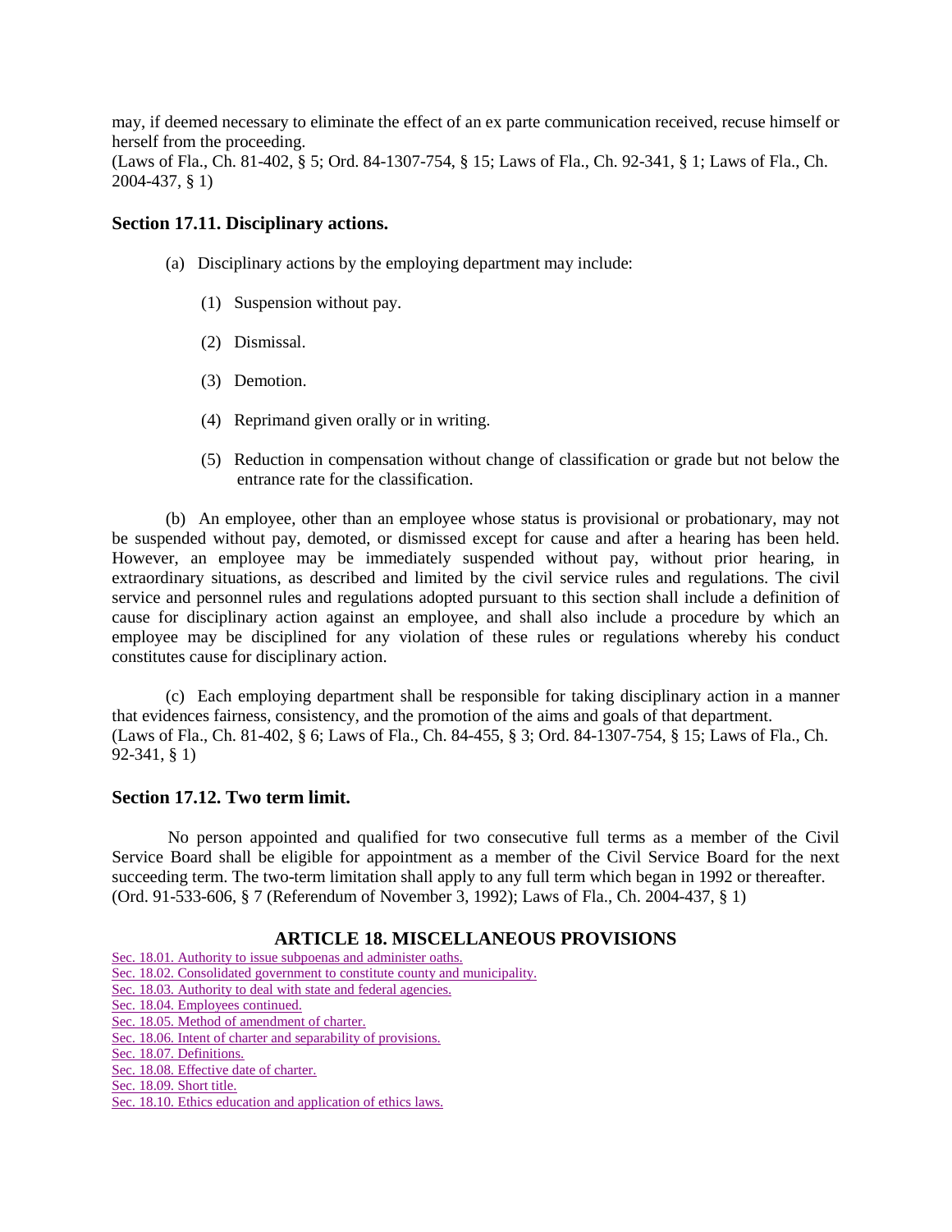may, if deemed necessary to eliminate the effect of an ex parte communication received, recuse himself or herself from the proceeding.
(Laws of Fla., Ch. 81-402, § 5; Ord. 84-1307-754, § 15; Laws of Fla., Ch. 92-341, § 1; Laws of Fla., Ch. 2004-437, § 1)

### Section 17.11. Disciplinary actions.

(a) Disciplinary actions by the employing department may include:

(1) Suspension without pay.

(2) Dismissal.

(3) Demotion.

(4) Reprimand given orally or in writing.

(5) Reduction in compensation without change of classification or grade but not below the entrance rate for the classification.

(b) An employee, other than an employee whose status is provisional or probationary, may not be suspended without pay, demoted, or dismissed except for cause and after a hearing has been held. However, an employee may be immediately suspended without pay, without prior hearing, in extraordinary situations, as described and limited by the civil service rules and regulations. The civil service and personnel rules and regulations adopted pursuant to this section shall include a definition of cause for disciplinary action against an employee, and shall also include a procedure by which an employee may be disciplined for any violation of these rules or regulations whereby his conduct constitutes cause for disciplinary action.

(c) Each employing department shall be responsible for taking disciplinary action in a manner that evidences fairness, consistency, and the promotion of the aims and goals of that department.
(Laws of Fla., Ch. 81-402, § 6; Laws of Fla., Ch. 84-455, § 3; Ord. 84-1307-754, § 15; Laws of Fla., Ch. 92-341, § 1)

### Section 17.12. Two term limit.

No person appointed and qualified for two consecutive full terms as a member of the Civil Service Board shall be eligible for appointment as a member of the Civil Service Board for the next succeeding term. The two-term limitation shall apply to any full term which began in 1992 or thereafter.
(Ord. 91-533-606, § 7 (Referendum of November 3, 1992); Laws of Fla., Ch. 2004-437, § 1)

## ARTICLE 18. MISCELLANEOUS PROVISIONS

Sec. 18.01. Authority to issue subpoenas and administer oaths.
Sec. 18.02. Consolidated government to constitute county and municipality.
Sec. 18.03. Authority to deal with state and federal agencies.
Sec. 18.04. Employees continued.
Sec. 18.05. Method of amendment of charter.
Sec. 18.06. Intent of charter and separability of provisions.
Sec. 18.07. Definitions.
Sec. 18.08. Effective date of charter.
Sec. 18.09. Short title.
Sec. 18.10. Ethics education and application of ethics laws.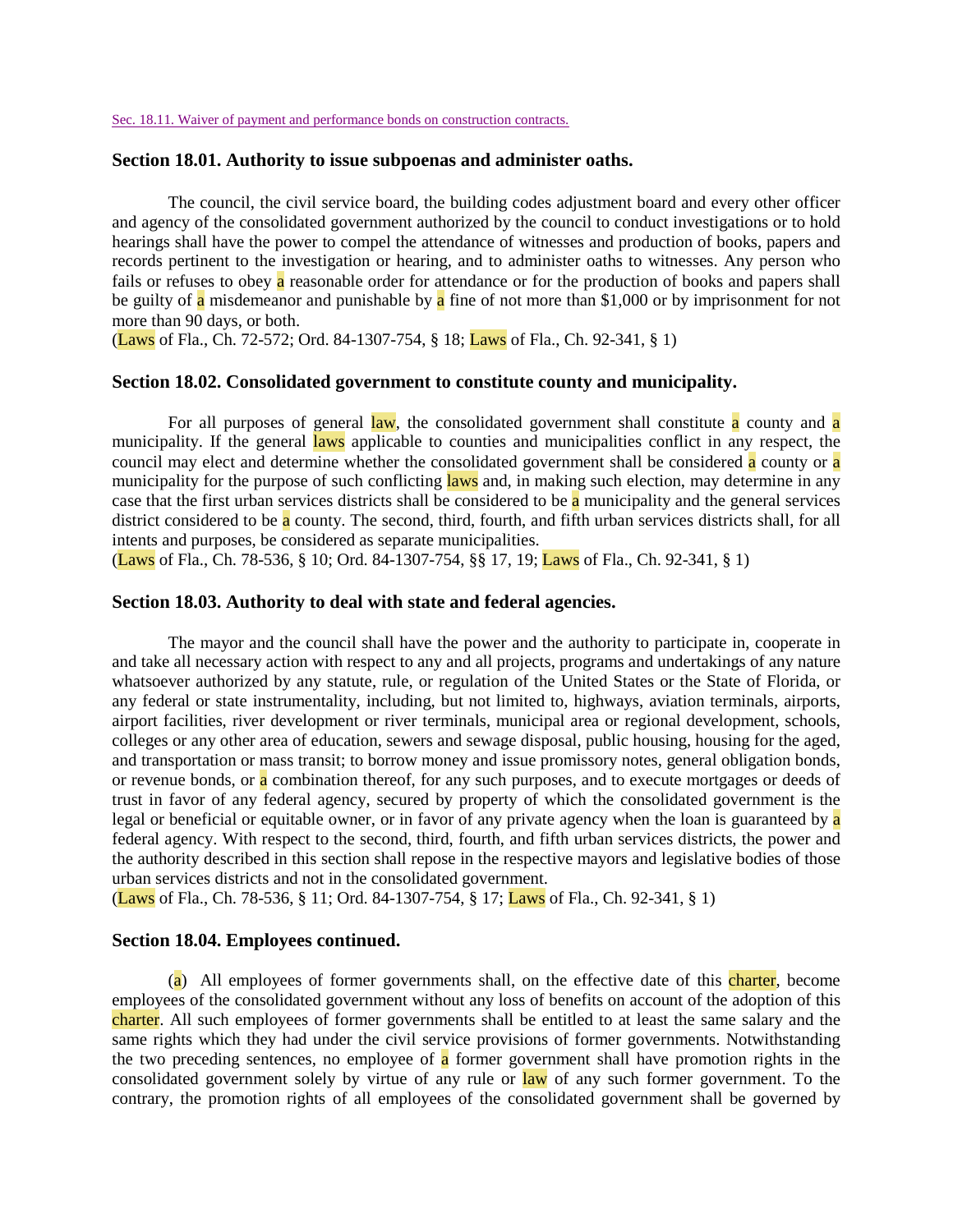Sec. 18.11. Waiver of payment and performance bonds on construction contracts.

### Section 18.01. Authority to issue subpoenas and administer oaths.

The council, the civil service board, the building codes adjustment board and every other officer and agency of the consolidated government authorized by the council to conduct investigations or to hold hearings shall have the power to compel the attendance of witnesses and production of books, papers and records pertinent to the investigation or hearing, and to administer oaths to witnesses. Any person who fails or refuses to obey a reasonable order for attendance or for the production of books and papers shall be guilty of a misdemeanor and punishable by a fine of not more than $1,000 or by imprisonment for not more than 90 days, or both.
(Laws of Fla., Ch. 72-572; Ord. 84-1307-754, § 18; Laws of Fla., Ch. 92-341, § 1)

### Section 18.02. Consolidated government to constitute county and municipality.

For all purposes of general law, the consolidated government shall constitute a county and a municipality. If the general laws applicable to counties and municipalities conflict in any respect, the council may elect and determine whether the consolidated government shall be considered a county or a municipality for the purpose of such conflicting laws and, in making such election, may determine in any case that the first urban services districts shall be considered to be a municipality and the general services district considered to be a county. The second, third, fourth, and fifth urban services districts shall, for all intents and purposes, be considered as separate municipalities.
(Laws of Fla., Ch. 78-536, § 10; Ord. 84-1307-754, §§ 17, 19; Laws of Fla., Ch. 92-341, § 1)

### Section 18.03. Authority to deal with state and federal agencies.

The mayor and the council shall have the power and the authority to participate in, cooperate in and take all necessary action with respect to any and all projects, programs and undertakings of any nature whatsoever authorized by any statute, rule, or regulation of the United States or the State of Florida, or any federal or state instrumentality, including, but not limited to, highways, aviation terminals, airports, airport facilities, river development or river terminals, municipal area or regional development, schools, colleges or any other area of education, sewers and sewage disposal, public housing, housing for the aged, and transportation or mass transit; to borrow money and issue promissory notes, general obligation bonds, or revenue bonds, or a combination thereof, for any such purposes, and to execute mortgages or deeds of trust in favor of any federal agency, secured by property of which the consolidated government is the legal or beneficial or equitable owner, or in favor of any private agency when the loan is guaranteed by a federal agency. With respect to the second, third, fourth, and fifth urban services districts, the power and the authority described in this section shall repose in the respective mayors and legislative bodies of those urban services districts and not in the consolidated government.
(Laws of Fla., Ch. 78-536, § 11; Ord. 84-1307-754, § 17; Laws of Fla., Ch. 92-341, § 1)

### Section 18.04. Employees continued.

(a) All employees of former governments shall, on the effective date of this charter, become employees of the consolidated government without any loss of benefits on account of the adoption of this charter. All such employees of former governments shall be entitled to at least the same salary and the same rights which they had under the civil service provisions of former governments. Notwithstanding the two preceding sentences, no employee of a former government shall have promotion rights in the consolidated government solely by virtue of any rule or law of any such former government. To the contrary, the promotion rights of all employees of the consolidated government shall be governed by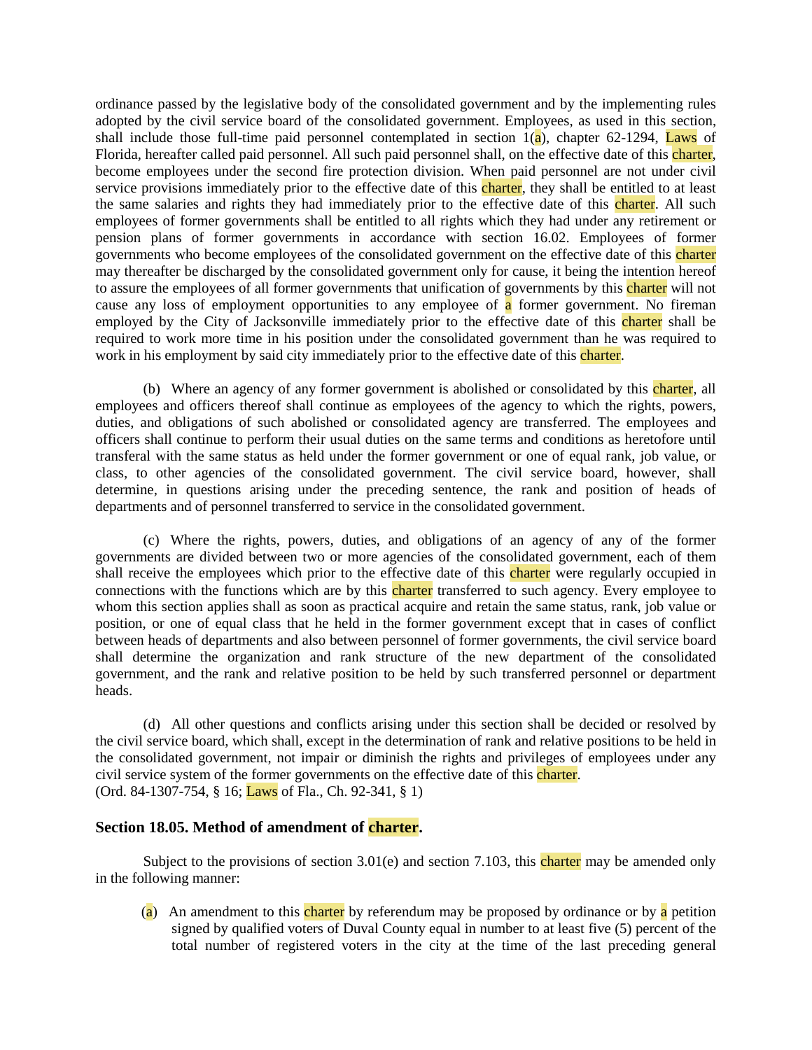ordinance passed by the legislative body of the consolidated government and by the implementing rules adopted by the civil service board of the consolidated government. Employees, as used in this section, shall include those full-time paid personnel contemplated in section 1(a), chapter 62-1294, Laws of Florida, hereafter called paid personnel. All such paid personnel shall, on the effective date of this charter, become employees under the second fire protection division. When paid personnel are not under civil service provisions immediately prior to the effective date of this charter, they shall be entitled to at least the same salaries and rights they had immediately prior to the effective date of this charter. All such employees of former governments shall be entitled to all rights which they had under any retirement or pension plans of former governments in accordance with section 16.02. Employees of former governments who become employees of the consolidated government on the effective date of this charter may thereafter be discharged by the consolidated government only for cause, it being the intention hereof to assure the employees of all former governments that unification of governments by this charter will not cause any loss of employment opportunities to any employee of a former government. No fireman employed by the City of Jacksonville immediately prior to the effective date of this charter shall be required to work more time in his position under the consolidated government than he was required to work in his employment by said city immediately prior to the effective date of this charter.

(b) Where an agency of any former government is abolished or consolidated by this charter, all employees and officers thereof shall continue as employees of the agency to which the rights, powers, duties, and obligations of such abolished or consolidated agency are transferred. The employees and officers shall continue to perform their usual duties on the same terms and conditions as heretofore until transferal with the same status as held under the former government or one of equal rank, job value, or class, to other agencies of the consolidated government. The civil service board, however, shall determine, in questions arising under the preceding sentence, the rank and position of heads of departments and of personnel transferred to service in the consolidated government.

(c) Where the rights, powers, duties, and obligations of an agency of any of the former governments are divided between two or more agencies of the consolidated government, each of them shall receive the employees which prior to the effective date of this charter were regularly occupied in connections with the functions which are by this charter transferred to such agency. Every employee to whom this section applies shall as soon as practical acquire and retain the same status, rank, job value or position, or one of equal class that he held in the former government except that in cases of conflict between heads of departments and also between personnel of former governments, the civil service board shall determine the organization and rank structure of the new department of the consolidated government, and the rank and relative position to be held by such transferred personnel or department heads.

(d) All other questions and conflicts arising under this section shall be decided or resolved by the civil service board, which shall, except in the determination of rank and relative positions to be held in the consolidated government, not impair or diminish the rights and privileges of employees under any civil service system of the former governments on the effective date of this charter.
(Ord. 84-1307-754, § 16; Laws of Fla., Ch. 92-341, § 1)

### Section 18.05. Method of amendment of charter.

Subject to the provisions of section 3.01(e) and section 7.103, this charter may be amended only in the following manner:

(a) An amendment to this charter by referendum may be proposed by ordinance or by a petition signed by qualified voters of Duval County equal in number to at least five (5) percent of the total number of registered voters in the city at the time of the last preceding general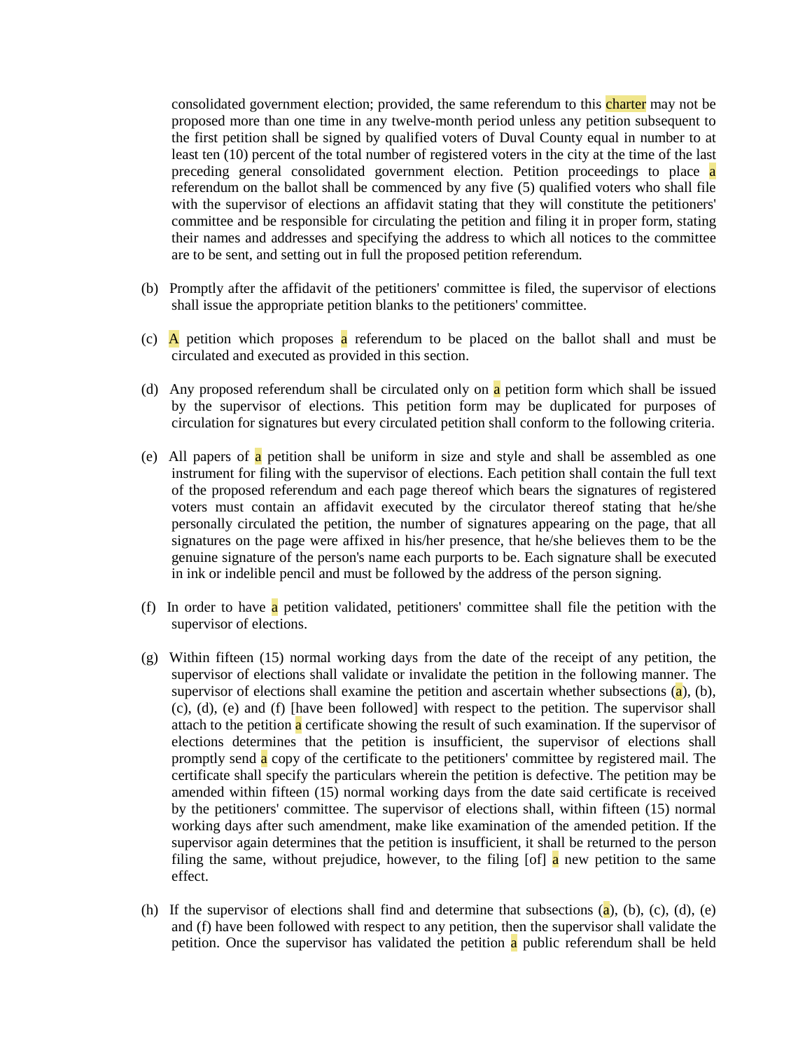consolidated government election; provided, the same referendum to this charter may not be proposed more than one time in any twelve-month period unless any petition subsequent to the first petition shall be signed by qualified voters of Duval County equal in number to at least ten (10) percent of the total number of registered voters in the city at the time of the last preceding general consolidated government election. Petition proceedings to place a referendum on the ballot shall be commenced by any five (5) qualified voters who shall file with the supervisor of elections an affidavit stating that they will constitute the petitioners' committee and be responsible for circulating the petition and filing it in proper form, stating their names and addresses and specifying the address to which all notices to the committee are to be sent, and setting out in full the proposed petition referendum.

(b) Promptly after the affidavit of the petitioners' committee is filed, the supervisor of elections shall issue the appropriate petition blanks to the petitioners' committee.

(c) A petition which proposes a referendum to be placed on the ballot shall and must be circulated and executed as provided in this section.

(d) Any proposed referendum shall be circulated only on a petition form which shall be issued by the supervisor of elections. This petition form may be duplicated for purposes of circulation for signatures but every circulated petition shall conform to the following criteria.

(e) All papers of a petition shall be uniform in size and style and shall be assembled as one instrument for filing with the supervisor of elections. Each petition shall contain the full text of the proposed referendum and each page thereof which bears the signatures of registered voters must contain an affidavit executed by the circulator thereof stating that he/she personally circulated the petition, the number of signatures appearing on the page, that all signatures on the page were affixed in his/her presence, that he/she believes them to be the genuine signature of the person's name each purports to be. Each signature shall be executed in ink or indelible pencil and must be followed by the address of the person signing.

(f) In order to have a petition validated, petitioners' committee shall file the petition with the supervisor of elections.

(g) Within fifteen (15) normal working days from the date of the receipt of any petition, the supervisor of elections shall validate or invalidate the petition in the following manner. The supervisor of elections shall examine the petition and ascertain whether subsections (a), (b), (c), (d), (e) and (f) [have been followed] with respect to the petition. The supervisor shall attach to the petition a certificate showing the result of such examination. If the supervisor of elections determines that the petition is insufficient, the supervisor of elections shall promptly send a copy of the certificate to the petitioners' committee by registered mail. The certificate shall specify the particulars wherein the petition is defective. The petition may be amended within fifteen (15) normal working days from the date said certificate is received by the petitioners' committee. The supervisor of elections shall, within fifteen (15) normal working days after such amendment, make like examination of the amended petition. If the supervisor again determines that the petition is insufficient, it shall be returned to the person filing the same, without prejudice, however, to the filing [of] a new petition to the same effect.

(h) If the supervisor of elections shall find and determine that subsections (a), (b), (c), (d), (e) and (f) have been followed with respect to any petition, then the supervisor shall validate the petition. Once the supervisor has validated the petition a public referendum shall be held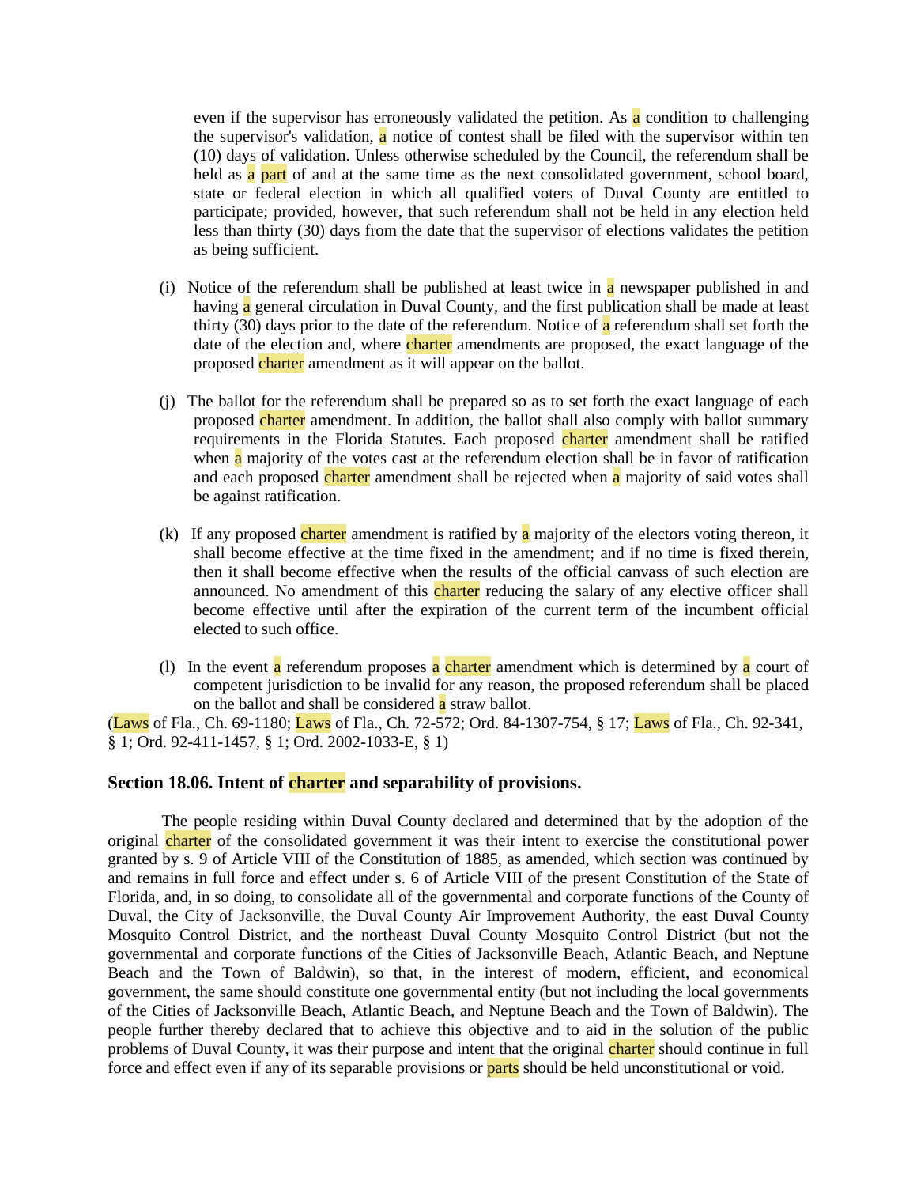even if the supervisor has erroneously validated the petition. As a condition to challenging the supervisor's validation, a notice of contest shall be filed with the supervisor within ten (10) days of validation. Unless otherwise scheduled by the Council, the referendum shall be held as a part of and at the same time as the next consolidated government, school board, state or federal election in which all qualified voters of Duval County are entitled to participate; provided, however, that such referendum shall not be held in any election held less than thirty (30) days from the date that the supervisor of elections validates the petition as being sufficient.

(i) Notice of the referendum shall be published at least twice in a newspaper published in and having a general circulation in Duval County, and the first publication shall be made at least thirty (30) days prior to the date of the referendum. Notice of a referendum shall set forth the date of the election and, where charter amendments are proposed, the exact language of the proposed charter amendment as it will appear on the ballot.

(j) The ballot for the referendum shall be prepared so as to set forth the exact language of each proposed charter amendment. In addition, the ballot shall also comply with ballot summary requirements in the Florida Statutes. Each proposed charter amendment shall be ratified when a majority of the votes cast at the referendum election shall be in favor of ratification and each proposed charter amendment shall be rejected when a majority of said votes shall be against ratification.

(k) If any proposed charter amendment is ratified by a majority of the electors voting thereon, it shall become effective at the time fixed in the amendment; and if no time is fixed therein, then it shall become effective when the results of the official canvass of such election are announced. No amendment of this charter reducing the salary of any elective officer shall become effective until after the expiration of the current term of the incumbent official elected to such office.

(l) In the event a referendum proposes a charter amendment which is determined by a court of competent jurisdiction to be invalid for any reason, the proposed referendum shall be placed on the ballot and shall be considered a straw ballot.

(Laws of Fla., Ch. 69-1180; Laws of Fla., Ch. 72-572; Ord. 84-1307-754, § 17; Laws of Fla., Ch. 92-341, § 1; Ord. 92-411-1457, § 1; Ord. 2002-1033-E, § 1)

### Section 18.06. Intent of charter and separability of provisions.

The people residing within Duval County declared and determined that by the adoption of the original charter of the consolidated government it was their intent to exercise the constitutional power granted by s. 9 of Article VIII of the Constitution of 1885, as amended, which section was continued by and remains in full force and effect under s. 6 of Article VIII of the present Constitution of the State of Florida, and, in so doing, to consolidate all of the governmental and corporate functions of the County of Duval, the City of Jacksonville, the Duval County Air Improvement Authority, the east Duval County Mosquito Control District, and the northeast Duval County Mosquito Control District (but not the governmental and corporate functions of the Cities of Jacksonville Beach, Atlantic Beach, and Neptune Beach and the Town of Baldwin), so that, in the interest of modern, efficient, and economical government, the same should constitute one governmental entity (but not including the local governments of the Cities of Jacksonville Beach, Atlantic Beach, and Neptune Beach and the Town of Baldwin). The people further thereby declared that to achieve this objective and to aid in the solution of the public problems of Duval County, it was their purpose and intent that the original charter should continue in full force and effect even if any of its separable provisions or parts should be held unconstitutional or void.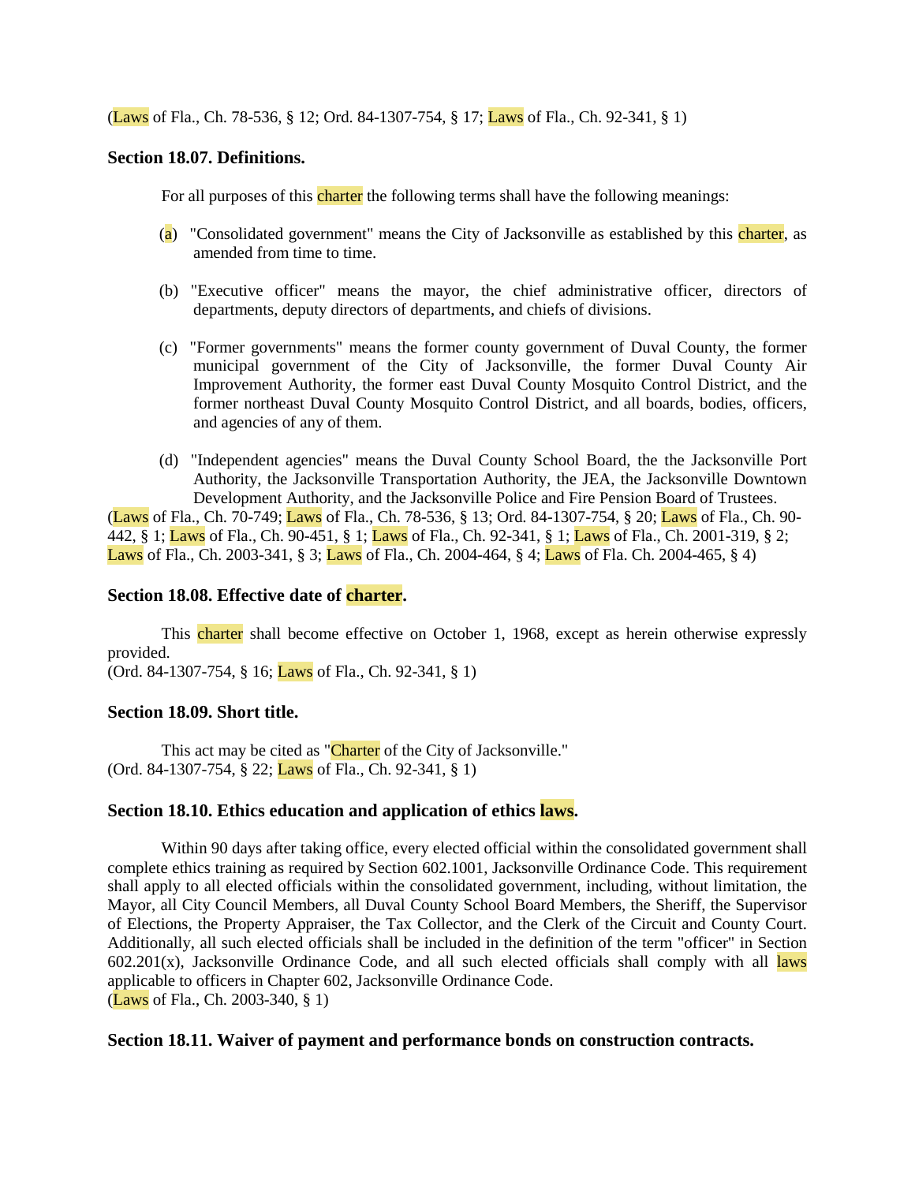(Laws of Fla., Ch. 78-536, § 12; Ord. 84-1307-754, § 17; Laws of Fla., Ch. 92-341, § 1)

### Section 18.07. Definitions.

For all purposes of this charter the following terms shall have the following meanings:

(a) "Consolidated government" means the City of Jacksonville as established by this charter, as amended from time to time.

(b) "Executive officer" means the mayor, the chief administrative officer, directors of departments, deputy directors of departments, and chiefs of divisions.

(c) "Former governments" means the former county government of Duval County, the former municipal government of the City of Jacksonville, the former Duval County Air Improvement Authority, the former east Duval County Mosquito Control District, and the former northeast Duval County Mosquito Control District, and all boards, bodies, officers, and agencies of any of them.

(d) "Independent agencies" means the Duval County School Board, the the Jacksonville Port Authority, the Jacksonville Transportation Authority, the JEA, the Jacksonville Downtown Development Authority, and the Jacksonville Police and Fire Pension Board of Trustees.

(Laws of Fla., Ch. 70-749; Laws of Fla., Ch. 78-536, § 13; Ord. 84-1307-754, § 20; Laws of Fla., Ch. 90-442, § 1; Laws of Fla., Ch. 90-451, § 1; Laws of Fla., Ch. 92-341, § 1; Laws of Fla., Ch. 2001-319, § 2; Laws of Fla., Ch. 2003-341, § 3; Laws of Fla., Ch. 2004-464, § 4; Laws of Fla. Ch. 2004-465, § 4)

### Section 18.08. Effective date of charter.

This charter shall become effective on October 1, 1968, except as herein otherwise expressly provided.
(Ord. 84-1307-754, § 16; Laws of Fla., Ch. 92-341, § 1)

### Section 18.09. Short title.

This act may be cited as "Charter of the City of Jacksonville."
(Ord. 84-1307-754, § 22; Laws of Fla., Ch. 92-341, § 1)

### Section 18.10. Ethics education and application of ethics laws.

Within 90 days after taking office, every elected official within the consolidated government shall complete ethics training as required by Section 602.1001, Jacksonville Ordinance Code. This requirement shall apply to all elected officials within the consolidated government, including, without limitation, the Mayor, all City Council Members, all Duval County School Board Members, the Sheriff, the Supervisor of Elections, the Property Appraiser, the Tax Collector, and the Clerk of the Circuit and County Court. Additionally, all such elected officials shall be included in the definition of the term "officer" in Section 602.201(x), Jacksonville Ordinance Code, and all such elected officials shall comply with all laws applicable to officers in Chapter 602, Jacksonville Ordinance Code.
(Laws of Fla., Ch. 2003-340, § 1)

### Section 18.11. Waiver of payment and performance bonds on construction contracts.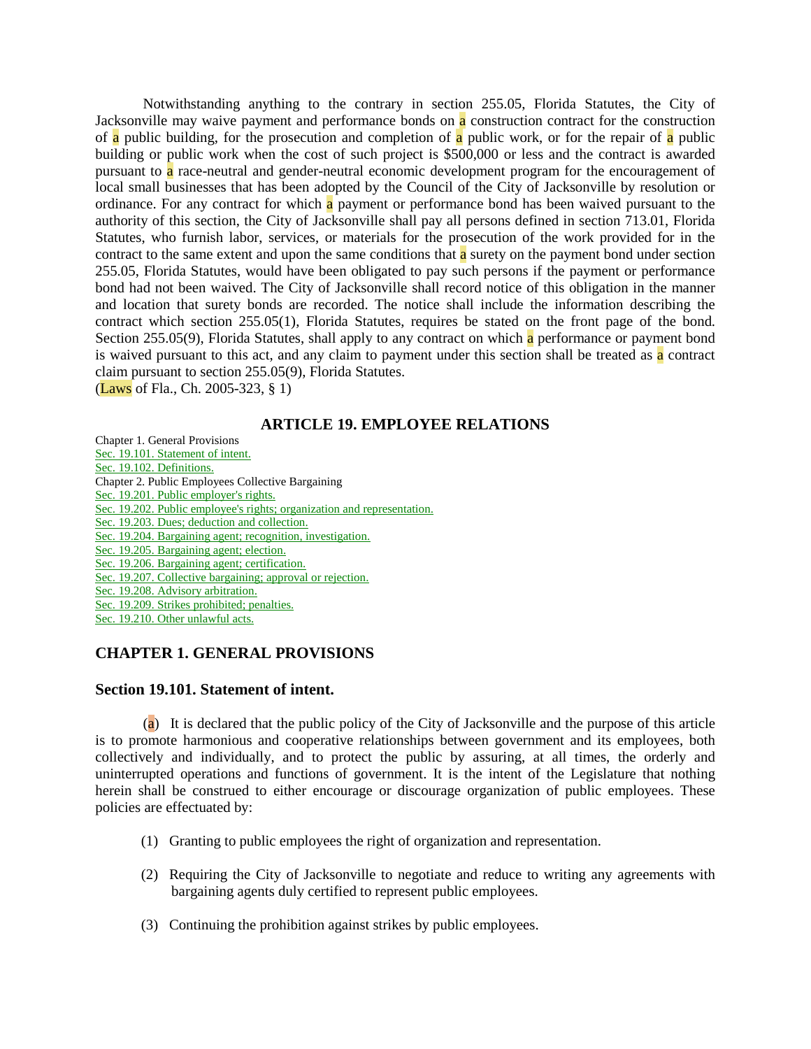Notwithstanding anything to the contrary in section 255.05, Florida Statutes, the City of Jacksonville may waive payment and performance bonds on a construction contract for the construction of a public building, for the prosecution and completion of a public work, or for the repair of a public building or public work when the cost of such project is $500,000 or less and the contract is awarded pursuant to a race-neutral and gender-neutral economic development program for the encouragement of local small businesses that has been adopted by the Council of the City of Jacksonville by resolution or ordinance. For any contract for which a payment or performance bond has been waived pursuant to the authority of this section, the City of Jacksonville shall pay all persons defined in section 713.01, Florida Statutes, who furnish labor, services, or materials for the prosecution of the work provided for in the contract to the same extent and upon the same conditions that a surety on the payment bond under section 255.05, Florida Statutes, would have been obligated to pay such persons if the payment or performance bond had not been waived. The City of Jacksonville shall record notice of this obligation in the manner and location that surety bonds are recorded. The notice shall include the information describing the contract which section 255.05(1), Florida Statutes, requires be stated on the front page of the bond. Section 255.05(9), Florida Statutes, shall apply to any contract on which a performance or payment bond is waived pursuant to this act, and any claim to payment under this section shall be treated as a contract claim pursuant to section 255.05(9), Florida Statutes.
(Laws of Fla., Ch. 2005-323, § 1)

## ARTICLE 19. EMPLOYEE RELATIONS

Chapter 1. General Provisions
Sec. 19.101. Statement of intent.
Sec. 19.102. Definitions.
Chapter 2. Public Employees Collective Bargaining
Sec. 19.201. Public employer's rights.
Sec. 19.202. Public employee's rights; organization and representation.
Sec. 19.203. Dues; deduction and collection.
Sec. 19.204. Bargaining agent; recognition, investigation.
Sec. 19.205. Bargaining agent; election.
Sec. 19.206. Bargaining agent; certification.
Sec. 19.207. Collective bargaining; approval or rejection.
Sec. 19.208. Advisory arbitration.
Sec. 19.209. Strikes prohibited; penalties.
Sec. 19.210. Other unlawful acts.

### CHAPTER 1. GENERAL PROVISIONS

### Section 19.101. Statement of intent.

(a) It is declared that the public policy of the City of Jacksonville and the purpose of this article is to promote harmonious and cooperative relationships between government and its employees, both collectively and individually, and to protect the public by assuring, at all times, the orderly and uninterrupted operations and functions of government. It is the intent of the Legislature that nothing herein shall be construed to either encourage or discourage organization of public employees. These policies are effectuated by:

(1) Granting to public employees the right of organization and representation.

(2) Requiring the City of Jacksonville to negotiate and reduce to writing any agreements with bargaining agents duly certified to represent public employees.

(3) Continuing the prohibition against strikes by public employees.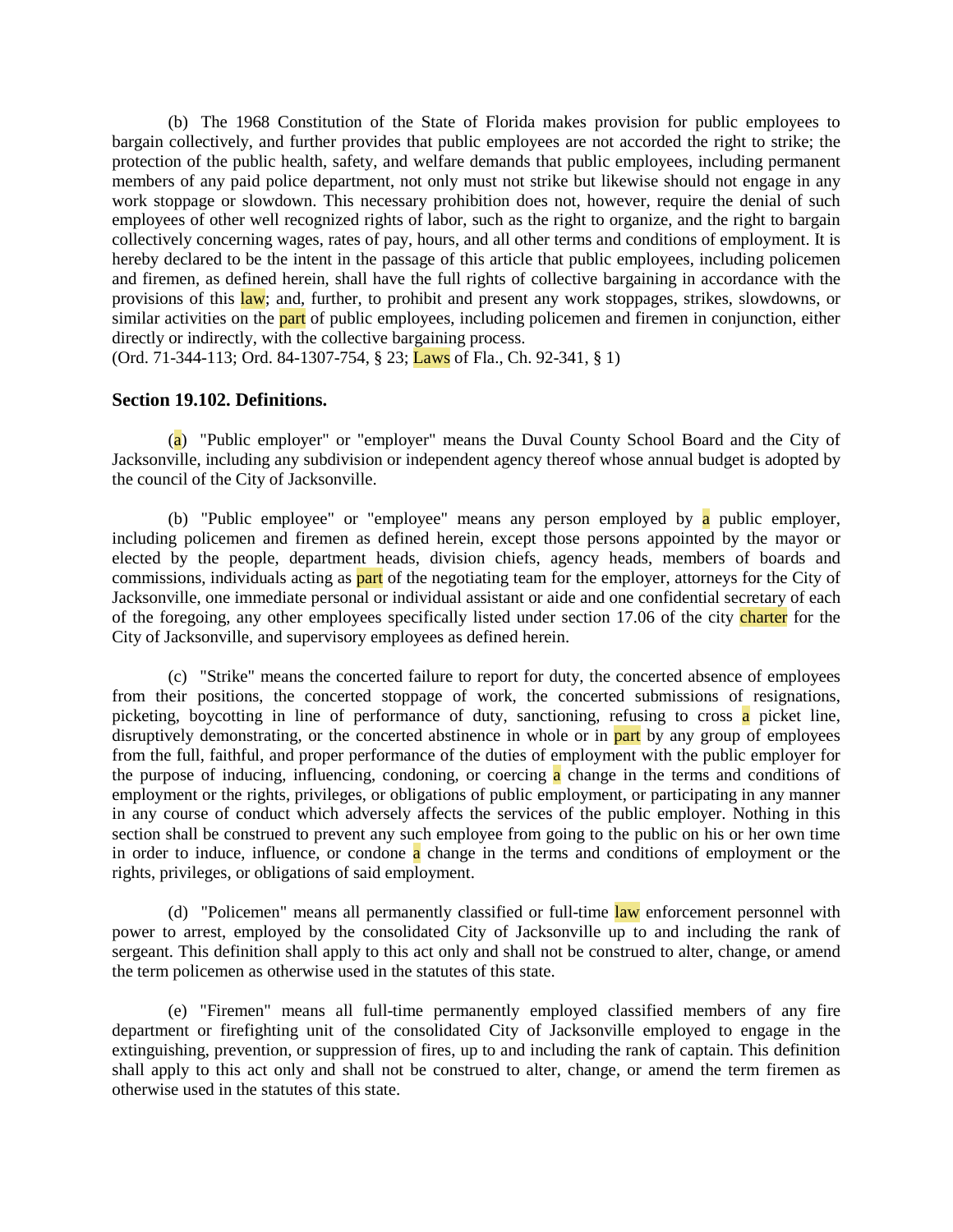(b) The 1968 Constitution of the State of Florida makes provision for public employees to bargain collectively, and further provides that public employees are not accorded the right to strike; the protection of the public health, safety, and welfare demands that public employees, including permanent members of any paid police department, not only must not strike but likewise should not engage in any work stoppage or slowdown. This necessary prohibition does not, however, require the denial of such employees of other well recognized rights of labor, such as the right to organize, and the right to bargain collectively concerning wages, rates of pay, hours, and all other terms and conditions of employment. It is hereby declared to be the intent in the passage of this article that public employees, including policemen and firemen, as defined herein, shall have the full rights of collective bargaining in accordance with the provisions of this law; and, further, to prohibit and present any work stoppages, strikes, slowdowns, or similar activities on the part of public employees, including policemen and firemen in conjunction, either directly or indirectly, with the collective bargaining process.
(Ord. 71-344-113; Ord. 84-1307-754, § 23; Laws of Fla., Ch. 92-341, § 1)

### Section 19.102. Definitions.

(a) "Public employer" or "employer" means the Duval County School Board and the City of Jacksonville, including any subdivision or independent agency thereof whose annual budget is adopted by the council of the City of Jacksonville.

(b) "Public employee" or "employee" means any person employed by a public employer, including policemen and firemen as defined herein, except those persons appointed by the mayor or elected by the people, department heads, division chiefs, agency heads, members of boards and commissions, individuals acting as part of the negotiating team for the employer, attorneys for the City of Jacksonville, one immediate personal or individual assistant or aide and one confidential secretary of each of the foregoing, any other employees specifically listed under section 17.06 of the city charter for the City of Jacksonville, and supervisory employees as defined herein.

(c) "Strike" means the concerted failure to report for duty, the concerted absence of employees from their positions, the concerted stoppage of work, the concerted submissions of resignations, picketing, boycotting in line of performance of duty, sanctioning, refusing to cross a picket line, disruptively demonstrating, or the concerted abstinence in whole or in part by any group of employees from the full, faithful, and proper performance of the duties of employment with the public employer for the purpose of inducing, influencing, condoning, or coercing a change in the terms and conditions of employment or the rights, privileges, or obligations of public employment, or participating in any manner in any course of conduct which adversely affects the services of the public employer. Nothing in this section shall be construed to prevent any such employee from going to the public on his or her own time in order to induce, influence, or condone a change in the terms and conditions of employment or the rights, privileges, or obligations of said employment.

(d) "Policemen" means all permanently classified or full-time law enforcement personnel with power to arrest, employed by the consolidated City of Jacksonville up to and including the rank of sergeant. This definition shall apply to this act only and shall not be construed to alter, change, or amend the term policemen as otherwise used in the statutes of this state.

(e) "Firemen" means all full-time permanently employed classified members of any fire department or firefighting unit of the consolidated City of Jacksonville employed to engage in the extinguishing, prevention, or suppression of fires, up to and including the rank of captain. This definition shall apply to this act only and shall not be construed to alter, change, or amend the term firemen as otherwise used in the statutes of this state.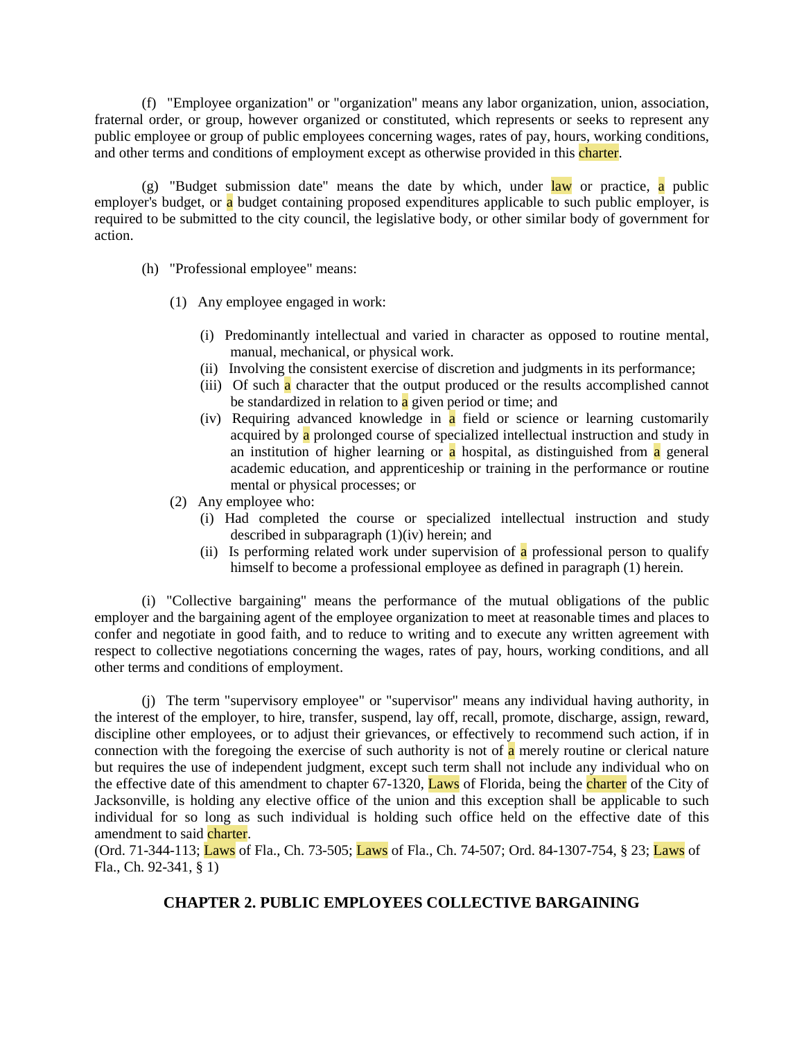(f) "Employee organization" or "organization" means any labor organization, union, association, fraternal order, or group, however organized or constituted, which represents or seeks to represent any public employee or group of public employees concerning wages, rates of pay, hours, working conditions, and other terms and conditions of employment except as otherwise provided in this charter.

(g) "Budget submission date" means the date by which, under law or practice, a public employer's budget, or a budget containing proposed expenditures applicable to such public employer, is required to be submitted to the city council, the legislative body, or other similar body of government for action.

(h) "Professional employee" means:

(1) Any employee engaged in work:

(i) Predominantly intellectual and varied in character as opposed to routine mental, manual, mechanical, or physical work.

(ii) Involving the consistent exercise of discretion and judgments in its performance;

(iii) Of such a character that the output produced or the results accomplished cannot be standardized in relation to a given period or time; and

(iv) Requiring advanced knowledge in a field or science or learning customarily acquired by a prolonged course of specialized intellectual instruction and study in an institution of higher learning or a hospital, as distinguished from a general academic education, and apprenticeship or training in the performance or routine mental or physical processes; or

(2) Any employee who:

(i) Had completed the course or specialized intellectual instruction and study described in subparagraph (1)(iv) herein; and

(ii) Is performing related work under supervision of a professional person to qualify himself to become a professional employee as defined in paragraph (1) herein.

(i) "Collective bargaining" means the performance of the mutual obligations of the public employer and the bargaining agent of the employee organization to meet at reasonable times and places to confer and negotiate in good faith, and to reduce to writing and to execute any written agreement with respect to collective negotiations concerning the wages, rates of pay, hours, working conditions, and all other terms and conditions of employment.

(j) The term "supervisory employee" or "supervisor" means any individual having authority, in the interest of the employer, to hire, transfer, suspend, lay off, recall, promote, discharge, assign, reward, discipline other employees, or to adjust their grievances, or effectively to recommend such action, if in connection with the foregoing the exercise of such authority is not of a merely routine or clerical nature but requires the use of independent judgment, except such term shall not include any individual who on the effective date of this amendment to chapter 67-1320, Laws of Florida, being the charter of the City of Jacksonville, is holding any elective office of the union and this exception shall be applicable to such individual for so long as such individual is holding such office held on the effective date of this amendment to said charter.

(Ord. 71-344-113; Laws of Fla., Ch. 73-505; Laws of Fla., Ch. 74-507; Ord. 84-1307-754, § 23; Laws of Fla., Ch. 92-341, § 1)

## CHAPTER 2. PUBLIC EMPLOYEES COLLECTIVE BARGAINING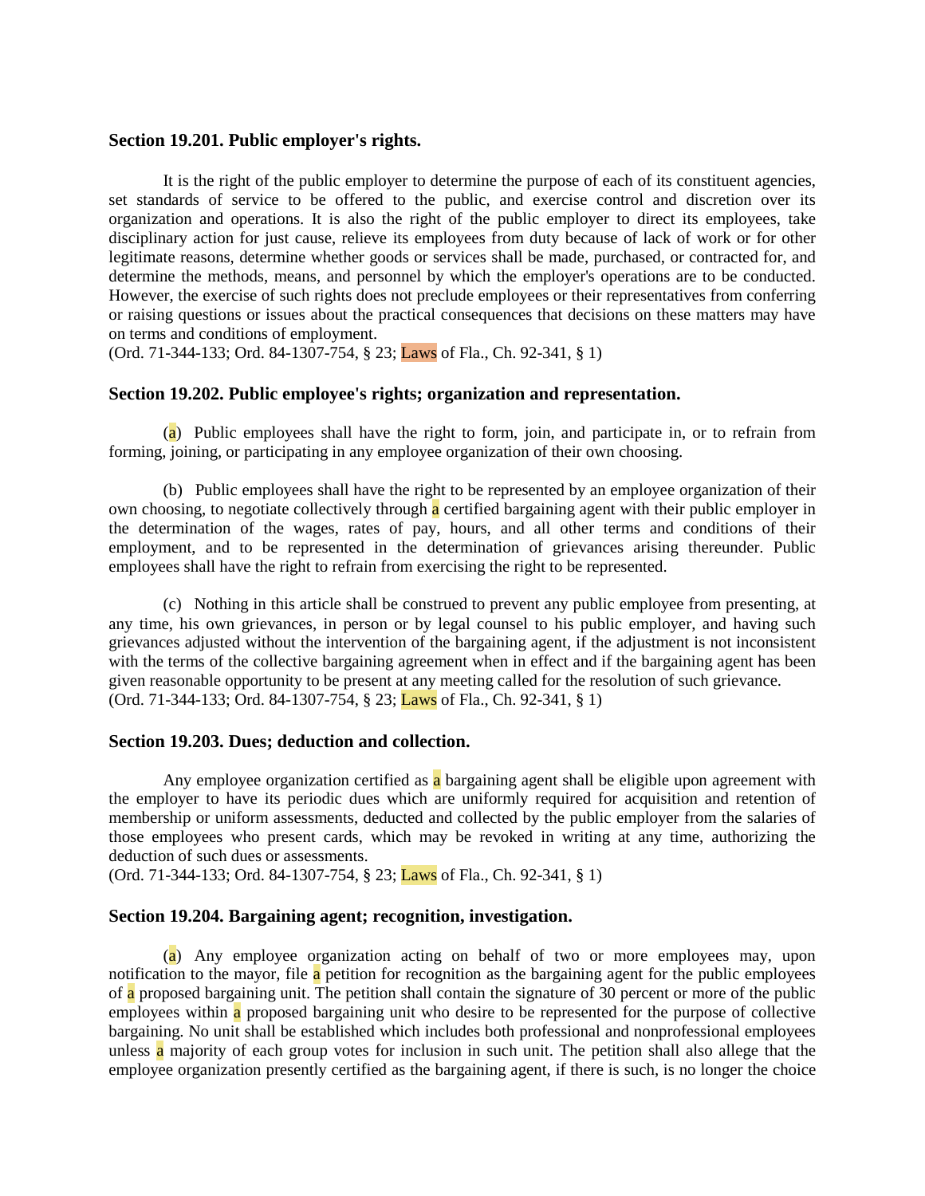### Section 19.201. Public employer's rights.

It is the right of the public employer to determine the purpose of each of its constituent agencies, set standards of service to be offered to the public, and exercise control and discretion over its organization and operations. It is also the right of the public employer to direct its employees, take disciplinary action for just cause, relieve its employees from duty because of lack of work or for other legitimate reasons, determine whether goods or services shall be made, purchased, or contracted for, and determine the methods, means, and personnel by which the employer's operations are to be conducted. However, the exercise of such rights does not preclude employees or their representatives from conferring or raising questions or issues about the practical consequences that decisions on these matters may have on terms and conditions of employment.
(Ord. 71-344-133; Ord. 84-1307-754, § 23; Laws of Fla., Ch. 92-341, § 1)

### Section 19.202. Public employee's rights; organization and representation.

(a) Public employees shall have the right to form, join, and participate in, or to refrain from forming, joining, or participating in any employee organization of their own choosing.

(b) Public employees shall have the right to be represented by an employee organization of their own choosing, to negotiate collectively through a certified bargaining agent with their public employer in the determination of the wages, rates of pay, hours, and all other terms and conditions of their employment, and to be represented in the determination of grievances arising thereunder. Public employees shall have the right to refrain from exercising the right to be represented.

(c) Nothing in this article shall be construed to prevent any public employee from presenting, at any time, his own grievances, in person or by legal counsel to his public employer, and having such grievances adjusted without the intervention of the bargaining agent, if the adjustment is not inconsistent with the terms of the collective bargaining agreement when in effect and if the bargaining agent has been given reasonable opportunity to be present at any meeting called for the resolution of such grievance.
(Ord. 71-344-133; Ord. 84-1307-754, § 23; Laws of Fla., Ch. 92-341, § 1)

### Section 19.203. Dues; deduction and collection.

Any employee organization certified as a bargaining agent shall be eligible upon agreement with the employer to have its periodic dues which are uniformly required for acquisition and retention of membership or uniform assessments, deducted and collected by the public employer from the salaries of those employees who present cards, which may be revoked in writing at any time, authorizing the deduction of such dues or assessments.
(Ord. 71-344-133; Ord. 84-1307-754, § 23; Laws of Fla., Ch. 92-341, § 1)

### Section 19.204. Bargaining agent; recognition, investigation.

(a) Any employee organization acting on behalf of two or more employees may, upon notification to the mayor, file a petition for recognition as the bargaining agent for the public employees of a proposed bargaining unit. The petition shall contain the signature of 30 percent or more of the public employees within a proposed bargaining unit who desire to be represented for the purpose of collective bargaining. No unit shall be established which includes both professional and nonprofessional employees unless a majority of each group votes for inclusion in such unit. The petition shall also allege that the employee organization presently certified as the bargaining agent, if there is such, is no longer the choice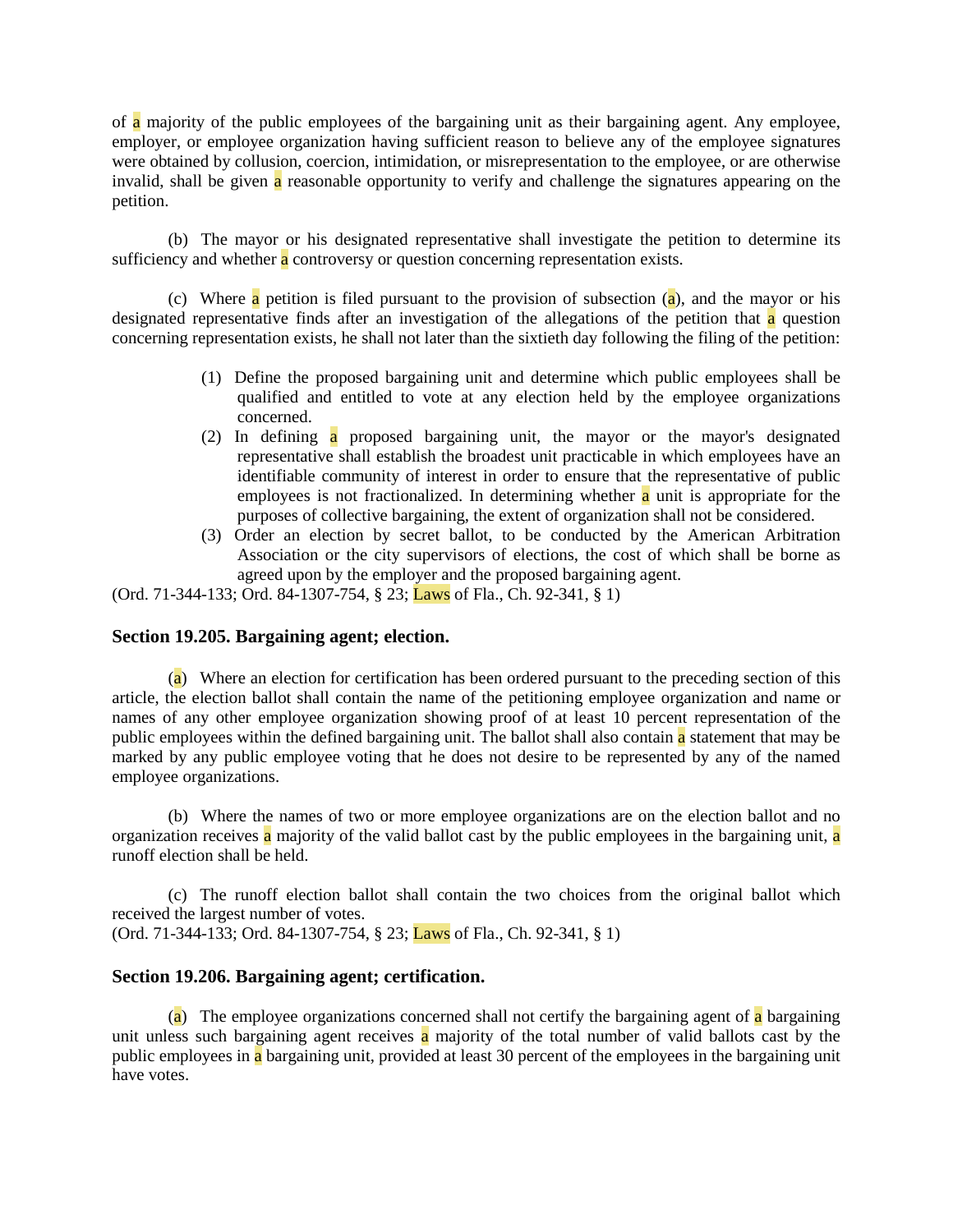of a majority of the public employees of the bargaining unit as their bargaining agent. Any employee, employer, or employee organization having sufficient reason to believe any of the employee signatures were obtained by collusion, coercion, intimidation, or misrepresentation to the employee, or are otherwise invalid, shall be given a reasonable opportunity to verify and challenge the signatures appearing on the petition.

(b) The mayor or his designated representative shall investigate the petition to determine its sufficiency and whether a controversy or question concerning representation exists.

(c) Where a petition is filed pursuant to the provision of subsection (a), and the mayor or his designated representative finds after an investigation of the allegations of the petition that a question concerning representation exists, he shall not later than the sixtieth day following the filing of the petition:

(1) Define the proposed bargaining unit and determine which public employees shall be qualified and entitled to vote at any election held by the employee organizations concerned.
(2) In defining a proposed bargaining unit, the mayor or the mayor's designated representative shall establish the broadest unit practicable in which employees have an identifiable community of interest in order to ensure that the representative of public employees is not fractionalized. In determining whether a unit is appropriate for the purposes of collective bargaining, the extent of organization shall not be considered.
(3) Order an election by secret ballot, to be conducted by the American Arbitration Association or the city supervisors of elections, the cost of which shall be borne as agreed upon by the employer and the proposed bargaining agent.

(Ord. 71-344-133; Ord. 84-1307-754, § 23; Laws of Fla., Ch. 92-341, § 1)

### Section 19.205. Bargaining agent; election.

(a) Where an election for certification has been ordered pursuant to the preceding section of this article, the election ballot shall contain the name of the petitioning employee organization and name or names of any other employee organization showing proof of at least 10 percent representation of the public employees within the defined bargaining unit. The ballot shall also contain a statement that may be marked by any public employee voting that he does not desire to be represented by any of the named employee organizations.

(b) Where the names of two or more employee organizations are on the election ballot and no organization receives a majority of the valid ballot cast by the public employees in the bargaining unit, a runoff election shall be held.

(c) The runoff election ballot shall contain the two choices from the original ballot which received the largest number of votes.
(Ord. 71-344-133; Ord. 84-1307-754, § 23; Laws of Fla., Ch. 92-341, § 1)

### Section 19.206. Bargaining agent; certification.

(a) The employee organizations concerned shall not certify the bargaining agent of a bargaining unit unless such bargaining agent receives a majority of the total number of valid ballots cast by the public employees in a bargaining unit, provided at least 30 percent of the employees in the bargaining unit have votes.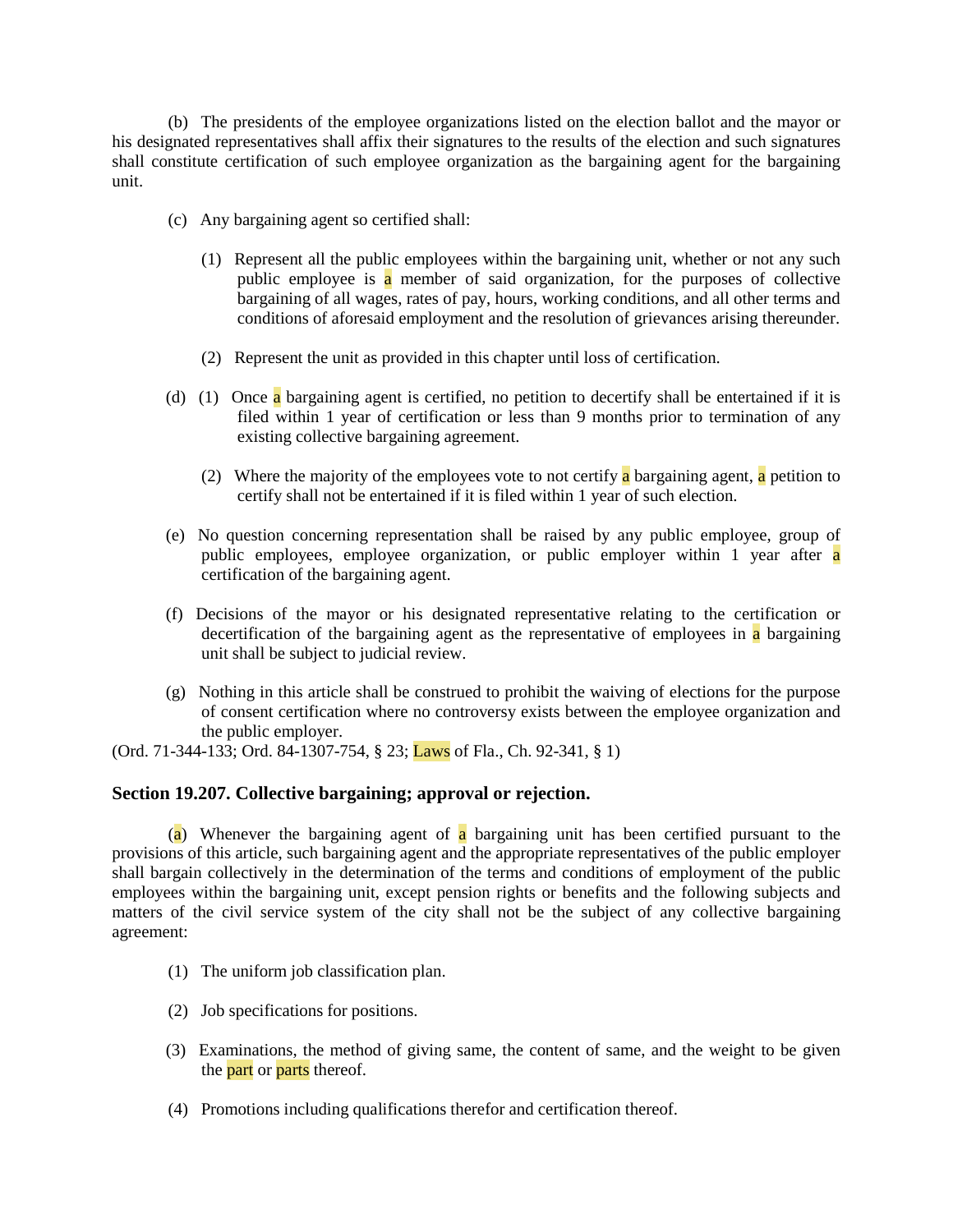(b) The presidents of the employee organizations listed on the election ballot and the mayor or his designated representatives shall affix their signatures to the results of the election and such signatures shall constitute certification of such employee organization as the bargaining agent for the bargaining unit.

(c) Any bargaining agent so certified shall:

(1) Represent all the public employees within the bargaining unit, whether or not any such public employee is a member of said organization, for the purposes of collective bargaining of all wages, rates of pay, hours, working conditions, and all other terms and conditions of aforesaid employment and the resolution of grievances arising thereunder.

(2) Represent the unit as provided in this chapter until loss of certification.

(d) (1) Once a bargaining agent is certified, no petition to decertify shall be entertained if it is filed within 1 year of certification or less than 9 months prior to termination of any existing collective bargaining agreement.

(2) Where the majority of the employees vote to not certify a bargaining agent, a petition to certify shall not be entertained if it is filed within 1 year of such election.

(e) No question concerning representation shall be raised by any public employee, group of public employees, employee organization, or public employer within 1 year after a certification of the bargaining agent.

(f) Decisions of the mayor or his designated representative relating to the certification or decertification of the bargaining agent as the representative of employees in a bargaining unit shall be subject to judicial review.

(g) Nothing in this article shall be construed to prohibit the waiving of elections for the purpose of consent certification where no controversy exists between the employee organization and the public employer.

(Ord. 71-344-133; Ord. 84-1307-754, § 23; Laws of Fla., Ch. 92-341, § 1)

### Section 19.207. Collective bargaining; approval or rejection.

(a) Whenever the bargaining agent of a bargaining unit has been certified pursuant to the provisions of this article, such bargaining agent and the appropriate representatives of the public employer shall bargain collectively in the determination of the terms and conditions of employment of the public employees within the bargaining unit, except pension rights or benefits and the following subjects and matters of the civil service system of the city shall not be the subject of any collective bargaining agreement:

(1) The uniform job classification plan.

(2) Job specifications for positions.

(3) Examinations, the method of giving same, the content of same, and the weight to be given the part or parts thereof.

(4) Promotions including qualifications therefor and certification thereof.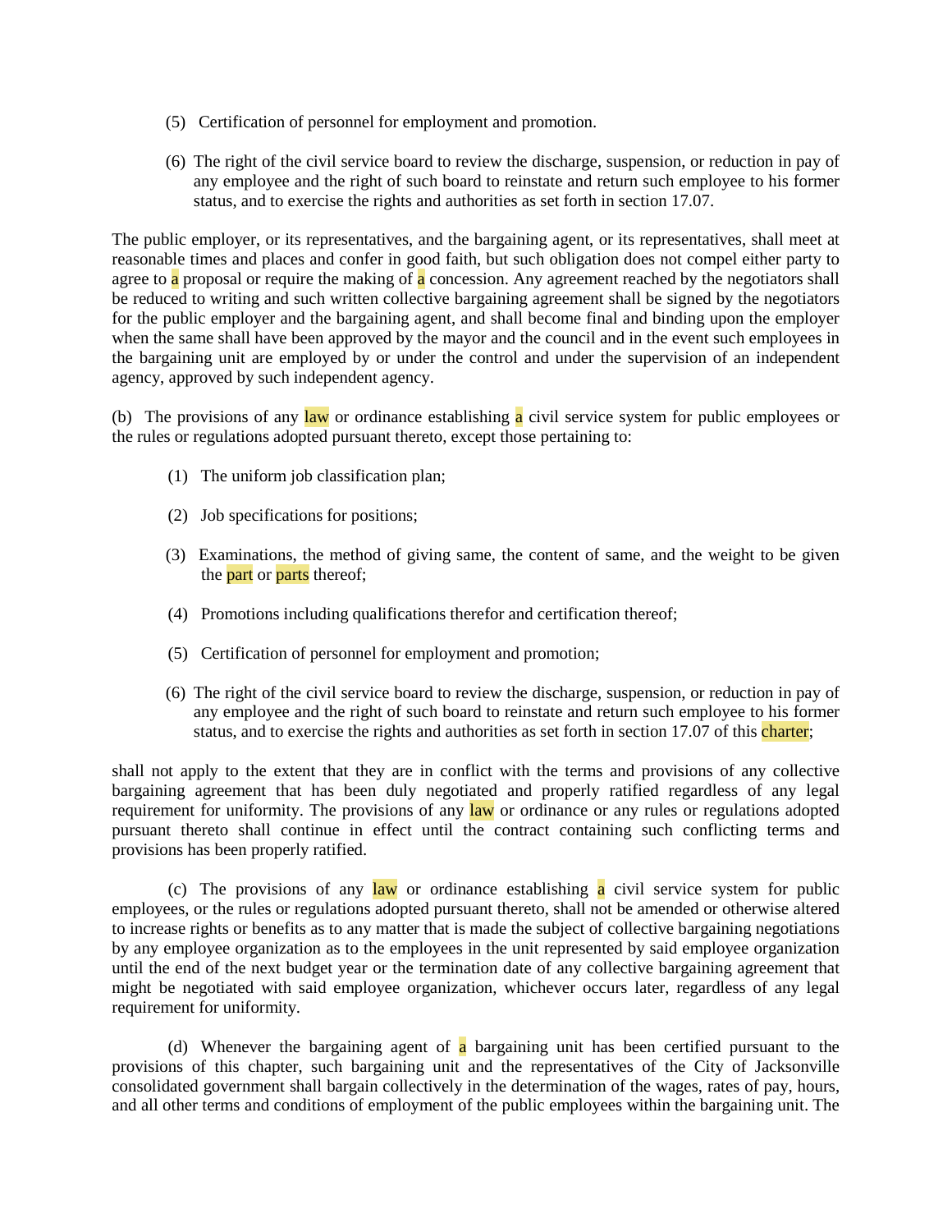(5) Certification of personnel for employment and promotion.

(6) The right of the civil service board to review the discharge, suspension, or reduction in pay of any employee and the right of such board to reinstate and return such employee to his former status, and to exercise the rights and authorities as set forth in section 17.07.

The public employer, or its representatives, and the bargaining agent, or its representatives, shall meet at reasonable times and places and confer in good faith, but such obligation does not compel either party to agree to a proposal or require the making of a concession. Any agreement reached by the negotiators shall be reduced to writing and such written collective bargaining agreement shall be signed by the negotiators for the public employer and the bargaining agent, and shall become final and binding upon the employer when the same shall have been approved by the mayor and the council and in the event such employees in the bargaining unit are employed by or under the control and under the supervision of an independent agency, approved by such independent agency.

(b) The provisions of any law or ordinance establishing a civil service system for public employees or the rules or regulations adopted pursuant thereto, except those pertaining to:

(1) The uniform job classification plan;

(2) Job specifications for positions;

(3) Examinations, the method of giving same, the content of same, and the weight to be given the part or parts thereof;

(4) Promotions including qualifications therefor and certification thereof;

(5) Certification of personnel for employment and promotion;

(6) The right of the civil service board to review the discharge, suspension, or reduction in pay of any employee and the right of such board to reinstate and return such employee to his former status, and to exercise the rights and authorities as set forth in section 17.07 of this charter;

shall not apply to the extent that they are in conflict with the terms and provisions of any collective bargaining agreement that has been duly negotiated and properly ratified regardless of any legal requirement for uniformity. The provisions of any law or ordinance or any rules or regulations adopted pursuant thereto shall continue in effect until the contract containing such conflicting terms and provisions has been properly ratified.

(c) The provisions of any law or ordinance establishing a civil service system for public employees, or the rules or regulations adopted pursuant thereto, shall not be amended or otherwise altered to increase rights or benefits as to any matter that is made the subject of collective bargaining negotiations by any employee organization as to the employees in the unit represented by said employee organization until the end of the next budget year or the termination date of any collective bargaining agreement that might be negotiated with said employee organization, whichever occurs later, regardless of any legal requirement for uniformity.

(d) Whenever the bargaining agent of a bargaining unit has been certified pursuant to the provisions of this chapter, such bargaining unit and the representatives of the City of Jacksonville consolidated government shall bargain collectively in the determination of the wages, rates of pay, hours, and all other terms and conditions of employment of the public employees within the bargaining unit. The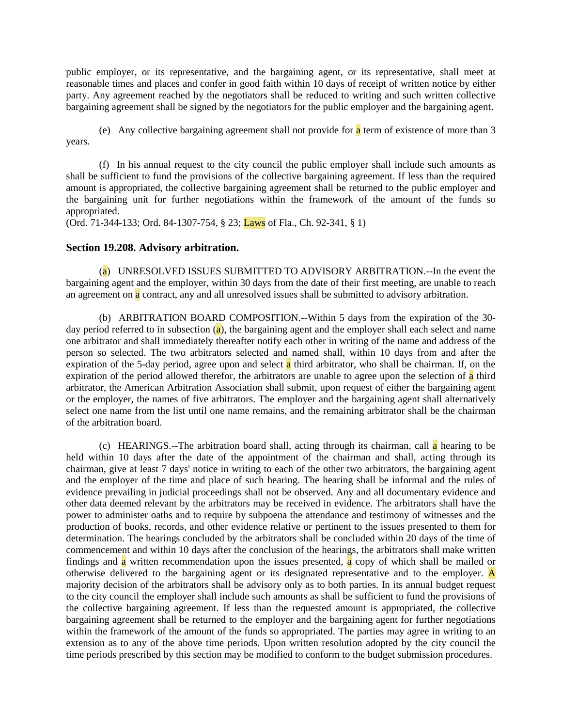public employer, or its representative, and the bargaining agent, or its representative, shall meet at reasonable times and places and confer in good faith within 10 days of receipt of written notice by either party. Any agreement reached by the negotiators shall be reduced to writing and such written collective bargaining agreement shall be signed by the negotiators for the public employer and the bargaining agent.

(e) Any collective bargaining agreement shall not provide for a term of existence of more than 3 years.

(f) In his annual request to the city council the public employer shall include such amounts as shall be sufficient to fund the provisions of the collective bargaining agreement. If less than the required amount is appropriated, the collective bargaining agreement shall be returned to the public employer and the bargaining unit for further negotiations within the framework of the amount of the funds so appropriated.
(Ord. 71-344-133; Ord. 84-1307-754, § 23; Laws of Fla., Ch. 92-341, § 1)

### Section 19.208. Advisory arbitration.

(a) UNRESOLVED ISSUES SUBMITTED TO ADVISORY ARBITRATION.--In the event the bargaining agent and the employer, within 30 days from the date of their first meeting, are unable to reach an agreement on a contract, any and all unresolved issues shall be submitted to advisory arbitration.

(b) ARBITRATION BOARD COMPOSITION.--Within 5 days from the expiration of the 30-day period referred to in subsection (a), the bargaining agent and the employer shall each select and name one arbitrator and shall immediately thereafter notify each other in writing of the name and address of the person so selected. The two arbitrators selected and named shall, within 10 days from and after the expiration of the 5-day period, agree upon and select a third arbitrator, who shall be chairman. If, on the expiration of the period allowed therefor, the arbitrators are unable to agree upon the selection of a third arbitrator, the American Arbitration Association shall submit, upon request of either the bargaining agent or the employer, the names of five arbitrators. The employer and the bargaining agent shall alternatively select one name from the list until one name remains, and the remaining arbitrator shall be the chairman of the arbitration board.

(c) HEARINGS.--The arbitration board shall, acting through its chairman, call a hearing to be held within 10 days after the date of the appointment of the chairman and shall, acting through its chairman, give at least 7 days' notice in writing to each of the other two arbitrators, the bargaining agent and the employer of the time and place of such hearing. The hearing shall be informal and the rules of evidence prevailing in judicial proceedings shall not be observed. Any and all documentary evidence and other data deemed relevant by the arbitrators may be received in evidence. The arbitrators shall have the power to administer oaths and to require by subpoena the attendance and testimony of witnesses and the production of books, records, and other evidence relative or pertinent to the issues presented to them for determination. The hearings concluded by the arbitrators shall be concluded within 20 days of the time of commencement and within 10 days after the conclusion of the hearings, the arbitrators shall make written findings and a written recommendation upon the issues presented, a copy of which shall be mailed or otherwise delivered to the bargaining agent or its designated representative and to the employer. A majority decision of the arbitrators shall be advisory only as to both parties. In its annual budget request to the city council the employer shall include such amounts as shall be sufficient to fund the provisions of the collective bargaining agreement. If less than the requested amount is appropriated, the collective bargaining agreement shall be returned to the employer and the bargaining agent for further negotiations within the framework of the amount of the funds so appropriated. The parties may agree in writing to an extension as to any of the above time periods. Upon written resolution adopted by the city council the time periods prescribed by this section may be modified to conform to the budget submission procedures.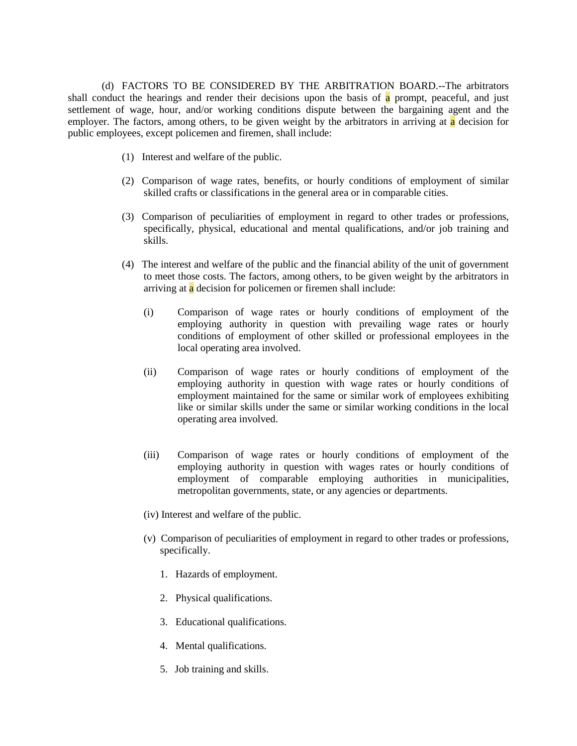(d) FACTORS TO BE CONSIDERED BY THE ARBITRATION BOARD.--The arbitrators shall conduct the hearings and render their decisions upon the basis of a prompt, peaceful, and just settlement of wage, hour, and/or working conditions dispute between the bargaining agent and the employer. The factors, among others, to be given weight by the arbitrators in arriving at a decision for public employees, except policemen and firemen, shall include:

(1) Interest and welfare of the public.

(2) Comparison of wage rates, benefits, or hourly conditions of employment of similar skilled crafts or classifications in the general area or in comparable cities.

(3) Comparison of peculiarities of employment in regard to other trades or professions, specifically, physical, educational and mental qualifications, and/or job training and skills.

(4) The interest and welfare of the public and the financial ability of the unit of government to meet those costs. The factors, among others, to be given weight by the arbitrators in arriving at a decision for policemen or firemen shall include:

(i) Comparison of wage rates or hourly conditions of employment of the employing authority in question with prevailing wage rates or hourly conditions of employment of other skilled or professional employees in the local operating area involved.

(ii) Comparison of wage rates or hourly conditions of employment of the employing authority in question with wage rates or hourly conditions of employment maintained for the same or similar work of employees exhibiting like or similar skills under the same or similar working conditions in the local operating area involved.

(iii) Comparison of wage rates or hourly conditions of employment of the employing authority in question with wages rates or hourly conditions of employment of comparable employing authorities in municipalities, metropolitan governments, state, or any agencies or departments.

(iv) Interest and welfare of the public.

(v) Comparison of peculiarities of employment in regard to other trades or professions, specifically.

1. Hazards of employment.

2. Physical qualifications.

3. Educational qualifications.

4. Mental qualifications.

5. Job training and skills.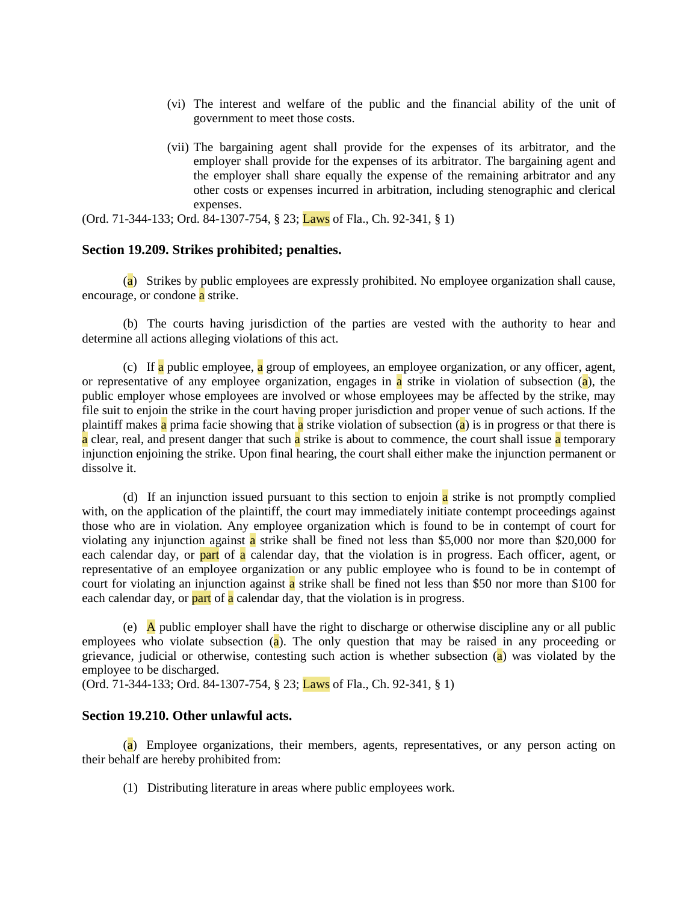(vi) The interest and welfare of the public and the financial ability of the unit of government to meet those costs.

(vii) The bargaining agent shall provide for the expenses of its arbitrator, and the employer shall provide for the expenses of its arbitrator. The bargaining agent and the employer shall share equally the expense of the remaining arbitrator and any other costs or expenses incurred in arbitration, including stenographic and clerical expenses.

(Ord. 71-344-133; Ord. 84-1307-754, § 23; Laws of Fla., Ch. 92-341, § 1)

### Section 19.209. Strikes prohibited; penalties.

(a) Strikes by public employees are expressly prohibited. No employee organization shall cause, encourage, or condone a strike.

(b) The courts having jurisdiction of the parties are vested with the authority to hear and determine all actions alleging violations of this act.

(c) If a public employee, a group of employees, an employee organization, or any officer, agent, or representative of any employee organization, engages in a strike in violation of subsection (a), the public employer whose employees are involved or whose employees may be affected by the strike, may file suit to enjoin the strike in the court having proper jurisdiction and proper venue of such actions. If the plaintiff makes a prima facie showing that a strike violation of subsection (a) is in progress or that there is a clear, real, and present danger that such a strike is about to commence, the court shall issue a temporary injunction enjoining the strike. Upon final hearing, the court shall either make the injunction permanent or dissolve it.

(d) If an injunction issued pursuant to this section to enjoin a strike is not promptly complied with, on the application of the plaintiff, the court may immediately initiate contempt proceedings against those who are in violation. Any employee organization which is found to be in contempt of court for violating any injunction against a strike shall be fined not less than $5,000 nor more than $20,000 for each calendar day, or part of a calendar day, that the violation is in progress. Each officer, agent, or representative of an employee organization or any public employee who is found to be in contempt of court for violating an injunction against a strike shall be fined not less than $50 nor more than $100 for each calendar day, or part of a calendar day, that the violation is in progress.

(e) A public employer shall have the right to discharge or otherwise discipline any or all public employees who violate subsection (a). The only question that may be raised in any proceeding or grievance, judicial or otherwise, contesting such action is whether subsection (a) was violated by the employee to be discharged.

(Ord. 71-344-133; Ord. 84-1307-754, § 23; Laws of Fla., Ch. 92-341, § 1)

### Section 19.210. Other unlawful acts.

(a) Employee organizations, their members, agents, representatives, or any person acting on their behalf are hereby prohibited from:

(1) Distributing literature in areas where public employees work.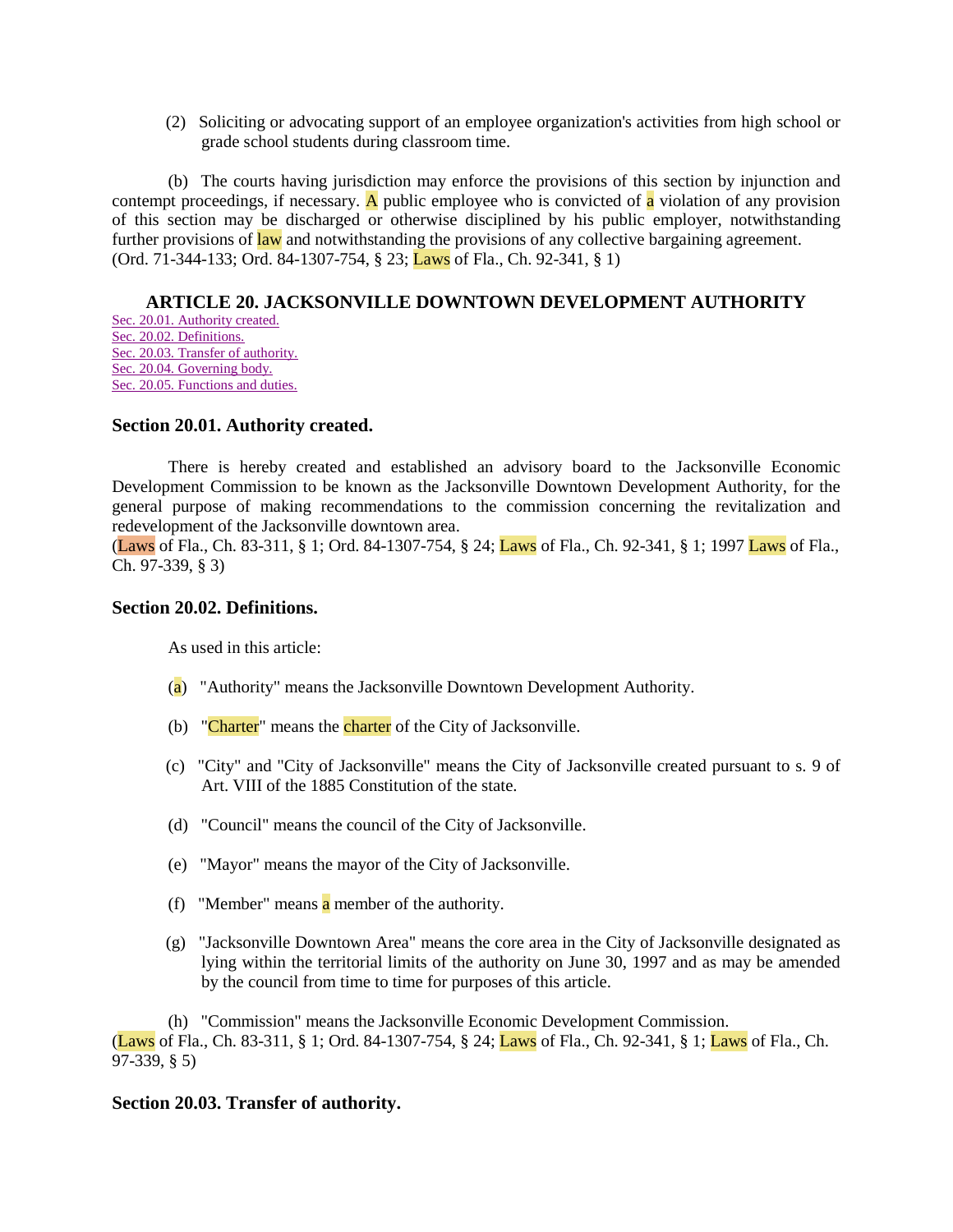(2) Soliciting or advocating support of an employee organization's activities from high school or grade school students during classroom time.

(b) The courts having jurisdiction may enforce the provisions of this section by injunction and contempt proceedings, if necessary. A public employee who is convicted of a violation of any provision of this section may be discharged or otherwise disciplined by his public employer, notwithstanding further provisions of law and notwithstanding the provisions of any collective bargaining agreement.
(Ord. 71-344-133; Ord. 84-1307-754, § 23; Laws of Fla., Ch. 92-341, § 1)

## ARTICLE 20. JACKSONVILLE DOWNTOWN DEVELOPMENT AUTHORITY

Sec. 20.01. Authority created.
Sec. 20.02. Definitions.
Sec. 20.03. Transfer of authority.
Sec. 20.04. Governing body.
Sec. 20.05. Functions and duties.

### Section 20.01. Authority created.

There is hereby created and established an advisory board to the Jacksonville Economic Development Commission to be known as the Jacksonville Downtown Development Authority, for the general purpose of making recommendations to the commission concerning the revitalization and redevelopment of the Jacksonville downtown area.
(Laws of Fla., Ch. 83-311, § 1; Ord. 84-1307-754, § 24; Laws of Fla., Ch. 92-341, § 1; 1997 Laws of Fla., Ch. 97-339, § 3)

### Section 20.02. Definitions.

As used in this article:

(a) "Authority" means the Jacksonville Downtown Development Authority.

(b) "Charter" means the charter of the City of Jacksonville.

(c) "City" and "City of Jacksonville" means the City of Jacksonville created pursuant to s. 9 of Art. VIII of the 1885 Constitution of the state.

(d) "Council" means the council of the City of Jacksonville.

(e) "Mayor" means the mayor of the City of Jacksonville.

(f) "Member" means a member of the authority.

(g) "Jacksonville Downtown Area" means the core area in the City of Jacksonville designated as lying within the territorial limits of the authority on June 30, 1997 and as may be amended by the council from time to time for purposes of this article.

(h) "Commission" means the Jacksonville Economic Development Commission.
(Laws of Fla., Ch. 83-311, § 1; Ord. 84-1307-754, § 24; Laws of Fla., Ch. 92-341, § 1; Laws of Fla., Ch. 97-339, § 5)

### Section 20.03. Transfer of authority.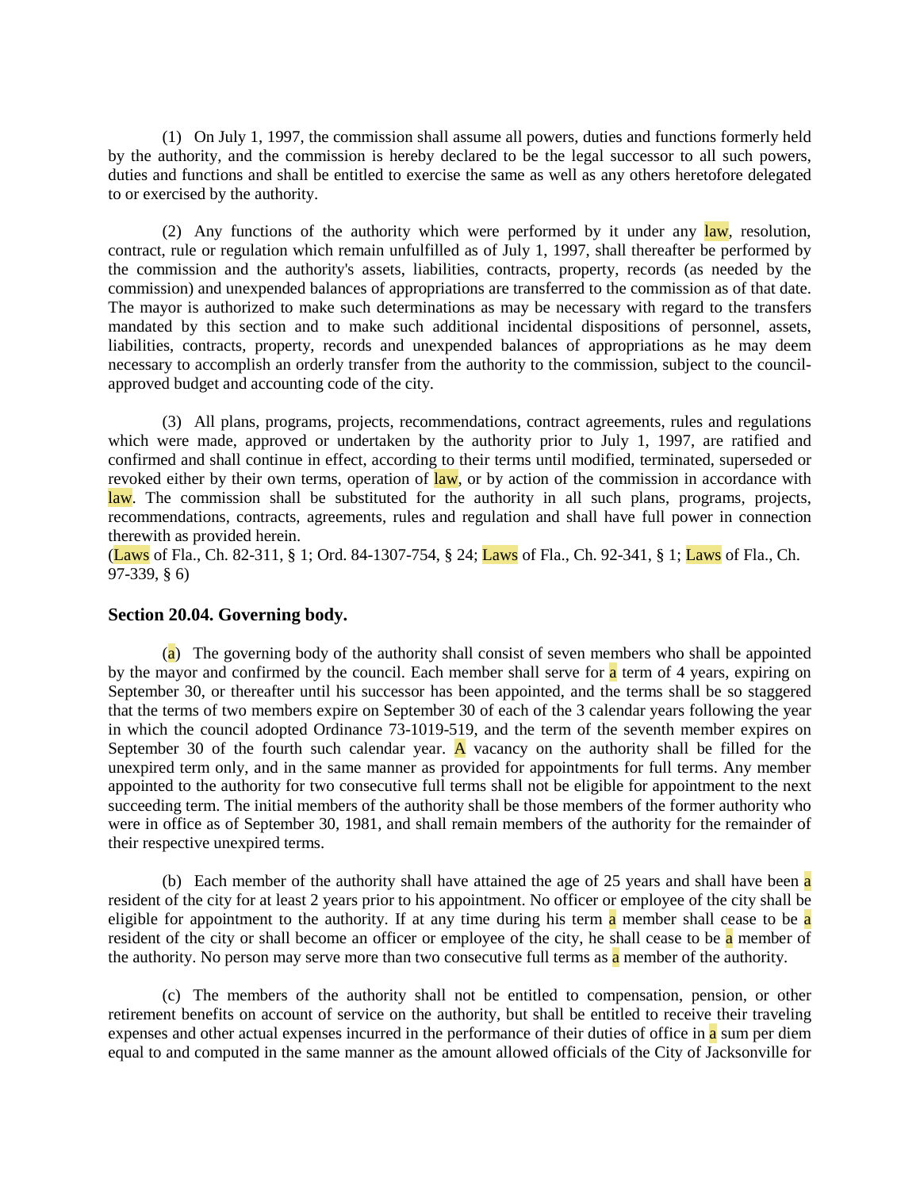(1) On July 1, 1997, the commission shall assume all powers, duties and functions formerly held by the authority, and the commission is hereby declared to be the legal successor to all such powers, duties and functions and shall be entitled to exercise the same as well as any others heretofore delegated to or exercised by the authority.

(2) Any functions of the authority which were performed by it under any law, resolution, contract, rule or regulation which remain unfulfilled as of July 1, 1997, shall thereafter be performed by the commission and the authority's assets, liabilities, contracts, property, records (as needed by the commission) and unexpended balances of appropriations are transferred to the commission as of that date. The mayor is authorized to make such determinations as may be necessary with regard to the transfers mandated by this section and to make such additional incidental dispositions of personnel, assets, liabilities, contracts, property, records and unexpended balances of appropriations as he may deem necessary to accomplish an orderly transfer from the authority to the commission, subject to the council-approved budget and accounting code of the city.

(3) All plans, programs, projects, recommendations, contract agreements, rules and regulations which were made, approved or undertaken by the authority prior to July 1, 1997, are ratified and confirmed and shall continue in effect, according to their terms until modified, terminated, superseded or revoked either by their own terms, operation of law, or by action of the commission in accordance with law. The commission shall be substituted for the authority in all such plans, programs, projects, recommendations, contracts, agreements, rules and regulation and shall have full power in connection therewith as provided herein.

(Laws of Fla., Ch. 82-311, § 1; Ord. 84-1307-754, § 24; Laws of Fla., Ch. 92-341, § 1; Laws of Fla., Ch. 97-339, § 6)

### Section 20.04. Governing body.

(a) The governing body of the authority shall consist of seven members who shall be appointed by the mayor and confirmed by the council. Each member shall serve for a term of 4 years, expiring on September 30, or thereafter until his successor has been appointed, and the terms shall be so staggered that the terms of two members expire on September 30 of each of the 3 calendar years following the year in which the council adopted Ordinance 73-1019-519, and the term of the seventh member expires on September 30 of the fourth such calendar year. A vacancy on the authority shall be filled for the unexpired term only, and in the same manner as provided for appointments for full terms. Any member appointed to the authority for two consecutive full terms shall not be eligible for appointment to the next succeeding term. The initial members of the authority shall be those members of the former authority who were in office as of September 30, 1981, and shall remain members of the authority for the remainder of their respective unexpired terms.

(b) Each member of the authority shall have attained the age of 25 years and shall have been a resident of the city for at least 2 years prior to his appointment. No officer or employee of the city shall be eligible for appointment to the authority. If at any time during his term a member shall cease to be a resident of the city or shall become an officer or employee of the city, he shall cease to be a member of the authority. No person may serve more than two consecutive full terms as a member of the authority.

(c) The members of the authority shall not be entitled to compensation, pension, or other retirement benefits on account of service on the authority, but shall be entitled to receive their traveling expenses and other actual expenses incurred in the performance of their duties of office in a sum per diem equal to and computed in the same manner as the amount allowed officials of the City of Jacksonville for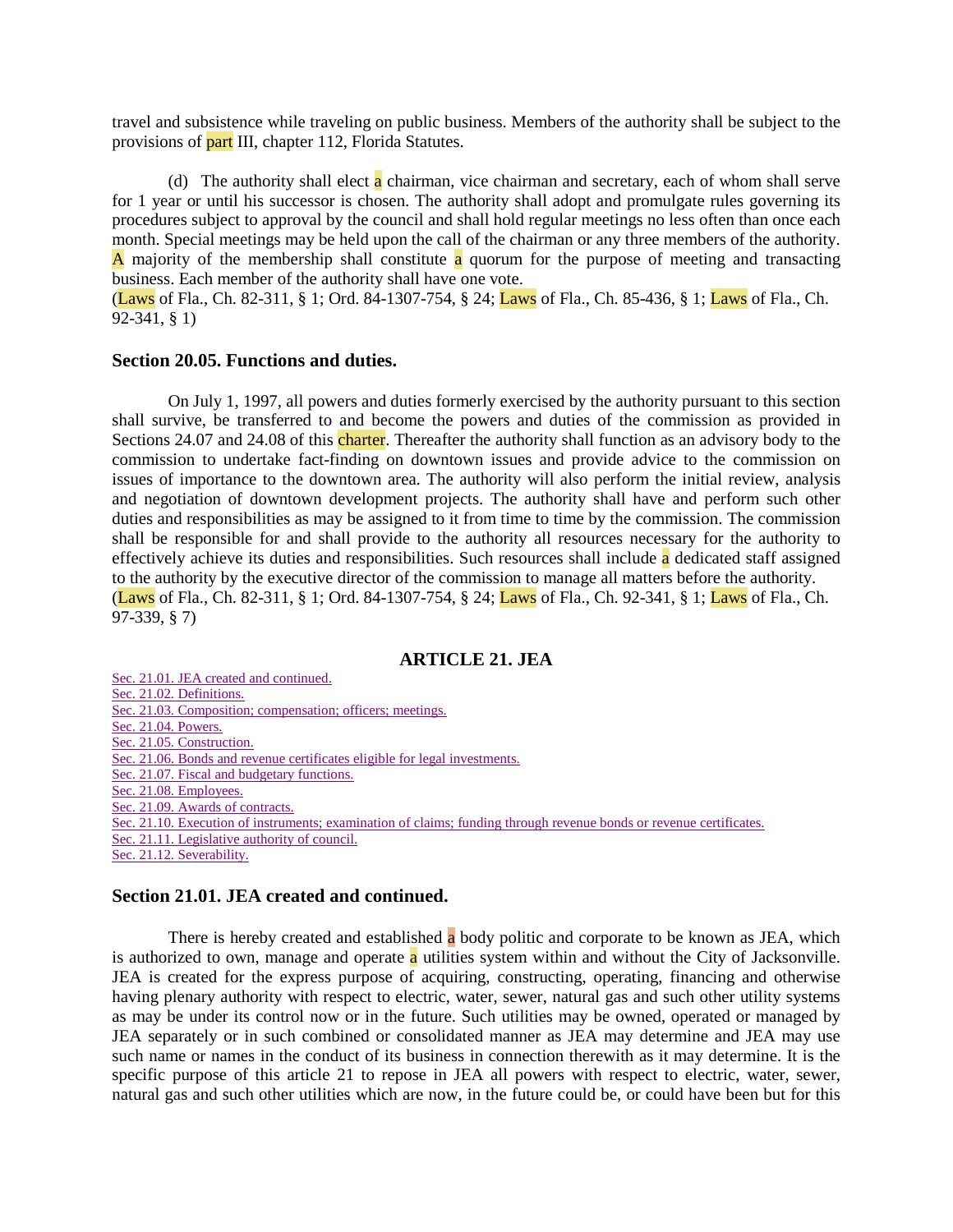travel and subsistence while traveling on public business. Members of the authority shall be subject to the provisions of part III, chapter 112, Florida Statutes.

(d) The authority shall elect a chairman, vice chairman and secretary, each of whom shall serve for 1 year or until his successor is chosen. The authority shall adopt and promulgate rules governing its procedures subject to approval by the council and shall hold regular meetings no less often than once each month. Special meetings may be held upon the call of the chairman or any three members of the authority. A majority of the membership shall constitute a quorum for the purpose of meeting and transacting business. Each member of the authority shall have one vote.
(Laws of Fla., Ch. 82-311, § 1; Ord. 84-1307-754, § 24; Laws of Fla., Ch. 85-436, § 1; Laws of Fla., Ch. 92-341, § 1)

### Section 20.05. Functions and duties.

On July 1, 1997, all powers and duties formerly exercised by the authority pursuant to this section shall survive, be transferred to and become the powers and duties of the commission as provided in Sections 24.07 and 24.08 of this charter. Thereafter the authority shall function as an advisory body to the commission to undertake fact-finding on downtown issues and provide advice to the commission on issues of importance to the downtown area. The authority will also perform the initial review, analysis and negotiation of downtown development projects. The authority shall have and perform such other duties and responsibilities as may be assigned to it from time to time by the commission. The commission shall be responsible for and shall provide to the authority all resources necessary for the authority to effectively achieve its duties and responsibilities. Such resources shall include a dedicated staff assigned to the authority by the executive director of the commission to manage all matters before the authority.
(Laws of Fla., Ch. 82-311, § 1; Ord. 84-1307-754, § 24; Laws of Fla., Ch. 92-341, § 1; Laws of Fla., Ch. 97-339, § 7)

## ARTICLE 21. JEA

Sec. 21.01. JEA created and continued.
Sec. 21.02. Definitions.
Sec. 21.03. Composition; compensation; officers; meetings.
Sec. 21.04. Powers.
Sec. 21.05. Construction.
Sec. 21.06. Bonds and revenue certificates eligible for legal investments.
Sec. 21.07. Fiscal and budgetary functions.
Sec. 21.08. Employees.
Sec. 21.09. Awards of contracts.
Sec. 21.10. Execution of instruments; examination of claims; funding through revenue bonds or revenue certificates.
Sec. 21.11. Legislative authority of council.
Sec. 21.12. Severability.

### Section 21.01. JEA created and continued.

There is hereby created and established a body politic and corporate to be known as JEA, which is authorized to own, manage and operate a utilities system within and without the City of Jacksonville. JEA is created for the express purpose of acquiring, constructing, operating, financing and otherwise having plenary authority with respect to electric, water, sewer, natural gas and such other utility systems as may be under its control now or in the future. Such utilities may be owned, operated or managed by JEA separately or in such combined or consolidated manner as JEA may determine and JEA may use such name or names in the conduct of its business in connection therewith as it may determine. It is the specific purpose of this article 21 to repose in JEA all powers with respect to electric, water, sewer, natural gas and such other utilities which are now, in the future could be, or could have been but for this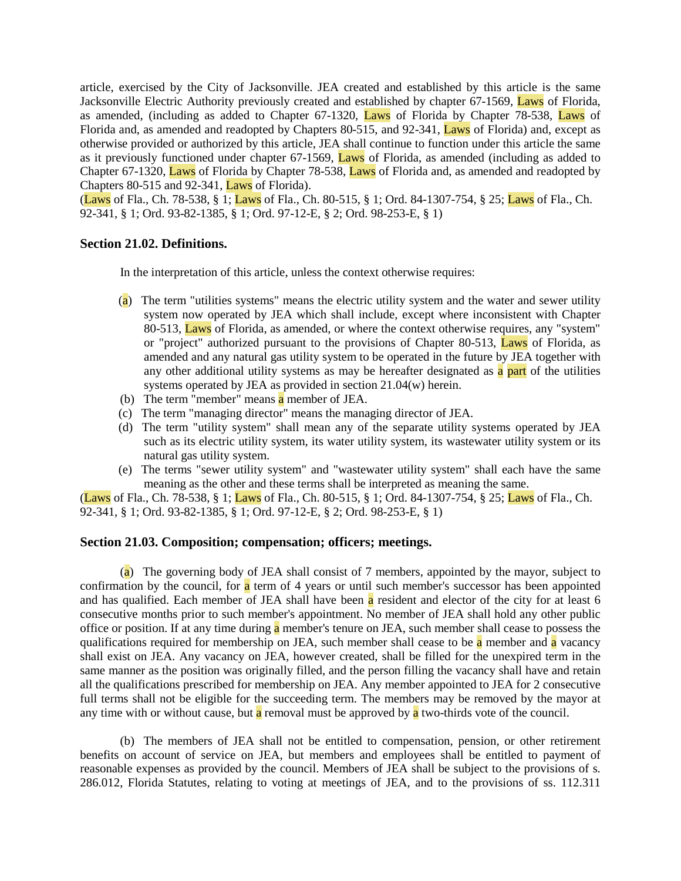article, exercised by the City of Jacksonville. JEA created and established by this article is the same Jacksonville Electric Authority previously created and established by chapter 67-1569, Laws of Florida, as amended, (including as added to Chapter 67-1320, Laws of Florida by Chapter 78-538, Laws of Florida and, as amended and readopted by Chapters 80-515, and 92-341, Laws of Florida) and, except as otherwise provided or authorized by this article, JEA shall continue to function under this article the same as it previously functioned under chapter 67-1569, Laws of Florida, as amended (including as added to Chapter 67-1320, Laws of Florida by Chapter 78-538, Laws of Florida and, as amended and readopted by Chapters 80-515 and 92-341, Laws of Florida).
(Laws of Fla., Ch. 78-538, § 1; Laws of Fla., Ch. 80-515, § 1; Ord. 84-1307-754, § 25; Laws of Fla., Ch. 92-341, § 1; Ord. 93-82-1385, § 1; Ord. 97-12-E, § 2; Ord. 98-253-E, § 1)

### Section 21.02. Definitions.

In the interpretation of this article, unless the context otherwise requires:

(a) The term "utilities systems" means the electric utility system and the water and sewer utility system now operated by JEA which shall include, except where inconsistent with Chapter 80-513, Laws of Florida, as amended, or where the context otherwise requires, any "system" or "project" authorized pursuant to the provisions of Chapter 80-513, Laws of Florida, as amended and any natural gas utility system to be operated in the future by JEA together with any other additional utility systems as may be hereafter designated as a part of the utilities systems operated by JEA as provided in section 21.04(w) herein.

(b) The term "member" means a member of JEA.

(c) The term "managing director" means the managing director of JEA.

(d) The term "utility system" shall mean any of the separate utility systems operated by JEA such as its electric utility system, its water utility system, its wastewater utility system or its natural gas utility system.

(e) The terms "sewer utility system" and "wastewater utility system" shall each have the same meaning as the other and these terms shall be interpreted as meaning the same.

(Laws of Fla., Ch. 78-538, § 1; Laws of Fla., Ch. 80-515, § 1; Ord. 84-1307-754, § 25; Laws of Fla., Ch. 92-341, § 1; Ord. 93-82-1385, § 1; Ord. 97-12-E, § 2; Ord. 98-253-E, § 1)

### Section 21.03. Composition; compensation; officers; meetings.

(a) The governing body of JEA shall consist of 7 members, appointed by the mayor, subject to confirmation by the council, for a term of 4 years or until such member's successor has been appointed and has qualified. Each member of JEA shall have been a resident and elector of the city for at least 6 consecutive months prior to such member's appointment. No member of JEA shall hold any other public office or position. If at any time during a member's tenure on JEA, such member shall cease to possess the qualifications required for membership on JEA, such member shall cease to be a member and a vacancy shall exist on JEA. Any vacancy on JEA, however created, shall be filled for the unexpired term in the same manner as the position was originally filled, and the person filling the vacancy shall have and retain all the qualifications prescribed for membership on JEA. Any member appointed to JEA for 2 consecutive full terms shall not be eligible for the succeeding term. The members may be removed by the mayor at any time with or without cause, but a removal must be approved by a two-thirds vote of the council.

(b) The members of JEA shall not be entitled to compensation, pension, or other retirement benefits on account of service on JEA, but members and employees shall be entitled to payment of reasonable expenses as provided by the council. Members of JEA shall be subject to the provisions of s. 286.012, Florida Statutes, relating to voting at meetings of JEA, and to the provisions of ss. 112.311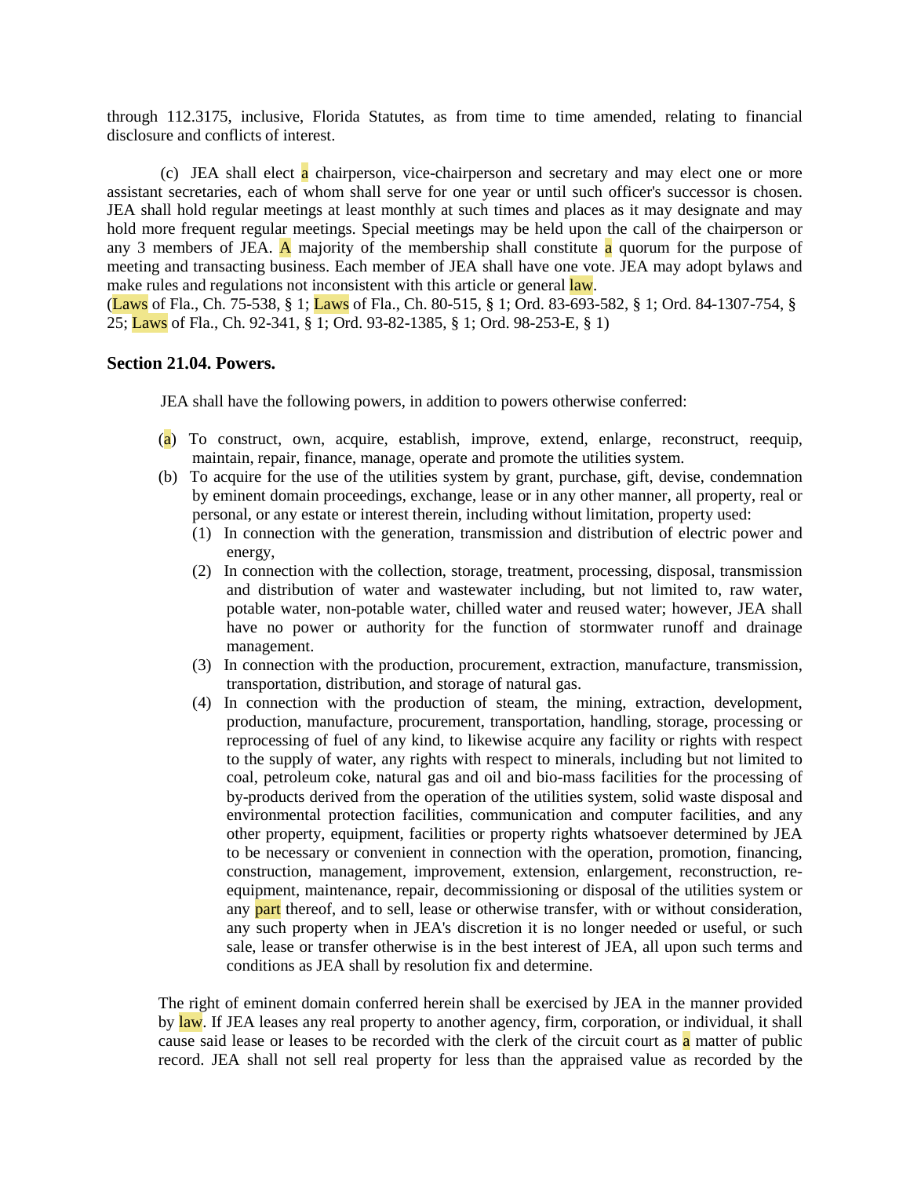through 112.3175, inclusive, Florida Statutes, as from time to time amended, relating to financial disclosure and conflicts of interest.

(c) JEA shall elect a chairperson, vice-chairperson and secretary and may elect one or more assistant secretaries, each of whom shall serve for one year or until such officer's successor is chosen. JEA shall hold regular meetings at least monthly at such times and places as it may designate and may hold more frequent regular meetings. Special meetings may be held upon the call of the chairperson or any 3 members of JEA. A majority of the membership shall constitute a quorum for the purpose of meeting and transacting business. Each member of JEA shall have one vote. JEA may adopt bylaws and make rules and regulations not inconsistent with this article or general law.
(Laws of Fla., Ch. 75-538, § 1; Laws of Fla., Ch. 80-515, § 1; Ord. 83-693-582, § 1; Ord. 84-1307-754, § 25; Laws of Fla., Ch. 92-341, § 1; Ord. 93-82-1385, § 1; Ord. 98-253-E, § 1)

### Section 21.04. Powers.

JEA shall have the following powers, in addition to powers otherwise conferred:

(a) To construct, own, acquire, establish, improve, extend, enlarge, reconstruct, reequip, maintain, repair, finance, manage, operate and promote the utilities system.

(b) To acquire for the use of the utilities system by grant, purchase, gift, devise, condemnation by eminent domain proceedings, exchange, lease or in any other manner, all property, real or personal, or any estate or interest therein, including without limitation, property used:

(1) In connection with the generation, transmission and distribution of electric power and energy,

(2) In connection with the collection, storage, treatment, processing, disposal, transmission and distribution of water and wastewater including, but not limited to, raw water, potable water, non-potable water, chilled water and reused water; however, JEA shall have no power or authority for the function of stormwater runoff and drainage management.

(3) In connection with the production, procurement, extraction, manufacture, transmission, transportation, distribution, and storage of natural gas.

(4) In connection with the production of steam, the mining, extraction, development, production, manufacture, procurement, transportation, handling, storage, processing or reprocessing of fuel of any kind, to likewise acquire any facility or rights with respect to the supply of water, any rights with respect to minerals, including but not limited to coal, petroleum coke, natural gas and oil and bio-mass facilities for the processing of by-products derived from the operation of the utilities system, solid waste disposal and environmental protection facilities, communication and computer facilities, and any other property, equipment, facilities or property rights whatsoever determined by JEA to be necessary or convenient in connection with the operation, promotion, financing, construction, management, improvement, extension, enlargement, reconstruction, re-equipment, maintenance, repair, decommissioning or disposal of the utilities system or any part thereof, and to sell, lease or otherwise transfer, with or without consideration, any such property when in JEA's discretion it is no longer needed or useful, or such sale, lease or transfer otherwise is in the best interest of JEA, all upon such terms and conditions as JEA shall by resolution fix and determine.

The right of eminent domain conferred herein shall be exercised by JEA in the manner provided by law. If JEA leases any real property to another agency, firm, corporation, or individual, it shall cause said lease or leases to be recorded with the clerk of the circuit court as a matter of public record. JEA shall not sell real property for less than the appraised value as recorded by the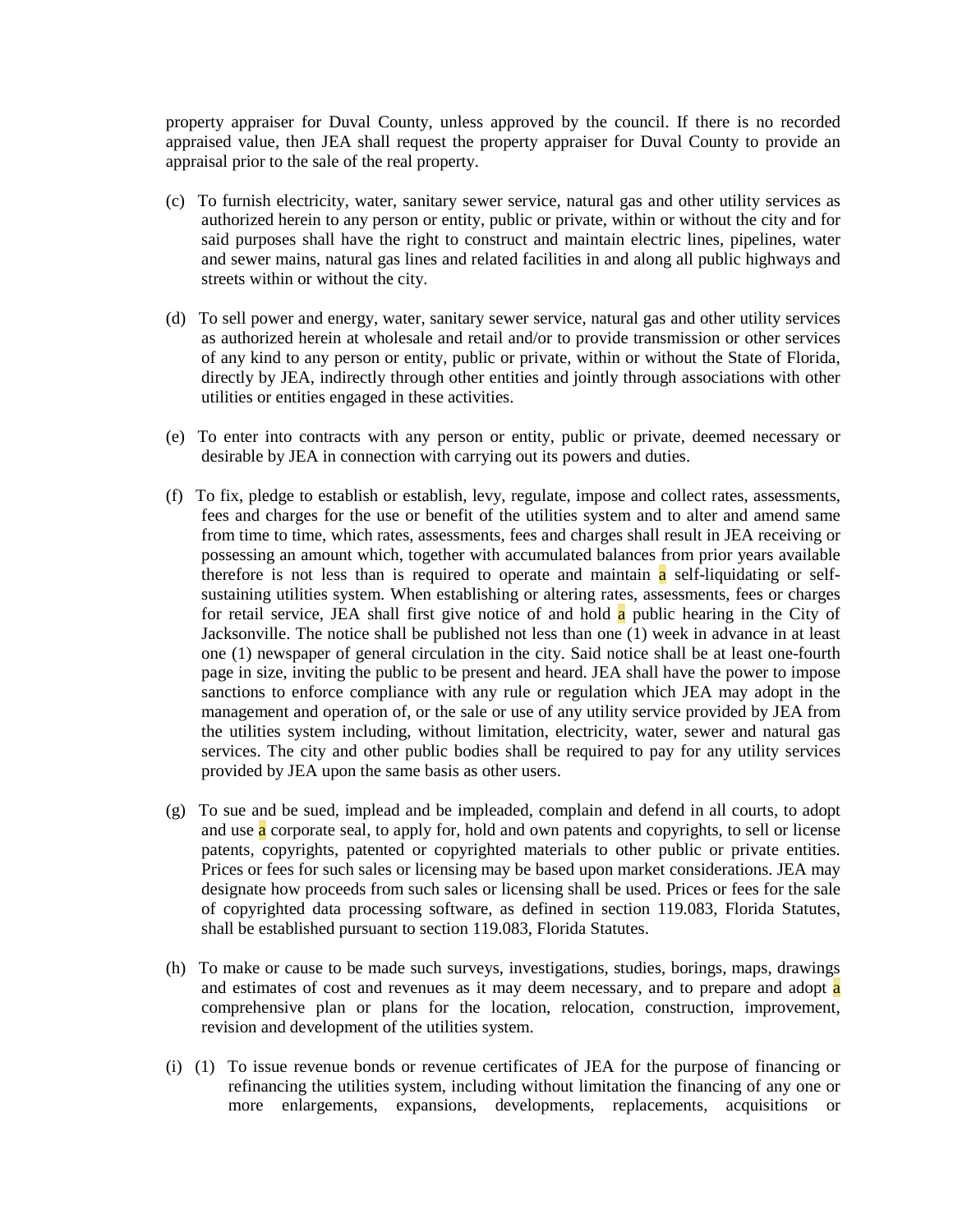property appraiser for Duval County, unless approved by the council. If there is no recorded appraised value, then JEA shall request the property appraiser for Duval County to provide an appraisal prior to the sale of the real property.

(c) To furnish electricity, water, sanitary sewer service, natural gas and other utility services as authorized herein to any person or entity, public or private, within or without the city and for said purposes shall have the right to construct and maintain electric lines, pipelines, water and sewer mains, natural gas lines and related facilities in and along all public highways and streets within or without the city.

(d) To sell power and energy, water, sanitary sewer service, natural gas and other utility services as authorized herein at wholesale and retail and/or to provide transmission or other services of any kind to any person or entity, public or private, within or without the State of Florida, directly by JEA, indirectly through other entities and jointly through associations with other utilities or entities engaged in these activities.

(e) To enter into contracts with any person or entity, public or private, deemed necessary or desirable by JEA in connection with carrying out its powers and duties.

(f) To fix, pledge to establish or establish, levy, regulate, impose and collect rates, assessments, fees and charges for the use or benefit of the utilities system and to alter and amend same from time to time, which rates, assessments, fees and charges shall result in JEA receiving or possessing an amount which, together with accumulated balances from prior years available therefore is not less than is required to operate and maintain a self-liquidating or self-sustaining utilities system. When establishing or altering rates, assessments, fees or charges for retail service, JEA shall first give notice of and hold a public hearing in the City of Jacksonville. The notice shall be published not less than one (1) week in advance in at least one (1) newspaper of general circulation in the city. Said notice shall be at least one-fourth page in size, inviting the public to be present and heard. JEA shall have the power to impose sanctions to enforce compliance with any rule or regulation which JEA may adopt in the management and operation of, or the sale or use of any utility service provided by JEA from the utilities system including, without limitation, electricity, water, sewer and natural gas services. The city and other public bodies shall be required to pay for any utility services provided by JEA upon the same basis as other users.

(g) To sue and be sued, implead and be impleaded, complain and defend in all courts, to adopt and use a corporate seal, to apply for, hold and own patents and copyrights, to sell or license patents, copyrights, patented or copyrighted materials to other public or private entities. Prices or fees for such sales or licensing may be based upon market considerations. JEA may designate how proceeds from such sales or licensing shall be used. Prices or fees for the sale of copyrighted data processing software, as defined in section 119.083, Florida Statutes, shall be established pursuant to section 119.083, Florida Statutes.

(h) To make or cause to be made such surveys, investigations, studies, borings, maps, drawings and estimates of cost and revenues as it may deem necessary, and to prepare and adopt a comprehensive plan or plans for the location, relocation, construction, improvement, revision and development of the utilities system.

(i) (1) To issue revenue bonds or revenue certificates of JEA for the purpose of financing or refinancing the utilities system, including without limitation the financing of any one or more enlargements, expansions, developments, replacements, acquisitions or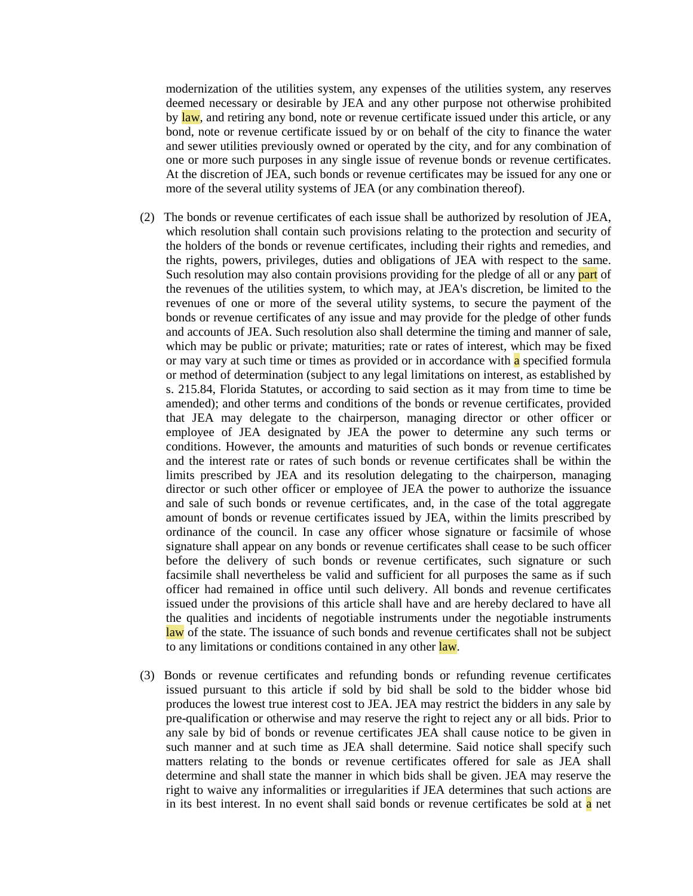modernization of the utilities system, any expenses of the utilities system, any reserves deemed necessary or desirable by JEA and any other purpose not otherwise prohibited by law, and retiring any bond, note or revenue certificate issued under this article, or any bond, note or revenue certificate issued by or on behalf of the city to finance the water and sewer utilities previously owned or operated by the city, and for any combination of one or more such purposes in any single issue of revenue bonds or revenue certificates. At the discretion of JEA, such bonds or revenue certificates may be issued for any one or more of the several utility systems of JEA (or any combination thereof).

(2) The bonds or revenue certificates of each issue shall be authorized by resolution of JEA, which resolution shall contain such provisions relating to the protection and security of the holders of the bonds or revenue certificates, including their rights and remedies, and the rights, powers, privileges, duties and obligations of JEA with respect to the same. Such resolution may also contain provisions providing for the pledge of all or any part of the revenues of the utilities system, to which may, at JEA's discretion, be limited to the revenues of one or more of the several utility systems, to secure the payment of the bonds or revenue certificates of any issue and may provide for the pledge of other funds and accounts of JEA. Such resolution also shall determine the timing and manner of sale, which may be public or private; maturities; rate or rates of interest, which may be fixed or may vary at such time or times as provided or in accordance with a specified formula or method of determination (subject to any legal limitations on interest, as established by s. 215.84, Florida Statutes, or according to said section as it may from time to time be amended); and other terms and conditions of the bonds or revenue certificates, provided that JEA may delegate to the chairperson, managing director or other officer or employee of JEA designated by JEA the power to determine any such terms or conditions. However, the amounts and maturities of such bonds or revenue certificates and the interest rate or rates of such bonds or revenue certificates shall be within the limits prescribed by JEA and its resolution delegating to the chairperson, managing director or such other officer or employee of JEA the power to authorize the issuance and sale of such bonds or revenue certificates, and, in the case of the total aggregate amount of bonds or revenue certificates issued by JEA, within the limits prescribed by ordinance of the council. In case any officer whose signature or facsimile of whose signature shall appear on any bonds or revenue certificates shall cease to be such officer before the delivery of such bonds or revenue certificates, such signature or such facsimile shall nevertheless be valid and sufficient for all purposes the same as if such officer had remained in office until such delivery. All bonds and revenue certificates issued under the provisions of this article shall have and are hereby declared to have all the qualities and incidents of negotiable instruments under the negotiable instruments law of the state. The issuance of such bonds and revenue certificates shall not be subject to any limitations or conditions contained in any other law.

(3) Bonds or revenue certificates and refunding bonds or refunding revenue certificates issued pursuant to this article if sold by bid shall be sold to the bidder whose bid produces the lowest true interest cost to JEA. JEA may restrict the bidders in any sale by pre-qualification or otherwise and may reserve the right to reject any or all bids. Prior to any sale by bid of bonds or revenue certificates JEA shall cause notice to be given in such manner and at such time as JEA shall determine. Said notice shall specify such matters relating to the bonds or revenue certificates offered for sale as JEA shall determine and shall state the manner in which bids shall be given. JEA may reserve the right to waive any informalities or irregularities if JEA determines that such actions are in its best interest. In no event shall said bonds or revenue certificates be sold at a net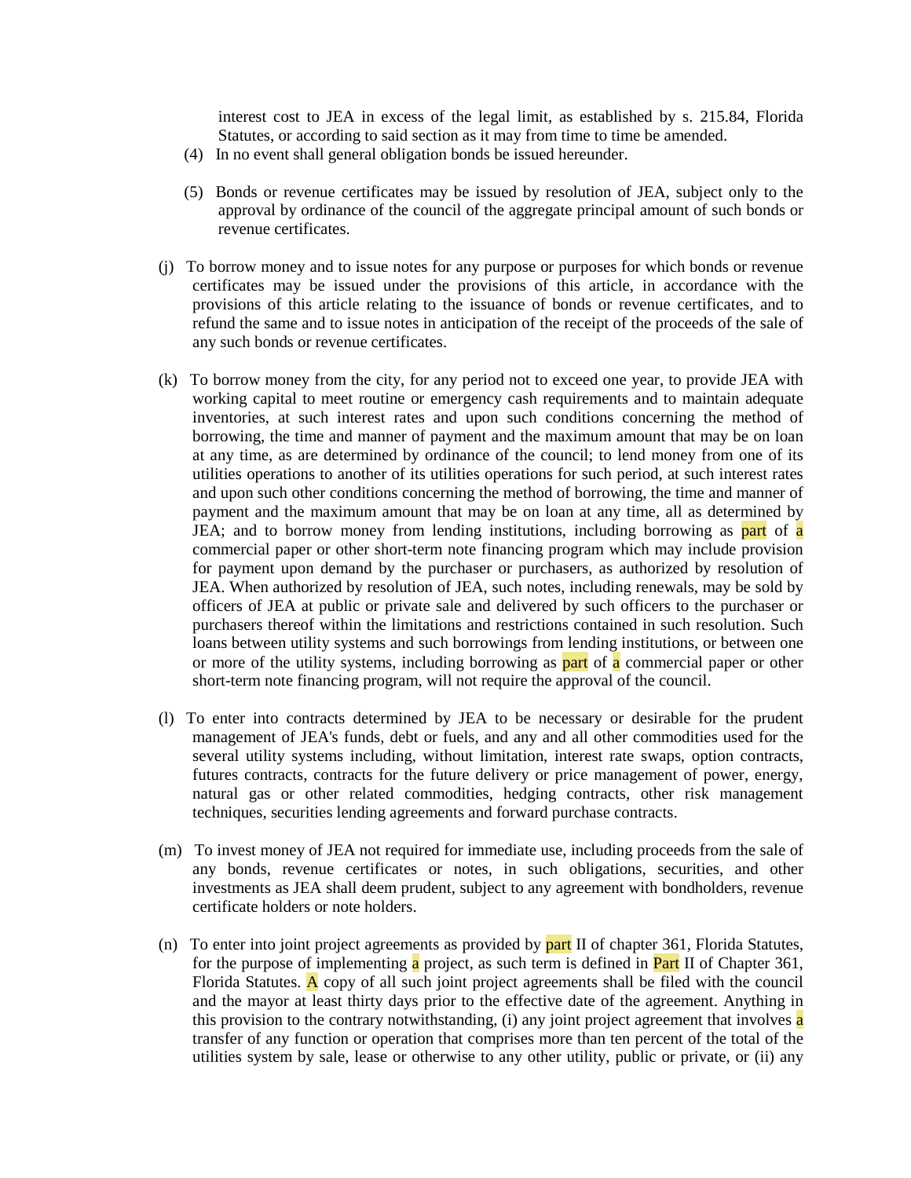interest cost to JEA in excess of the legal limit, as established by s. 215.84, Florida Statutes, or according to said section as it may from time to time be amended.

(4) In no event shall general obligation bonds be issued hereunder.

(5) Bonds or revenue certificates may be issued by resolution of JEA, subject only to the approval by ordinance of the council of the aggregate principal amount of such bonds or revenue certificates.

(j) To borrow money and to issue notes for any purpose or purposes for which bonds or revenue certificates may be issued under the provisions of this article, in accordance with the provisions of this article relating to the issuance of bonds or revenue certificates, and to refund the same and to issue notes in anticipation of the receipt of the proceeds of the sale of any such bonds or revenue certificates.

(k) To borrow money from the city, for any period not to exceed one year, to provide JEA with working capital to meet routine or emergency cash requirements and to maintain adequate inventories, at such interest rates and upon such conditions concerning the method of borrowing, the time and manner of payment and the maximum amount that may be on loan at any time, as are determined by ordinance of the council; to lend money from one of its utilities operations to another of its utilities operations for such period, at such interest rates and upon such other conditions concerning the method of borrowing, the time and manner of payment and the maximum amount that may be on loan at any time, all as determined by JEA; and to borrow money from lending institutions, including borrowing as part of a commercial paper or other short-term note financing program which may include provision for payment upon demand by the purchaser or purchasers, as authorized by resolution of JEA. When authorized by resolution of JEA, such notes, including renewals, may be sold by officers of JEA at public or private sale and delivered by such officers to the purchaser or purchasers thereof within the limitations and restrictions contained in such resolution. Such loans between utility systems and such borrowings from lending institutions, or between one or more of the utility systems, including borrowing as part of a commercial paper or other short-term note financing program, will not require the approval of the council.

(l) To enter into contracts determined by JEA to be necessary or desirable for the prudent management of JEA's funds, debt or fuels, and any and all other commodities used for the several utility systems including, without limitation, interest rate swaps, option contracts, futures contracts, contracts for the future delivery or price management of power, energy, natural gas or other related commodities, hedging contracts, other risk management techniques, securities lending agreements and forward purchase contracts.

(m) To invest money of JEA not required for immediate use, including proceeds from the sale of any bonds, revenue certificates or notes, in such obligations, securities, and other investments as JEA shall deem prudent, subject to any agreement with bondholders, revenue certificate holders or note holders.

(n) To enter into joint project agreements as provided by part II of chapter 361, Florida Statutes, for the purpose of implementing a project, as such term is defined in Part II of Chapter 361, Florida Statutes. A copy of all such joint project agreements shall be filed with the council and the mayor at least thirty days prior to the effective date of the agreement. Anything in this provision to the contrary notwithstanding, (i) any joint project agreement that involves a transfer of any function or operation that comprises more than ten percent of the total of the utilities system by sale, lease or otherwise to any other utility, public or private, or (ii) any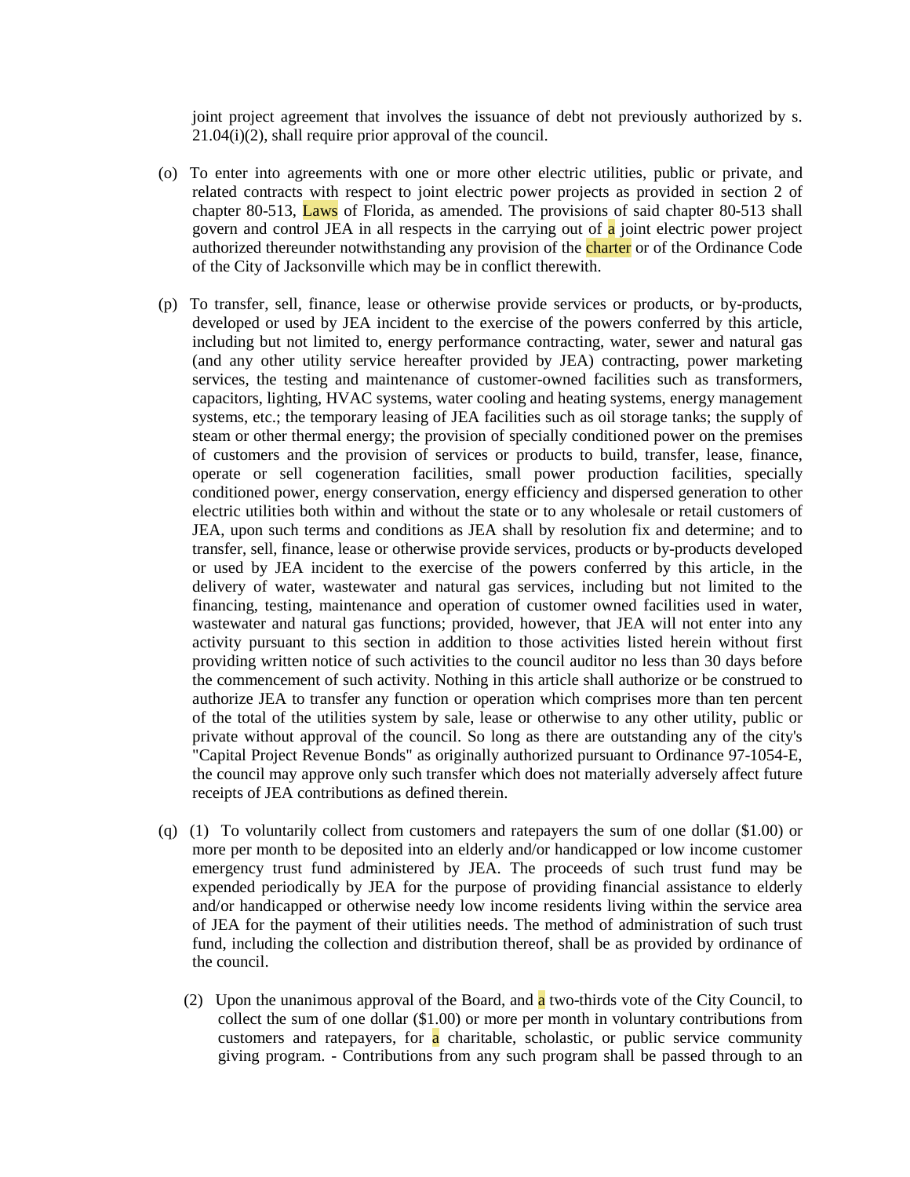joint project agreement that involves the issuance of debt not previously authorized by s. 21.04(i)(2), shall require prior approval of the council.

(o) To enter into agreements with one or more other electric utilities, public or private, and related contracts with respect to joint electric power projects as provided in section 2 of chapter 80-513, Laws of Florida, as amended. The provisions of said chapter 80-513 shall govern and control JEA in all respects in the carrying out of a joint electric power project authorized thereunder notwithstanding any provision of the charter or of the Ordinance Code of the City of Jacksonville which may be in conflict therewith.

(p) To transfer, sell, finance, lease or otherwise provide services or products, or by-products, developed or used by JEA incident to the exercise of the powers conferred by this article, including but not limited to, energy performance contracting, water, sewer and natural gas (and any other utility service hereafter provided by JEA) contracting, power marketing services, the testing and maintenance of customer-owned facilities such as transformers, capacitors, lighting, HVAC systems, water cooling and heating systems, energy management systems, etc.; the temporary leasing of JEA facilities such as oil storage tanks; the supply of steam or other thermal energy; the provision of specially conditioned power on the premises of customers and the provision of services or products to build, transfer, lease, finance, operate or sell cogeneration facilities, small power production facilities, specially conditioned power, energy conservation, energy efficiency and dispersed generation to other electric utilities both within and without the state or to any wholesale or retail customers of JEA, upon such terms and conditions as JEA shall by resolution fix and determine; and to transfer, sell, finance, lease or otherwise provide services, products or by-products developed or used by JEA incident to the exercise of the powers conferred by this article, in the delivery of water, wastewater and natural gas services, including but not limited to the financing, testing, maintenance and operation of customer owned facilities used in water, wastewater and natural gas functions; provided, however, that JEA will not enter into any activity pursuant to this section in addition to those activities listed herein without first providing written notice of such activities to the council auditor no less than 30 days before the commencement of such activity. Nothing in this article shall authorize or be construed to authorize JEA to transfer any function or operation which comprises more than ten percent of the total of the utilities system by sale, lease or otherwise to any other utility, public or private without approval of the council. So long as there are outstanding any of the city's "Capital Project Revenue Bonds" as originally authorized pursuant to Ordinance 97-1054-E, the council may approve only such transfer which does not materially adversely affect future receipts of JEA contributions as defined therein.

(q) (1) To voluntarily collect from customers and ratepayers the sum of one dollar ($1.00) or more per month to be deposited into an elderly and/or handicapped or low income customer emergency trust fund administered by JEA. The proceeds of such trust fund may be expended periodically by JEA for the purpose of providing financial assistance to elderly and/or handicapped or otherwise needy low income residents living within the service area of JEA for the payment of their utilities needs. The method of administration of such trust fund, including the collection and distribution thereof, shall be as provided by ordinance of the council.

(2) Upon the unanimous approval of the Board, and a two-thirds vote of the City Council, to collect the sum of one dollar ($1.00) or more per month in voluntary contributions from customers and ratepayers, for a charitable, scholastic, or public service community giving program. - Contributions from any such program shall be passed through to an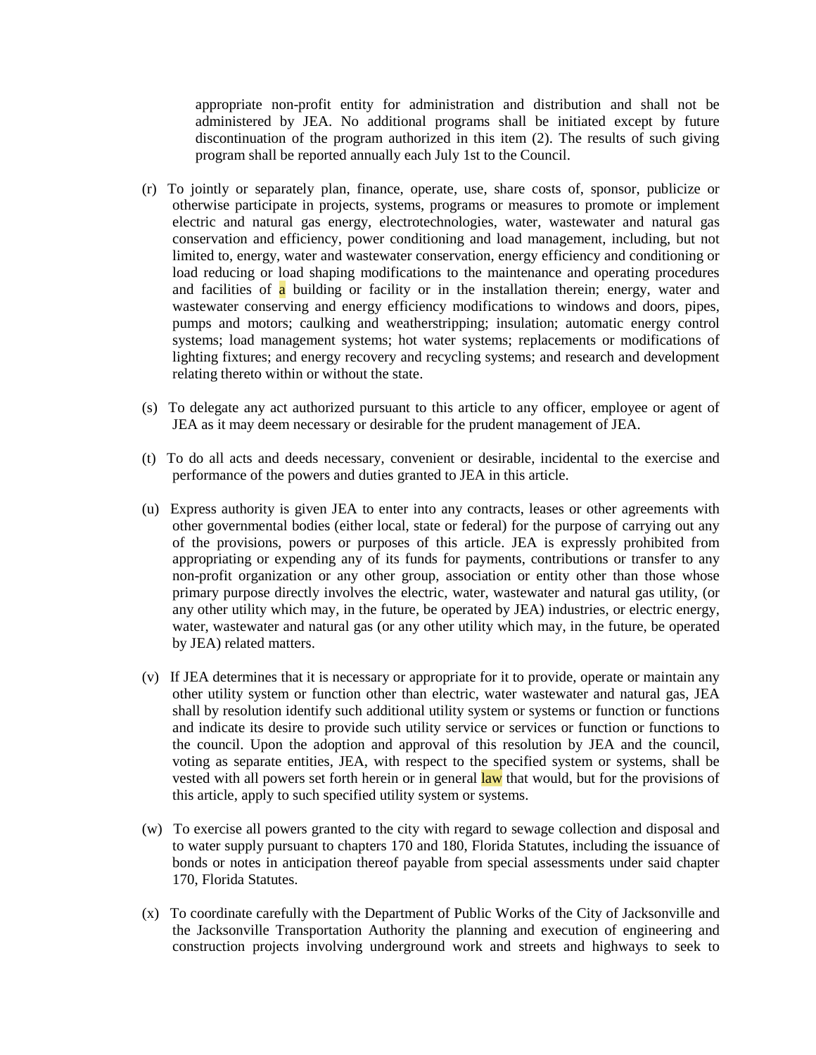appropriate non-profit entity for administration and distribution and shall not be administered by JEA. No additional programs shall be initiated except by future discontinuation of the program authorized in this item (2). The results of such giving program shall be reported annually each July 1st to the Council.

(r) To jointly or separately plan, finance, operate, use, share costs of, sponsor, publicize or otherwise participate in projects, systems, programs or measures to promote or implement electric and natural gas energy, electrotechnologies, water, wastewater and natural gas conservation and efficiency, power conditioning and load management, including, but not limited to, energy, water and wastewater conservation, energy efficiency and conditioning or load reducing or load shaping modifications to the maintenance and operating procedures and facilities of a building or facility or in the installation therein; energy, water and wastewater conserving and energy efficiency modifications to windows and doors, pipes, pumps and motors; caulking and weatherstripping; insulation; automatic energy control systems; load management systems; hot water systems; replacements or modifications of lighting fixtures; and energy recovery and recycling systems; and research and development relating thereto within or without the state.

(s) To delegate any act authorized pursuant to this article to any officer, employee or agent of JEA as it may deem necessary or desirable for the prudent management of JEA.

(t) To do all acts and deeds necessary, convenient or desirable, incidental to the exercise and performance of the powers and duties granted to JEA in this article.

(u) Express authority is given JEA to enter into any contracts, leases or other agreements with other governmental bodies (either local, state or federal) for the purpose of carrying out any of the provisions, powers or purposes of this article. JEA is expressly prohibited from appropriating or expending any of its funds for payments, contributions or transfer to any non-profit organization or any other group, association or entity other than those whose primary purpose directly involves the electric, water, wastewater and natural gas utility, (or any other utility which may, in the future, be operated by JEA) industries, or electric energy, water, wastewater and natural gas (or any other utility which may, in the future, be operated by JEA) related matters.

(v) If JEA determines that it is necessary or appropriate for it to provide, operate or maintain any other utility system or function other than electric, water wastewater and natural gas, JEA shall by resolution identify such additional utility system or systems or function or functions and indicate its desire to provide such utility service or services or function or functions to the council. Upon the adoption and approval of this resolution by JEA and the council, voting as separate entities, JEA, with respect to the specified system or systems, shall be vested with all powers set forth herein or in general law that would, but for the provisions of this article, apply to such specified utility system or systems.

(w) To exercise all powers granted to the city with regard to sewage collection and disposal and to water supply pursuant to chapters 170 and 180, Florida Statutes, including the issuance of bonds or notes in anticipation thereof payable from special assessments under said chapter 170, Florida Statutes.

(x) To coordinate carefully with the Department of Public Works of the City of Jacksonville and the Jacksonville Transportation Authority the planning and execution of engineering and construction projects involving underground work and streets and highways to seek to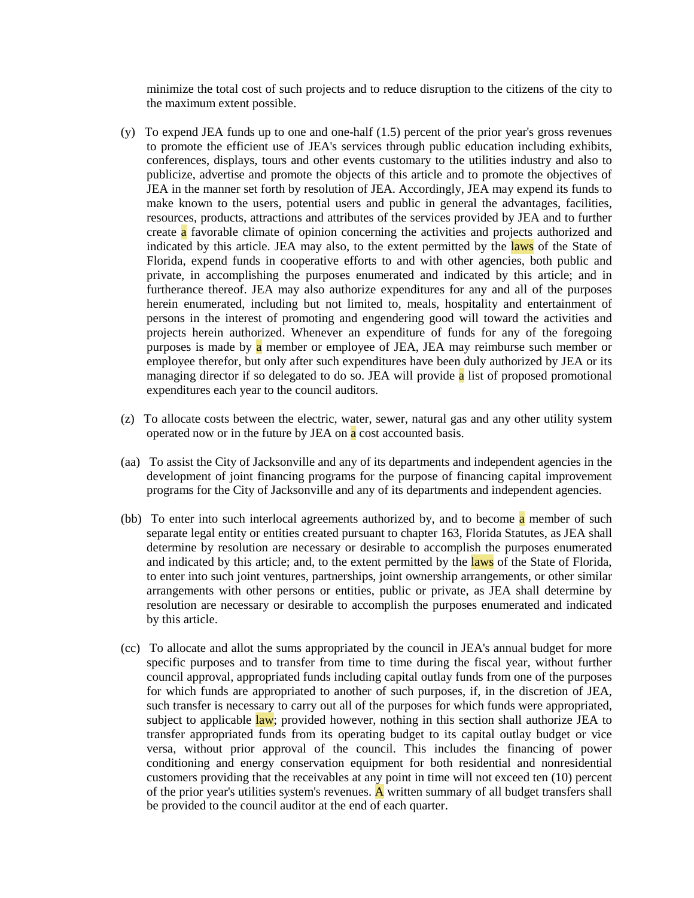minimize the total cost of such projects and to reduce disruption to the citizens of the city to the maximum extent possible.

(y) To expend JEA funds up to one and one-half (1.5) percent of the prior year's gross revenues to promote the efficient use of JEA's services through public education including exhibits, conferences, displays, tours and other events customary to the utilities industry and also to publicize, advertise and promote the objects of this article and to promote the objectives of JEA in the manner set forth by resolution of JEA. Accordingly, JEA may expend its funds to make known to the users, potential users and public in general the advantages, facilities, resources, products, attractions and attributes of the services provided by JEA and to further create a favorable climate of opinion concerning the activities and projects authorized and indicated by this article. JEA may also, to the extent permitted by the laws of the State of Florida, expend funds in cooperative efforts to and with other agencies, both public and private, in accomplishing the purposes enumerated and indicated by this article; and in furtherance thereof. JEA may also authorize expenditures for any and all of the purposes herein enumerated, including but not limited to, meals, hospitality and entertainment of persons in the interest of promoting and engendering good will toward the activities and projects herein authorized. Whenever an expenditure of funds for any of the foregoing purposes is made by a member or employee of JEA, JEA may reimburse such member or employee therefor, but only after such expenditures have been duly authorized by JEA or its managing director if so delegated to do so. JEA will provide a list of proposed promotional expenditures each year to the council auditors.

(z) To allocate costs between the electric, water, sewer, natural gas and any other utility system operated now or in the future by JEA on a cost accounted basis.

(aa) To assist the City of Jacksonville and any of its departments and independent agencies in the development of joint financing programs for the purpose of financing capital improvement programs for the City of Jacksonville and any of its departments and independent agencies.

(bb) To enter into such interlocal agreements authorized by, and to become a member of such separate legal entity or entities created pursuant to chapter 163, Florida Statutes, as JEA shall determine by resolution are necessary or desirable to accomplish the purposes enumerated and indicated by this article; and, to the extent permitted by the laws of the State of Florida, to enter into such joint ventures, partnerships, joint ownership arrangements, or other similar arrangements with other persons or entities, public or private, as JEA shall determine by resolution are necessary or desirable to accomplish the purposes enumerated and indicated by this article.

(cc) To allocate and allot the sums appropriated by the council in JEA's annual budget for more specific purposes and to transfer from time to time during the fiscal year, without further council approval, appropriated funds including capital outlay funds from one of the purposes for which funds are appropriated to another of such purposes, if, in the discretion of JEA, such transfer is necessary to carry out all of the purposes for which funds were appropriated, subject to applicable law; provided however, nothing in this section shall authorize JEA to transfer appropriated funds from its operating budget to its capital outlay budget or vice versa, without prior approval of the council. This includes the financing of power conditioning and energy conservation equipment for both residential and nonresidential customers providing that the receivables at any point in time will not exceed ten (10) percent of the prior year's utilities system's revenues. A written summary of all budget transfers shall be provided to the council auditor at the end of each quarter.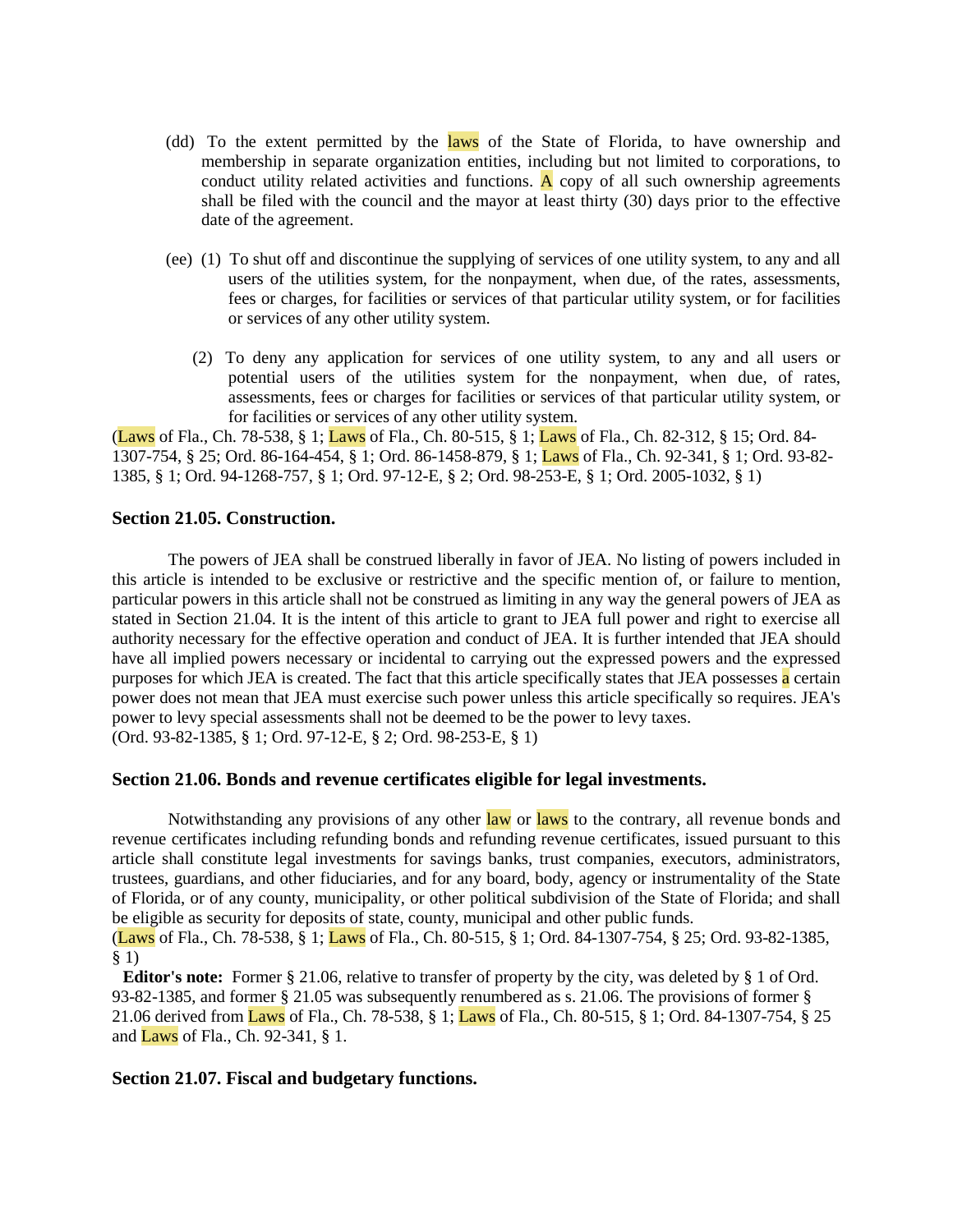(dd) To the extent permitted by the laws of the State of Florida, to have ownership and membership in separate organization entities, including but not limited to corporations, to conduct utility related activities and functions. A copy of all such ownership agreements shall be filed with the council and the mayor at least thirty (30) days prior to the effective date of the agreement.

(ee) (1) To shut off and discontinue the supplying of services of one utility system, to any and all users of the utilities system, for the nonpayment, when due, of the rates, assessments, fees or charges, for facilities or services of that particular utility system, or for facilities or services of any other utility system.

(2) To deny any application for services of one utility system, to any and all users or potential users of the utilities system for the nonpayment, when due, of rates, assessments, fees or charges for facilities or services of that particular utility system, or for facilities or services of any other utility system.

(Laws of Fla., Ch. 78-538, § 1; Laws of Fla., Ch. 80-515, § 1; Laws of Fla., Ch. 82-312, § 15; Ord. 84-1307-754, § 25; Ord. 86-164-454, § 1; Ord. 86-1458-879, § 1; Laws of Fla., Ch. 92-341, § 1; Ord. 93-82-1385, § 1; Ord. 94-1268-757, § 1; Ord. 97-12-E, § 2; Ord. 98-253-E, § 1; Ord. 2005-1032, § 1)

### Section 21.05. Construction.

The powers of JEA shall be construed liberally in favor of JEA. No listing of powers included in this article is intended to be exclusive or restrictive and the specific mention of, or failure to mention, particular powers in this article shall not be construed as limiting in any way the general powers of JEA as stated in Section 21.04. It is the intent of this article to grant to JEA full power and right to exercise all authority necessary for the effective operation and conduct of JEA. It is further intended that JEA should have all implied powers necessary or incidental to carrying out the expressed powers and the expressed purposes for which JEA is created. The fact that this article specifically states that JEA possesses a certain power does not mean that JEA must exercise such power unless this article specifically so requires. JEA's power to levy special assessments shall not be deemed to be the power to levy taxes.
(Ord. 93-82-1385, § 1; Ord. 97-12-E, § 2; Ord. 98-253-E, § 1)

### Section 21.06. Bonds and revenue certificates eligible for legal investments.

Notwithstanding any provisions of any other law or laws to the contrary, all revenue bonds and revenue certificates including refunding bonds and refunding revenue certificates, issued pursuant to this article shall constitute legal investments for savings banks, trust companies, executors, administrators, trustees, guardians, and other fiduciaries, and for any board, body, agency or instrumentality of the State of Florida, or of any county, municipality, or other political subdivision of the State of Florida; and shall be eligible as security for deposits of state, county, municipal and other public funds.
(Laws of Fla., Ch. 78-538, § 1; Laws of Fla., Ch. 80-515, § 1; Ord. 84-1307-754, § 25; Ord. 93-82-1385, § 1)

**Editor's note:** Former § 21.06, relative to transfer of property by the city, was deleted by § 1 of Ord. 93-82-1385, and former § 21.05 was subsequently renumbered as s. 21.06. The provisions of former § 21.06 derived from Laws of Fla., Ch. 78-538, § 1; Laws of Fla., Ch. 80-515, § 1; Ord. 84-1307-754, § 25 and Laws of Fla., Ch. 92-341, § 1.

### Section 21.07. Fiscal and budgetary functions.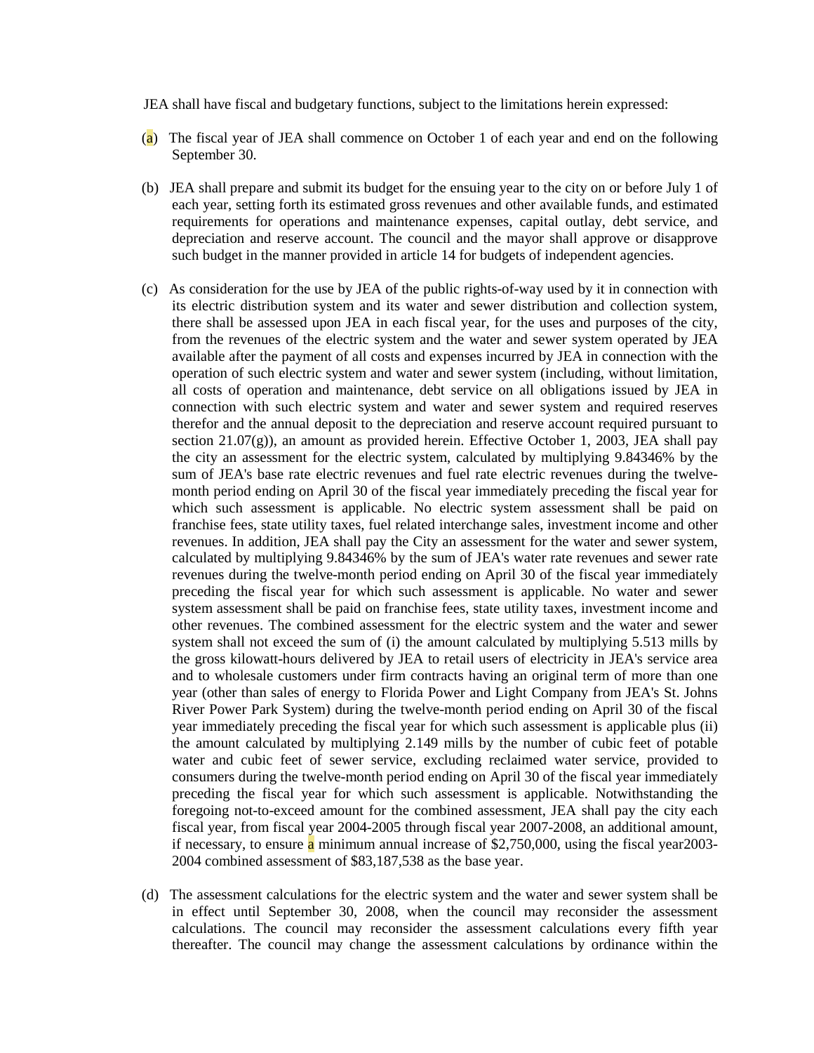JEA shall have fiscal and budgetary functions, subject to the limitations herein expressed:

(a) The fiscal year of JEA shall commence on October 1 of each year and end on the following September 30.

(b) JEA shall prepare and submit its budget for the ensuing year to the city on or before July 1 of each year, setting forth its estimated gross revenues and other available funds, and estimated requirements for operations and maintenance expenses, capital outlay, debt service, and depreciation and reserve account. The council and the mayor shall approve or disapprove such budget in the manner provided in article 14 for budgets of independent agencies.

(c) As consideration for the use by JEA of the public rights-of-way used by it in connection with its electric distribution system and its water and sewer distribution and collection system, there shall be assessed upon JEA in each fiscal year, for the uses and purposes of the city, from the revenues of the electric system and the water and sewer system operated by JEA available after the payment of all costs and expenses incurred by JEA in connection with the operation of such electric system and water and sewer system (including, without limitation, all costs of operation and maintenance, debt service on all obligations issued by JEA in connection with such electric system and water and sewer system and required reserves therefor and the annual deposit to the depreciation and reserve account required pursuant to section 21.07(g)), an amount as provided herein. Effective October 1, 2003, JEA shall pay the city an assessment for the electric system, calculated by multiplying 9.84346% by the sum of JEA's base rate electric revenues and fuel rate electric revenues during the twelve-month period ending on April 30 of the fiscal year immediately preceding the fiscal year for which such assessment is applicable. No electric system assessment shall be paid on franchise fees, state utility taxes, fuel related interchange sales, investment income and other revenues. In addition, JEA shall pay the City an assessment for the water and sewer system, calculated by multiplying 9.84346% by the sum of JEA's water rate revenues and sewer rate revenues during the twelve-month period ending on April 30 of the fiscal year immediately preceding the fiscal year for which such assessment is applicable. No water and sewer system assessment shall be paid on franchise fees, state utility taxes, investment income and other revenues. The combined assessment for the electric system and the water and sewer system shall not exceed the sum of (i) the amount calculated by multiplying 5.513 mills by the gross kilowatt-hours delivered by JEA to retail users of electricity in JEA's service area and to wholesale customers under firm contracts having an original term of more than one year (other than sales of energy to Florida Power and Light Company from JEA's St. Johns River Power Park System) during the twelve-month period ending on April 30 of the fiscal year immediately preceding the fiscal year for which such assessment is applicable plus (ii) the amount calculated by multiplying 2.149 mills by the number of cubic feet of potable water and cubic feet of sewer service, excluding reclaimed water service, provided to consumers during the twelve-month period ending on April 30 of the fiscal year immediately preceding the fiscal year for which such assessment is applicable. Notwithstanding the foregoing not-to-exceed amount for the combined assessment, JEA shall pay the city each fiscal year, from fiscal year 2004-2005 through fiscal year 2007-2008, an additional amount, if necessary, to ensure a minimum annual increase of $2,750,000, using the fiscal year2003-2004 combined assessment of $83,187,538 as the base year.

(d) The assessment calculations for the electric system and the water and sewer system shall be in effect until September 30, 2008, when the council may reconsider the assessment calculations. The council may reconsider the assessment calculations every fifth year thereafter. The council may change the assessment calculations by ordinance within the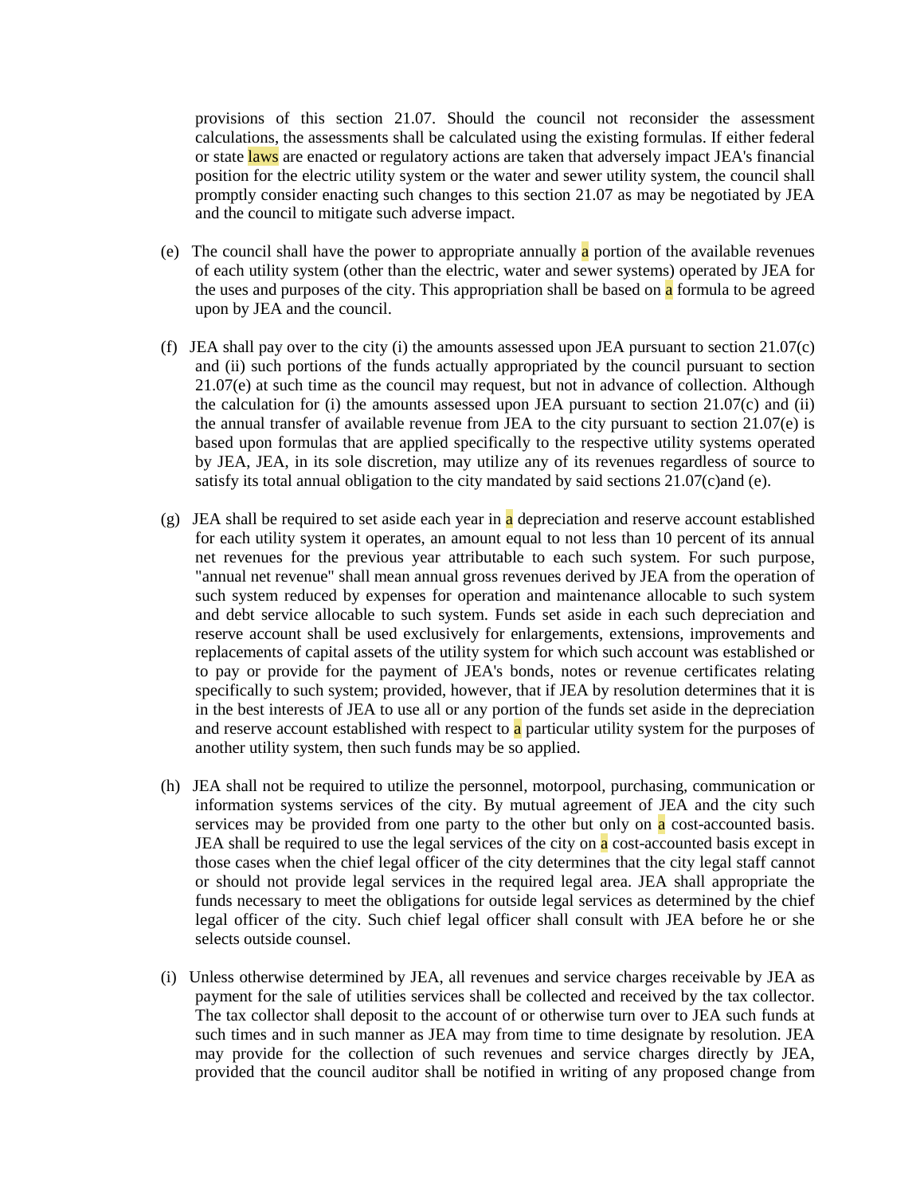provisions of this section 21.07. Should the council not reconsider the assessment calculations, the assessments shall be calculated using the existing formulas. If either federal or state laws are enacted or regulatory actions are taken that adversely impact JEA's financial position for the electric utility system or the water and sewer utility system, the council shall promptly consider enacting such changes to this section 21.07 as may be negotiated by JEA and the council to mitigate such adverse impact.

(e) The council shall have the power to appropriate annually a portion of the available revenues of each utility system (other than the electric, water and sewer systems) operated by JEA for the uses and purposes of the city. This appropriation shall be based on a formula to be agreed upon by JEA and the council.

(f) JEA shall pay over to the city (i) the amounts assessed upon JEA pursuant to section 21.07(c) and (ii) such portions of the funds actually appropriated by the council pursuant to section 21.07(e) at such time as the council may request, but not in advance of collection. Although the calculation for (i) the amounts assessed upon JEA pursuant to section 21.07(c) and (ii) the annual transfer of available revenue from JEA to the city pursuant to section 21.07(e) is based upon formulas that are applied specifically to the respective utility systems operated by JEA, JEA, in its sole discretion, may utilize any of its revenues regardless of source to satisfy its total annual obligation to the city mandated by said sections 21.07(c)and (e).

(g) JEA shall be required to set aside each year in a depreciation and reserve account established for each utility system it operates, an amount equal to not less than 10 percent of its annual net revenues for the previous year attributable to each such system. For such purpose, "annual net revenue" shall mean annual gross revenues derived by JEA from the operation of such system reduced by expenses for operation and maintenance allocable to such system and debt service allocable to such system. Funds set aside in each such depreciation and reserve account shall be used exclusively for enlargements, extensions, improvements and replacements of capital assets of the utility system for which such account was established or to pay or provide for the payment of JEA's bonds, notes or revenue certificates relating specifically to such system; provided, however, that if JEA by resolution determines that it is in the best interests of JEA to use all or any portion of the funds set aside in the depreciation and reserve account established with respect to a particular utility system for the purposes of another utility system, then such funds may be so applied.

(h) JEA shall not be required to utilize the personnel, motorpool, purchasing, communication or information systems services of the city. By mutual agreement of JEA and the city such services may be provided from one party to the other but only on a cost-accounted basis. JEA shall be required to use the legal services of the city on a cost-accounted basis except in those cases when the chief legal officer of the city determines that the city legal staff cannot or should not provide legal services in the required legal area. JEA shall appropriate the funds necessary to meet the obligations for outside legal services as determined by the chief legal officer of the city. Such chief legal officer shall consult with JEA before he or she selects outside counsel.

(i) Unless otherwise determined by JEA, all revenues and service charges receivable by JEA as payment for the sale of utilities services shall be collected and received by the tax collector. The tax collector shall deposit to the account of or otherwise turn over to JEA such funds at such times and in such manner as JEA may from time to time designate by resolution. JEA may provide for the collection of such revenues and service charges directly by JEA, provided that the council auditor shall be notified in writing of any proposed change from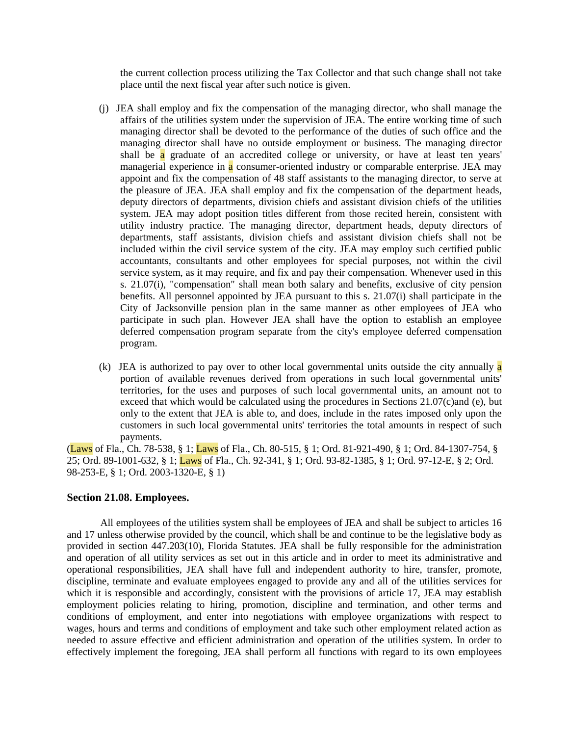the current collection process utilizing the Tax Collector and that such change shall not take place until the next fiscal year after such notice is given.

(j) JEA shall employ and fix the compensation of the managing director, who shall manage the affairs of the utilities system under the supervision of JEA. The entire working time of such managing director shall be devoted to the performance of the duties of such office and the managing director shall have no outside employment or business. The managing director shall be a graduate of an accredited college or university, or have at least ten years' managerial experience in a consumer-oriented industry or comparable enterprise. JEA may appoint and fix the compensation of 48 staff assistants to the managing director, to serve at the pleasure of JEA. JEA shall employ and fix the compensation of the department heads, deputy directors of departments, division chiefs and assistant division chiefs of the utilities system. JEA may adopt position titles different from those recited herein, consistent with utility industry practice. The managing director, department heads, deputy directors of departments, staff assistants, division chiefs and assistant division chiefs shall not be included within the civil service system of the city. JEA may employ such certified public accountants, consultants and other employees for special purposes, not within the civil service system, as it may require, and fix and pay their compensation. Whenever used in this s. 21.07(i), "compensation" shall mean both salary and benefits, exclusive of city pension benefits. All personnel appointed by JEA pursuant to this s. 21.07(i) shall participate in the City of Jacksonville pension plan in the same manner as other employees of JEA who participate in such plan. However JEA shall have the option to establish an employee deferred compensation program separate from the city's employee deferred compensation program.

(k) JEA is authorized to pay over to other local governmental units outside the city annually a portion of available revenues derived from operations in such local governmental units' territories, for the uses and purposes of such local governmental units, an amount not to exceed that which would be calculated using the procedures in Sections 21.07(c)and (e), but only to the extent that JEA is able to, and does, include in the rates imposed only upon the customers in such local governmental units' territories the total amounts in respect of such payments.

(Laws of Fla., Ch. 78-538, § 1; Laws of Fla., Ch. 80-515, § 1; Ord. 81-921-490, § 1; Ord. 84-1307-754, § 25; Ord. 89-1001-632, § 1; Laws of Fla., Ch. 92-341, § 1; Ord. 93-82-1385, § 1; Ord. 97-12-E, § 2; Ord. 98-253-E, § 1; Ord. 2003-1320-E, § 1)

### Section 21.08. Employees.

All employees of the utilities system shall be employees of JEA and shall be subject to articles 16 and 17 unless otherwise provided by the council, which shall be and continue to be the legislative body as provided in section 447.203(10), Florida Statutes. JEA shall be fully responsible for the administration and operation of all utility services as set out in this article and in order to meet its administrative and operational responsibilities, JEA shall have full and independent authority to hire, transfer, promote, discipline, terminate and evaluate employees engaged to provide any and all of the utilities services for which it is responsible and accordingly, consistent with the provisions of article 17, JEA may establish employment policies relating to hiring, promotion, discipline and termination, and other terms and conditions of employment, and enter into negotiations with employee organizations with respect to wages, hours and terms and conditions of employment and take such other employment related action as needed to assure effective and efficient administration and operation of the utilities system. In order to effectively implement the foregoing, JEA shall perform all functions with regard to its own employees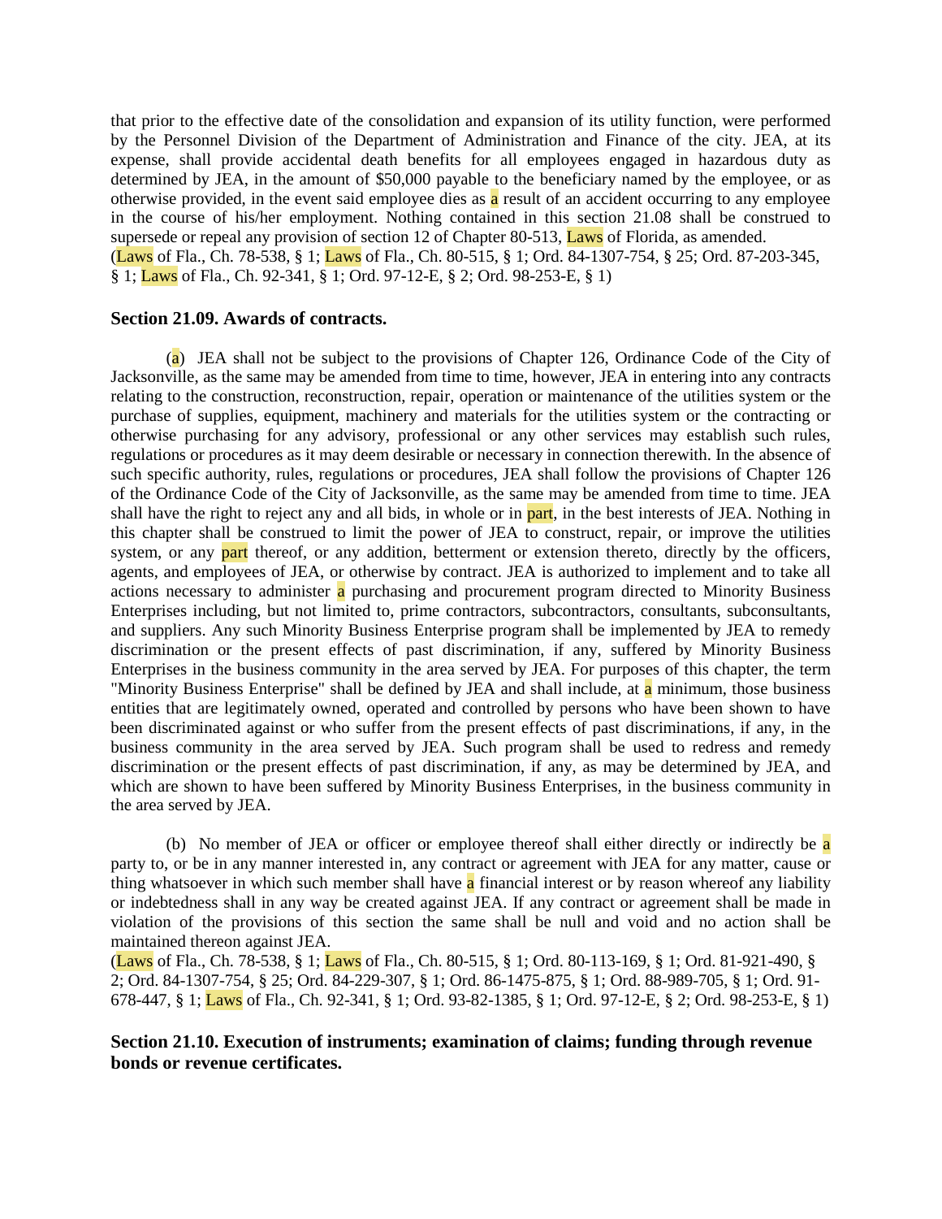that prior to the effective date of the consolidation and expansion of its utility function, were performed by the Personnel Division of the Department of Administration and Finance of the city. JEA, at its expense, shall provide accidental death benefits for all employees engaged in hazardous duty as determined by JEA, in the amount of $50,000 payable to the beneficiary named by the employee, or as otherwise provided, in the event said employee dies as a result of an accident occurring to any employee in the course of his/her employment. Nothing contained in this section 21.08 shall be construed to supersede or repeal any provision of section 12 of Chapter 80-513, Laws of Florida, as amended.
(Laws of Fla., Ch. 78-538, § 1; Laws of Fla., Ch. 80-515, § 1; Ord. 84-1307-754, § 25; Ord. 87-203-345, § 1; Laws of Fla., Ch. 92-341, § 1; Ord. 97-12-E, § 2; Ord. 98-253-E, § 1)

### Section 21.09. Awards of contracts.

(a) JEA shall not be subject to the provisions of Chapter 126, Ordinance Code of the City of Jacksonville, as the same may be amended from time to time, however, JEA in entering into any contracts relating to the construction, reconstruction, repair, operation or maintenance of the utilities system or the purchase of supplies, equipment, machinery and materials for the utilities system or the contracting or otherwise purchasing for any advisory, professional or any other services may establish such rules, regulations or procedures as it may deem desirable or necessary in connection therewith. In the absence of such specific authority, rules, regulations or procedures, JEA shall follow the provisions of Chapter 126 of the Ordinance Code of the City of Jacksonville, as the same may be amended from time to time. JEA shall have the right to reject any and all bids, in whole or in part, in the best interests of JEA. Nothing in this chapter shall be construed to limit the power of JEA to construct, repair, or improve the utilities system, or any part thereof, or any addition, betterment or extension thereto, directly by the officers, agents, and employees of JEA, or otherwise by contract. JEA is authorized to implement and to take all actions necessary to administer a purchasing and procurement program directed to Minority Business Enterprises including, but not limited to, prime contractors, subcontractors, consultants, subconsultants, and suppliers. Any such Minority Business Enterprise program shall be implemented by JEA to remedy discrimination or the present effects of past discrimination, if any, suffered by Minority Business Enterprises in the business community in the area served by JEA. For purposes of this chapter, the term "Minority Business Enterprise" shall be defined by JEA and shall include, at a minimum, those business entities that are legitimately owned, operated and controlled by persons who have been shown to have been discriminated against or who suffer from the present effects of past discriminations, if any, in the business community in the area served by JEA. Such program shall be used to redress and remedy discrimination or the present effects of past discrimination, if any, as may be determined by JEA, and which are shown to have been suffered by Minority Business Enterprises, in the business community in the area served by JEA.

(b) No member of JEA or officer or employee thereof shall either directly or indirectly be a party to, or be in any manner interested in, any contract or agreement with JEA for any matter, cause or thing whatsoever in which such member shall have a financial interest or by reason whereof any liability or indebtedness shall in any way be created against JEA. If any contract or agreement shall be made in violation of the provisions of this section the same shall be null and void and no action shall be maintained thereon against JEA.
(Laws of Fla., Ch. 78-538, § 1; Laws of Fla., Ch. 80-515, § 1; Ord. 80-113-169, § 1; Ord. 81-921-490, § 2; Ord. 84-1307-754, § 25; Ord. 84-229-307, § 1; Ord. 86-1475-875, § 1; Ord. 88-989-705, § 1; Ord. 91-678-447, § 1; Laws of Fla., Ch. 92-341, § 1; Ord. 93-82-1385, § 1; Ord. 97-12-E, § 2; Ord. 98-253-E, § 1)

### Section 21.10. Execution of instruments; examination of claims; funding through revenue bonds or revenue certificates.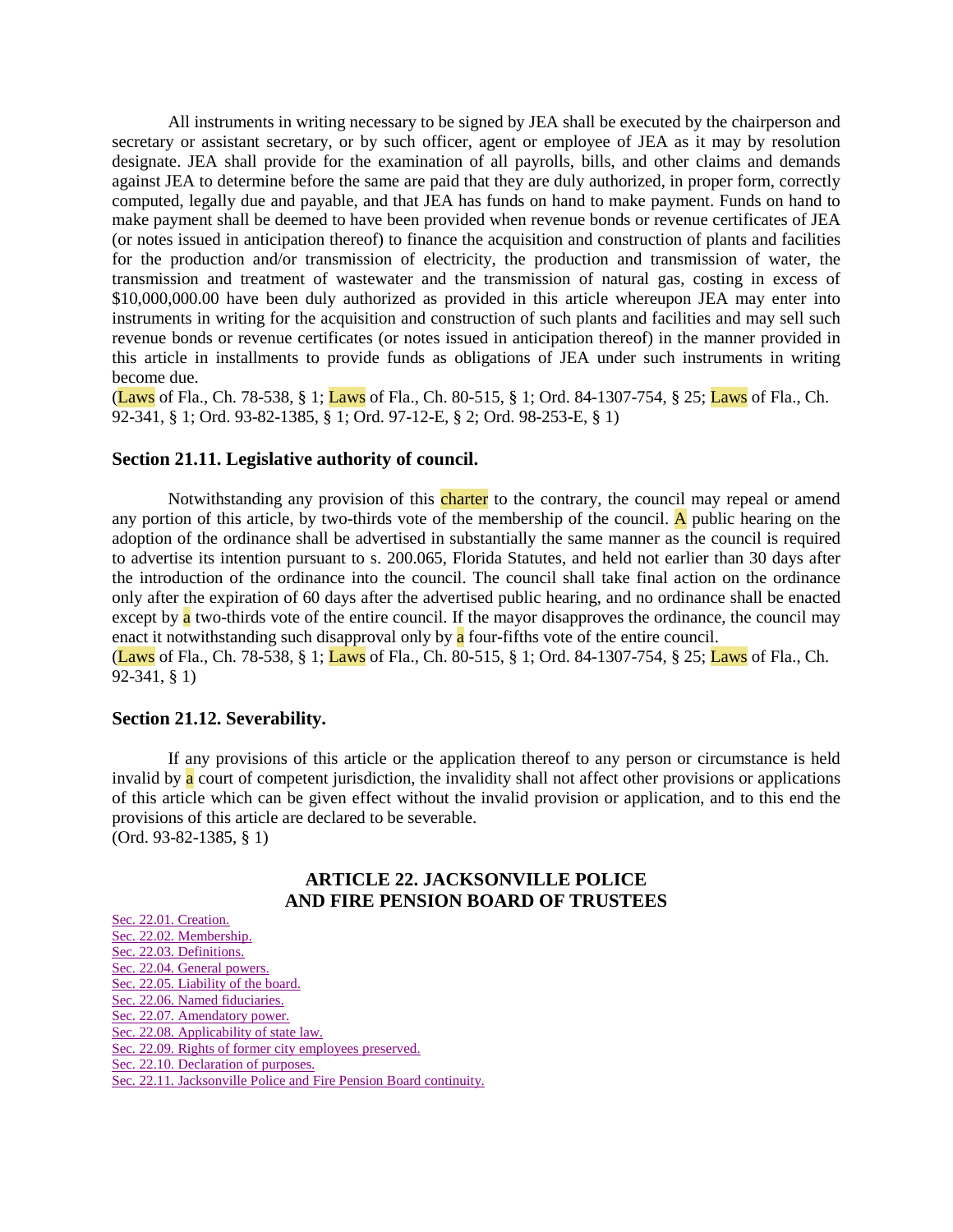All instruments in writing necessary to be signed by JEA shall be executed by the chairperson and secretary or assistant secretary, or by such officer, agent or employee of JEA as it may by resolution designate. JEA shall provide for the examination of all payrolls, bills, and other claims and demands against JEA to determine before the same are paid that they are duly authorized, in proper form, correctly computed, legally due and payable, and that JEA has funds on hand to make payment. Funds on hand to make payment shall be deemed to have been provided when revenue bonds or revenue certificates of JEA (or notes issued in anticipation thereof) to finance the acquisition and construction of plants and facilities for the production and/or transmission of electricity, the production and transmission of water, the transmission and treatment of wastewater and the transmission of natural gas, costing in excess of $10,000,000.00 have been duly authorized as provided in this article whereupon JEA may enter into instruments in writing for the acquisition and construction of such plants and facilities and may sell such revenue bonds or revenue certificates (or notes issued in anticipation thereof) in the manner provided in this article in installments to provide funds as obligations of JEA under such instruments in writing become due.
(Laws of Fla., Ch. 78-538, § 1; Laws of Fla., Ch. 80-515, § 1; Ord. 84-1307-754, § 25; Laws of Fla., Ch. 92-341, § 1; Ord. 93-82-1385, § 1; Ord. 97-12-E, § 2; Ord. 98-253-E, § 1)

### Section 21.11. Legislative authority of council.

Notwithstanding any provision of this charter to the contrary, the council may repeal or amend any portion of this article, by two-thirds vote of the membership of the council. A public hearing on the adoption of the ordinance shall be advertised in substantially the same manner as the council is required to advertise its intention pursuant to s. 200.065, Florida Statutes, and held not earlier than 30 days after the introduction of the ordinance into the council. The council shall take final action on the ordinance only after the expiration of 60 days after the advertised public hearing, and no ordinance shall be enacted except by a two-thirds vote of the entire council. If the mayor disapproves the ordinance, the council may enact it notwithstanding such disapproval only by a four-fifths vote of the entire council.
(Laws of Fla., Ch. 78-538, § 1; Laws of Fla., Ch. 80-515, § 1; Ord. 84-1307-754, § 25; Laws of Fla., Ch. 92-341, § 1)

### Section 21.12. Severability.

If any provisions of this article or the application thereof to any person or circumstance is held invalid by a court of competent jurisdiction, the invalidity shall not affect other provisions or applications of this article which can be given effect without the invalid provision or application, and to this end the provisions of this article are declared to be severable.
(Ord. 93-82-1385, § 1)

## ARTICLE 22. JACKSONVILLE POLICE AND FIRE PENSION BOARD OF TRUSTEES

Sec. 22.01. Creation.
Sec. 22.02. Membership.
Sec. 22.03. Definitions.
Sec. 22.04. General powers.
Sec. 22.05. Liability of the board.
Sec. 22.06. Named fiduciaries.
Sec. 22.07. Amendatory power.
Sec. 22.08. Applicability of state law.
Sec. 22.09. Rights of former city employees preserved.
Sec. 22.10. Declaration of purposes.
Sec. 22.11. Jacksonville Police and Fire Pension Board continuity.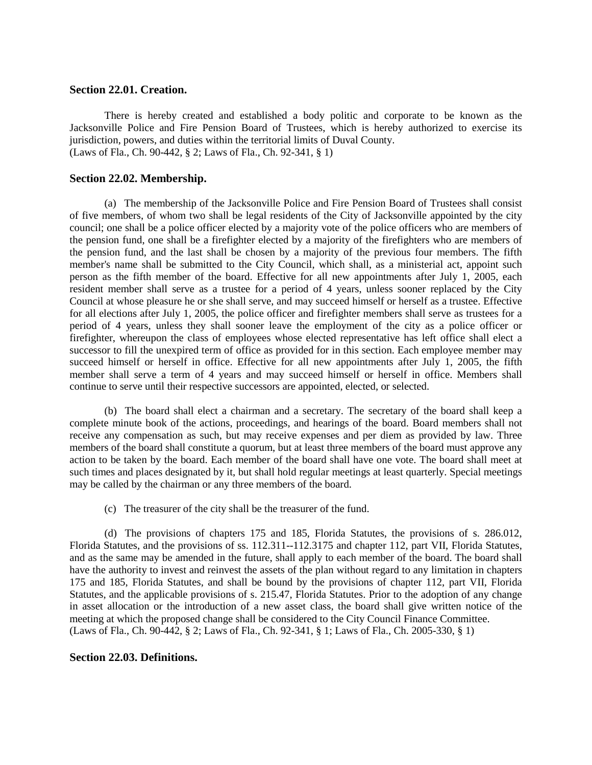### Section 22.01. Creation.

There is hereby created and established a body politic and corporate to be known as the Jacksonville Police and Fire Pension Board of Trustees, which is hereby authorized to exercise its jurisdiction, powers, and duties within the territorial limits of Duval County.
(Laws of Fla., Ch. 90-442, § 2; Laws of Fla., Ch. 92-341, § 1)

### Section 22.02. Membership.

(a) The membership of the Jacksonville Police and Fire Pension Board of Trustees shall consist of five members, of whom two shall be legal residents of the City of Jacksonville appointed by the city council; one shall be a police officer elected by a majority vote of the police officers who are members of the pension fund, one shall be a firefighter elected by a majority of the firefighters who are members of the pension fund, and the last shall be chosen by a majority of the previous four members. The fifth member's name shall be submitted to the City Council, which shall, as a ministerial act, appoint such person as the fifth member of the board. Effective for all new appointments after July 1, 2005, each resident member shall serve as a trustee for a period of 4 years, unless sooner replaced by the City Council at whose pleasure he or she shall serve, and may succeed himself or herself as a trustee. Effective for all elections after July 1, 2005, the police officer and firefighter members shall serve as trustees for a period of 4 years, unless they shall sooner leave the employment of the city as a police officer or firefighter, whereupon the class of employees whose elected representative has left office shall elect a successor to fill the unexpired term of office as provided for in this section. Each employee member may succeed himself or herself in office. Effective for all new appointments after July 1, 2005, the fifth member shall serve a term of 4 years and may succeed himself or herself in office. Members shall continue to serve until their respective successors are appointed, elected, or selected.

(b) The board shall elect a chairman and a secretary. The secretary of the board shall keep a complete minute book of the actions, proceedings, and hearings of the board. Board members shall not receive any compensation as such, but may receive expenses and per diem as provided by law. Three members of the board shall constitute a quorum, but at least three members of the board must approve any action to be taken by the board. Each member of the board shall have one vote. The board shall meet at such times and places designated by it, but shall hold regular meetings at least quarterly. Special meetings may be called by the chairman or any three members of the board.

(c) The treasurer of the city shall be the treasurer of the fund.

(d) The provisions of chapters 175 and 185, Florida Statutes, the provisions of s. 286.012, Florida Statutes, and the provisions of ss. 112.311--112.3175 and chapter 112, part VII, Florida Statutes, and as the same may be amended in the future, shall apply to each member of the board. The board shall have the authority to invest and reinvest the assets of the plan without regard to any limitation in chapters 175 and 185, Florida Statutes, and shall be bound by the provisions of chapter 112, part VII, Florida Statutes, and the applicable provisions of s. 215.47, Florida Statutes. Prior to the adoption of any change in asset allocation or the introduction of a new asset class, the board shall give written notice of the meeting at which the proposed change shall be considered to the City Council Finance Committee.
(Laws of Fla., Ch. 90-442, § 2; Laws of Fla., Ch. 92-341, § 1; Laws of Fla., Ch. 2005-330, § 1)

### Section 22.03. Definitions.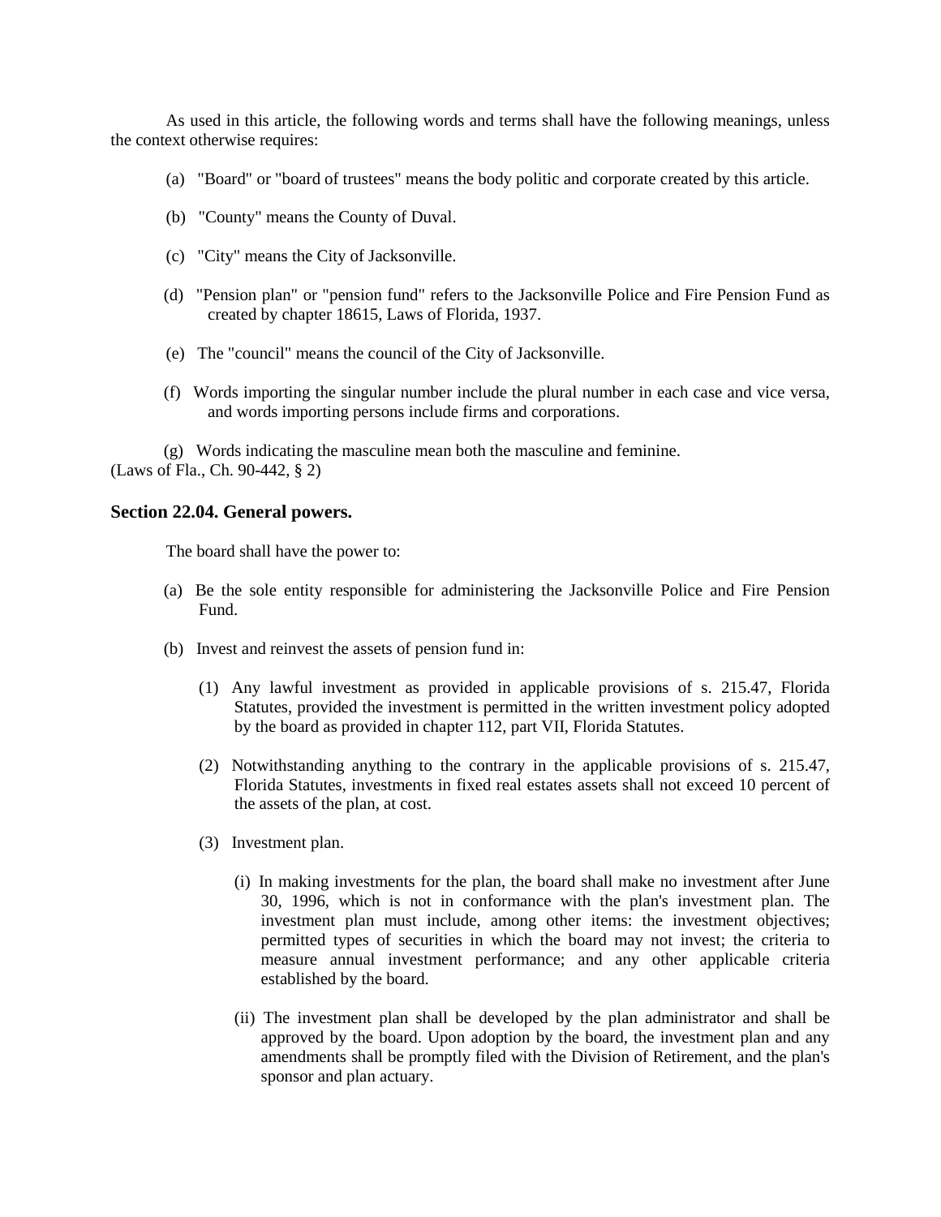As used in this article, the following words and terms shall have the following meanings, unless the context otherwise requires:

(a) "Board" or "board of trustees" means the body politic and corporate created by this article.

(b) "County" means the County of Duval.

(c) "City" means the City of Jacksonville.

(d) "Pension plan" or "pension fund" refers to the Jacksonville Police and Fire Pension Fund as created by chapter 18615, Laws of Florida, 1937.

(e) The "council" means the council of the City of Jacksonville.

(f) Words importing the singular number include the plural number in each case and vice versa, and words importing persons include firms and corporations.

(g) Words indicating the masculine mean both the masculine and feminine.
(Laws of Fla., Ch. 90-442, § 2)

### Section 22.04. General powers.

The board shall have the power to:

(a) Be the sole entity responsible for administering the Jacksonville Police and Fire Pension Fund.

(b) Invest and reinvest the assets of pension fund in:

(1) Any lawful investment as provided in applicable provisions of s. 215.47, Florida Statutes, provided the investment is permitted in the written investment policy adopted by the board as provided in chapter 112, part VII, Florida Statutes.

(2) Notwithstanding anything to the contrary in the applicable provisions of s. 215.47, Florida Statutes, investments in fixed real estates assets shall not exceed 10 percent of the assets of the plan, at cost.

(3) Investment plan.

(i) In making investments for the plan, the board shall make no investment after June 30, 1996, which is not in conformance with the plan's investment plan. The investment plan must include, among other items: the investment objectives; permitted types of securities in which the board may not invest; the criteria to measure annual investment performance; and any other applicable criteria established by the board.

(ii) The investment plan shall be developed by the plan administrator and shall be approved by the board. Upon adoption by the board, the investment plan and any amendments shall be promptly filed with the Division of Retirement, and the plan's sponsor and plan actuary.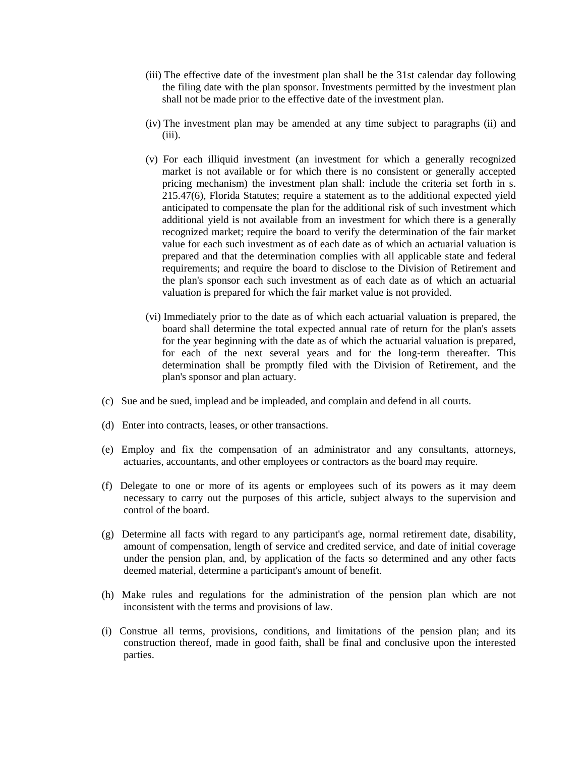(iii) The effective date of the investment plan shall be the 31st calendar day following the filing date with the plan sponsor. Investments permitted by the investment plan shall not be made prior to the effective date of the investment plan.

(iv) The investment plan may be amended at any time subject to paragraphs (ii) and (iii).

(v) For each illiquid investment (an investment for which a generally recognized market is not available or for which there is no consistent or generally accepted pricing mechanism) the investment plan shall: include the criteria set forth in s. 215.47(6), Florida Statutes; require a statement as to the additional expected yield anticipated to compensate the plan for the additional risk of such investment which additional yield is not available from an investment for which there is a generally recognized market; require the board to verify the determination of the fair market value for each such investment as of each date as of which an actuarial valuation is prepared and that the determination complies with all applicable state and federal requirements; and require the board to disclose to the Division of Retirement and the plan's sponsor each such investment as of each date as of which an actuarial valuation is prepared for which the fair market value is not provided.

(vi) Immediately prior to the date as of which each actuarial valuation is prepared, the board shall determine the total expected annual rate of return for the plan's assets for the year beginning with the date as of which the actuarial valuation is prepared, for each of the next several years and for the long-term thereafter. This determination shall be promptly filed with the Division of Retirement, and the plan's sponsor and plan actuary.

(c) Sue and be sued, implead and be impleaded, and complain and defend in all courts.

(d) Enter into contracts, leases, or other transactions.

(e) Employ and fix the compensation of an administrator and any consultants, attorneys, actuaries, accountants, and other employees or contractors as the board may require.

(f) Delegate to one or more of its agents or employees such of its powers as it may deem necessary to carry out the purposes of this article, subject always to the supervision and control of the board.

(g) Determine all facts with regard to any participant's age, normal retirement date, disability, amount of compensation, length of service and credited service, and date of initial coverage under the pension plan, and, by application of the facts so determined and any other facts deemed material, determine a participant's amount of benefit.

(h) Make rules and regulations for the administration of the pension plan which are not inconsistent with the terms and provisions of law.

(i) Construe all terms, provisions, conditions, and limitations of the pension plan; and its construction thereof, made in good faith, shall be final and conclusive upon the interested parties.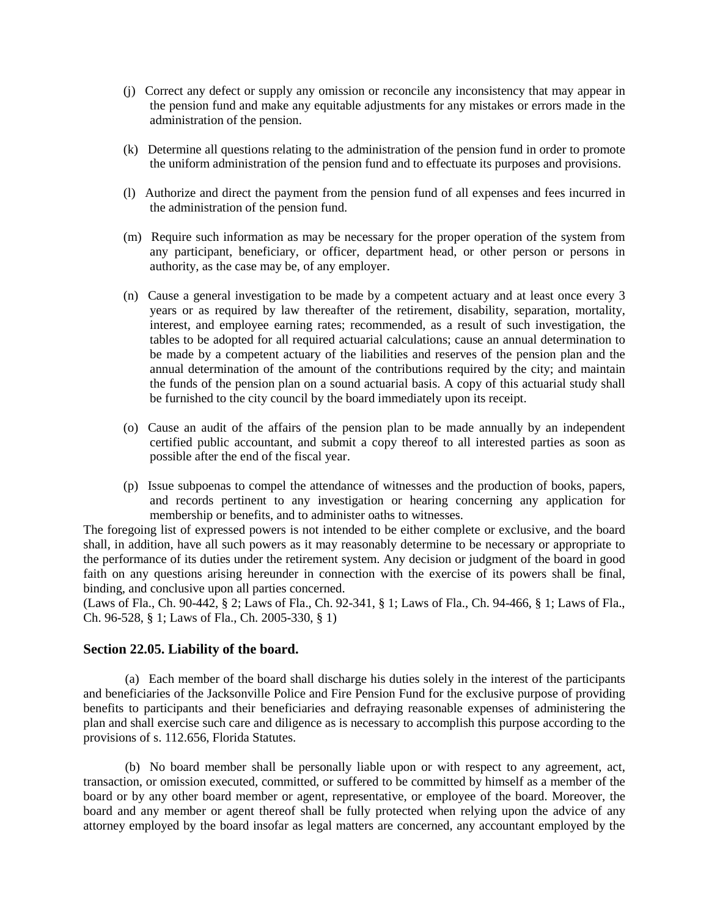(j) Correct any defect or supply any omission or reconcile any inconsistency that may appear in the pension fund and make any equitable adjustments for any mistakes or errors made in the administration of the pension.

(k) Determine all questions relating to the administration of the pension fund in order to promote the uniform administration of the pension fund and to effectuate its purposes and provisions.

(l) Authorize and direct the payment from the pension fund of all expenses and fees incurred in the administration of the pension fund.

(m) Require such information as may be necessary for the proper operation of the system from any participant, beneficiary, or officer, department head, or other person or persons in authority, as the case may be, of any employer.

(n) Cause a general investigation to be made by a competent actuary and at least once every 3 years or as required by law thereafter of the retirement, disability, separation, mortality, interest, and employee earning rates; recommended, as a result of such investigation, the tables to be adopted for all required actuarial calculations; cause an annual determination to be made by a competent actuary of the liabilities and reserves of the pension plan and the annual determination of the amount of the contributions required by the city; and maintain the funds of the pension plan on a sound actuarial basis. A copy of this actuarial study shall be furnished to the city council by the board immediately upon its receipt.

(o) Cause an audit of the affairs of the pension plan to be made annually by an independent certified public accountant, and submit a copy thereof to all interested parties as soon as possible after the end of the fiscal year.

(p) Issue subpoenas to compel the attendance of witnesses and the production of books, papers, and records pertinent to any investigation or hearing concerning any application for membership or benefits, and to administer oaths to witnesses.

The foregoing list of expressed powers is not intended to be either complete or exclusive, and the board shall, in addition, have all such powers as it may reasonably determine to be necessary or appropriate to the performance of its duties under the retirement system. Any decision or judgment of the board in good faith on any questions arising hereunder in connection with the exercise of its powers shall be final, binding, and conclusive upon all parties concerned.

(Laws of Fla., Ch. 90-442, § 2; Laws of Fla., Ch. 92-341, § 1; Laws of Fla., Ch. 94-466, § 1; Laws of Fla., Ch. 96-528, § 1; Laws of Fla., Ch. 2005-330, § 1)

### Section 22.05. Liability of the board.

(a) Each member of the board shall discharge his duties solely in the interest of the participants and beneficiaries of the Jacksonville Police and Fire Pension Fund for the exclusive purpose of providing benefits to participants and their beneficiaries and defraying reasonable expenses of administering the plan and shall exercise such care and diligence as is necessary to accomplish this purpose according to the provisions of s. 112.656, Florida Statutes.

(b) No board member shall be personally liable upon or with respect to any agreement, act, transaction, or omission executed, committed, or suffered to be committed by himself as a member of the board or by any other board member or agent, representative, or employee of the board. Moreover, the board and any member or agent thereof shall be fully protected when relying upon the advice of any attorney employed by the board insofar as legal matters are concerned, any accountant employed by the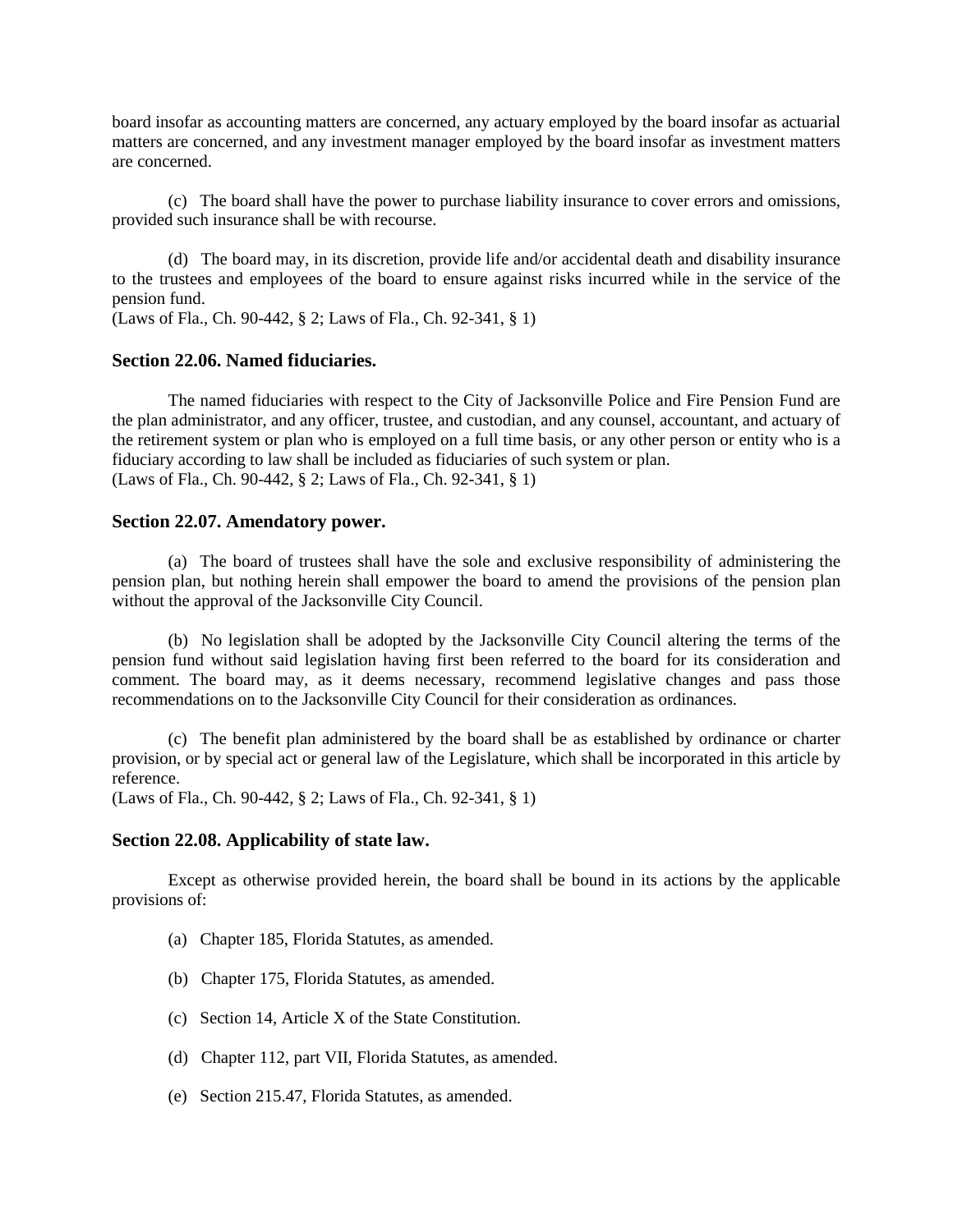board insofar as accounting matters are concerned, any actuary employed by the board insofar as actuarial matters are concerned, and any investment manager employed by the board insofar as investment matters are concerned.

(c) The board shall have the power to purchase liability insurance to cover errors and omissions, provided such insurance shall be with recourse.

(d) The board may, in its discretion, provide life and/or accidental death and disability insurance to the trustees and employees of the board to ensure against risks incurred while in the service of the pension fund.
(Laws of Fla., Ch. 90-442, § 2; Laws of Fla., Ch. 92-341, § 1)

### Section 22.06. Named fiduciaries.

The named fiduciaries with respect to the City of Jacksonville Police and Fire Pension Fund are the plan administrator, and any officer, trustee, and custodian, and any counsel, accountant, and actuary of the retirement system or plan who is employed on a full time basis, or any other person or entity who is a fiduciary according to law shall be included as fiduciaries of such system or plan.
(Laws of Fla., Ch. 90-442, § 2; Laws of Fla., Ch. 92-341, § 1)

### Section 22.07. Amendatory power.

(a) The board of trustees shall have the sole and exclusive responsibility of administering the pension plan, but nothing herein shall empower the board to amend the provisions of the pension plan without the approval of the Jacksonville City Council.

(b) No legislation shall be adopted by the Jacksonville City Council altering the terms of the pension fund without said legislation having first been referred to the board for its consideration and comment. The board may, as it deems necessary, recommend legislative changes and pass those recommendations on to the Jacksonville City Council for their consideration as ordinances.

(c) The benefit plan administered by the board shall be as established by ordinance or charter provision, or by special act or general law of the Legislature, which shall be incorporated in this article by reference.
(Laws of Fla., Ch. 90-442, § 2; Laws of Fla., Ch. 92-341, § 1)

### Section 22.08. Applicability of state law.

Except as otherwise provided herein, the board shall be bound in its actions by the applicable provisions of:

(a) Chapter 185, Florida Statutes, as amended.

(b) Chapter 175, Florida Statutes, as amended.

(c) Section 14, Article X of the State Constitution.

(d) Chapter 112, part VII, Florida Statutes, as amended.

(e) Section 215.47, Florida Statutes, as amended.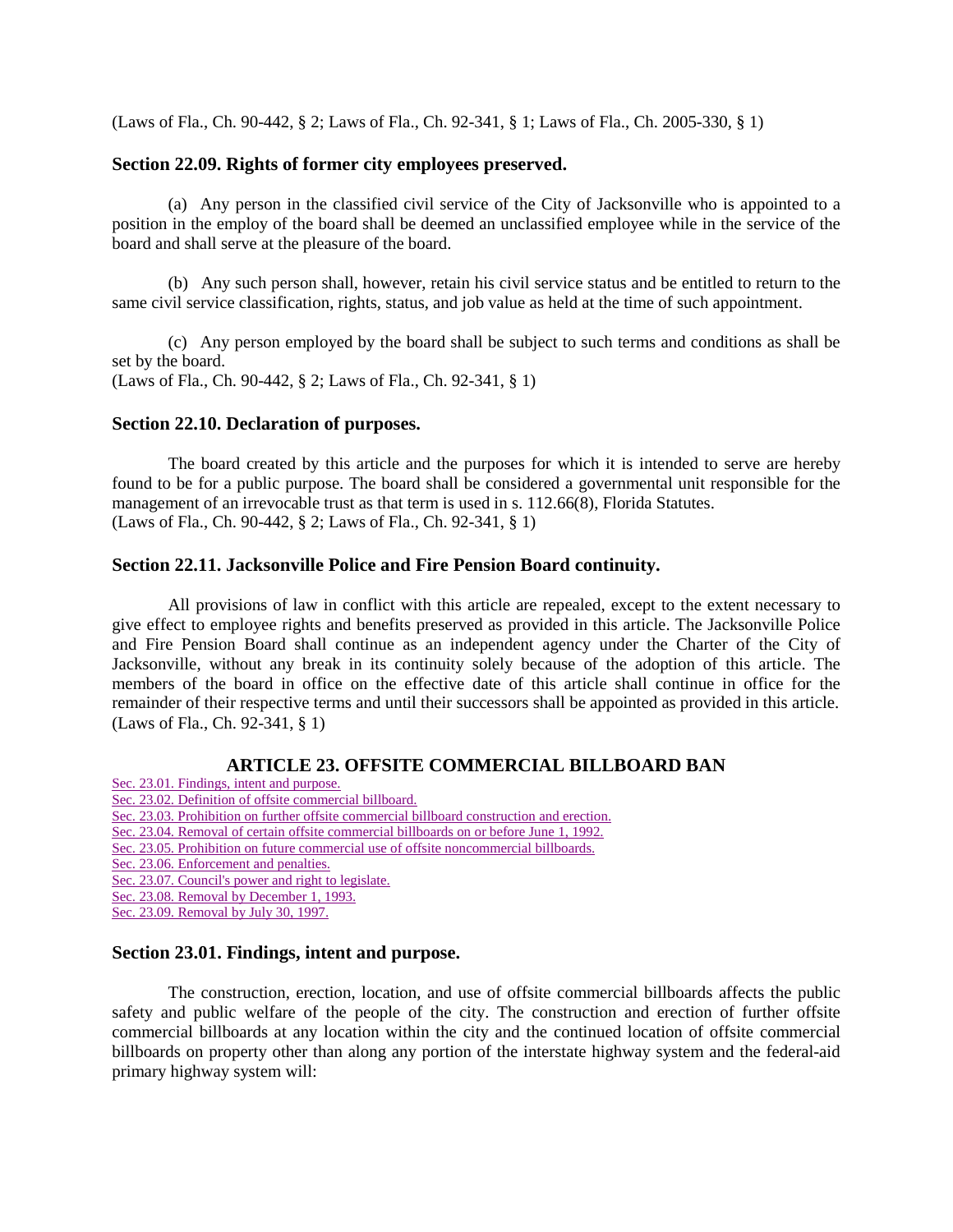(Laws of Fla., Ch. 90-442, § 2; Laws of Fla., Ch. 92-341, § 1; Laws of Fla., Ch. 2005-330, § 1)

### Section 22.09. Rights of former city employees preserved.

(a) Any person in the classified civil service of the City of Jacksonville who is appointed to a position in the employ of the board shall be deemed an unclassified employee while in the service of the board and shall serve at the pleasure of the board.

(b) Any such person shall, however, retain his civil service status and be entitled to return to the same civil service classification, rights, status, and job value as held at the time of such appointment.

(c) Any person employed by the board shall be subject to such terms and conditions as shall be set by the board.
(Laws of Fla., Ch. 90-442, § 2; Laws of Fla., Ch. 92-341, § 1)

### Section 22.10. Declaration of purposes.

The board created by this article and the purposes for which it is intended to serve are hereby found to be for a public purpose. The board shall be considered a governmental unit responsible for the management of an irrevocable trust as that term is used in s. 112.66(8), Florida Statutes.
(Laws of Fla., Ch. 90-442, § 2; Laws of Fla., Ch. 92-341, § 1)

### Section 22.11. Jacksonville Police and Fire Pension Board continuity.

All provisions of law in conflict with this article are repealed, except to the extent necessary to give effect to employee rights and benefits preserved as provided in this article. The Jacksonville Police and Fire Pension Board shall continue as an independent agency under the Charter of the City of Jacksonville, without any break in its continuity solely because of the adoption of this article. The members of the board in office on the effective date of this article shall continue in office for the remainder of their respective terms and until their successors shall be appointed as provided in this article.
(Laws of Fla., Ch. 92-341, § 1)

## ARTICLE 23. OFFSITE COMMERCIAL BILLBOARD BAN

Sec. 23.01. Findings, intent and purpose.
Sec. 23.02. Definition of offsite commercial billboard.
Sec. 23.03. Prohibition on further offsite commercial billboard construction and erection.
Sec. 23.04. Removal of certain offsite commercial billboards on or before June 1, 1992.
Sec. 23.05. Prohibition on future commercial use of offsite noncommercial billboards.
Sec. 23.06. Enforcement and penalties.
Sec. 23.07. Council's power and right to legislate.
Sec. 23.08. Removal by December 1, 1993.
Sec. 23.09. Removal by July 30, 1997.

### Section 23.01. Findings, intent and purpose.

The construction, erection, location, and use of offsite commercial billboards affects the public safety and public welfare of the people of the city. The construction and erection of further offsite commercial billboards at any location within the city and the continued location of offsite commercial billboards on property other than along any portion of the interstate highway system and the federal-aid primary highway system will: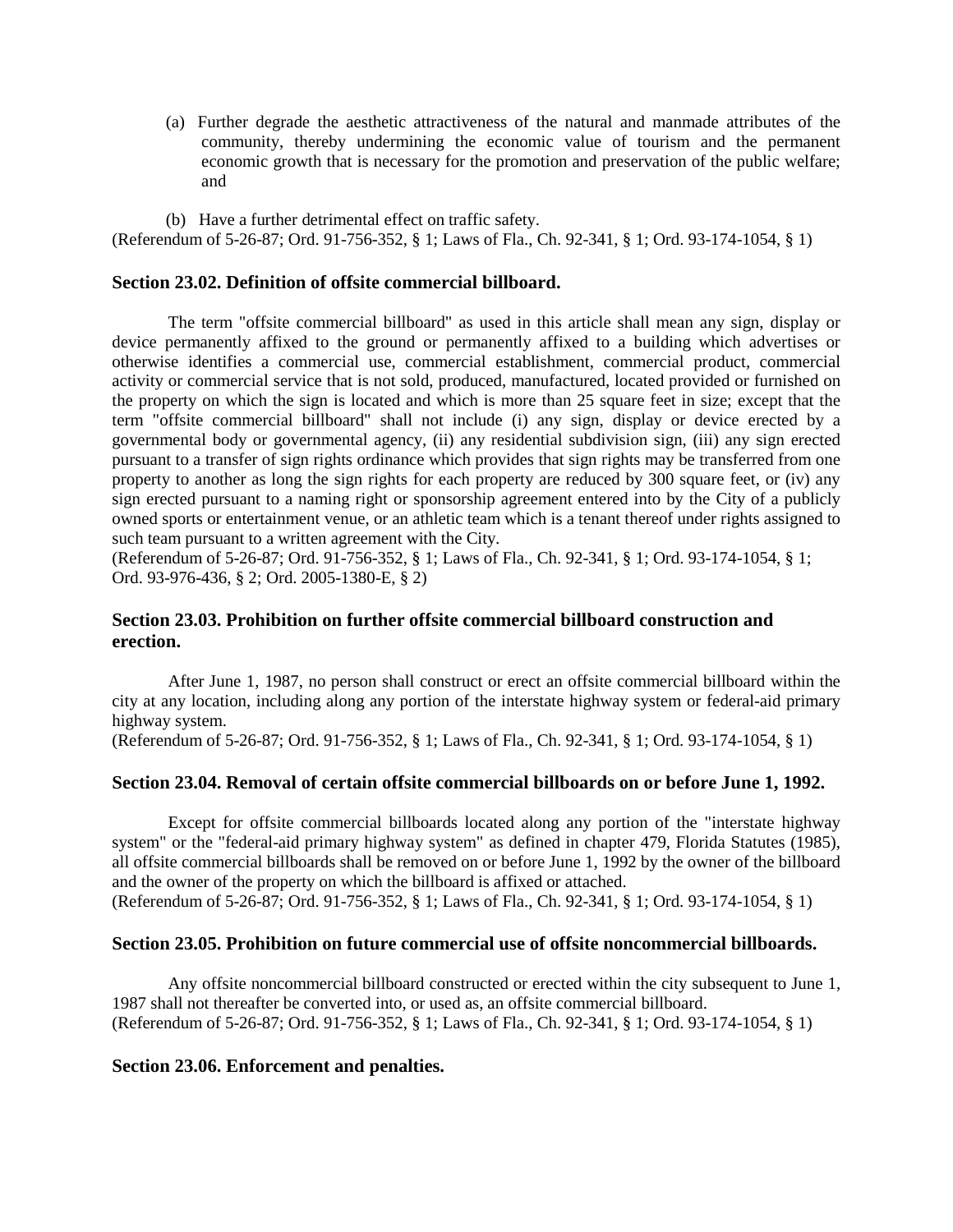(a) Further degrade the aesthetic attractiveness of the natural and manmade attributes of the community, thereby undermining the economic value of tourism and the permanent economic growth that is necessary for the promotion and preservation of the public welfare; and

(b) Have a further detrimental effect on traffic safety.

(Referendum of 5-26-87; Ord. 91-756-352, § 1; Laws of Fla., Ch. 92-341, § 1; Ord. 93-174-1054, § 1)

### Section 23.02. Definition of offsite commercial billboard.

The term "offsite commercial billboard" as used in this article shall mean any sign, display or device permanently affixed to the ground or permanently affixed to a building which advertises or otherwise identifies a commercial use, commercial establishment, commercial product, commercial activity or commercial service that is not sold, produced, manufactured, located provided or furnished on the property on which the sign is located and which is more than 25 square feet in size; except that the term "offsite commercial billboard" shall not include (i) any sign, display or device erected by a governmental body or governmental agency, (ii) any residential subdivision sign, (iii) any sign erected pursuant to a transfer of sign rights ordinance which provides that sign rights may be transferred from one property to another as long the sign rights for each property are reduced by 300 square feet, or (iv) any sign erected pursuant to a naming right or sponsorship agreement entered into by the City of a publicly owned sports or entertainment venue, or an athletic team which is a tenant thereof under rights assigned to such team pursuant to a written agreement with the City.

(Referendum of 5-26-87; Ord. 91-756-352, § 1; Laws of Fla., Ch. 92-341, § 1; Ord. 93-174-1054, § 1; Ord. 93-976-436, § 2; Ord. 2005-1380-E, § 2)

### Section 23.03. Prohibition on further offsite commercial billboard construction and erection.

After June 1, 1987, no person shall construct or erect an offsite commercial billboard within the city at any location, including along any portion of the interstate highway system or federal-aid primary highway system.

(Referendum of 5-26-87; Ord. 91-756-352, § 1; Laws of Fla., Ch. 92-341, § 1; Ord. 93-174-1054, § 1)

### Section 23.04. Removal of certain offsite commercial billboards on or before June 1, 1992.

Except for offsite commercial billboards located along any portion of the "interstate highway system" or the "federal-aid primary highway system" as defined in chapter 479, Florida Statutes (1985), all offsite commercial billboards shall be removed on or before June 1, 1992 by the owner of the billboard and the owner of the property on which the billboard is affixed or attached.

(Referendum of 5-26-87; Ord. 91-756-352, § 1; Laws of Fla., Ch. 92-341, § 1; Ord. 93-174-1054, § 1)

### Section 23.05. Prohibition on future commercial use of offsite noncommercial billboards.

Any offsite noncommercial billboard constructed or erected within the city subsequent to June 1, 1987 shall not thereafter be converted into, or used as, an offsite commercial billboard.

(Referendum of 5-26-87; Ord. 91-756-352, § 1; Laws of Fla., Ch. 92-341, § 1; Ord. 93-174-1054, § 1)

### Section 23.06. Enforcement and penalties.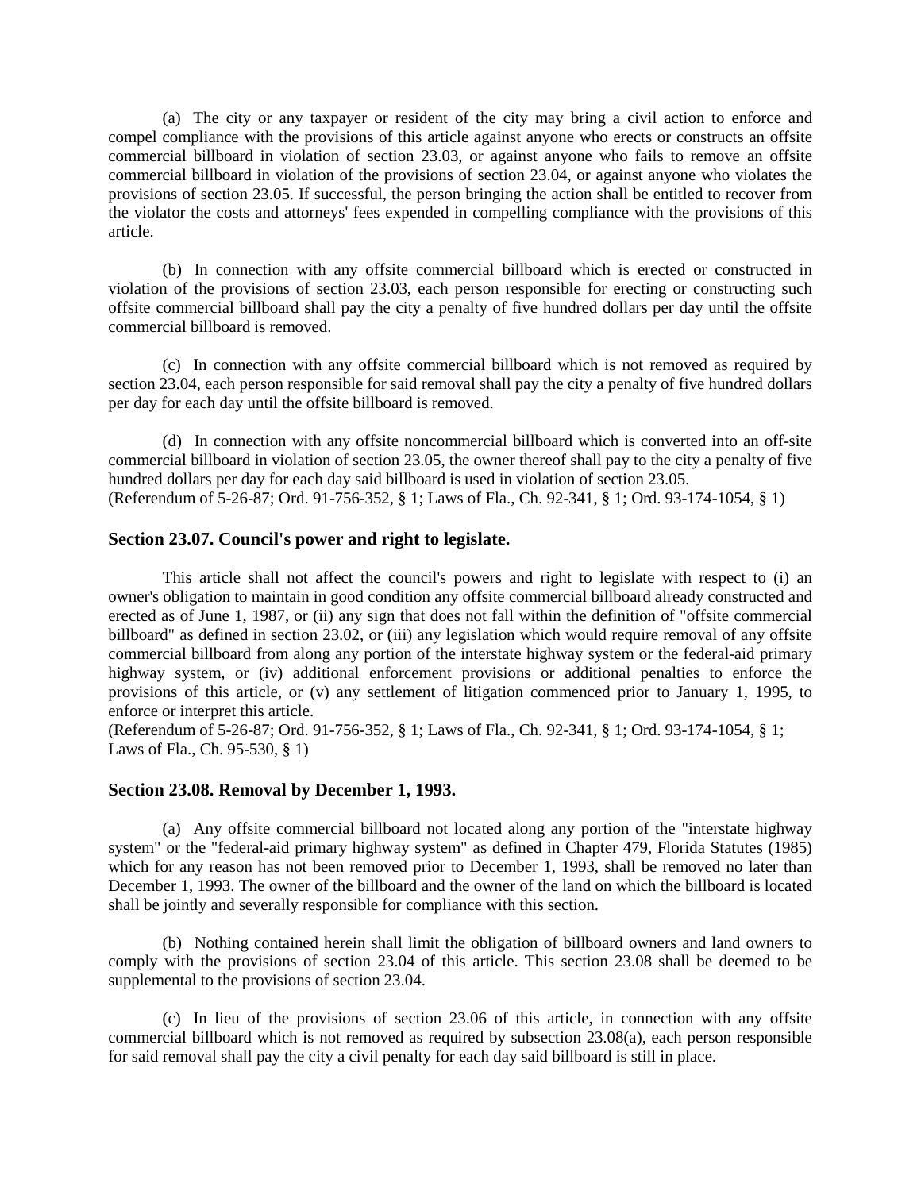(a) The city or any taxpayer or resident of the city may bring a civil action to enforce and compel compliance with the provisions of this article against anyone who erects or constructs an offsite commercial billboard in violation of section 23.03, or against anyone who fails to remove an offsite commercial billboard in violation of the provisions of section 23.04, or against anyone who violates the provisions of section 23.05. If successful, the person bringing the action shall be entitled to recover from the violator the costs and attorneys' fees expended in compelling compliance with the provisions of this article.

(b) In connection with any offsite commercial billboard which is erected or constructed in violation of the provisions of section 23.03, each person responsible for erecting or constructing such offsite commercial billboard shall pay the city a penalty of five hundred dollars per day until the offsite commercial billboard is removed.

(c) In connection with any offsite commercial billboard which is not removed as required by section 23.04, each person responsible for said removal shall pay the city a penalty of five hundred dollars per day for each day until the offsite billboard is removed.

(d) In connection with any offsite noncommercial billboard which is converted into an off-site commercial billboard in violation of section 23.05, the owner thereof shall pay to the city a penalty of five hundred dollars per day for each day said billboard is used in violation of section 23.05.
(Referendum of 5-26-87; Ord. 91-756-352, § 1; Laws of Fla., Ch. 92-341, § 1; Ord. 93-174-1054, § 1)

### Section 23.07. Council's power and right to legislate.

This article shall not affect the council's powers and right to legislate with respect to (i) an owner's obligation to maintain in good condition any offsite commercial billboard already constructed and erected as of June 1, 1987, or (ii) any sign that does not fall within the definition of "offsite commercial billboard" as defined in section 23.02, or (iii) any legislation which would require removal of any offsite commercial billboard from along any portion of the interstate highway system or the federal-aid primary highway system, or (iv) additional enforcement provisions or additional penalties to enforce the provisions of this article, or (v) any settlement of litigation commenced prior to January 1, 1995, to enforce or interpret this article.
(Referendum of 5-26-87; Ord. 91-756-352, § 1; Laws of Fla., Ch. 92-341, § 1; Ord. 93-174-1054, § 1; Laws of Fla., Ch. 95-530, § 1)

### Section 23.08. Removal by December 1, 1993.

(a) Any offsite commercial billboard not located along any portion of the "interstate highway system" or the "federal-aid primary highway system" as defined in Chapter 479, Florida Statutes (1985) which for any reason has not been removed prior to December 1, 1993, shall be removed no later than December 1, 1993. The owner of the billboard and the owner of the land on which the billboard is located shall be jointly and severally responsible for compliance with this section.

(b) Nothing contained herein shall limit the obligation of billboard owners and land owners to comply with the provisions of section 23.04 of this article. This section 23.08 shall be deemed to be supplemental to the provisions of section 23.04.

(c) In lieu of the provisions of section 23.06 of this article, in connection with any offsite commercial billboard which is not removed as required by subsection 23.08(a), each person responsible for said removal shall pay the city a civil penalty for each day said billboard is still in place.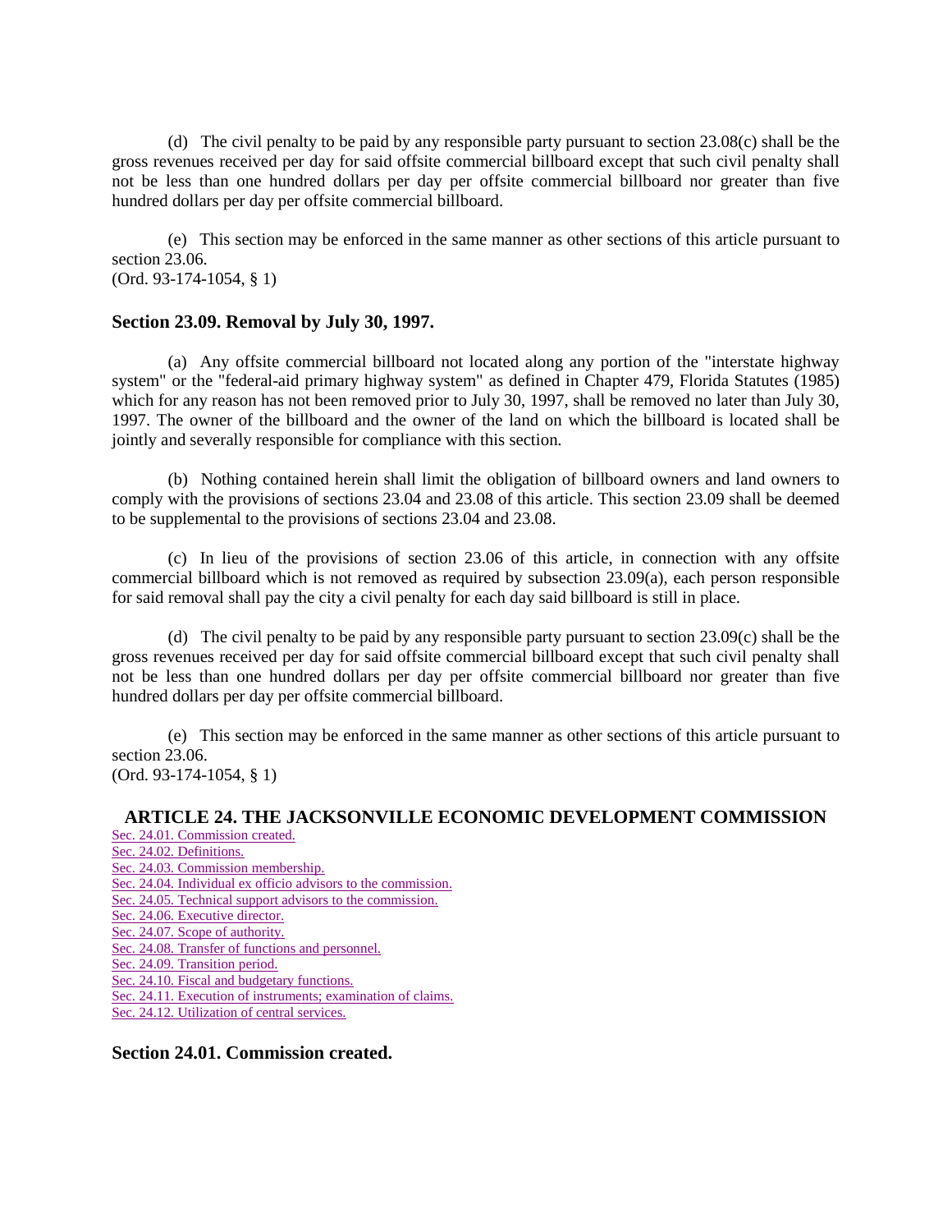(d) The civil penalty to be paid by any responsible party pursuant to section 23.08(c) shall be the gross revenues received per day for said offsite commercial billboard except that such civil penalty shall not be less than one hundred dollars per day per offsite commercial billboard nor greater than five hundred dollars per day per offsite commercial billboard.

(e) This section may be enforced in the same manner as other sections of this article pursuant to section 23.06.
(Ord. 93-174-1054, § 1)

### Section 23.09. Removal by July 30, 1997.

(a) Any offsite commercial billboard not located along any portion of the "interstate highway system" or the "federal-aid primary highway system" as defined in Chapter 479, Florida Statutes (1985) which for any reason has not been removed prior to July 30, 1997, shall be removed no later than July 30, 1997. The owner of the billboard and the owner of the land on which the billboard is located shall be jointly and severally responsible for compliance with this section.

(b) Nothing contained herein shall limit the obligation of billboard owners and land owners to comply with the provisions of sections 23.04 and 23.08 of this article. This section 23.09 shall be deemed to be supplemental to the provisions of sections 23.04 and 23.08.

(c) In lieu of the provisions of section 23.06 of this article, in connection with any offsite commercial billboard which is not removed as required by subsection 23.09(a), each person responsible for said removal shall pay the city a civil penalty for each day said billboard is still in place.

(d) The civil penalty to be paid by any responsible party pursuant to section 23.09(c) shall be the gross revenues received per day for said offsite commercial billboard except that such civil penalty shall not be less than one hundred dollars per day per offsite commercial billboard nor greater than five hundred dollars per day per offsite commercial billboard.

(e) This section may be enforced in the same manner as other sections of this article pursuant to section 23.06.
(Ord. 93-174-1054, § 1)

## ARTICLE 24. THE JACKSONVILLE ECONOMIC DEVELOPMENT COMMISSION

Sec. 24.01. Commission created.
Sec. 24.02. Definitions.
Sec. 24.03. Commission membership.
Sec. 24.04. Individual ex officio advisors to the commission.
Sec. 24.05. Technical support advisors to the commission.
Sec. 24.06. Executive director.
Sec. 24.07. Scope of authority.
Sec. 24.08. Transfer of functions and personnel.
Sec. 24.09. Transition period.
Sec. 24.10. Fiscal and budgetary functions.
Sec. 24.11. Execution of instruments; examination of claims.
Sec. 24.12. Utilization of central services.

### Section 24.01. Commission created.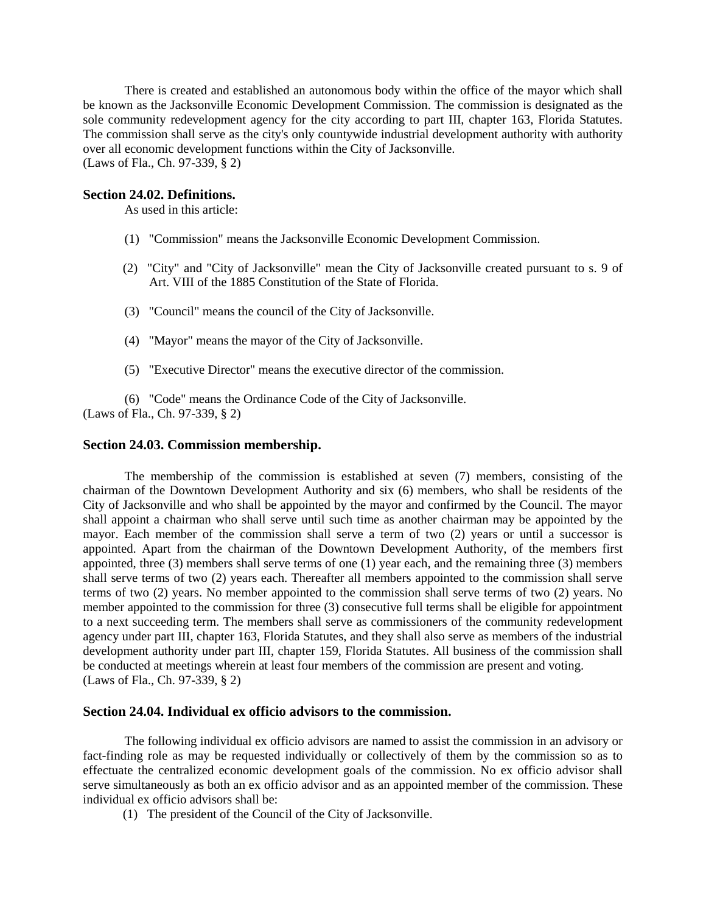There is created and established an autonomous body within the office of the mayor which shall be known as the Jacksonville Economic Development Commission. The commission is designated as the sole community redevelopment agency for the city according to part III, chapter 163, Florida Statutes. The commission shall serve as the city's only countywide industrial development authority with authority over all economic development functions within the City of Jacksonville.
(Laws of Fla., Ch. 97-339, § 2)

### Section 24.02. Definitions.

As used in this article:

(1) "Commission" means the Jacksonville Economic Development Commission.

(2) "City" and "City of Jacksonville" mean the City of Jacksonville created pursuant to s. 9 of Art. VIII of the 1885 Constitution of the State of Florida.

(3) "Council" means the council of the City of Jacksonville.

(4) "Mayor" means the mayor of the City of Jacksonville.

(5) "Executive Director" means the executive director of the commission.

(6) "Code" means the Ordinance Code of the City of Jacksonville.
(Laws of Fla., Ch. 97-339, § 2)

### Section 24.03. Commission membership.

The membership of the commission is established at seven (7) members, consisting of the chairman of the Downtown Development Authority and six (6) members, who shall be residents of the City of Jacksonville and who shall be appointed by the mayor and confirmed by the Council. The mayor shall appoint a chairman who shall serve until such time as another chairman may be appointed by the mayor. Each member of the commission shall serve a term of two (2) years or until a successor is appointed. Apart from the chairman of the Downtown Development Authority, of the members first appointed, three (3) members shall serve terms of one (1) year each, and the remaining three (3) members shall serve terms of two (2) years each. Thereafter all members appointed to the commission shall serve terms of two (2) years. No member appointed to the commission shall serve terms of two (2) years. No member appointed to the commission for three (3) consecutive full terms shall be eligible for appointment to a next succeeding term. The members shall serve as commissioners of the community redevelopment agency under part III, chapter 163, Florida Statutes, and they shall also serve as members of the industrial development authority under part III, chapter 159, Florida Statutes. All business of the commission shall be conducted at meetings wherein at least four members of the commission are present and voting.
(Laws of Fla., Ch. 97-339, § 2)

### Section 24.04. Individual ex officio advisors to the commission.

The following individual ex officio advisors are named to assist the commission in an advisory or fact-finding role as may be requested individually or collectively of them by the commission so as to effectuate the centralized economic development goals of the commission. No ex officio advisor shall serve simultaneously as both an ex officio advisor and as an appointed member of the commission. These individual ex officio advisors shall be:

(1) The president of the Council of the City of Jacksonville.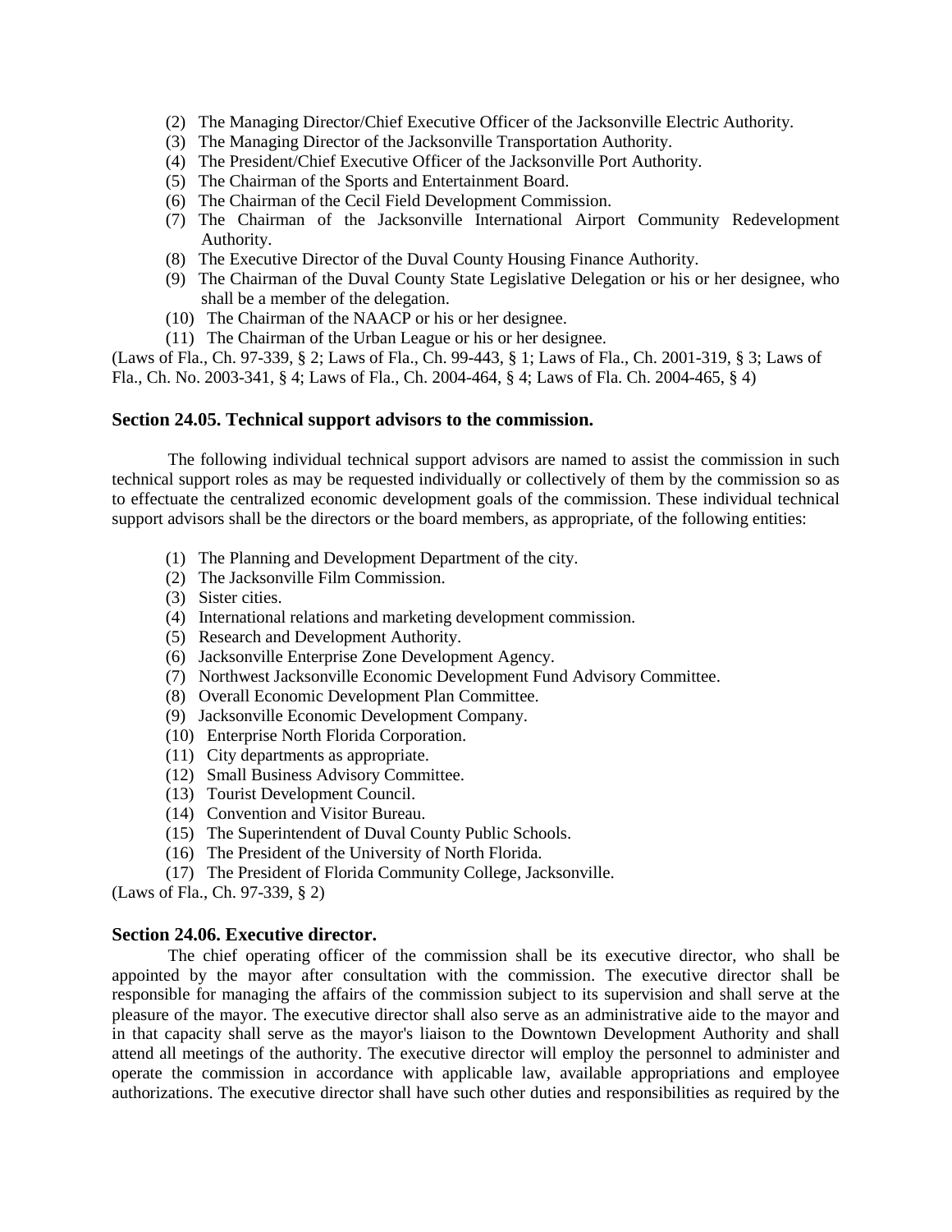(2) The Managing Director/Chief Executive Officer of the Jacksonville Electric Authority.
(3) The Managing Director of the Jacksonville Transportation Authority.
(4) The President/Chief Executive Officer of the Jacksonville Port Authority.
(5) The Chairman of the Sports and Entertainment Board.
(6) The Chairman of the Cecil Field Development Commission.
(7) The Chairman of the Jacksonville International Airport Community Redevelopment Authority.
(8) The Executive Director of the Duval County Housing Finance Authority.
(9) The Chairman of the Duval County State Legislative Delegation or his or her designee, who shall be a member of the delegation.
(10) The Chairman of the NAACP or his or her designee.
(11) The Chairman of the Urban League or his or her designee.

(Laws of Fla., Ch. 97-339, § 2; Laws of Fla., Ch. 99-443, § 1; Laws of Fla., Ch. 2001-319, § 3; Laws of Fla., Ch. No. 2003-341, § 4; Laws of Fla., Ch. 2004-464, § 4; Laws of Fla. Ch. 2004-465, § 4)

### Section 24.05. Technical support advisors to the commission.

The following individual technical support advisors are named to assist the commission in such technical support roles as may be requested individually or collectively of them by the commission so as to effectuate the centralized economic development goals of the commission. These individual technical support advisors shall be the directors or the board members, as appropriate, of the following entities:

(1) The Planning and Development Department of the city.
(2) The Jacksonville Film Commission.
(3) Sister cities.
(4) International relations and marketing development commission.
(5) Research and Development Authority.
(6) Jacksonville Enterprise Zone Development Agency.
(7) Northwest Jacksonville Economic Development Fund Advisory Committee.
(8) Overall Economic Development Plan Committee.
(9) Jacksonville Economic Development Company.
(10) Enterprise North Florida Corporation.
(11) City departments as appropriate.
(12) Small Business Advisory Committee.
(13) Tourist Development Council.
(14) Convention and Visitor Bureau.
(15) The Superintendent of Duval County Public Schools.
(16) The President of the University of North Florida.
(17) The President of Florida Community College, Jacksonville.

(Laws of Fla., Ch. 97-339, § 2)

### Section 24.06. Executive director.

The chief operating officer of the commission shall be its executive director, who shall be appointed by the mayor after consultation with the commission. The executive director shall be responsible for managing the affairs of the commission subject to its supervision and shall serve at the pleasure of the mayor. The executive director shall also serve as an administrative aide to the mayor and in that capacity shall serve as the mayor's liaison to the Downtown Development Authority and shall attend all meetings of the authority. The executive director will employ the personnel to administer and operate the commission in accordance with applicable law, available appropriations and employee authorizations. The executive director shall have such other duties and responsibilities as required by the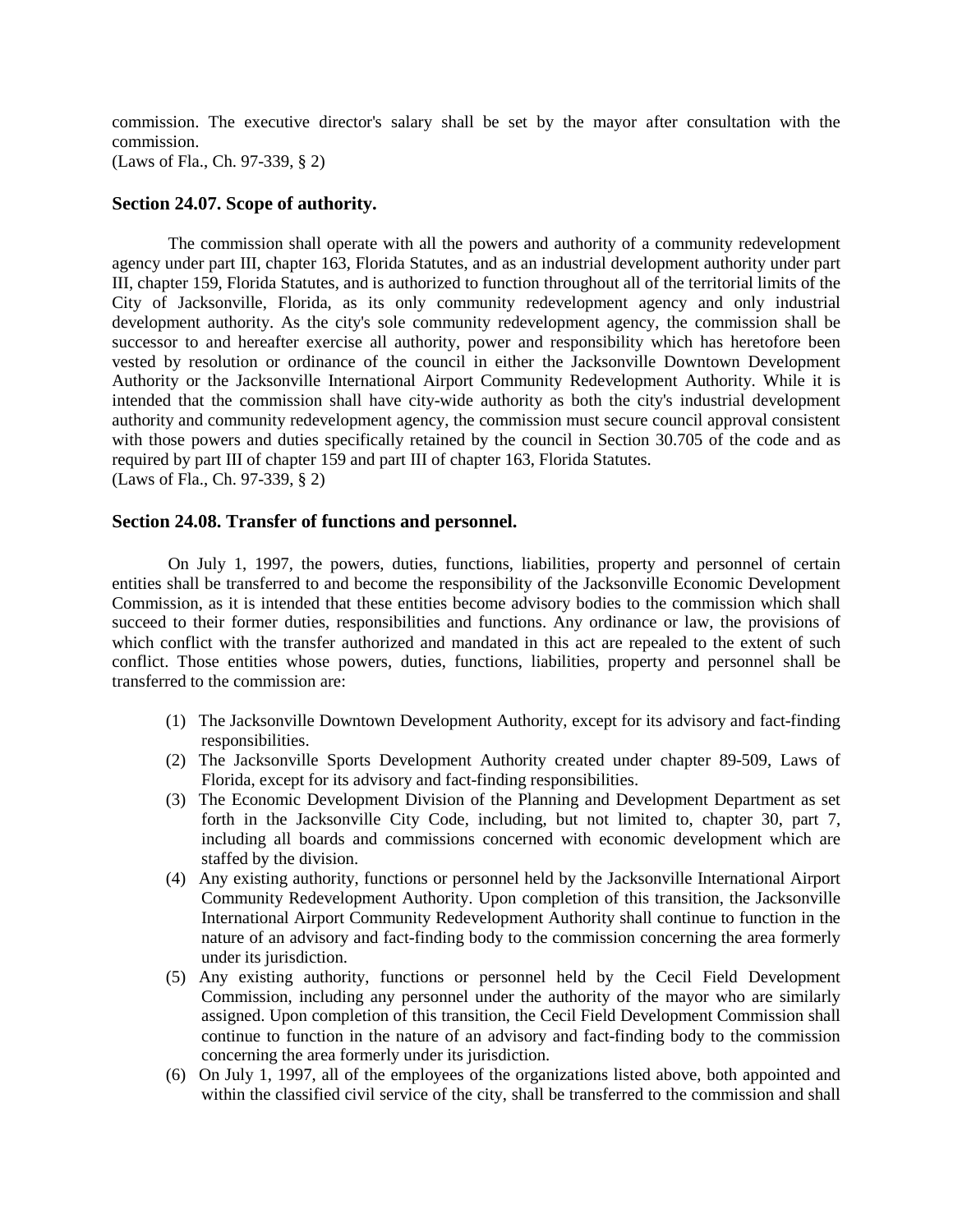commission. The executive director's salary shall be set by the mayor after consultation with the commission.
(Laws of Fla., Ch. 97-339, § 2)

### Section 24.07. Scope of authority.

The commission shall operate with all the powers and authority of a community redevelopment agency under part III, chapter 163, Florida Statutes, and as an industrial development authority under part III, chapter 159, Florida Statutes, and is authorized to function throughout all of the territorial limits of the City of Jacksonville, Florida, as its only community redevelopment agency and only industrial development authority. As the city's sole community redevelopment agency, the commission shall be successor to and hereafter exercise all authority, power and responsibility which has heretofore been vested by resolution or ordinance of the council in either the Jacksonville Downtown Development Authority or the Jacksonville International Airport Community Redevelopment Authority. While it is intended that the commission shall have city-wide authority as both the city's industrial development authority and community redevelopment agency, the commission must secure council approval consistent with those powers and duties specifically retained by the council in Section 30.705 of the code and as required by part III of chapter 159 and part III of chapter 163, Florida Statutes.
(Laws of Fla., Ch. 97-339, § 2)

### Section 24.08. Transfer of functions and personnel.

On July 1, 1997, the powers, duties, functions, liabilities, property and personnel of certain entities shall be transferred to and become the responsibility of the Jacksonville Economic Development Commission, as it is intended that these entities become advisory bodies to the commission which shall succeed to their former duties, responsibilities and functions. Any ordinance or law, the provisions of which conflict with the transfer authorized and mandated in this act are repealed to the extent of such conflict. Those entities whose powers, duties, functions, liabilities, property and personnel shall be transferred to the commission are:

(1) The Jacksonville Downtown Development Authority, except for its advisory and fact-finding responsibilities.

(2) The Jacksonville Sports Development Authority created under chapter 89-509, Laws of Florida, except for its advisory and fact-finding responsibilities.

(3) The Economic Development Division of the Planning and Development Department as set forth in the Jacksonville City Code, including, but not limited to, chapter 30, part 7, including all boards and commissions concerned with economic development which are staffed by the division.

(4) Any existing authority, functions or personnel held by the Jacksonville International Airport Community Redevelopment Authority. Upon completion of this transition, the Jacksonville International Airport Community Redevelopment Authority shall continue to function in the nature of an advisory and fact-finding body to the commission concerning the area formerly under its jurisdiction.

(5) Any existing authority, functions or personnel held by the Cecil Field Development Commission, including any personnel under the authority of the mayor who are similarly assigned. Upon completion of this transition, the Cecil Field Development Commission shall continue to function in the nature of an advisory and fact-finding body to the commission concerning the area formerly under its jurisdiction.

(6) On July 1, 1997, all of the employees of the organizations listed above, both appointed and within the classified civil service of the city, shall be transferred to the commission and shall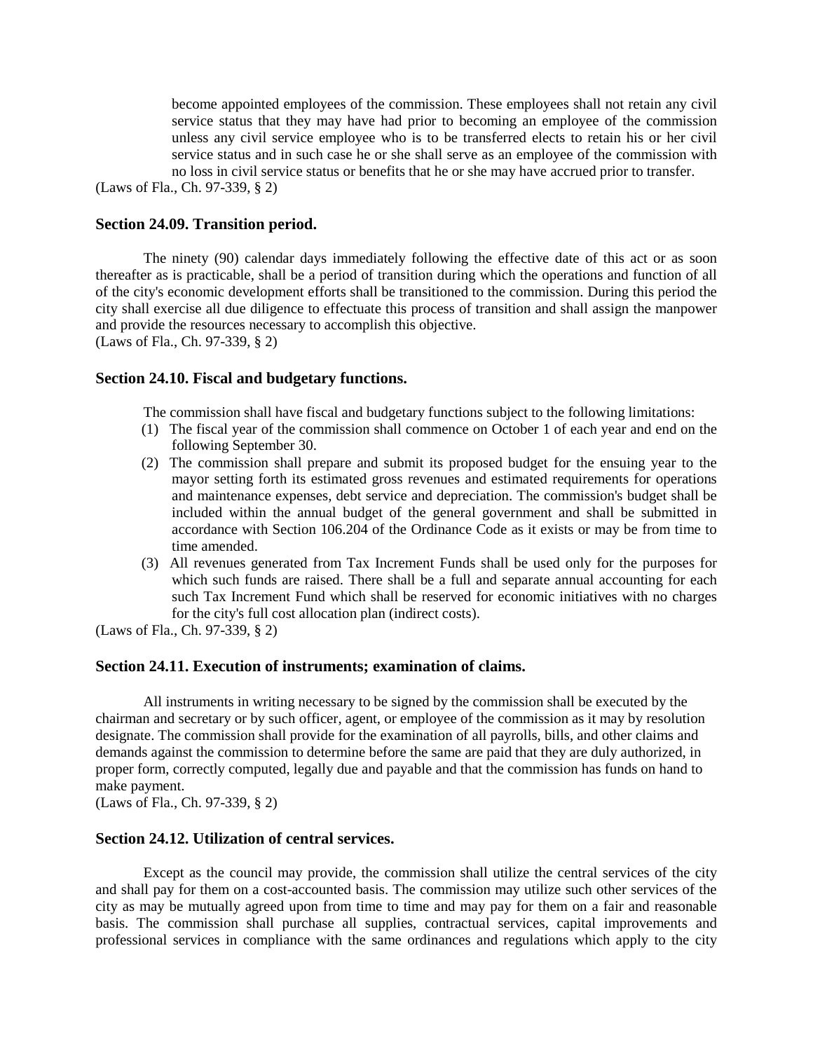become appointed employees of the commission. These employees shall not retain any civil service status that they may have had prior to becoming an employee of the commission unless any civil service employee who is to be transferred elects to retain his or her civil service status and in such case he or she shall serve as an employee of the commission with no loss in civil service status or benefits that he or she may have accrued prior to transfer.

(Laws of Fla., Ch. 97-339, § 2)

### Section 24.09. Transition period.

The ninety (90) calendar days immediately following the effective date of this act or as soon thereafter as is practicable, shall be a period of transition during which the operations and function of all of the city's economic development efforts shall be transitioned to the commission. During this period the city shall exercise all due diligence to effectuate this process of transition and shall assign the manpower and provide the resources necessary to accomplish this objective.

(Laws of Fla., Ch. 97-339, § 2)

### Section 24.10. Fiscal and budgetary functions.

The commission shall have fiscal and budgetary functions subject to the following limitations:

(1) The fiscal year of the commission shall commence on October 1 of each year and end on the following September 30.

(2) The commission shall prepare and submit its proposed budget for the ensuing year to the mayor setting forth its estimated gross revenues and estimated requirements for operations and maintenance expenses, debt service and depreciation. The commission's budget shall be included within the annual budget of the general government and shall be submitted in accordance with Section 106.204 of the Ordinance Code as it exists or may be from time to time amended.

(3) All revenues generated from Tax Increment Funds shall be used only for the purposes for which such funds are raised. There shall be a full and separate annual accounting for each such Tax Increment Fund which shall be reserved for economic initiatives with no charges for the city's full cost allocation plan (indirect costs).

(Laws of Fla., Ch. 97-339, § 2)

### Section 24.11. Execution of instruments; examination of claims.

All instruments in writing necessary to be signed by the commission shall be executed by the chairman and secretary or by such officer, agent, or employee of the commission as it may by resolution designate. The commission shall provide for the examination of all payrolls, bills, and other claims and demands against the commission to determine before the same are paid that they are duly authorized, in proper form, correctly computed, legally due and payable and that the commission has funds on hand to make payment.

(Laws of Fla., Ch. 97-339, § 2)

### Section 24.12. Utilization of central services.

Except as the council may provide, the commission shall utilize the central services of the city and shall pay for them on a cost-accounted basis. The commission may utilize such other services of the city as may be mutually agreed upon from time to time and may pay for them on a fair and reasonable basis. The commission shall purchase all supplies, contractual services, capital improvements and professional services in compliance with the same ordinances and regulations which apply to the city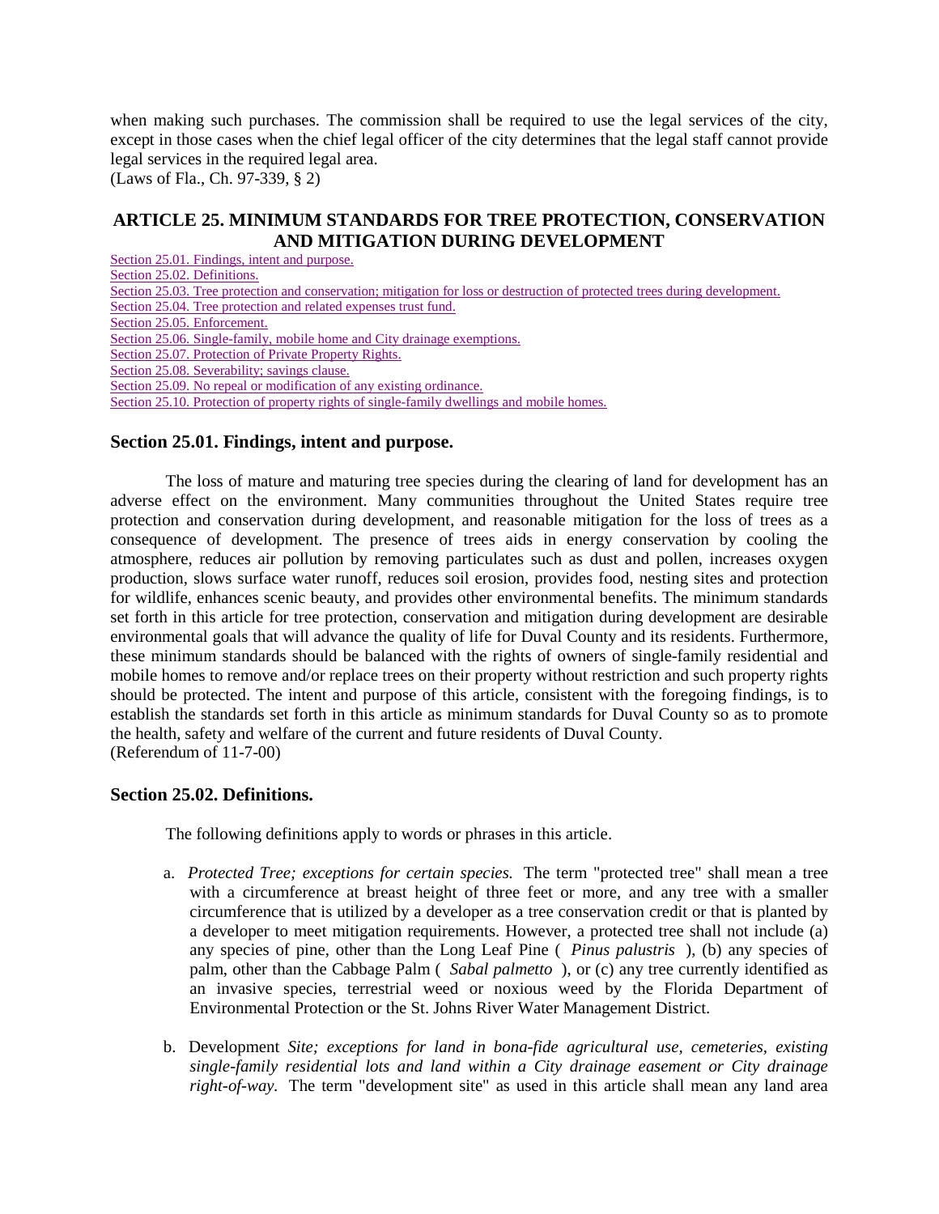when making such purchases. The commission shall be required to use the legal services of the city, except in those cases when the chief legal officer of the city determines that the legal staff cannot provide legal services in the required legal area.
(Laws of Fla., Ch. 97-339, § 2)

## ARTICLE 25. MINIMUM STANDARDS FOR TREE PROTECTION, CONSERVATION AND MITIGATION DURING DEVELOPMENT

Section 25.01. Findings, intent and purpose.
Section 25.02. Definitions.
Section 25.03. Tree protection and conservation; mitigation for loss or destruction of protected trees during development.
Section 25.04. Tree protection and related expenses trust fund.
Section 25.05. Enforcement.
Section 25.06. Single-family, mobile home and City drainage exemptions.
Section 25.07. Protection of Private Property Rights.
Section 25.08. Severability; savings clause.
Section 25.09. No repeal or modification of any existing ordinance.
Section 25.10. Protection of property rights of single-family dwellings and mobile homes.

### Section 25.01. Findings, intent and purpose.

The loss of mature and maturing tree species during the clearing of land for development has an adverse effect on the environment. Many communities throughout the United States require tree protection and conservation during development, and reasonable mitigation for the loss of trees as a consequence of development. The presence of trees aids in energy conservation by cooling the atmosphere, reduces air pollution by removing particulates such as dust and pollen, increases oxygen production, slows surface water runoff, reduces soil erosion, provides food, nesting sites and protection for wildlife, enhances scenic beauty, and provides other environmental benefits. The minimum standards set forth in this article for tree protection, conservation and mitigation during development are desirable environmental goals that will advance the quality of life for Duval County and its residents. Furthermore, these minimum standards should be balanced with the rights of owners of single-family residential and mobile homes to remove and/or replace trees on their property without restriction and such property rights should be protected. The intent and purpose of this article, consistent with the foregoing findings, is to establish the standards set forth in this article as minimum standards for Duval County so as to promote the health, safety and welfare of the current and future residents of Duval County.
(Referendum of 11-7-00)

### Section 25.02. Definitions.

The following definitions apply to words or phrases in this article.

a. *Protected Tree; exceptions for certain species.* The term "protected tree" shall mean a tree with a circumference at breast height of three feet or more, and any tree with a smaller circumference that is utilized by a developer as a tree conservation credit or that is planted by a developer to meet mitigation requirements. However, a protected tree shall not include (a) any species of pine, other than the Long Leaf Pine ( *Pinus palustris* ), (b) any species of palm, other than the Cabbage Palm ( *Sabal palmetto* ), or (c) any tree currently identified as an invasive species, terrestrial weed or noxious weed by the Florida Department of Environmental Protection or the St. Johns River Water Management District.

b. Development *Site; exceptions for land in bona-fide agricultural use, cemeteries, existing single-family residential lots and land within a City drainage easement or City drainage right-of-way.* The term "development site" as used in this article shall mean any land area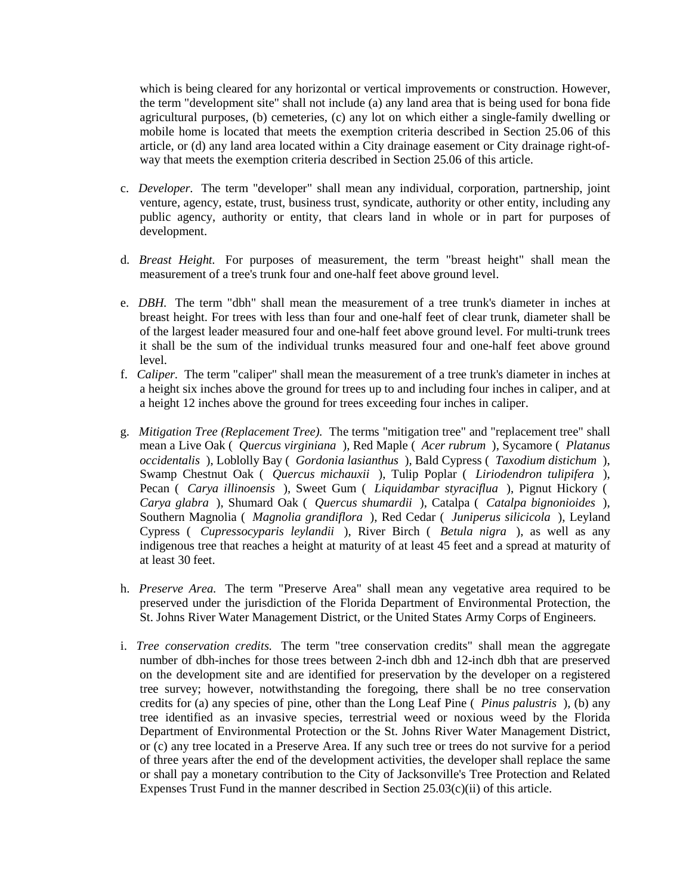which is being cleared for any horizontal or vertical improvements or construction. However, the term "development site" shall not include (a) any land area that is being used for bona fide agricultural purposes, (b) cemeteries, (c) any lot on which either a single-family dwelling or mobile home is located that meets the exemption criteria described in Section 25.06 of this article, or (d) any land area located within a City drainage easement or City drainage right-of-way that meets the exemption criteria described in Section 25.06 of this article.

c. *Developer.* The term "developer" shall mean any individual, corporation, partnership, joint venture, agency, estate, trust, business trust, syndicate, authority or other entity, including any public agency, authority or entity, that clears land in whole or in part for purposes of development.

d. *Breast Height.* For purposes of measurement, the term "breast height" shall mean the measurement of a tree's trunk four and one-half feet above ground level.

e. *DBH.* The term "dbh" shall mean the measurement of a tree trunk's diameter in inches at breast height. For trees with less than four and one-half feet of clear trunk, diameter shall be of the largest leader measured four and one-half feet above ground level. For multi-trunk trees it shall be the sum of the individual trunks measured four and one-half feet above ground level.

f. *Caliper.* The term "caliper" shall mean the measurement of a tree trunk's diameter in inches at a height six inches above the ground for trees up to and including four inches in caliper, and at a height 12 inches above the ground for trees exceeding four inches in caliper.

g. *Mitigation Tree (Replacement Tree).* The terms "mitigation tree" and "replacement tree" shall mean a Live Oak ( *Quercus virginiana* ), Red Maple ( *Acer rubrum* ), Sycamore ( *Platanus occidentalis* ), Loblolly Bay ( *Gordonia lasianthus* ), Bald Cypress ( *Taxodium distichum* ), Swamp Chestnut Oak ( *Quercus michauxii* ), Tulip Poplar ( *Liriodendron tulipifera* ), Pecan ( *Carya illinoensis* ), Sweet Gum ( *Liquidambar styraciflua* ), Pignut Hickory ( *Carya glabra* ), Shumard Oak ( *Quercus shumardii* ), Catalpa ( *Catalpa bignonioides* ), Southern Magnolia ( *Magnolia grandiflora* ), Red Cedar ( *Juniperus silicicola* ), Leyland Cypress ( *Cupressocyparis leylandii* ), River Birch ( *Betula nigra* ), as well as any indigenous tree that reaches a height at maturity of at least 45 feet and a spread at maturity of at least 30 feet.

h. *Preserve Area.* The term "Preserve Area" shall mean any vegetative area required to be preserved under the jurisdiction of the Florida Department of Environmental Protection, the St. Johns River Water Management District, or the United States Army Corps of Engineers.

i. *Tree conservation credits.* The term "tree conservation credits" shall mean the aggregate number of dbh-inches for those trees between 2-inch dbh and 12-inch dbh that are preserved on the development site and are identified for preservation by the developer on a registered tree survey; however, notwithstanding the foregoing, there shall be no tree conservation credits for (a) any species of pine, other than the Long Leaf Pine ( *Pinus palustris* ), (b) any tree identified as an invasive species, terrestrial weed or noxious weed by the Florida Department of Environmental Protection or the St. Johns River Water Management District, or (c) any tree located in a Preserve Area. If any such tree or trees do not survive for a period of three years after the end of the development activities, the developer shall replace the same or shall pay a monetary contribution to the City of Jacksonville's Tree Protection and Related Expenses Trust Fund in the manner described in Section 25.03(c)(ii) of this article.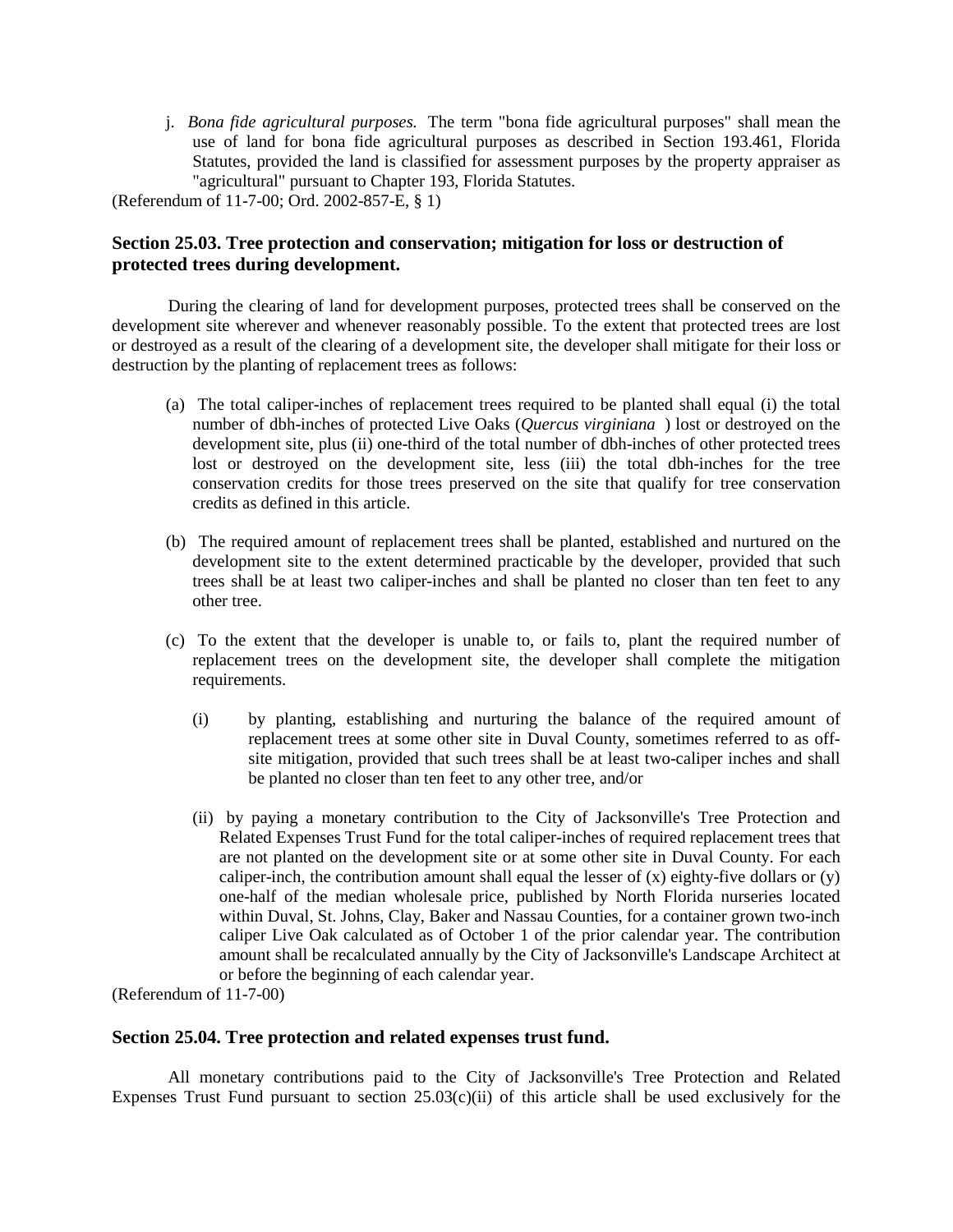j. *Bona fide agricultural purposes.* The term "bona fide agricultural purposes" shall mean the use of land for bona fide agricultural purposes as described in Section 193.461, Florida Statutes, provided the land is classified for assessment purposes by the property appraiser as "agricultural" pursuant to Chapter 193, Florida Statutes.

(Referendum of 11-7-00; Ord. 2002-857-E, § 1)

### Section 25.03. Tree protection and conservation; mitigation for loss or destruction of protected trees during development.

During the clearing of land for development purposes, protected trees shall be conserved on the development site wherever and whenever reasonably possible. To the extent that protected trees are lost or destroyed as a result of the clearing of a development site, the developer shall mitigate for their loss or destruction by the planting of replacement trees as follows:

(a) The total caliper-inches of replacement trees required to be planted shall equal (i) the total number of dbh-inches of protected Live Oaks (*Quercus virginiana* ) lost or destroyed on the development site, plus (ii) one-third of the total number of dbh-inches of other protected trees lost or destroyed on the development site, less (iii) the total dbh-inches for the tree conservation credits for those trees preserved on the site that qualify for tree conservation credits as defined in this article.

(b) The required amount of replacement trees shall be planted, established and nurtured on the development site to the extent determined practicable by the developer, provided that such trees shall be at least two caliper-inches and shall be planted no closer than ten feet to any other tree.

(c) To the extent that the developer is unable to, or fails to, plant the required number of replacement trees on the development site, the developer shall complete the mitigation requirements.

(i) by planting, establishing and nurturing the balance of the required amount of replacement trees at some other site in Duval County, sometimes referred to as off-site mitigation, provided that such trees shall be at least two-caliper inches and shall be planted no closer than ten feet to any other tree, and/or

(ii) by paying a monetary contribution to the City of Jacksonville's Tree Protection and Related Expenses Trust Fund for the total caliper-inches of required replacement trees that are not planted on the development site or at some other site in Duval County. For each caliper-inch, the contribution amount shall equal the lesser of (x) eighty-five dollars or (y) one-half of the median wholesale price, published by North Florida nurseries located within Duval, St. Johns, Clay, Baker and Nassau Counties, for a container grown two-inch caliper Live Oak calculated as of October 1 of the prior calendar year. The contribution amount shall be recalculated annually by the City of Jacksonville's Landscape Architect at or before the beginning of each calendar year.

(Referendum of 11-7-00)

### Section 25.04. Tree protection and related expenses trust fund.

All monetary contributions paid to the City of Jacksonville's Tree Protection and Related Expenses Trust Fund pursuant to section 25.03(c)(ii) of this article shall be used exclusively for the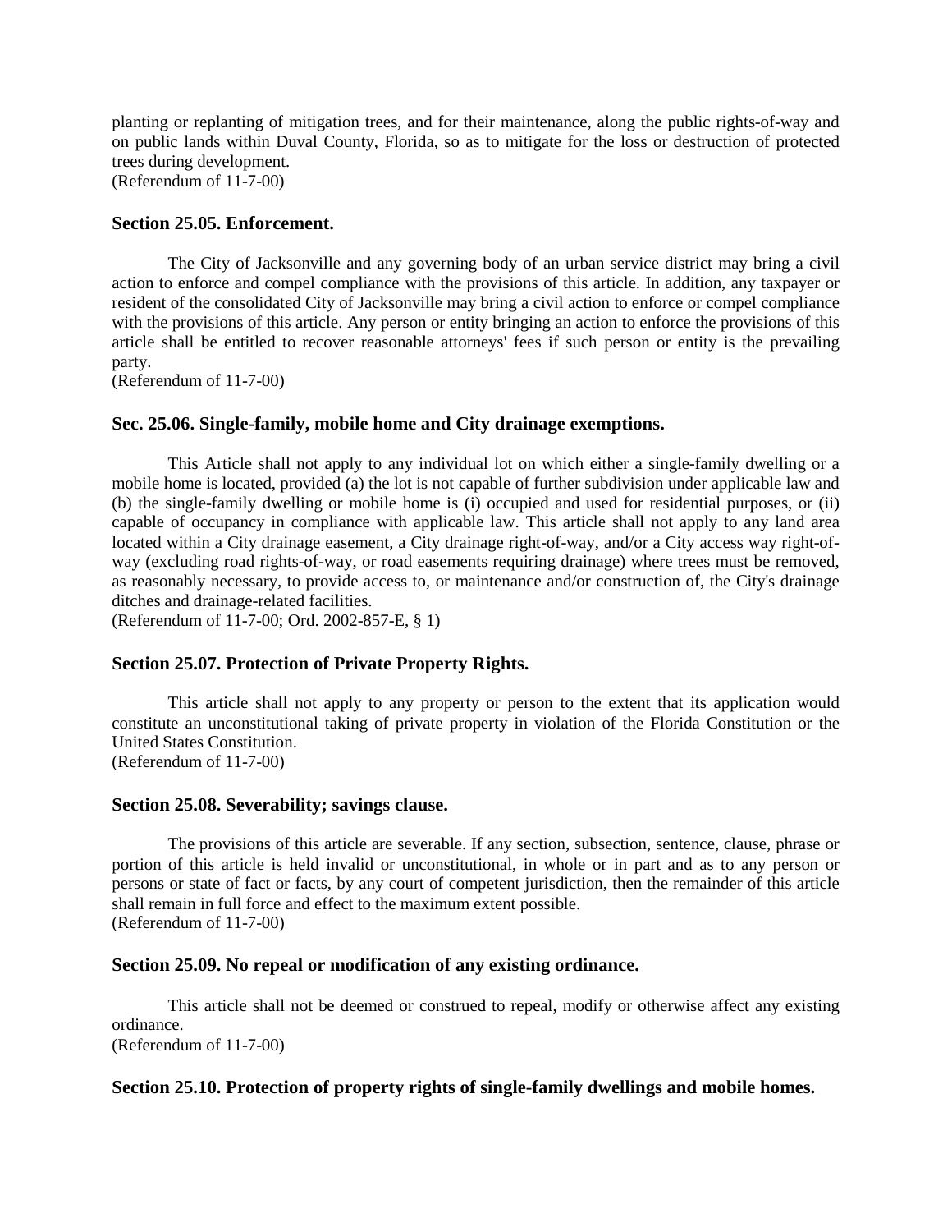planting or replanting of mitigation trees, and for their maintenance, along the public rights-of-way and on public lands within Duval County, Florida, so as to mitigate for the loss or destruction of protected trees during development.
(Referendum of 11-7-00)

### Section 25.05. Enforcement.

The City of Jacksonville and any governing body of an urban service district may bring a civil action to enforce and compel compliance with the provisions of this article. In addition, any taxpayer or resident of the consolidated City of Jacksonville may bring a civil action to enforce or compel compliance with the provisions of this article. Any person or entity bringing an action to enforce the provisions of this article shall be entitled to recover reasonable attorneys' fees if such person or entity is the prevailing party.
(Referendum of 11-7-00)

### Sec. 25.06. Single-family, mobile home and City drainage exemptions.

This Article shall not apply to any individual lot on which either a single-family dwelling or a mobile home is located, provided (a) the lot is not capable of further subdivision under applicable law and (b) the single-family dwelling or mobile home is (i) occupied and used for residential purposes, or (ii) capable of occupancy in compliance with applicable law. This article shall not apply to any land area located within a City drainage easement, a City drainage right-of-way, and/or a City access way right-of-way (excluding road rights-of-way, or road easements requiring drainage) where trees must be removed, as reasonably necessary, to provide access to, or maintenance and/or construction of, the City's drainage ditches and drainage-related facilities.
(Referendum of 11-7-00; Ord. 2002-857-E, § 1)

### Section 25.07. Protection of Private Property Rights.

This article shall not apply to any property or person to the extent that its application would constitute an unconstitutional taking of private property in violation of the Florida Constitution or the United States Constitution.
(Referendum of 11-7-00)

### Section 25.08. Severability; savings clause.

The provisions of this article are severable. If any section, subsection, sentence, clause, phrase or portion of this article is held invalid or unconstitutional, in whole or in part and as to any person or persons or state of fact or facts, by any court of competent jurisdiction, then the remainder of this article shall remain in full force and effect to the maximum extent possible.
(Referendum of 11-7-00)

### Section 25.09. No repeal or modification of any existing ordinance.

This article shall not be deemed or construed to repeal, modify or otherwise affect any existing ordinance.
(Referendum of 11-7-00)

### Section 25.10. Protection of property rights of single-family dwellings and mobile homes.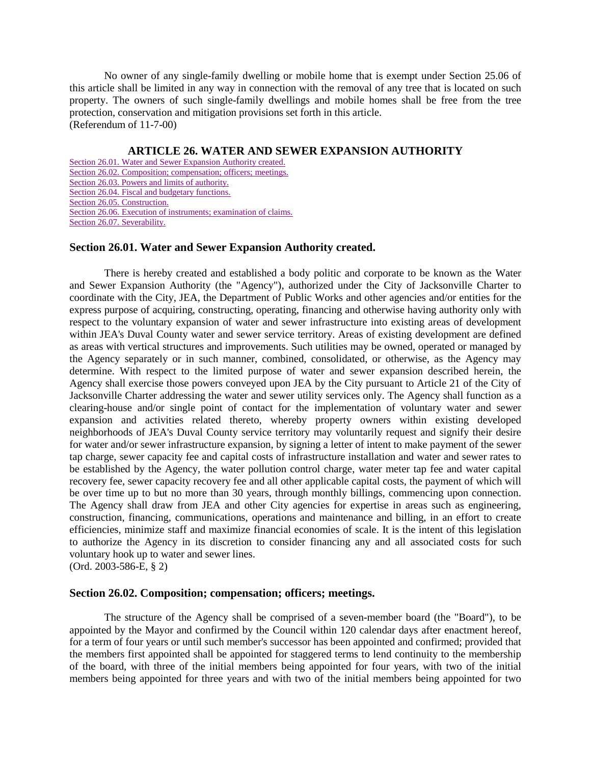No owner of any single-family dwelling or mobile home that is exempt under Section 25.06 of this article shall be limited in any way in connection with the removal of any tree that is located on such property. The owners of such single-family dwellings and mobile homes shall be free from the tree protection, conservation and mitigation provisions set forth in this article.
(Referendum of 11-7-00)

## ARTICLE 26. WATER AND SEWER EXPANSION AUTHORITY

Section 26.01. Water and Sewer Expansion Authority created.
Section 26.02. Composition; compensation; officers; meetings.
Section 26.03. Powers and limits of authority.
Section 26.04. Fiscal and budgetary functions.
Section 26.05. Construction.
Section 26.06. Execution of instruments; examination of claims.
Section 26.07. Severability.

### Section 26.01. Water and Sewer Expansion Authority created.

There is hereby created and established a body politic and corporate to be known as the Water and Sewer Expansion Authority (the "Agency"), authorized under the City of Jacksonville Charter to coordinate with the City, JEA, the Department of Public Works and other agencies and/or entities for the express purpose of acquiring, constructing, operating, financing and otherwise having authority only with respect to the voluntary expansion of water and sewer infrastructure into existing areas of development within JEA's Duval County water and sewer service territory. Areas of existing development are defined as areas with vertical structures and improvements. Such utilities may be owned, operated or managed by the Agency separately or in such manner, combined, consolidated, or otherwise, as the Agency may determine. With respect to the limited purpose of water and sewer expansion described herein, the Agency shall exercise those powers conveyed upon JEA by the City pursuant to Article 21 of the City of Jacksonville Charter addressing the water and sewer utility services only. The Agency shall function as a clearing-house and/or single point of contact for the implementation of voluntary water and sewer expansion and activities related thereto, whereby property owners within existing developed neighborhoods of JEA's Duval County service territory may voluntarily request and signify their desire for water and/or sewer infrastructure expansion, by signing a letter of intent to make payment of the sewer tap charge, sewer capacity fee and capital costs of infrastructure installation and water and sewer rates to be established by the Agency, the water pollution control charge, water meter tap fee and water capital recovery fee, sewer capacity recovery fee and all other applicable capital costs, the payment of which will be over time up to but no more than 30 years, through monthly billings, commencing upon connection. The Agency shall draw from JEA and other City agencies for expertise in areas such as engineering, construction, financing, communications, operations and maintenance and billing, in an effort to create efficiencies, minimize staff and maximize financial economies of scale. It is the intent of this legislation to authorize the Agency in its discretion to consider financing any and all associated costs for such voluntary hook up to water and sewer lines.
(Ord. 2003-586-E, § 2)

### Section 26.02. Composition; compensation; officers; meetings.

The structure of the Agency shall be comprised of a seven-member board (the "Board"), to be appointed by the Mayor and confirmed by the Council within 120 calendar days after enactment hereof, for a term of four years or until such member's successor has been appointed and confirmed; provided that the members first appointed shall be appointed for staggered terms to lend continuity to the membership of the board, with three of the initial members being appointed for four years, with two of the initial members being appointed for three years and with two of the initial members being appointed for two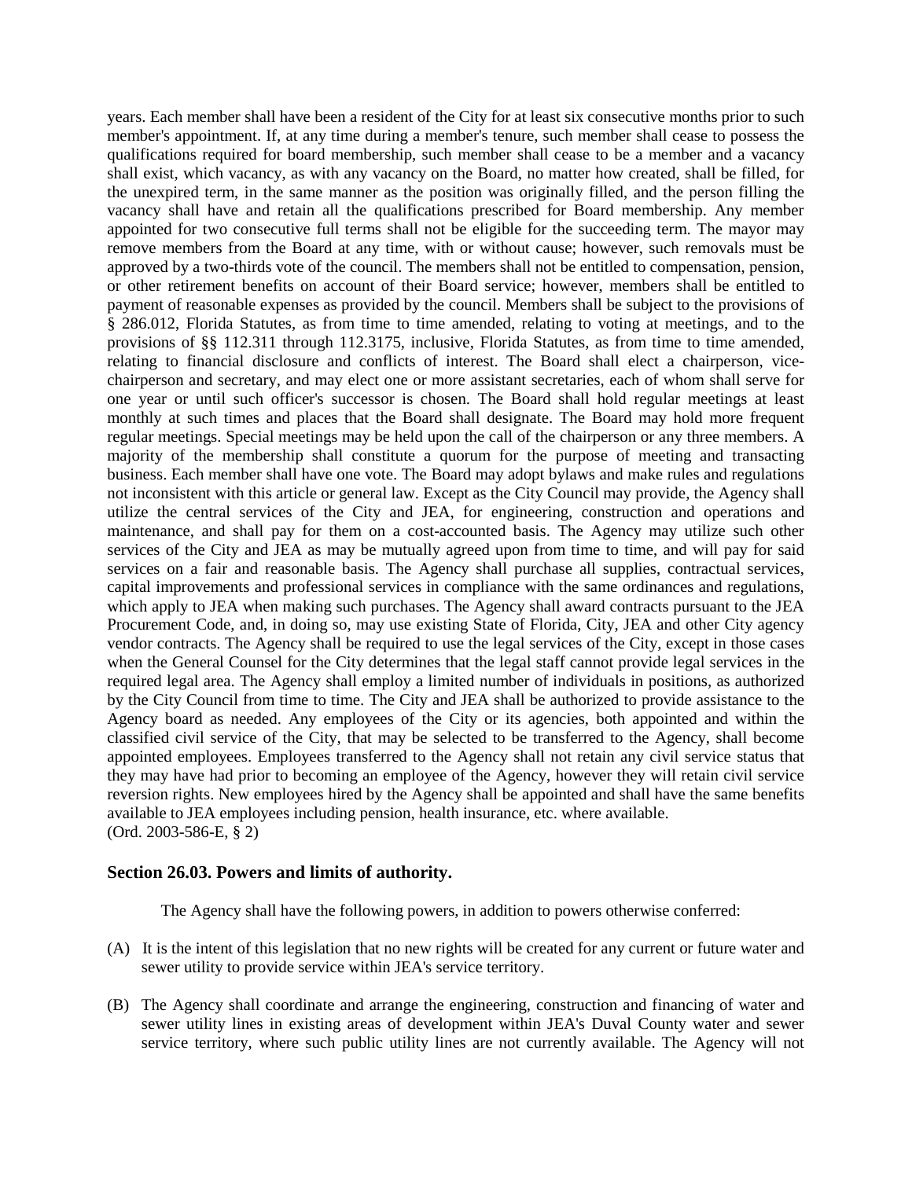years. Each member shall have been a resident of the City for at least six consecutive months prior to such member's appointment. If, at any time during a member's tenure, such member shall cease to possess the qualifications required for board membership, such member shall cease to be a member and a vacancy shall exist, which vacancy, as with any vacancy on the Board, no matter how created, shall be filled, for the unexpired term, in the same manner as the position was originally filled, and the person filling the vacancy shall have and retain all the qualifications prescribed for Board membership. Any member appointed for two consecutive full terms shall not be eligible for the succeeding term. The mayor may remove members from the Board at any time, with or without cause; however, such removals must be approved by a two-thirds vote of the council. The members shall not be entitled to compensation, pension, or other retirement benefits on account of their Board service; however, members shall be entitled to payment of reasonable expenses as provided by the council. Members shall be subject to the provisions of § 286.012, Florida Statutes, as from time to time amended, relating to voting at meetings, and to the provisions of §§ 112.311 through 112.3175, inclusive, Florida Statutes, as from time to time amended, relating to financial disclosure and conflicts of interest. The Board shall elect a chairperson, vice-chairperson and secretary, and may elect one or more assistant secretaries, each of whom shall serve for one year or until such officer's successor is chosen. The Board shall hold regular meetings at least monthly at such times and places that the Board shall designate. The Board may hold more frequent regular meetings. Special meetings may be held upon the call of the chairperson or any three members. A majority of the membership shall constitute a quorum for the purpose of meeting and transacting business. Each member shall have one vote. The Board may adopt bylaws and make rules and regulations not inconsistent with this article or general law. Except as the City Council may provide, the Agency shall utilize the central services of the City and JEA, for engineering, construction and operations and maintenance, and shall pay for them on a cost-accounted basis. The Agency may utilize such other services of the City and JEA as may be mutually agreed upon from time to time, and will pay for said services on a fair and reasonable basis. The Agency shall purchase all supplies, contractual services, capital improvements and professional services in compliance with the same ordinances and regulations, which apply to JEA when making such purchases. The Agency shall award contracts pursuant to the JEA Procurement Code, and, in doing so, may use existing State of Florida, City, JEA and other City agency vendor contracts. The Agency shall be required to use the legal services of the City, except in those cases when the General Counsel for the City determines that the legal staff cannot provide legal services in the required legal area. The Agency shall employ a limited number of individuals in positions, as authorized by the City Council from time to time. The City and JEA shall be authorized to provide assistance to the Agency board as needed. Any employees of the City or its agencies, both appointed and within the classified civil service of the City, that may be selected to be transferred to the Agency, shall become appointed employees. Employees transferred to the Agency shall not retain any civil service status that they may have had prior to becoming an employee of the Agency, however they will retain civil service reversion rights. New employees hired by the Agency shall be appointed and shall have the same benefits available to JEA employees including pension, health insurance, etc. where available.
(Ord. 2003-586-E, § 2)

### Section 26.03. Powers and limits of authority.

The Agency shall have the following powers, in addition to powers otherwise conferred:

(A) It is the intent of this legislation that no new rights will be created for any current or future water and sewer utility to provide service within JEA's service territory.

(B) The Agency shall coordinate and arrange the engineering, construction and financing of water and sewer utility lines in existing areas of development within JEA's Duval County water and sewer service territory, where such public utility lines are not currently available. The Agency will not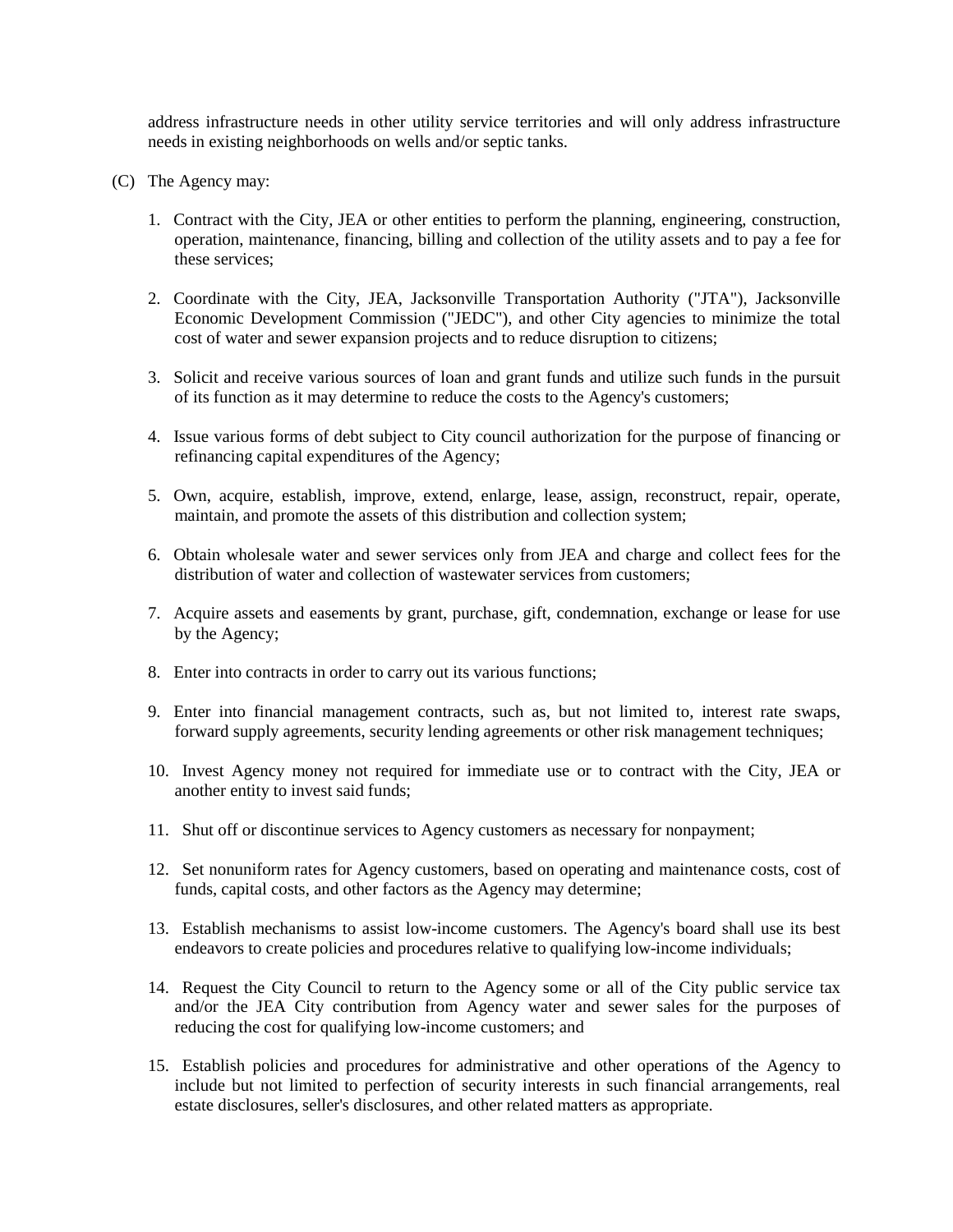address infrastructure needs in other utility service territories and will only address infrastructure needs in existing neighborhoods on wells and/or septic tanks.

(C) The Agency may:

1. Contract with the City, JEA or other entities to perform the planning, engineering, construction, operation, maintenance, financing, billing and collection of the utility assets and to pay a fee for these services;

2. Coordinate with the City, JEA, Jacksonville Transportation Authority ("JTA"), Jacksonville Economic Development Commission ("JEDC"), and other City agencies to minimize the total cost of water and sewer expansion projects and to reduce disruption to citizens;

3. Solicit and receive various sources of loan and grant funds and utilize such funds in the pursuit of its function as it may determine to reduce the costs to the Agency's customers;

4. Issue various forms of debt subject to City council authorization for the purpose of financing or refinancing capital expenditures of the Agency;

5. Own, acquire, establish, improve, extend, enlarge, lease, assign, reconstruct, repair, operate, maintain, and promote the assets of this distribution and collection system;

6. Obtain wholesale water and sewer services only from JEA and charge and collect fees for the distribution of water and collection of wastewater services from customers;

7. Acquire assets and easements by grant, purchase, gift, condemnation, exchange or lease for use by the Agency;

8. Enter into contracts in order to carry out its various functions;

9. Enter into financial management contracts, such as, but not limited to, interest rate swaps, forward supply agreements, security lending agreements or other risk management techniques;

10. Invest Agency money not required for immediate use or to contract with the City, JEA or another entity to invest said funds;

11. Shut off or discontinue services to Agency customers as necessary for nonpayment;

12. Set nonuniform rates for Agency customers, based on operating and maintenance costs, cost of funds, capital costs, and other factors as the Agency may determine;

13. Establish mechanisms to assist low-income customers. The Agency's board shall use its best endeavors to create policies and procedures relative to qualifying low-income individuals;

14. Request the City Council to return to the Agency some or all of the City public service tax and/or the JEA City contribution from Agency water and sewer sales for the purposes of reducing the cost for qualifying low-income customers; and

15. Establish policies and procedures for administrative and other operations of the Agency to include but not limited to perfection of security interests in such financial arrangements, real estate disclosures, seller's disclosures, and other related matters as appropriate.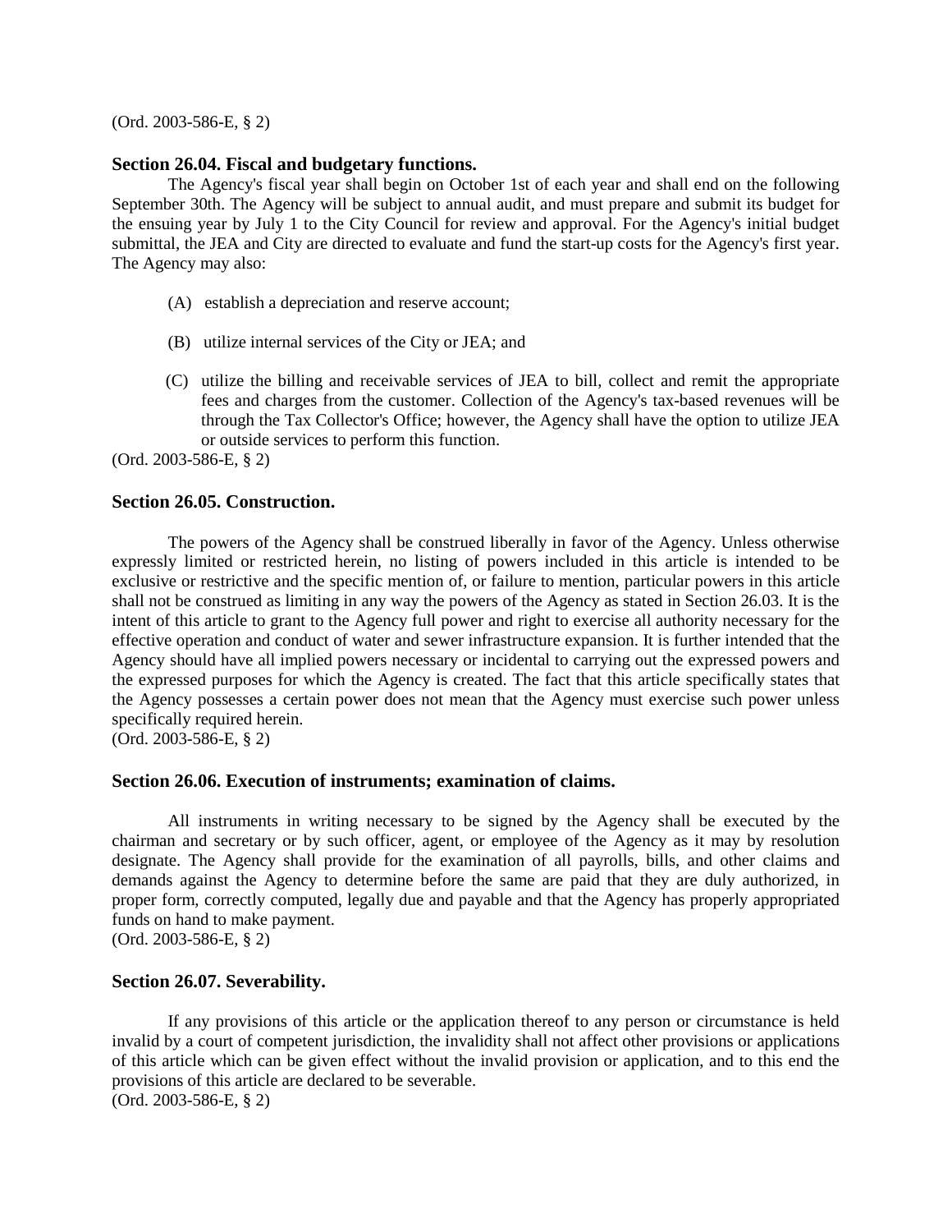(Ord. 2003-586-E, § 2)

### Section 26.04. Fiscal and budgetary functions.

The Agency's fiscal year shall begin on October 1st of each year and shall end on the following September 30th. The Agency will be subject to annual audit, and must prepare and submit its budget for the ensuing year by July 1 to the City Council for review and approval. For the Agency's initial budget submittal, the JEA and City are directed to evaluate and fund the start-up costs for the Agency's first year. The Agency may also:

(A) establish a depreciation and reserve account;

(B) utilize internal services of the City or JEA; and

(C) utilize the billing and receivable services of JEA to bill, collect and remit the appropriate fees and charges from the customer. Collection of the Agency's tax-based revenues will be through the Tax Collector's Office; however, the Agency shall have the option to utilize JEA or outside services to perform this function.

(Ord. 2003-586-E, § 2)

### Section 26.05. Construction.

The powers of the Agency shall be construed liberally in favor of the Agency. Unless otherwise expressly limited or restricted herein, no listing of powers included in this article is intended to be exclusive or restrictive and the specific mention of, or failure to mention, particular powers in this article shall not be construed as limiting in any way the powers of the Agency as stated in Section 26.03. It is the intent of this article to grant to the Agency full power and right to exercise all authority necessary for the effective operation and conduct of water and sewer infrastructure expansion. It is further intended that the Agency should have all implied powers necessary or incidental to carrying out the expressed powers and the expressed purposes for which the Agency is created. The fact that this article specifically states that the Agency possesses a certain power does not mean that the Agency must exercise such power unless specifically required herein.

(Ord. 2003-586-E, § 2)

### Section 26.06. Execution of instruments; examination of claims.

All instruments in writing necessary to be signed by the Agency shall be executed by the chairman and secretary or by such officer, agent, or employee of the Agency as it may by resolution designate. The Agency shall provide for the examination of all payrolls, bills, and other claims and demands against the Agency to determine before the same are paid that they are duly authorized, in proper form, correctly computed, legally due and payable and that the Agency has properly appropriated funds on hand to make payment.

(Ord. 2003-586-E, § 2)

### Section 26.07. Severability.

If any provisions of this article or the application thereof to any person or circumstance is held invalid by a court of competent jurisdiction, the invalidity shall not affect other provisions or applications of this article which can be given effect without the invalid provision or application, and to this end the provisions of this article are declared to be severable.

(Ord. 2003-586-E, § 2)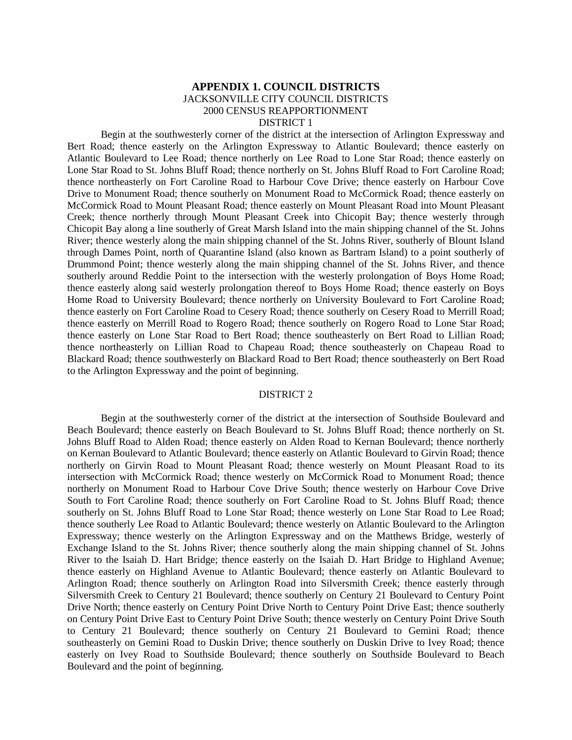# APPENDIX 1. COUNCIL DISTRICTS

JACKSONVILLE CITY COUNCIL DISTRICTS

2000 CENSUS REAPPORTIONMENT

## DISTRICT 1

Begin at the southwesterly corner of the district at the intersection of Arlington Expressway and Bert Road; thence easterly on the Arlington Expressway to Atlantic Boulevard; thence easterly on Atlantic Boulevard to Lee Road; thence northerly on Lee Road to Lone Star Road; thence easterly on Lone Star Road to St. Johns Bluff Road; thence northerly on St. Johns Bluff Road to Fort Caroline Road; thence northeasterly on Fort Caroline Road to Harbour Cove Drive; thence easterly on Harbour Cove Drive to Monument Road; thence southerly on Monument Road to McCormick Road; thence easterly on McCormick Road to Mount Pleasant Road; thence easterly on Mount Pleasant Road into Mount Pleasant Creek; thence northerly through Mount Pleasant Creek into Chicopit Bay; thence westerly through Chicopit Bay along a line southerly of Great Marsh Island into the main shipping channel of the St. Johns River; thence westerly along the main shipping channel of the St. Johns River, southerly of Blount Island through Dames Point, north of Quarantine Island (also known as Bartram Island) to a point southerly of Drummond Point; thence westerly along the main shipping channel of the St. Johns River, and thence southerly around Reddie Point to the intersection with the westerly prolongation of Boys Home Road; thence easterly along said westerly prolongation thereof to Boys Home Road; thence easterly on Boys Home Road to University Boulevard; thence northerly on University Boulevard to Fort Caroline Road; thence easterly on Fort Caroline Road to Cesery Road; thence southerly on Cesery Road to Merrill Road; thence easterly on Merrill Road to Rogero Road; thence southerly on Rogero Road to Lone Star Road; thence easterly on Lone Star Road to Bert Road; thence southeasterly on Bert Road to Lillian Road; thence northeasterly on Lillian Road to Chapeau Road; thence southeasterly on Chapeau Road to Blackard Road; thence southwesterly on Blackard Road to Bert Road; thence southeasterly on Bert Road to the Arlington Expressway and the point of beginning.

## DISTRICT 2

Begin at the southwesterly corner of the district at the intersection of Southside Boulevard and Beach Boulevard; thence easterly on Beach Boulevard to St. Johns Bluff Road; thence northerly on St. Johns Bluff Road to Alden Road; thence easterly on Alden Road to Kernan Boulevard; thence northerly on Kernan Boulevard to Atlantic Boulevard; thence easterly on Atlantic Boulevard to Girvin Road; thence northerly on Girvin Road to Mount Pleasant Road; thence westerly on Mount Pleasant Road to its intersection with McCormick Road; thence westerly on McCormick Road to Monument Road; thence northerly on Monument Road to Harbour Cove Drive South; thence westerly on Harbour Cove Drive South to Fort Caroline Road; thence southerly on Fort Caroline Road to St. Johns Bluff Road; thence southerly on St. Johns Bluff Road to Lone Star Road; thence westerly on Lone Star Road to Lee Road; thence southerly Lee Road to Atlantic Boulevard; thence westerly on Atlantic Boulevard to the Arlington Expressway; thence westerly on the Arlington Expressway and on the Matthews Bridge, westerly of Exchange Island to the St. Johns River; thence southerly along the main shipping channel of St. Johns River to the Isaiah D. Hart Bridge; thence easterly on the Isaiah D. Hart Bridge to Highland Avenue; thence easterly on Highland Avenue to Atlantic Boulevard; thence easterly on Atlantic Boulevard to Arlington Road; thence southerly on Arlington Road into Silversmith Creek; thence easterly through Silversmith Creek to Century 21 Boulevard; thence southerly on Century 21 Boulevard to Century Point Drive North; thence easterly on Century Point Drive North to Century Point Drive East; thence southerly on Century Point Drive East to Century Point Drive South; thence westerly on Century Point Drive South to Century 21 Boulevard; thence southerly on Century 21 Boulevard to Gemini Road; thence southeasterly on Gemini Road to Duskin Drive; thence southerly on Duskin Drive to Ivey Road; thence easterly on Ivey Road to Southside Boulevard; thence southerly on Southside Boulevard to Beach Boulevard and the point of beginning.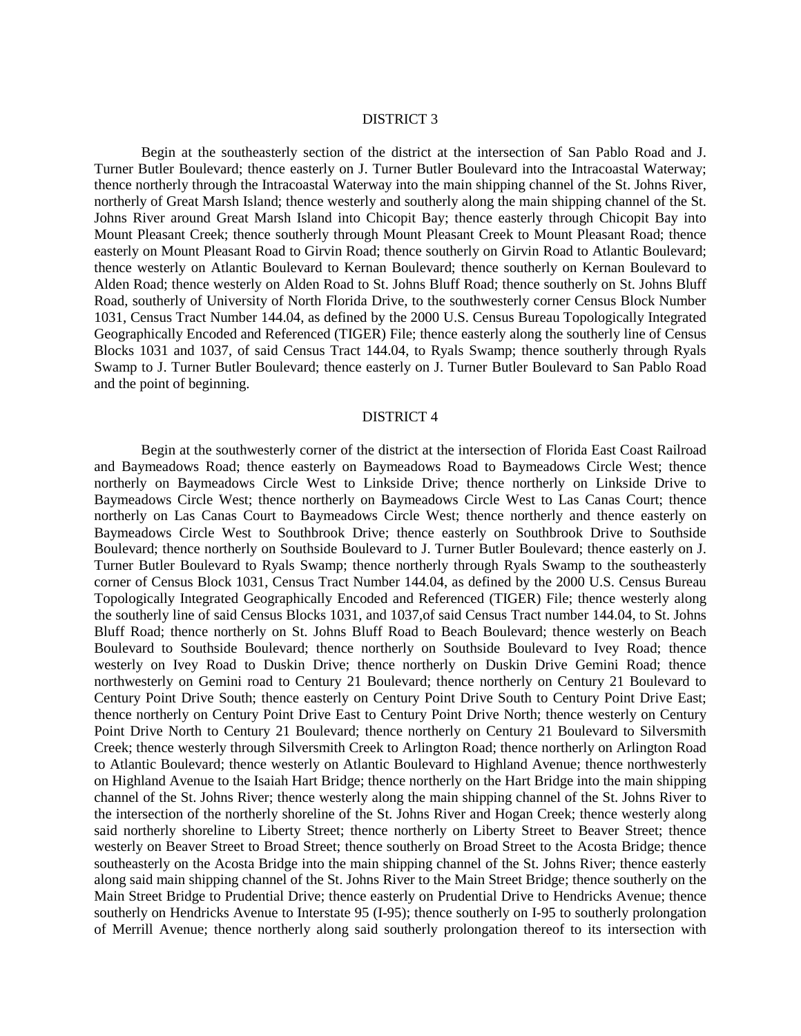## DISTRICT 3

Begin at the southeasterly section of the district at the intersection of San Pablo Road and J. Turner Butler Boulevard; thence easterly on J. Turner Butler Boulevard into the Intracoastal Waterway; thence northerly through the Intracoastal Waterway into the main shipping channel of the St. Johns River, northerly of Great Marsh Island; thence westerly and southerly along the main shipping channel of the St. Johns River around Great Marsh Island into Chicopit Bay; thence easterly through Chicopit Bay into Mount Pleasant Creek; thence southerly through Mount Pleasant Creek to Mount Pleasant Road; thence easterly on Mount Pleasant Road to Girvin Road; thence southerly on Girvin Road to Atlantic Boulevard; thence westerly on Atlantic Boulevard to Kernan Boulevard; thence southerly on Kernan Boulevard to Alden Road; thence westerly on Alden Road to St. Johns Bluff Road; thence southerly on St. Johns Bluff Road, southerly of University of North Florida Drive, to the southwesterly corner Census Block Number 1031, Census Tract Number 144.04, as defined by the 2000 U.S. Census Bureau Topologically Integrated Geographically Encoded and Referenced (TIGER) File; thence easterly along the southerly line of Census Blocks 1031 and 1037, of said Census Tract 144.04, to Ryals Swamp; thence southerly through Ryals Swamp to J. Turner Butler Boulevard; thence easterly on J. Turner Butler Boulevard to San Pablo Road and the point of beginning.

## DISTRICT 4

Begin at the southwesterly corner of the district at the intersection of Florida East Coast Railroad and Baymeadows Road; thence easterly on Baymeadows Road to Baymeadows Circle West; thence northerly on Baymeadows Circle West to Linkside Drive; thence northerly on Linkside Drive to Baymeadows Circle West; thence northerly on Baymeadows Circle West to Las Canas Court; thence northerly on Las Canas Court to Baymeadows Circle West; thence northerly and thence easterly on Baymeadows Circle West to Southbrook Drive; thence easterly on Southbrook Drive to Southside Boulevard; thence northerly on Southside Boulevard to J. Turner Butler Boulevard; thence easterly on J. Turner Butler Boulevard to Ryals Swamp; thence northerly through Ryals Swamp to the southeasterly corner of Census Block 1031, Census Tract Number 144.04, as defined by the 2000 U.S. Census Bureau Topologically Integrated Geographically Encoded and Referenced (TIGER) File; thence westerly along the southerly line of said Census Blocks 1031, and 1037,of said Census Tract number 144.04, to St. Johns Bluff Road; thence northerly on St. Johns Bluff Road to Beach Boulevard; thence westerly on Beach Boulevard to Southside Boulevard; thence northerly on Southside Boulevard to Ivey Road; thence westerly on Ivey Road to Duskin Drive; thence northerly on Duskin Drive Gemini Road; thence northwesterly on Gemini road to Century 21 Boulevard; thence northerly on Century 21 Boulevard to Century Point Drive South; thence easterly on Century Point Drive South to Century Point Drive East; thence northerly on Century Point Drive East to Century Point Drive North; thence westerly on Century Point Drive North to Century 21 Boulevard; thence northerly on Century 21 Boulevard to Silversmith Creek; thence westerly through Silversmith Creek to Arlington Road; thence northerly on Arlington Road to Atlantic Boulevard; thence westerly on Atlantic Boulevard to Highland Avenue; thence northwesterly on Highland Avenue to the Isaiah Hart Bridge; thence northerly on the Hart Bridge into the main shipping channel of the St. Johns River; thence westerly along the main shipping channel of the St. Johns River to the intersection of the northerly shoreline of the St. Johns River and Hogan Creek; thence westerly along said northerly shoreline to Liberty Street; thence northerly on Liberty Street to Beaver Street; thence westerly on Beaver Street to Broad Street; thence southerly on Broad Street to the Acosta Bridge; thence southeasterly on the Acosta Bridge into the main shipping channel of the St. Johns River; thence easterly along said main shipping channel of the St. Johns River to the Main Street Bridge; thence southerly on the Main Street Bridge to Prudential Drive; thence easterly on Prudential Drive to Hendricks Avenue; thence southerly on Hendricks Avenue to Interstate 95 (I-95); thence southerly on I-95 to southerly prolongation of Merrill Avenue; thence northerly along said southerly prolongation thereof to its intersection with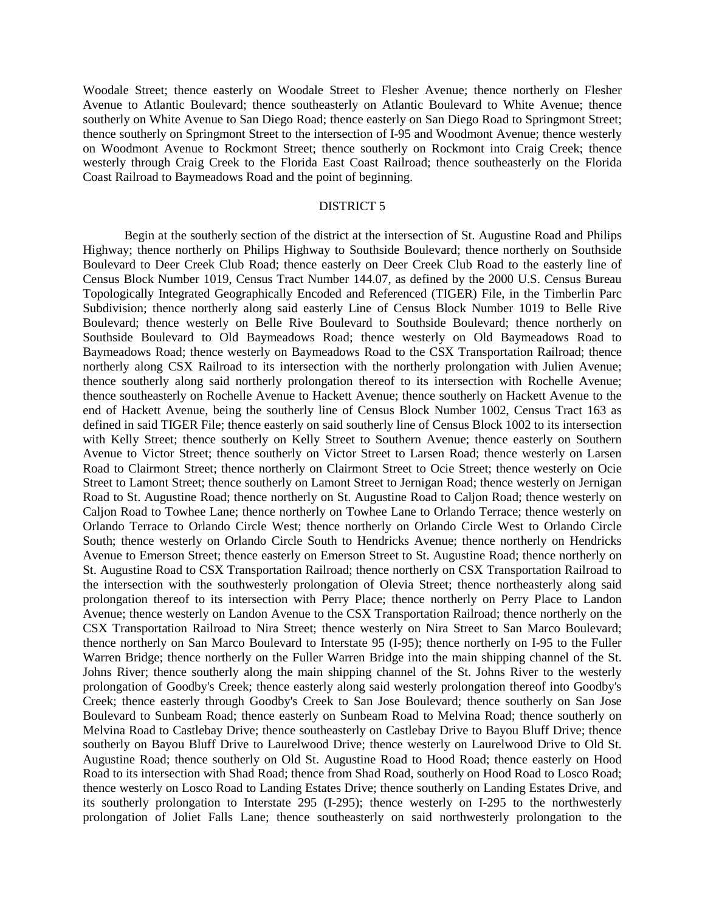Woodale Street; thence easterly on Woodale Street to Flesher Avenue; thence northerly on Flesher Avenue to Atlantic Boulevard; thence southeasterly on Atlantic Boulevard to White Avenue; thence southerly on White Avenue to San Diego Road; thence easterly on San Diego Road to Springmont Street; thence southerly on Springmont Street to the intersection of I-95 and Woodmont Avenue; thence westerly on Woodmont Avenue to Rockmont Street; thence southerly on Rockmont into Craig Creek; thence westerly through Craig Creek to the Florida East Coast Railroad; thence southeasterly on the Florida Coast Railroad to Baymeadows Road and the point of beginning.

## DISTRICT 5

Begin at the southerly section of the district at the intersection of St. Augustine Road and Philips Highway; thence northerly on Philips Highway to Southside Boulevard; thence northerly on Southside Boulevard to Deer Creek Club Road; thence easterly on Deer Creek Club Road to the easterly line of Census Block Number 1019, Census Tract Number 144.07, as defined by the 2000 U.S. Census Bureau Topologically Integrated Geographically Encoded and Referenced (TIGER) File, in the Timberlin Parc Subdivision; thence northerly along said easterly Line of Census Block Number 1019 to Belle Rive Boulevard; thence westerly on Belle Rive Boulevard to Southside Boulevard; thence northerly on Southside Boulevard to Old Baymeadows Road; thence westerly on Old Baymeadows Road to Baymeadows Road; thence westerly on Baymeadows Road to the CSX Transportation Railroad; thence northerly along CSX Railroad to its intersection with the northerly prolongation with Julien Avenue; thence southerly along said northerly prolongation thereof to its intersection with Rochelle Avenue; thence southeasterly on Rochelle Avenue to Hackett Avenue; thence southerly on Hackett Avenue to the end of Hackett Avenue, being the southerly line of Census Block Number 1002, Census Tract 163 as defined in said TIGER File; thence easterly on said southerly line of Census Block 1002 to its intersection with Kelly Street; thence southerly on Kelly Street to Southern Avenue; thence easterly on Southern Avenue to Victor Street; thence southerly on Victor Street to Larsen Road; thence westerly on Larsen Road to Clairmont Street; thence northerly on Clairmont Street to Ocie Street; thence westerly on Ocie Street to Lamont Street; thence southerly on Lamont Street to Jernigan Road; thence westerly on Jernigan Road to St. Augustine Road; thence northerly on St. Augustine Road to Caljon Road; thence westerly on Caljon Road to Towhee Lane; thence northerly on Towhee Lane to Orlando Terrace; thence westerly on Orlando Terrace to Orlando Circle West; thence northerly on Orlando Circle West to Orlando Circle South; thence westerly on Orlando Circle South to Hendricks Avenue; thence northerly on Hendricks Avenue to Emerson Street; thence easterly on Emerson Street to St. Augustine Road; thence northerly on St. Augustine Road to CSX Transportation Railroad; thence northerly on CSX Transportation Railroad to the intersection with the southwesterly prolongation of Olevia Street; thence northeasterly along said prolongation thereof to its intersection with Perry Place; thence northerly on Perry Place to Landon Avenue; thence westerly on Landon Avenue to the CSX Transportation Railroad; thence northerly on the CSX Transportation Railroad to Nira Street; thence westerly on Nira Street to San Marco Boulevard; thence northerly on San Marco Boulevard to Interstate 95 (I-95); thence northerly on I-95 to the Fuller Warren Bridge; thence northerly on the Fuller Warren Bridge into the main shipping channel of the St. Johns River; thence southerly along the main shipping channel of the St. Johns River to the westerly prolongation of Goodby's Creek; thence easterly along said westerly prolongation thereof into Goodby's Creek; thence easterly through Goodby's Creek to San Jose Boulevard; thence southerly on San Jose Boulevard to Sunbeam Road; thence easterly on Sunbeam Road to Melvina Road; thence southerly on Melvina Road to Castlebay Drive; thence southeasterly on Castlebay Drive to Bayou Bluff Drive; thence southerly on Bayou Bluff Drive to Laurelwood Drive; thence westerly on Laurelwood Drive to Old St. Augustine Road; thence southerly on Old St. Augustine Road to Hood Road; thence easterly on Hood Road to its intersection with Shad Road; thence from Shad Road, southerly on Hood Road to Losco Road; thence westerly on Losco Road to Landing Estates Drive; thence southerly on Landing Estates Drive, and its southerly prolongation to Interstate 295 (I-295); thence westerly on I-295 to the northwesterly prolongation of Joliet Falls Lane; thence southeasterly on said northwesterly prolongation to the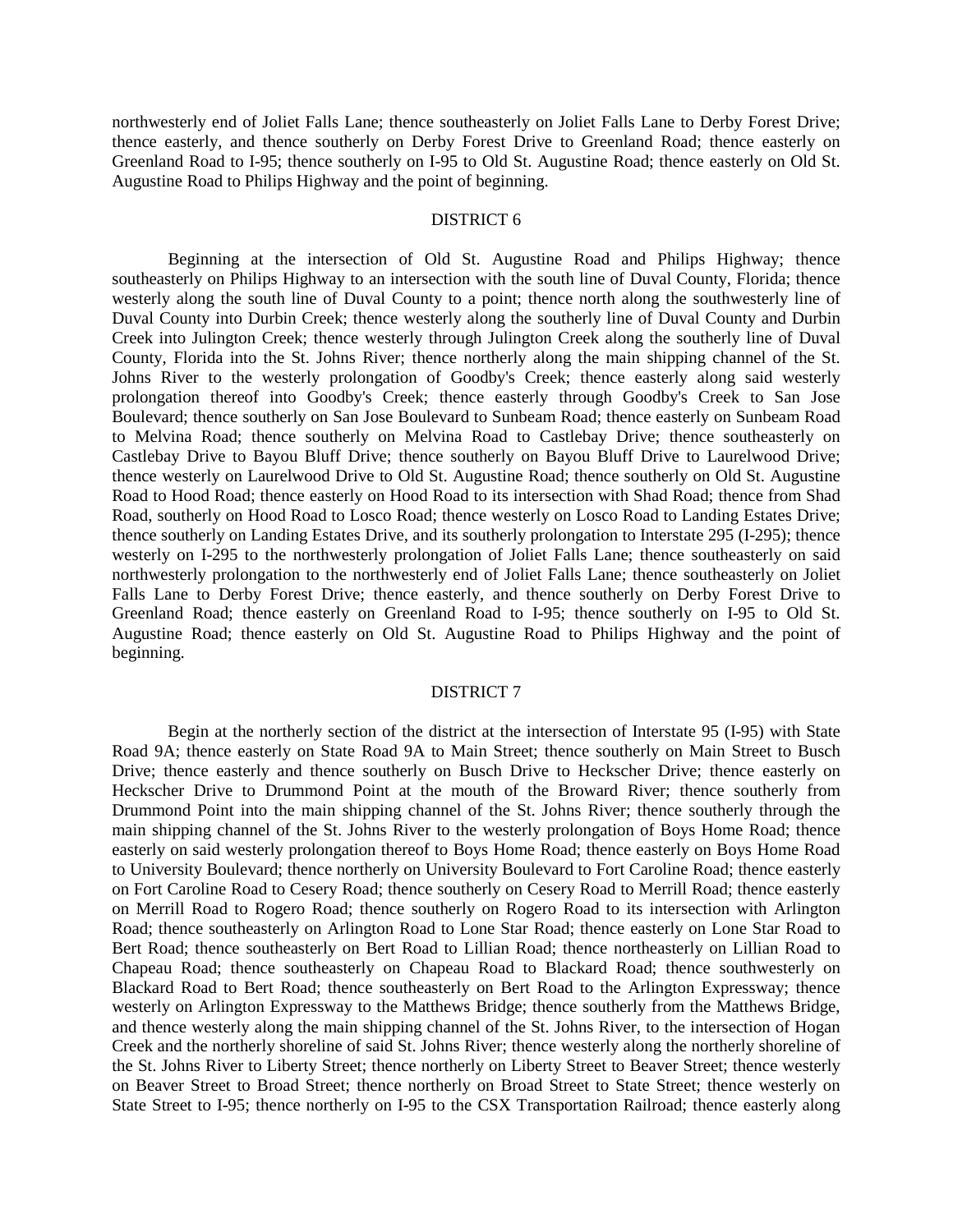northwesterly end of Joliet Falls Lane; thence southeasterly on Joliet Falls Lane to Derby Forest Drive; thence easterly, and thence southerly on Derby Forest Drive to Greenland Road; thence easterly on Greenland Road to I-95; thence southerly on I-95 to Old St. Augustine Road; thence easterly on Old St. Augustine Road to Philips Highway and the point of beginning.

## DISTRICT 6

Beginning at the intersection of Old St. Augustine Road and Philips Highway; thence southeasterly on Philips Highway to an intersection with the south line of Duval County, Florida; thence westerly along the south line of Duval County to a point; thence north along the southwesterly line of Duval County into Durbin Creek; thence westerly along the southerly line of Duval County and Durbin Creek into Julington Creek; thence westerly through Julington Creek along the southerly line of Duval County, Florida into the St. Johns River; thence northerly along the main shipping channel of the St. Johns River to the westerly prolongation of Goodby's Creek; thence easterly along said westerly prolongation thereof into Goodby's Creek; thence easterly through Goodby's Creek to San Jose Boulevard; thence southerly on San Jose Boulevard to Sunbeam Road; thence easterly on Sunbeam Road to Melvina Road; thence southerly on Melvina Road to Castlebay Drive; thence southeasterly on Castlebay Drive to Bayou Bluff Drive; thence southerly on Bayou Bluff Drive to Laurelwood Drive; thence westerly on Laurelwood Drive to Old St. Augustine Road; thence southerly on Old St. Augustine Road to Hood Road; thence easterly on Hood Road to its intersection with Shad Road; thence from Shad Road, southerly on Hood Road to Losco Road; thence westerly on Losco Road to Landing Estates Drive; thence southerly on Landing Estates Drive, and its southerly prolongation to Interstate 295 (I-295); thence westerly on I-295 to the northwesterly prolongation of Joliet Falls Lane; thence southeasterly on said northwesterly prolongation to the northwesterly end of Joliet Falls Lane; thence southeasterly on Joliet Falls Lane to Derby Forest Drive; thence easterly, and thence southerly on Derby Forest Drive to Greenland Road; thence easterly on Greenland Road to I-95; thence southerly on I-95 to Old St. Augustine Road; thence easterly on Old St. Augustine Road to Philips Highway and the point of beginning.

## DISTRICT 7

Begin at the northerly section of the district at the intersection of Interstate 95 (I-95) with State Road 9A; thence easterly on State Road 9A to Main Street; thence southerly on Main Street to Busch Drive; thence easterly and thence southerly on Busch Drive to Heckscher Drive; thence easterly on Heckscher Drive to Drummond Point at the mouth of the Broward River; thence southerly from Drummond Point into the main shipping channel of the St. Johns River; thence southerly through the main shipping channel of the St. Johns River to the westerly prolongation of Boys Home Road; thence easterly on said westerly prolongation thereof to Boys Home Road; thence easterly on Boys Home Road to University Boulevard; thence northerly on University Boulevard to Fort Caroline Road; thence easterly on Fort Caroline Road to Cesery Road; thence southerly on Cesery Road to Merrill Road; thence easterly on Merrill Road to Rogero Road; thence southerly on Rogero Road to its intersection with Arlington Road; thence southeasterly on Arlington Road to Lone Star Road; thence easterly on Lone Star Road to Bert Road; thence southeasterly on Bert Road to Lillian Road; thence northeasterly on Lillian Road to Chapeau Road; thence southeasterly on Chapeau Road to Blackard Road; thence southwesterly on Blackard Road to Bert Road; thence southeasterly on Bert Road to the Arlington Expressway; thence westerly on Arlington Expressway to the Matthews Bridge; thence southerly from the Matthews Bridge, and thence westerly along the main shipping channel of the St. Johns River, to the intersection of Hogan Creek and the northerly shoreline of said St. Johns River; thence westerly along the northerly shoreline of the St. Johns River to Liberty Street; thence northerly on Liberty Street to Beaver Street; thence westerly on Beaver Street to Broad Street; thence northerly on Broad Street to State Street; thence westerly on State Street to I-95; thence northerly on I-95 to the CSX Transportation Railroad; thence easterly along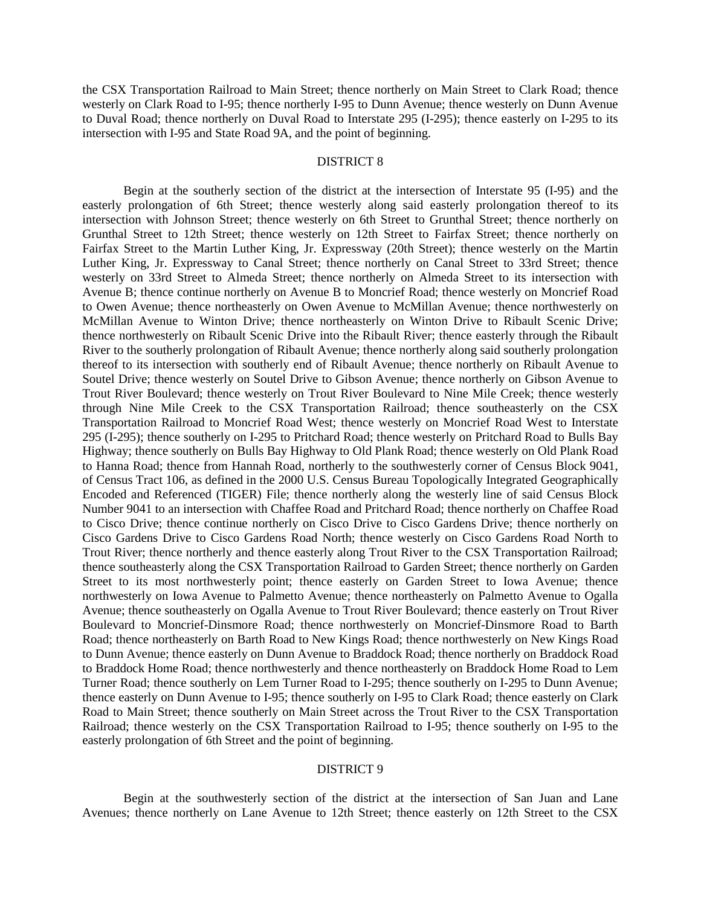the CSX Transportation Railroad to Main Street; thence northerly on Main Street to Clark Road; thence westerly on Clark Road to I-95; thence northerly I-95 to Dunn Avenue; thence westerly on Dunn Avenue to Duval Road; thence northerly on Duval Road to Interstate 295 (I-295); thence easterly on I-295 to its intersection with I-95 and State Road 9A, and the point of beginning.

DISTRICT 8

Begin at the southerly section of the district at the intersection of Interstate 95 (I-95) and the easterly prolongation of 6th Street; thence westerly along said easterly prolongation thereof to its intersection with Johnson Street; thence westerly on 6th Street to Grunthal Street; thence northerly on Grunthal Street to 12th Street; thence westerly on 12th Street to Fairfax Street; thence northerly on Fairfax Street to the Martin Luther King, Jr. Expressway (20th Street); thence westerly on the Martin Luther King, Jr. Expressway to Canal Street; thence northerly on Canal Street to 33rd Street; thence westerly on 33rd Street to Almeda Street; thence northerly on Almeda Street to its intersection with Avenue B; thence continue northerly on Avenue B to Moncrief Road; thence westerly on Moncrief Road to Owen Avenue; thence northeasterly on Owen Avenue to McMillan Avenue; thence northwesterly on McMillan Avenue to Winton Drive; thence northeasterly on Winton Drive to Ribault Scenic Drive; thence northwesterly on Ribault Scenic Drive into the Ribault River; thence easterly through the Ribault River to the southerly prolongation of Ribault Avenue; thence northerly along said southerly prolongation thereof to its intersection with southerly end of Ribault Avenue; thence northerly on Ribault Avenue to Soutel Drive; thence westerly on Soutel Drive to Gibson Avenue; thence northerly on Gibson Avenue to Trout River Boulevard; thence westerly on Trout River Boulevard to Nine Mile Creek; thence westerly through Nine Mile Creek to the CSX Transportation Railroad; thence southeasterly on the CSX Transportation Railroad to Moncrief Road West; thence westerly on Moncrief Road West to Interstate 295 (I-295); thence southerly on I-295 to Pritchard Road; thence westerly on Pritchard Road to Bulls Bay Highway; thence southerly on Bulls Bay Highway to Old Plank Road; thence westerly on Old Plank Road to Hanna Road; thence from Hannah Road, northerly to the southwesterly corner of Census Block 9041, of Census Tract 106, as defined in the 2000 U.S. Census Bureau Topologically Integrated Geographically Encoded and Referenced (TIGER) File; thence northerly along the westerly line of said Census Block Number 9041 to an intersection with Chaffee Road and Pritchard Road; thence northerly on Chaffee Road to Cisco Drive; thence continue northerly on Cisco Drive to Cisco Gardens Drive; thence northerly on Cisco Gardens Drive to Cisco Gardens Road North; thence westerly on Cisco Gardens Road North to Trout River; thence northerly and thence easterly along Trout River to the CSX Transportation Railroad; thence southeasterly along the CSX Transportation Railroad to Garden Street; thence northerly on Garden Street to its most northwesterly point; thence easterly on Garden Street to Iowa Avenue; thence northwesterly on Iowa Avenue to Palmetto Avenue; thence northeasterly on Palmetto Avenue to Ogalla Avenue; thence southeasterly on Ogalla Avenue to Trout River Boulevard; thence easterly on Trout River Boulevard to Moncrief-Dinsmore Road; thence northwesterly on Moncrief-Dinsmore Road to Barth Road; thence northeasterly on Barth Road to New Kings Road; thence northwesterly on New Kings Road to Dunn Avenue; thence easterly on Dunn Avenue to Braddock Road; thence northerly on Braddock Road to Braddock Home Road; thence northwesterly and thence northeasterly on Braddock Home Road to Lem Turner Road; thence southerly on Lem Turner Road to I-295; thence southerly on I-295 to Dunn Avenue; thence easterly on Dunn Avenue to I-95; thence southerly on I-95 to Clark Road; thence easterly on Clark Road to Main Street; thence southerly on Main Street across the Trout River to the CSX Transportation Railroad; thence westerly on the CSX Transportation Railroad to I-95; thence southerly on I-95 to the easterly prolongation of 6th Street and the point of beginning.

DISTRICT 9

Begin at the southwesterly section of the district at the intersection of San Juan and Lane Avenues; thence northerly on Lane Avenue to 12th Street; thence easterly on 12th Street to the CSX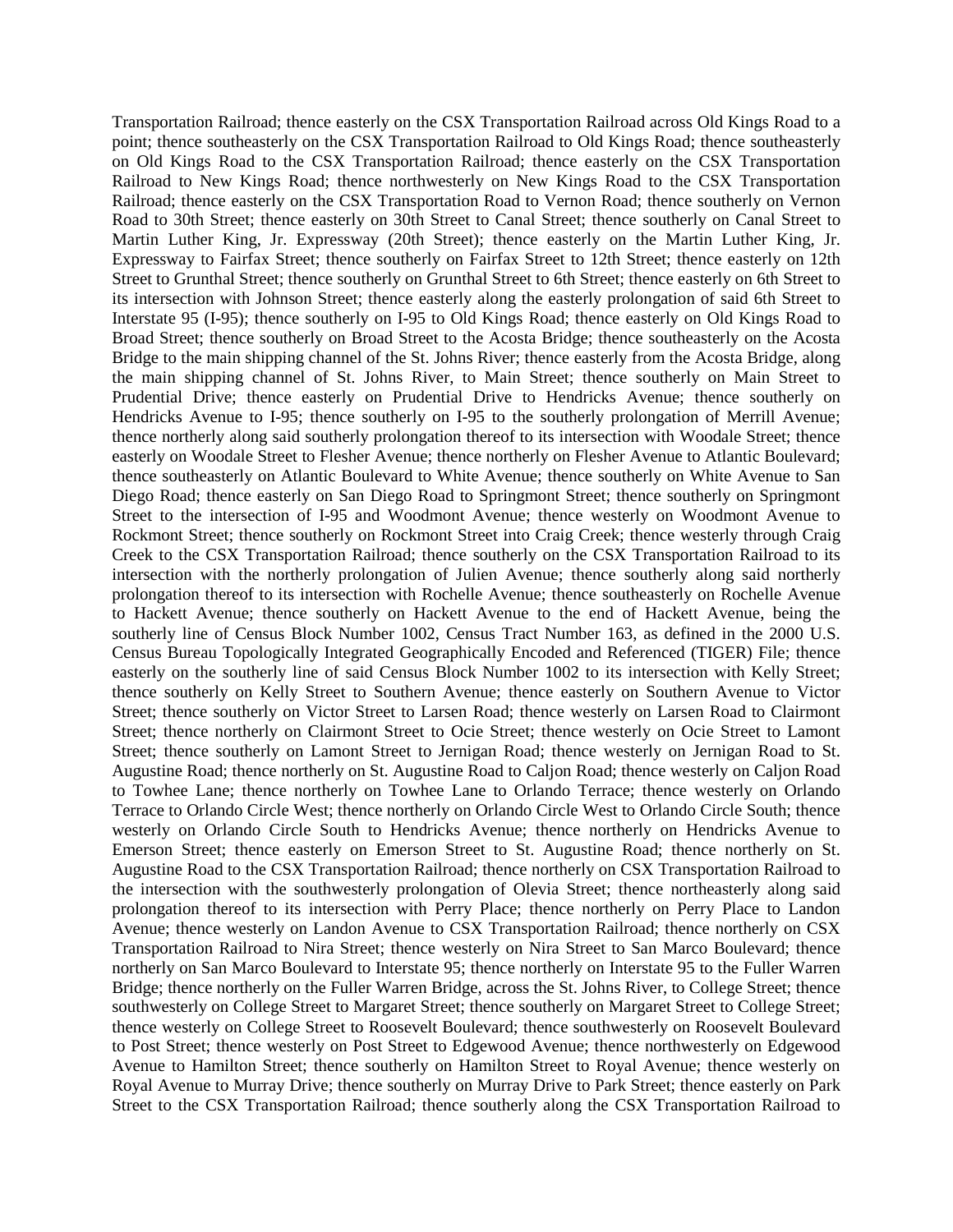Transportation Railroad; thence easterly on the CSX Transportation Railroad across Old Kings Road to a point; thence southeasterly on the CSX Transportation Railroad to Old Kings Road; thence southeasterly on Old Kings Road to the CSX Transportation Railroad; thence easterly on the CSX Transportation Railroad to New Kings Road; thence northwesterly on New Kings Road to the CSX Transportation Railroad; thence easterly on the CSX Transportation Road to Vernon Road; thence southerly on Vernon Road to 30th Street; thence easterly on 30th Street to Canal Street; thence southerly on Canal Street to Martin Luther King, Jr. Expressway (20th Street); thence easterly on the Martin Luther King, Jr. Expressway to Fairfax Street; thence southerly on Fairfax Street to 12th Street; thence easterly on 12th Street to Grunthal Street; thence southerly on Grunthal Street to 6th Street; thence easterly on 6th Street to its intersection with Johnson Street; thence easterly along the easterly prolongation of said 6th Street to Interstate 95 (I-95); thence southerly on I-95 to Old Kings Road; thence easterly on Old Kings Road to Broad Street; thence southerly on Broad Street to the Acosta Bridge; thence southeasterly on the Acosta Bridge to the main shipping channel of the St. Johns River; thence easterly from the Acosta Bridge, along the main shipping channel of St. Johns River, to Main Street; thence southerly on Main Street to Prudential Drive; thence easterly on Prudential Drive to Hendricks Avenue; thence southerly on Hendricks Avenue to I-95; thence southerly on I-95 to the southerly prolongation of Merrill Avenue; thence northerly along said southerly prolongation thereof to its intersection with Woodale Street; thence easterly on Woodale Street to Flesher Avenue; thence northerly on Flesher Avenue to Atlantic Boulevard; thence southeasterly on Atlantic Boulevard to White Avenue; thence southerly on White Avenue to San Diego Road; thence easterly on San Diego Road to Springmont Street; thence southerly on Springmont Street to the intersection of I-95 and Woodmont Avenue; thence westerly on Woodmont Avenue to Rockmont Street; thence southerly on Rockmont Street into Craig Creek; thence westerly through Craig Creek to the CSX Transportation Railroad; thence southerly on the CSX Transportation Railroad to its intersection with the northerly prolongation of Julien Avenue; thence southerly along said northerly prolongation thereof to its intersection with Rochelle Avenue; thence southeasterly on Rochelle Avenue to Hackett Avenue; thence southerly on Hackett Avenue to the end of Hackett Avenue, being the southerly line of Census Block Number 1002, Census Tract Number 163, as defined in the 2000 U.S. Census Bureau Topologically Integrated Geographically Encoded and Referenced (TIGER) File; thence easterly on the southerly line of said Census Block Number 1002 to its intersection with Kelly Street; thence southerly on Kelly Street to Southern Avenue; thence easterly on Southern Avenue to Victor Street; thence southerly on Victor Street to Larsen Road; thence westerly on Larsen Road to Clairmont Street; thence northerly on Clairmont Street to Ocie Street; thence westerly on Ocie Street to Lamont Street; thence southerly on Lamont Street to Jernigan Road; thence westerly on Jernigan Road to St. Augustine Road; thence northerly on St. Augustine Road to Caljon Road; thence westerly on Caljon Road to Towhee Lane; thence northerly on Towhee Lane to Orlando Terrace; thence westerly on Orlando Terrace to Orlando Circle West; thence northerly on Orlando Circle West to Orlando Circle South; thence westerly on Orlando Circle South to Hendricks Avenue; thence northerly on Hendricks Avenue to Emerson Street; thence easterly on Emerson Street to St. Augustine Road; thence northerly on St. Augustine Road to the CSX Transportation Railroad; thence northerly on CSX Transportation Railroad to the intersection with the southwesterly prolongation of Olevia Street; thence northeasterly along said prolongation thereof to its intersection with Perry Place; thence northerly on Perry Place to Landon Avenue; thence westerly on Landon Avenue to CSX Transportation Railroad; thence northerly on CSX Transportation Railroad to Nira Street; thence westerly on Nira Street to San Marco Boulevard; thence northerly on San Marco Boulevard to Interstate 95; thence northerly on Interstate 95 to the Fuller Warren Bridge; thence northerly on the Fuller Warren Bridge, across the St. Johns River, to College Street; thence southwesterly on College Street to Margaret Street; thence southerly on Margaret Street to College Street; thence westerly on College Street to Roosevelt Boulevard; thence southwesterly on Roosevelt Boulevard to Post Street; thence westerly on Post Street to Edgewood Avenue; thence northwesterly on Edgewood Avenue to Hamilton Street; thence southerly on Hamilton Street to Royal Avenue; thence westerly on Royal Avenue to Murray Drive; thence southerly on Murray Drive to Park Street; thence easterly on Park Street to the CSX Transportation Railroad; thence southerly along the CSX Transportation Railroad to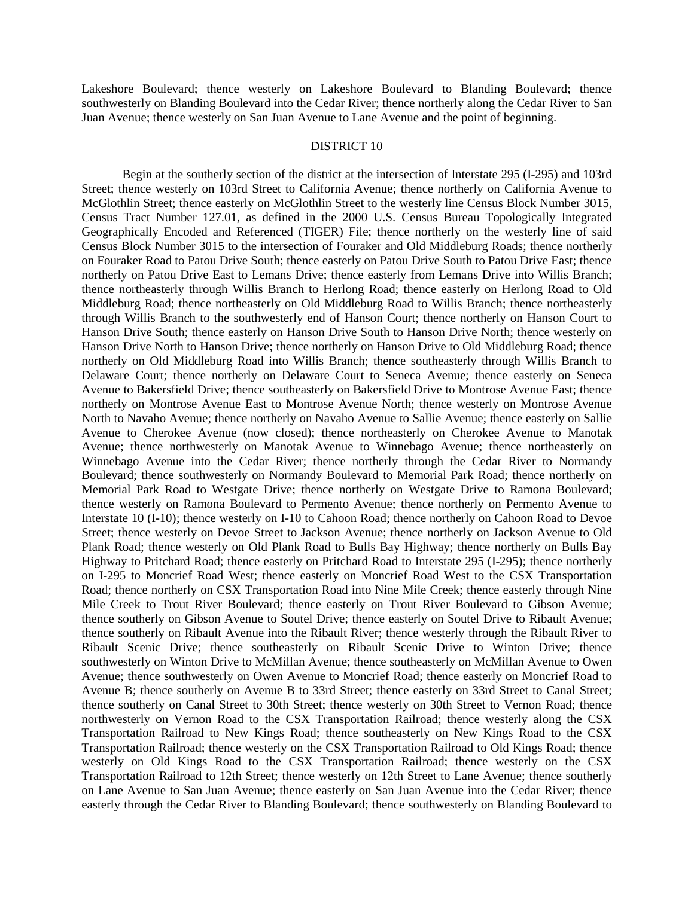Lakeshore Boulevard; thence westerly on Lakeshore Boulevard to Blanding Boulevard; thence southwesterly on Blanding Boulevard into the Cedar River; thence northerly along the Cedar River to San Juan Avenue; thence westerly on San Juan Avenue to Lane Avenue and the point of beginning.

## DISTRICT 10

Begin at the southerly section of the district at the intersection of Interstate 295 (I-295) and 103rd Street; thence westerly on 103rd Street to California Avenue; thence northerly on California Avenue to McGlothlin Street; thence easterly on McGlothlin Street to the westerly line Census Block Number 3015, Census Tract Number 127.01, as defined in the 2000 U.S. Census Bureau Topologically Integrated Geographically Encoded and Referenced (TIGER) File; thence northerly on the westerly line of said Census Block Number 3015 to the intersection of Fouraker and Old Middleburg Roads; thence northerly on Fouraker Road to Patou Drive South; thence easterly on Patou Drive South to Patou Drive East; thence northerly on Patou Drive East to Lemans Drive; thence easterly from Lemans Drive into Willis Branch; thence northeasterly through Willis Branch to Herlong Road; thence easterly on Herlong Road to Old Middleburg Road; thence northeasterly on Old Middleburg Road to Willis Branch; thence northeasterly through Willis Branch to the southwesterly end of Hanson Court; thence northerly on Hanson Court to Hanson Drive South; thence easterly on Hanson Drive South to Hanson Drive North; thence westerly on Hanson Drive North to Hanson Drive; thence northerly on Hanson Drive to Old Middleburg Road; thence northerly on Old Middleburg Road into Willis Branch; thence southeasterly through Willis Branch to Delaware Court; thence northerly on Delaware Court to Seneca Avenue; thence easterly on Seneca Avenue to Bakersfield Drive; thence southeasterly on Bakersfield Drive to Montrose Avenue East; thence northerly on Montrose Avenue East to Montrose Avenue North; thence westerly on Montrose Avenue North to Navaho Avenue; thence northerly on Navaho Avenue to Sallie Avenue; thence easterly on Sallie Avenue to Cherokee Avenue (now closed); thence northeasterly on Cherokee Avenue to Manotak Avenue; thence northwesterly on Manotak Avenue to Winnebago Avenue; thence northeasterly on Winnebago Avenue into the Cedar River; thence northerly through the Cedar River to Normandy Boulevard; thence southwesterly on Normandy Boulevard to Memorial Park Road; thence northerly on Memorial Park Road to Westgate Drive; thence northerly on Westgate Drive to Ramona Boulevard; thence westerly on Ramona Boulevard to Permento Avenue; thence northerly on Permento Avenue to Interstate 10 (I-10); thence westerly on I-10 to Cahoon Road; thence northerly on Cahoon Road to Devoe Street; thence westerly on Devoe Street to Jackson Avenue; thence northerly on Jackson Avenue to Old Plank Road; thence westerly on Old Plank Road to Bulls Bay Highway; thence northerly on Bulls Bay Highway to Pritchard Road; thence easterly on Pritchard Road to Interstate 295 (I-295); thence northerly on I-295 to Moncrief Road West; thence easterly on Moncrief Road West to the CSX Transportation Road; thence northerly on CSX Transportation Road into Nine Mile Creek; thence easterly through Nine Mile Creek to Trout River Boulevard; thence easterly on Trout River Boulevard to Gibson Avenue; thence southerly on Gibson Avenue to Soutel Drive; thence easterly on Soutel Drive to Ribault Avenue; thence southerly on Ribault Avenue into the Ribault River; thence westerly through the Ribault River to Ribault Scenic Drive; thence southeasterly on Ribault Scenic Drive to Winton Drive; thence southwesterly on Winton Drive to McMillan Avenue; thence southeasterly on McMillan Avenue to Owen Avenue; thence southwesterly on Owen Avenue to Moncrief Road; thence easterly on Moncrief Road to Avenue B; thence southerly on Avenue B to 33rd Street; thence easterly on 33rd Street to Canal Street; thence southerly on Canal Street to 30th Street; thence westerly on 30th Street to Vernon Road; thence northwesterly on Vernon Road to the CSX Transportation Railroad; thence westerly along the CSX Transportation Railroad to New Kings Road; thence southeasterly on New Kings Road to the CSX Transportation Railroad; thence westerly on the CSX Transportation Railroad to Old Kings Road; thence westerly on Old Kings Road to the CSX Transportation Railroad; thence westerly on the CSX Transportation Railroad to 12th Street; thence westerly on 12th Street to Lane Avenue; thence southerly on Lane Avenue to San Juan Avenue; thence easterly on San Juan Avenue into the Cedar River; thence easterly through the Cedar River to Blanding Boulevard; thence southwesterly on Blanding Boulevard to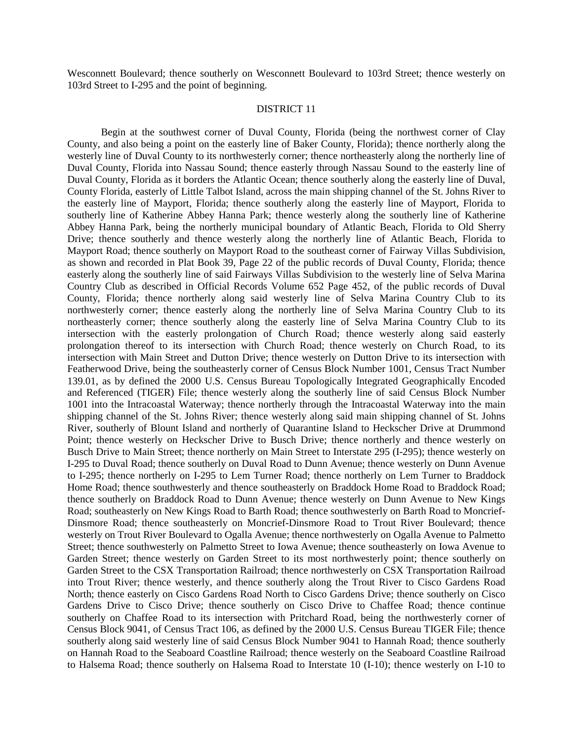Wesconnett Boulevard; thence southerly on Wesconnett Boulevard to 103rd Street; thence westerly on 103rd Street to I-295 and the point of beginning.

## DISTRICT 11

Begin at the southwest corner of Duval County, Florida (being the northwest corner of Clay County, and also being a point on the easterly line of Baker County, Florida); thence northerly along the westerly line of Duval County to its northwesterly corner; thence northeasterly along the northerly line of Duval County, Florida into Nassau Sound; thence easterly through Nassau Sound to the easterly line of Duval County, Florida as it borders the Atlantic Ocean; thence southerly along the easterly line of Duval, County Florida, easterly of Little Talbot Island, across the main shipping channel of the St. Johns River to the easterly line of Mayport, Florida; thence southerly along the easterly line of Mayport, Florida to southerly line of Katherine Abbey Hanna Park; thence westerly along the southerly line of Katherine Abbey Hanna Park, being the northerly municipal boundary of Atlantic Beach, Florida to Old Sherry Drive; thence southerly and thence westerly along the northerly line of Atlantic Beach, Florida to Mayport Road; thence southerly on Mayport Road to the southeast corner of Fairway Villas Subdivision, as shown and recorded in Plat Book 39, Page 22 of the public records of Duval County, Florida; thence easterly along the southerly line of said Fairways Villas Subdivision to the westerly line of Selva Marina Country Club as described in Official Records Volume 652 Page 452, of the public records of Duval County, Florida; thence northerly along said westerly line of Selva Marina Country Club to its northwesterly corner; thence easterly along the northerly line of Selva Marina Country Club to its northeasterly corner; thence southerly along the easterly line of Selva Marina Country Club to its intersection with the easterly prolongation of Church Road; thence westerly along said easterly prolongation thereof to its intersection with Church Road; thence westerly on Church Road, to its intersection with Main Street and Dutton Drive; thence westerly on Dutton Drive to its intersection with Featherwood Drive, being the southeasterly corner of Census Block Number 1001, Census Tract Number 139.01, as by defined the 2000 U.S. Census Bureau Topologically Integrated Geographically Encoded and Referenced (TIGER) File; thence westerly along the southerly line of said Census Block Number 1001 into the Intracoastal Waterway; thence northerly through the Intracoastal Waterway into the main shipping channel of the St. Johns River; thence westerly along said main shipping channel of St. Johns River, southerly of Blount Island and northerly of Quarantine Island to Heckscher Drive at Drummond Point; thence westerly on Heckscher Drive to Busch Drive; thence northerly and thence westerly on Busch Drive to Main Street; thence northerly on Main Street to Interstate 295 (I-295); thence westerly on I-295 to Duval Road; thence southerly on Duval Road to Dunn Avenue; thence westerly on Dunn Avenue to I-295; thence northerly on I-295 to Lem Turner Road; thence northerly on Lem Turner to Braddock Home Road; thence southwesterly and thence southeasterly on Braddock Home Road to Braddock Road; thence southerly on Braddock Road to Dunn Avenue; thence westerly on Dunn Avenue to New Kings Road; southeasterly on New Kings Road to Barth Road; thence southwesterly on Barth Road to Moncrief-Dinsmore Road; thence southeasterly on Moncrief-Dinsmore Road to Trout River Boulevard; thence westerly on Trout River Boulevard to Ogalla Avenue; thence northwesterly on Ogalla Avenue to Palmetto Street; thence southwesterly on Palmetto Street to Iowa Avenue; thence southeasterly on Iowa Avenue to Garden Street; thence westerly on Garden Street to its most northwesterly point; thence southerly on Garden Street to the CSX Transportation Railroad; thence northwesterly on CSX Transportation Railroad into Trout River; thence westerly, and thence southerly along the Trout River to Cisco Gardens Road North; thence easterly on Cisco Gardens Road North to Cisco Gardens Drive; thence southerly on Cisco Gardens Drive to Cisco Drive; thence southerly on Cisco Drive to Chaffee Road; thence continue southerly on Chaffee Road to its intersection with Pritchard Road, being the northwesterly corner of Census Block 9041, of Census Tract 106, as defined by the 2000 U.S. Census Bureau TIGER File; thence southerly along said westerly line of said Census Block Number 9041 to Hannah Road; thence southerly on Hannah Road to the Seaboard Coastline Railroad; thence westerly on the Seaboard Coastline Railroad to Halsema Road; thence southerly on Halsema Road to Interstate 10 (I-10); thence westerly on I-10 to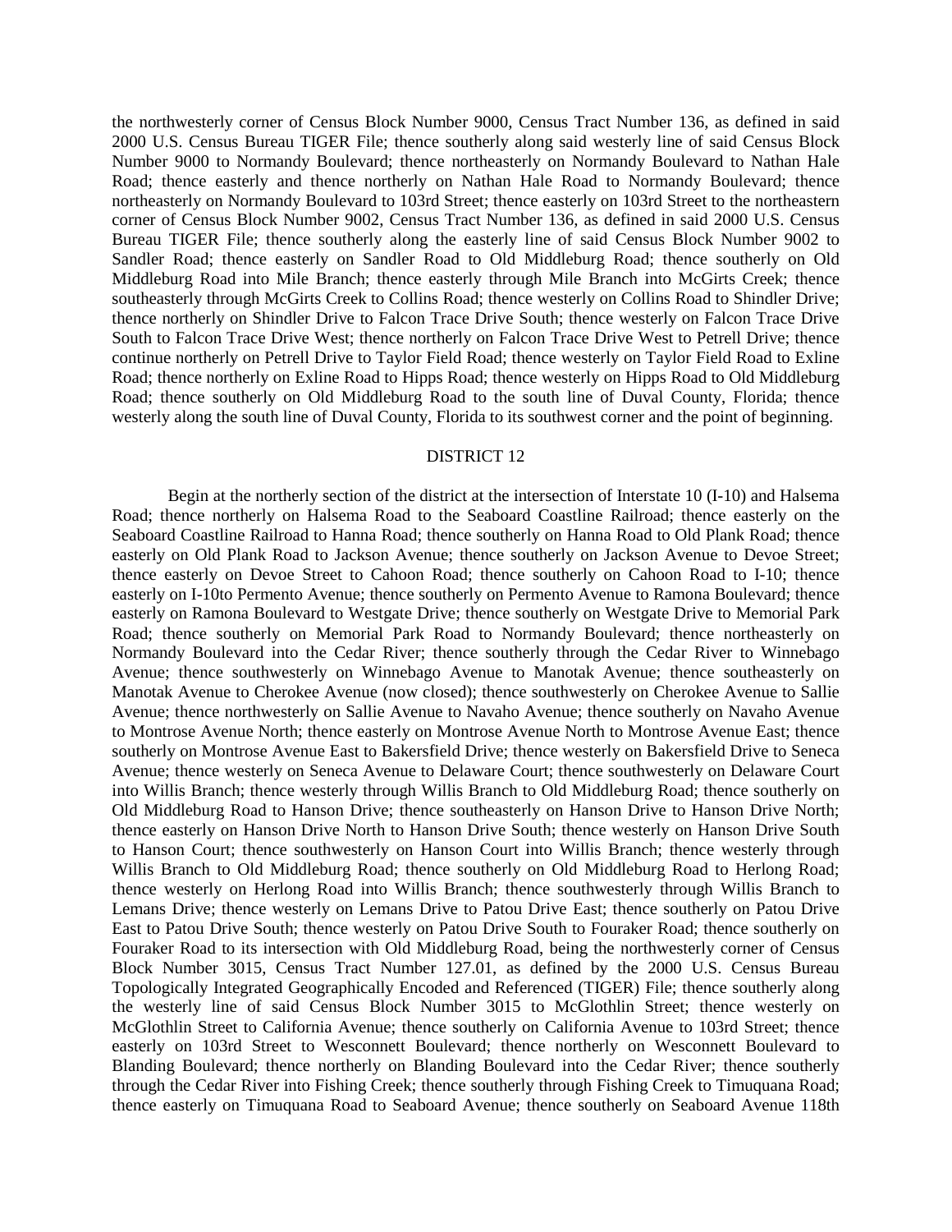the northwesterly corner of Census Block Number 9000, Census Tract Number 136, as defined in said 2000 U.S. Census Bureau TIGER File; thence southerly along said westerly line of said Census Block Number 9000 to Normandy Boulevard; thence northeasterly on Normandy Boulevard to Nathan Hale Road; thence easterly and thence northerly on Nathan Hale Road to Normandy Boulevard; thence northeasterly on Normandy Boulevard to 103rd Street; thence easterly on 103rd Street to the northeastern corner of Census Block Number 9002, Census Tract Number 136, as defined in said 2000 U.S. Census Bureau TIGER File; thence southerly along the easterly line of said Census Block Number 9002 to Sandler Road; thence easterly on Sandler Road to Old Middleburg Road; thence southerly on Old Middleburg Road into Mile Branch; thence easterly through Mile Branch into McGirts Creek; thence southeasterly through McGirts Creek to Collins Road; thence westerly on Collins Road to Shindler Drive; thence northerly on Shindler Drive to Falcon Trace Drive South; thence westerly on Falcon Trace Drive South to Falcon Trace Drive West; thence northerly on Falcon Trace Drive West to Petrell Drive; thence continue northerly on Petrell Drive to Taylor Field Road; thence westerly on Taylor Field Road to Exline Road; thence northerly on Exline Road to Hipps Road; thence westerly on Hipps Road to Old Middleburg Road; thence southerly on Old Middleburg Road to the south line of Duval County, Florida; thence westerly along the south line of Duval County, Florida to its southwest corner and the point of beginning.

## DISTRICT 12

Begin at the northerly section of the district at the intersection of Interstate 10 (I-10) and Halsema Road; thence northerly on Halsema Road to the Seaboard Coastline Railroad; thence easterly on the Seaboard Coastline Railroad to Hanna Road; thence southerly on Hanna Road to Old Plank Road; thence easterly on Old Plank Road to Jackson Avenue; thence southerly on Jackson Avenue to Devoe Street; thence easterly on Devoe Street to Cahoon Road; thence southerly on Cahoon Road to I-10; thence easterly on I-10to Permento Avenue; thence southerly on Permento Avenue to Ramona Boulevard; thence easterly on Ramona Boulevard to Westgate Drive; thence southerly on Westgate Drive to Memorial Park Road; thence southerly on Memorial Park Road to Normandy Boulevard; thence northeasterly on Normandy Boulevard into the Cedar River; thence southerly through the Cedar River to Winnebago Avenue; thence southwesterly on Winnebago Avenue to Manotak Avenue; thence southeasterly on Manotak Avenue to Cherokee Avenue (now closed); thence southwesterly on Cherokee Avenue to Sallie Avenue; thence northwesterly on Sallie Avenue to Navaho Avenue; thence southerly on Navaho Avenue to Montrose Avenue North; thence easterly on Montrose Avenue North to Montrose Avenue East; thence southerly on Montrose Avenue East to Bakersfield Drive; thence westerly on Bakersfield Drive to Seneca Avenue; thence westerly on Seneca Avenue to Delaware Court; thence southwesterly on Delaware Court into Willis Branch; thence westerly through Willis Branch to Old Middleburg Road; thence southerly on Old Middleburg Road to Hanson Drive; thence southeasterly on Hanson Drive to Hanson Drive North; thence easterly on Hanson Drive North to Hanson Drive South; thence westerly on Hanson Drive South to Hanson Court; thence southwesterly on Hanson Court into Willis Branch; thence westerly through Willis Branch to Old Middleburg Road; thence southerly on Old Middleburg Road to Herlong Road; thence westerly on Herlong Road into Willis Branch; thence southwesterly through Willis Branch to Lemans Drive; thence westerly on Lemans Drive to Patou Drive East; thence southerly on Patou Drive East to Patou Drive South; thence westerly on Patou Drive South to Fouraker Road; thence southerly on Fouraker Road to its intersection with Old Middleburg Road, being the northwesterly corner of Census Block Number 3015, Census Tract Number 127.01, as defined by the 2000 U.S. Census Bureau Topologically Integrated Geographically Encoded and Referenced (TIGER) File; thence southerly along the westerly line of said Census Block Number 3015 to McGlothlin Street; thence westerly on McGlothlin Street to California Avenue; thence southerly on California Avenue to 103rd Street; thence easterly on 103rd Street to Wesconnett Boulevard; thence northerly on Wesconnett Boulevard to Blanding Boulevard; thence northerly on Blanding Boulevard into the Cedar River; thence southerly through the Cedar River into Fishing Creek; thence southerly through Fishing Creek to Timuquana Road; thence easterly on Timuquana Road to Seaboard Avenue; thence southerly on Seaboard Avenue 118th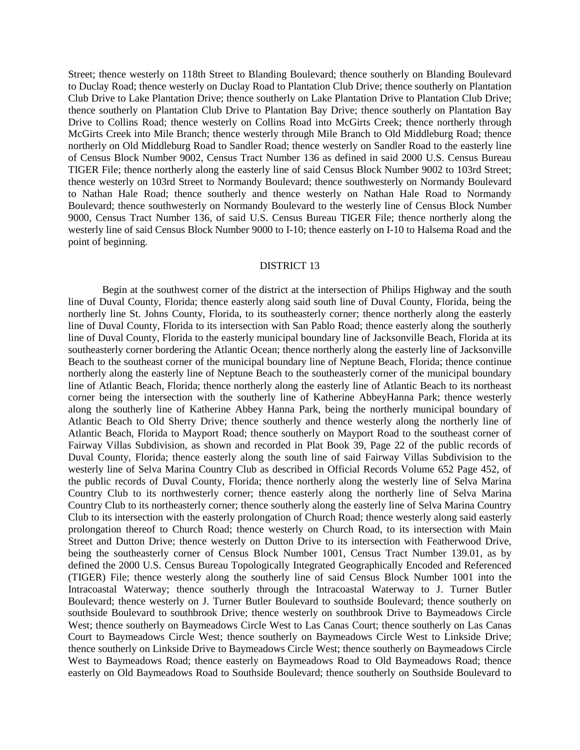Street; thence westerly on 118th Street to Blanding Boulevard; thence southerly on Blanding Boulevard to Duclay Road; thence westerly on Duclay Road to Plantation Club Drive; thence southerly on Plantation Club Drive to Lake Plantation Drive; thence southerly on Lake Plantation Drive to Plantation Club Drive; thence southerly on Plantation Club Drive to Plantation Bay Drive; thence southerly on Plantation Bay Drive to Collins Road; thence westerly on Collins Road into McGirts Creek; thence northerly through McGirts Creek into Mile Branch; thence westerly through Mile Branch to Old Middleburg Road; thence northerly on Old Middleburg Road to Sandler Road; thence westerly on Sandler Road to the easterly line of Census Block Number 9002, Census Tract Number 136 as defined in said 2000 U.S. Census Bureau TIGER File; thence northerly along the easterly line of said Census Block Number 9002 to 103rd Street; thence westerly on 103rd Street to Normandy Boulevard; thence southwesterly on Normandy Boulevard to Nathan Hale Road; thence southerly and thence westerly on Nathan Hale Road to Normandy Boulevard; thence southwesterly on Normandy Boulevard to the westerly line of Census Block Number 9000, Census Tract Number 136, of said U.S. Census Bureau TIGER File; thence northerly along the westerly line of said Census Block Number 9000 to I-10; thence easterly on I-10 to Halsema Road and the point of beginning.

## DISTRICT 13

Begin at the southwest corner of the district at the intersection of Philips Highway and the south line of Duval County, Florida; thence easterly along said south line of Duval County, Florida, being the northerly line St. Johns County, Florida, to its southeasterly corner; thence northerly along the easterly line of Duval County, Florida to its intersection with San Pablo Road; thence easterly along the southerly line of Duval County, Florida to the easterly municipal boundary line of Jacksonville Beach, Florida at its southeasterly corner bordering the Atlantic Ocean; thence northerly along the easterly line of Jacksonville Beach to the southeast corner of the municipal boundary line of Neptune Beach, Florida; thence continue northerly along the easterly line of Neptune Beach to the southeasterly corner of the municipal boundary line of Atlantic Beach, Florida; thence northerly along the easterly line of Atlantic Beach to its northeast corner being the intersection with the southerly line of Katherine AbbeyHanna Park; thence westerly along the southerly line of Katherine Abbey Hanna Park, being the northerly municipal boundary of Atlantic Beach to Old Sherry Drive; thence southerly and thence westerly along the northerly line of Atlantic Beach, Florida to Mayport Road; thence southerly on Mayport Road to the southeast corner of Fairway Villas Subdivision, as shown and recorded in Plat Book 39, Page 22 of the public records of Duval County, Florida; thence easterly along the south line of said Fairway Villas Subdivision to the westerly line of Selva Marina Country Club as described in Official Records Volume 652 Page 452, of the public records of Duval County, Florida; thence northerly along the westerly line of Selva Marina Country Club to its northwesterly corner; thence easterly along the northerly line of Selva Marina Country Club to its northeasterly corner; thence southerly along the easterly line of Selva Marina Country Club to its intersection with the easterly prolongation of Church Road; thence westerly along said easterly prolongation thereof to Church Road; thence westerly on Church Road, to its intersection with Main Street and Dutton Drive; thence westerly on Dutton Drive to its intersection with Featherwood Drive, being the southeasterly corner of Census Block Number 1001, Census Tract Number 139.01, as by defined the 2000 U.S. Census Bureau Topologically Integrated Geographically Encoded and Referenced (TIGER) File; thence westerly along the southerly line of said Census Block Number 1001 into the Intracoastal Waterway; thence southerly through the Intracoastal Waterway to J. Turner Butler Boulevard; thence westerly on J. Turner Butler Boulevard to southside Boulevard; thence southerly on southside Boulevard to southbrook Drive; thence westerly on southbrook Drive to Baymeadows Circle West; thence southerly on Baymeadows Circle West to Las Canas Court; thence southerly on Las Canas Court to Baymeadows Circle West; thence southerly on Baymeadows Circle West to Linkside Drive; thence southerly on Linkside Drive to Baymeadows Circle West; thence southerly on Baymeadows Circle West to Baymeadows Road; thence easterly on Baymeadows Road to Old Baymeadows Road; thence easterly on Old Baymeadows Road to Southside Boulevard; thence southerly on Southside Boulevard to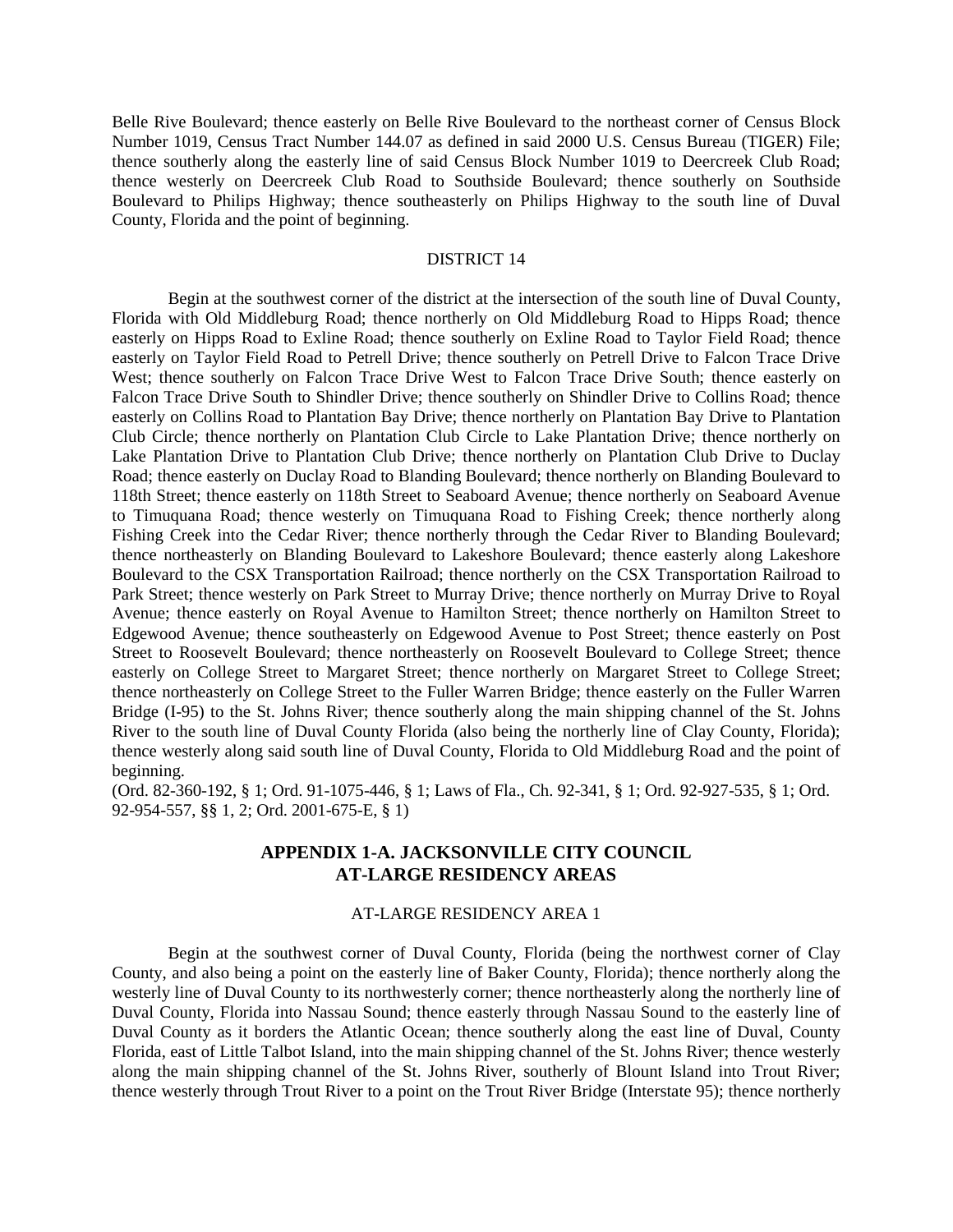Belle Rive Boulevard; thence easterly on Belle Rive Boulevard to the northeast corner of Census Block Number 1019, Census Tract Number 144.07 as defined in said 2000 U.S. Census Bureau (TIGER) File; thence southerly along the easterly line of said Census Block Number 1019 to Deercreek Club Road; thence westerly on Deercreek Club Road to Southside Boulevard; thence southerly on Southside Boulevard to Philips Highway; thence southeasterly on Philips Highway to the south line of Duval County, Florida and the point of beginning.

DISTRICT 14

Begin at the southwest corner of the district at the intersection of the south line of Duval County, Florida with Old Middleburg Road; thence northerly on Old Middleburg Road to Hipps Road; thence easterly on Hipps Road to Exline Road; thence southerly on Exline Road to Taylor Field Road; thence easterly on Taylor Field Road to Petrell Drive; thence southerly on Petrell Drive to Falcon Trace Drive West; thence southerly on Falcon Trace Drive West to Falcon Trace Drive South; thence easterly on Falcon Trace Drive South to Shindler Drive; thence southerly on Shindler Drive to Collins Road; thence easterly on Collins Road to Plantation Bay Drive; thence northerly on Plantation Bay Drive to Plantation Club Circle; thence northerly on Plantation Club Circle to Lake Plantation Drive; thence northerly on Lake Plantation Drive to Plantation Club Drive; thence northerly on Plantation Club Drive to Duclay Road; thence easterly on Duclay Road to Blanding Boulevard; thence northerly on Blanding Boulevard to 118th Street; thence easterly on 118th Street to Seaboard Avenue; thence northerly on Seaboard Avenue to Timuquana Road; thence westerly on Timuquana Road to Fishing Creek; thence northerly along Fishing Creek into the Cedar River; thence northerly through the Cedar River to Blanding Boulevard; thence northeasterly on Blanding Boulevard to Lakeshore Boulevard; thence easterly along Lakeshore Boulevard to the CSX Transportation Railroad; thence northerly on the CSX Transportation Railroad to Park Street; thence westerly on Park Street to Murray Drive; thence northerly on Murray Drive to Royal Avenue; thence easterly on Royal Avenue to Hamilton Street; thence northerly on Hamilton Street to Edgewood Avenue; thence southeasterly on Edgewood Avenue to Post Street; thence easterly on Post Street to Roosevelt Boulevard; thence northeasterly on Roosevelt Boulevard to College Street; thence easterly on College Street to Margaret Street; thence northerly on Margaret Street to College Street; thence northeasterly on College Street to the Fuller Warren Bridge; thence easterly on the Fuller Warren Bridge (I-95) to the St. Johns River; thence southerly along the main shipping channel of the St. Johns River to the south line of Duval County Florida (also being the northerly line of Clay County, Florida); thence westerly along said south line of Duval County, Florida to Old Middleburg Road and the point of beginning.

(Ord. 82-360-192, § 1; Ord. 91-1075-446, § 1; Laws of Fla., Ch. 92-341, § 1; Ord. 92-927-535, § 1; Ord. 92-954-557, §§ 1, 2; Ord. 2001-675-E, § 1)

## APPENDIX 1-A. JACKSONVILLE CITY COUNCIL AT-LARGE RESIDENCY AREAS

AT-LARGE RESIDENCY AREA 1

Begin at the southwest corner of Duval County, Florida (being the northwest corner of Clay County, and also being a point on the easterly line of Baker County, Florida); thence northerly along the westerly line of Duval County to its northwesterly corner; thence northeasterly along the northerly line of Duval County, Florida into Nassau Sound; thence easterly through Nassau Sound to the easterly line of Duval County as it borders the Atlantic Ocean; thence southerly along the east line of Duval, County Florida, east of Little Talbot Island, into the main shipping channel of the St. Johns River; thence westerly along the main shipping channel of the St. Johns River, southerly of Blount Island into Trout River; thence westerly through Trout River to a point on the Trout River Bridge (Interstate 95); thence northerly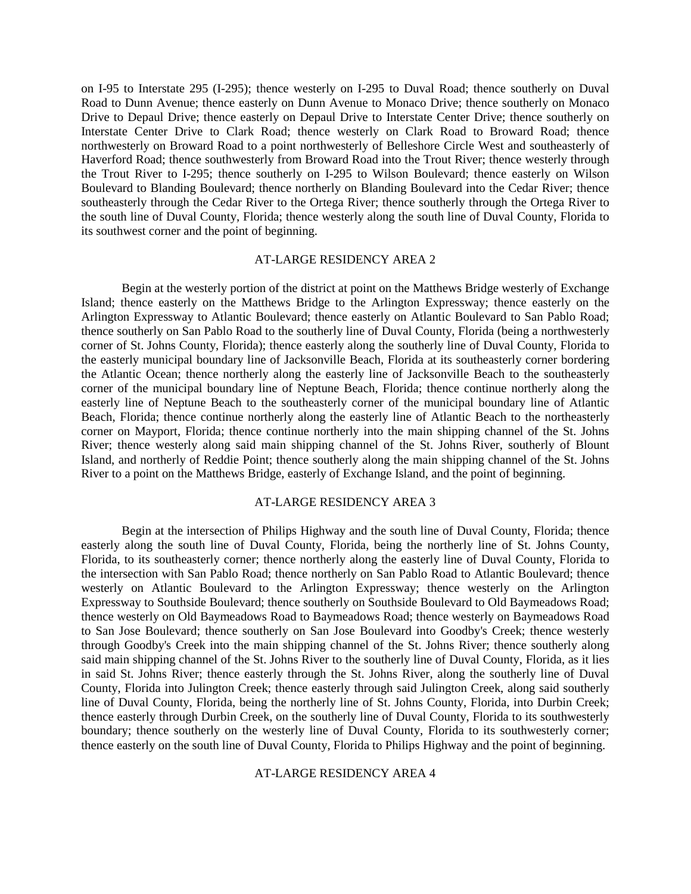on I-95 to Interstate 295 (I-295); thence westerly on I-295 to Duval Road; thence southerly on Duval Road to Dunn Avenue; thence easterly on Dunn Avenue to Monaco Drive; thence southerly on Monaco Drive to Depaul Drive; thence easterly on Depaul Drive to Interstate Center Drive; thence southerly on Interstate Center Drive to Clark Road; thence westerly on Clark Road to Broward Road; thence northwesterly on Broward Road to a point northwesterly of Belleshore Circle West and southeasterly of Haverford Road; thence southwesterly from Broward Road into the Trout River; thence westerly through the Trout River to I-295; thence southerly on I-295 to Wilson Boulevard; thence easterly on Wilson Boulevard to Blanding Boulevard; thence northerly on Blanding Boulevard into the Cedar River; thence southeasterly through the Cedar River to the Ortega River; thence southerly through the Ortega River to the south line of Duval County, Florida; thence westerly along the south line of Duval County, Florida to its southwest corner and the point of beginning.

## AT-LARGE RESIDENCY AREA 2

Begin at the westerly portion of the district at point on the Matthews Bridge westerly of Exchange Island; thence easterly on the Matthews Bridge to the Arlington Expressway; thence easterly on the Arlington Expressway to Atlantic Boulevard; thence easterly on Atlantic Boulevard to San Pablo Road; thence southerly on San Pablo Road to the southerly line of Duval County, Florida (being a northwesterly corner of St. Johns County, Florida); thence easterly along the southerly line of Duval County, Florida to the easterly municipal boundary line of Jacksonville Beach, Florida at its southeasterly corner bordering the Atlantic Ocean; thence northerly along the easterly line of Jacksonville Beach to the southeasterly corner of the municipal boundary line of Neptune Beach, Florida; thence continue northerly along the easterly line of Neptune Beach to the southeasterly corner of the municipal boundary line of Atlantic Beach, Florida; thence continue northerly along the easterly line of Atlantic Beach to the northeasterly corner on Mayport, Florida; thence continue northerly into the main shipping channel of the St. Johns River; thence westerly along said main shipping channel of the St. Johns River, southerly of Blount Island, and northerly of Reddie Point; thence southerly along the main shipping channel of the St. Johns River to a point on the Matthews Bridge, easterly of Exchange Island, and the point of beginning.

## AT-LARGE RESIDENCY AREA 3

Begin at the intersection of Philips Highway and the south line of Duval County, Florida; thence easterly along the south line of Duval County, Florida, being the northerly line of St. Johns County, Florida, to its southeasterly corner; thence northerly along the easterly line of Duval County, Florida to the intersection with San Pablo Road; thence northerly on San Pablo Road to Atlantic Boulevard; thence westerly on Atlantic Boulevard to the Arlington Expressway; thence westerly on the Arlington Expressway to Southside Boulevard; thence southerly on Southside Boulevard to Old Baymeadows Road; thence westerly on Old Baymeadows Road to Baymeadows Road; thence westerly on Baymeadows Road to San Jose Boulevard; thence southerly on San Jose Boulevard into Goodby's Creek; thence westerly through Goodby's Creek into the main shipping channel of the St. Johns River; thence southerly along said main shipping channel of the St. Johns River to the southerly line of Duval County, Florida, as it lies in said St. Johns River; thence easterly through the St. Johns River, along the southerly line of Duval County, Florida into Julington Creek; thence easterly through said Julington Creek, along said southerly line of Duval County, Florida, being the northerly line of St. Johns County, Florida, into Durbin Creek; thence easterly through Durbin Creek, on the southerly line of Duval County, Florida to its southwesterly boundary; thence southerly on the westerly line of Duval County, Florida to its southwesterly corner; thence easterly on the south line of Duval County, Florida to Philips Highway and the point of beginning.

## AT-LARGE RESIDENCY AREA 4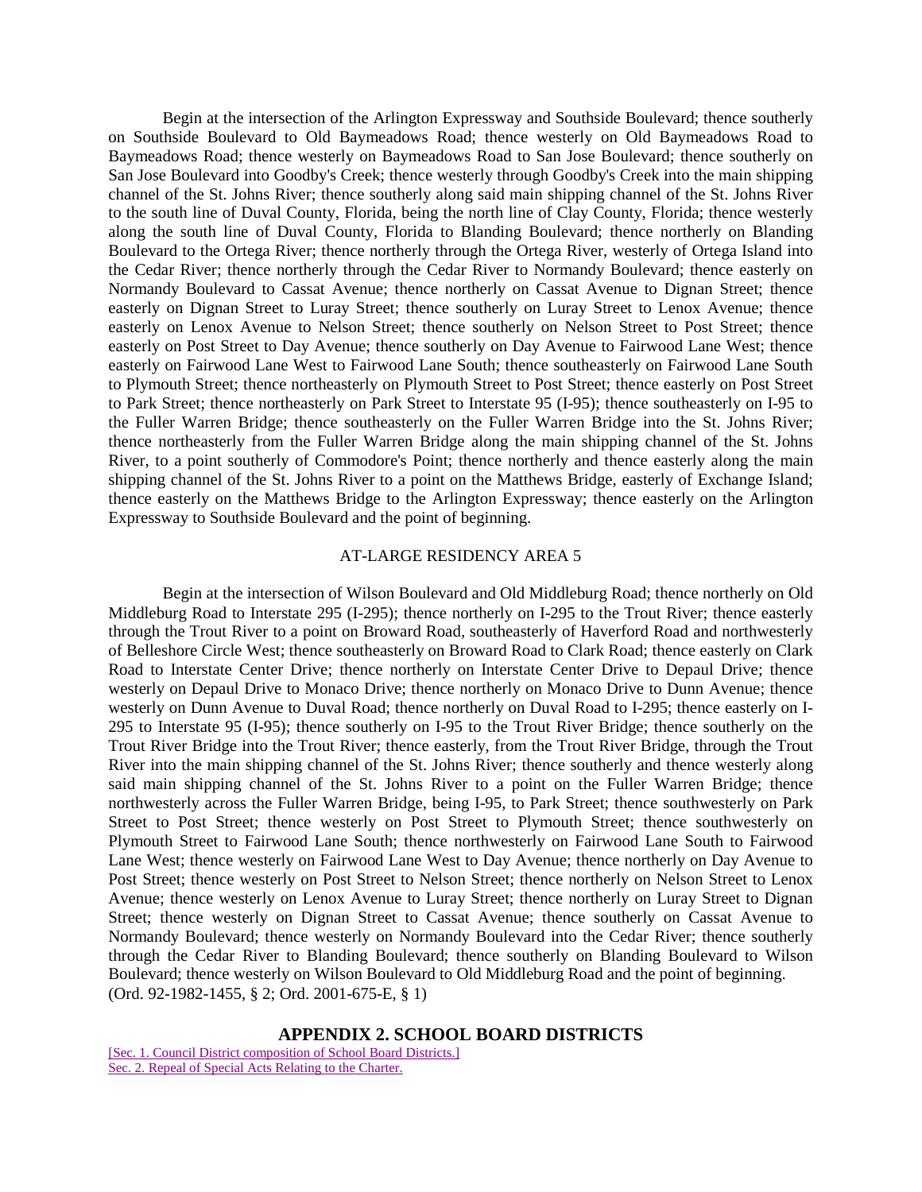Begin at the intersection of the Arlington Expressway and Southside Boulevard; thence southerly on Southside Boulevard to Old Baymeadows Road; thence westerly on Old Baymeadows Road to Baymeadows Road; thence westerly on Baymeadows Road to San Jose Boulevard; thence southerly on San Jose Boulevard into Goodby's Creek; thence westerly through Goodby's Creek into the main shipping channel of the St. Johns River; thence southerly along said main shipping channel of the St. Johns River to the south line of Duval County, Florida, being the north line of Clay County, Florida; thence westerly along the south line of Duval County, Florida to Blanding Boulevard; thence northerly on Blanding Boulevard to the Ortega River; thence northerly through the Ortega River, westerly of Ortega Island into the Cedar River; thence northerly through the Cedar River to Normandy Boulevard; thence easterly on Normandy Boulevard to Cassat Avenue; thence northerly on Cassat Avenue to Dignan Street; thence easterly on Dignan Street to Luray Street; thence southerly on Luray Street to Lenox Avenue; thence easterly on Lenox Avenue to Nelson Street; thence southerly on Nelson Street to Post Street; thence easterly on Post Street to Day Avenue; thence southerly on Day Avenue to Fairwood Lane West; thence easterly on Fairwood Lane West to Fairwood Lane South; thence southeasterly on Fairwood Lane South to Plymouth Street; thence northeasterly on Plymouth Street to Post Street; thence easterly on Post Street to Park Street; thence northeasterly on Park Street to Interstate 95 (I-95); thence southeasterly on I-95 to the Fuller Warren Bridge; thence southeasterly on the Fuller Warren Bridge into the St. Johns River; thence northeasterly from the Fuller Warren Bridge along the main shipping channel of the St. Johns River, to a point southerly of Commodore's Point; thence northerly and thence easterly along the main shipping channel of the St. Johns River to a point on the Matthews Bridge, easterly of Exchange Island; thence easterly on the Matthews Bridge to the Arlington Expressway; thence easterly on the Arlington Expressway to Southside Boulevard and the point of beginning.

AT-LARGE RESIDENCY AREA 5

Begin at the intersection of Wilson Boulevard and Old Middleburg Road; thence northerly on Old Middleburg Road to Interstate 295 (I-295); thence northerly on I-295 to the Trout River; thence easterly through the Trout River to a point on Broward Road, southeasterly of Haverford Road and northwesterly of Belleshore Circle West; thence southeasterly on Broward Road to Clark Road; thence easterly on Clark Road to Interstate Center Drive; thence northerly on Interstate Center Drive to Depaul Drive; thence westerly on Depaul Drive to Monaco Drive; thence northerly on Monaco Drive to Dunn Avenue; thence westerly on Dunn Avenue to Duval Road; thence northerly on Duval Road to I-295; thence easterly on I-295 to Interstate 95 (I-95); thence southerly on I-95 to the Trout River Bridge; thence southerly on the Trout River Bridge into the Trout River; thence easterly, from the Trout River Bridge, through the Trout River into the main shipping channel of the St. Johns River; thence southerly and thence westerly along said main shipping channel of the St. Johns River to a point on the Fuller Warren Bridge; thence northwesterly across the Fuller Warren Bridge, being I-95, to Park Street; thence southwesterly on Park Street to Post Street; thence westerly on Post Street to Plymouth Street; thence southwesterly on Plymouth Street to Fairwood Lane South; thence northwesterly on Fairwood Lane South to Fairwood Lane West; thence westerly on Fairwood Lane West to Day Avenue; thence northerly on Day Avenue to Post Street; thence westerly on Post Street to Nelson Street; thence northerly on Nelson Street to Lenox Avenue; thence westerly on Lenox Avenue to Luray Street; thence northerly on Luray Street to Dignan Street; thence westerly on Dignan Street to Cassat Avenue; thence southerly on Cassat Avenue to Normandy Boulevard; thence westerly on Normandy Boulevard into the Cedar River; thence southerly through the Cedar River to Blanding Boulevard; thence southerly on Blanding Boulevard to Wilson Boulevard; thence westerly on Wilson Boulevard to Old Middleburg Road and the point of beginning.
(Ord. 92-1982-1455, § 2; Ord. 2001-675-E, § 1)

## APPENDIX 2. SCHOOL BOARD DISTRICTS

[Sec. 1. Council District composition of School Board Districts.]
Sec. 2. Repeal of Special Acts Relating to the Charter.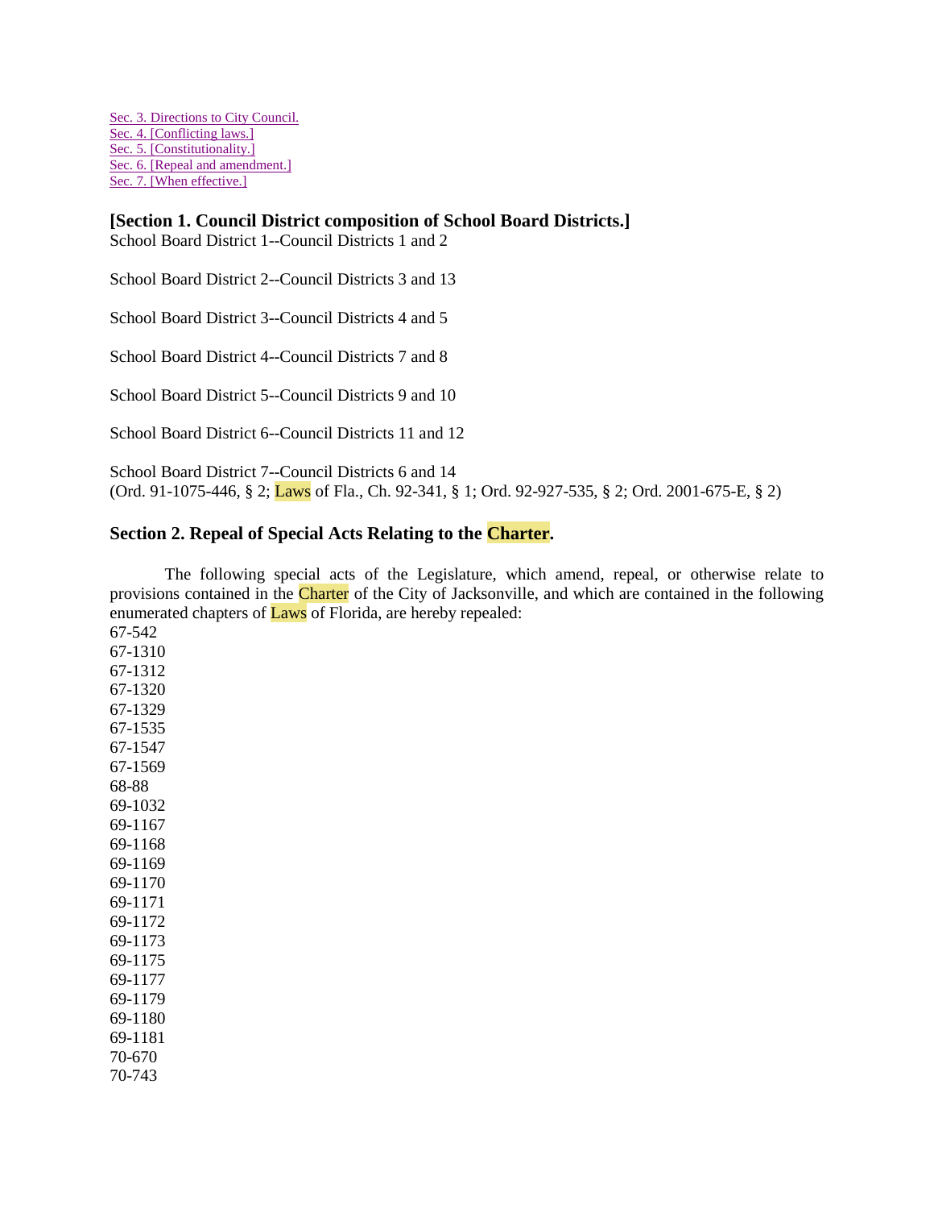Sec. 3. Directions to City Council.
Sec. 4. [Conflicting laws.]
Sec. 5. [Constitutionality.]
Sec. 6. [Repeal and amendment.]
Sec. 7. [When effective.]

### [Section 1. Council District composition of School Board Districts.]

School Board District 1--Council Districts 1 and 2

School Board District 2--Council Districts 3 and 13

School Board District 3--Council Districts 4 and 5

School Board District 4--Council Districts 7 and 8

School Board District 5--Council Districts 9 and 10

School Board District 6--Council Districts 11 and 12

School Board District 7--Council Districts 6 and 14
(Ord. 91-1075-446, § 2; Laws of Fla., Ch. 92-341, § 1; Ord. 92-927-535, § 2; Ord. 2001-675-E, § 2)

### Section 2. Repeal of Special Acts Relating to the Charter.

The following special acts of the Legislature, which amend, repeal, or otherwise relate to provisions contained in the Charter of the City of Jacksonville, and which are contained in the following enumerated chapters of Laws of Florida, are hereby repealed:

67-542
67-1310
67-1312
67-1320
67-1329
67-1535
67-1547
67-1569
68-88
69-1032
69-1167
69-1168
69-1169
69-1170
69-1171
69-1172
69-1173
69-1175
69-1177
69-1179
69-1180
69-1181
70-670
70-743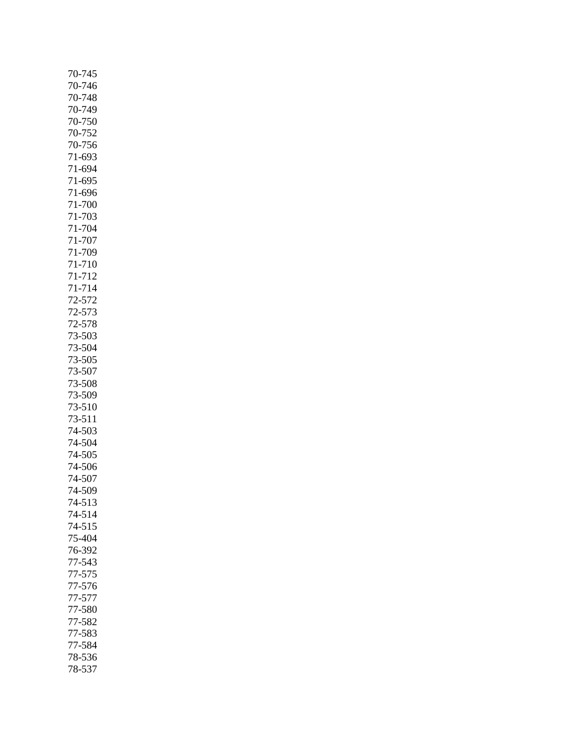70-745
70-746
70-748
70-749
70-750
70-752
70-756
71-693
71-694
71-695
71-696
71-700
71-703
71-704
71-707
71-709
71-710
71-712
71-714
72-572
72-573
72-578
73-503
73-504
73-505
73-507
73-508
73-509
73-510
73-511
74-503
74-504
74-505
74-506
74-507
74-509
74-513
74-514
74-515
75-404
76-392
77-543
77-575
77-576
77-577
77-580
77-582
77-583
77-584
78-536
78-537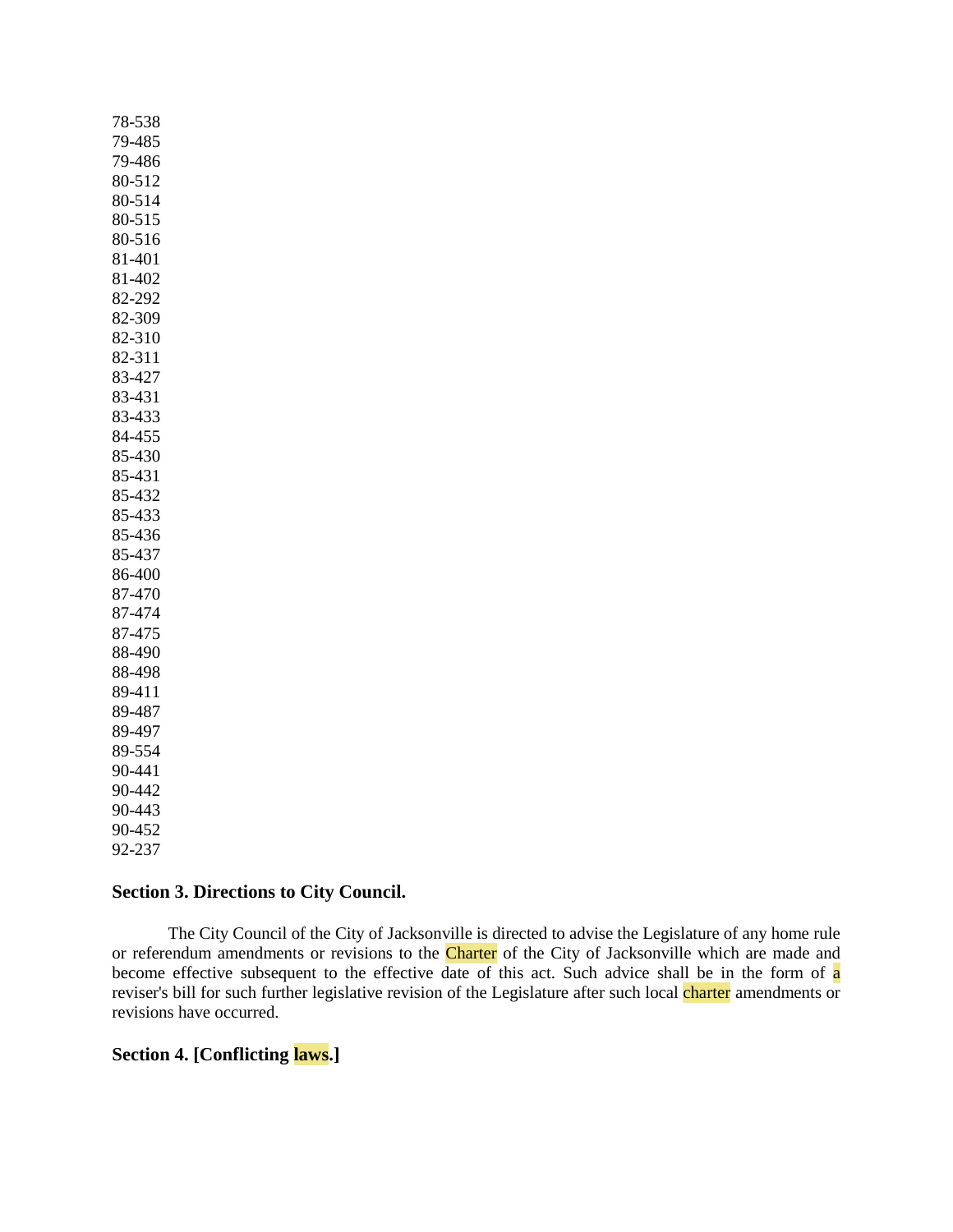78-538
79-485
79-486
80-512
80-514
80-515
80-516
81-401
81-402
82-292
82-309
82-310
82-311
83-427
83-431
83-433
84-455
85-430
85-431
85-432
85-433
85-436
85-437
86-400
87-470
87-474
87-475
88-490
88-498
89-411
89-487
89-497
89-554
90-441
90-442
90-443
90-452
92-237

### Section 3. Directions to City Council.

The City Council of the City of Jacksonville is directed to advise the Legislature of any home rule or referendum amendments or revisions to the Charter of the City of Jacksonville which are made and become effective subsequent to the effective date of this act. Such advice shall be in the form of a reviser's bill for such further legislative revision of the Legislature after such local charter amendments or revisions have occurred.

### Section 4. [Conflicting laws.]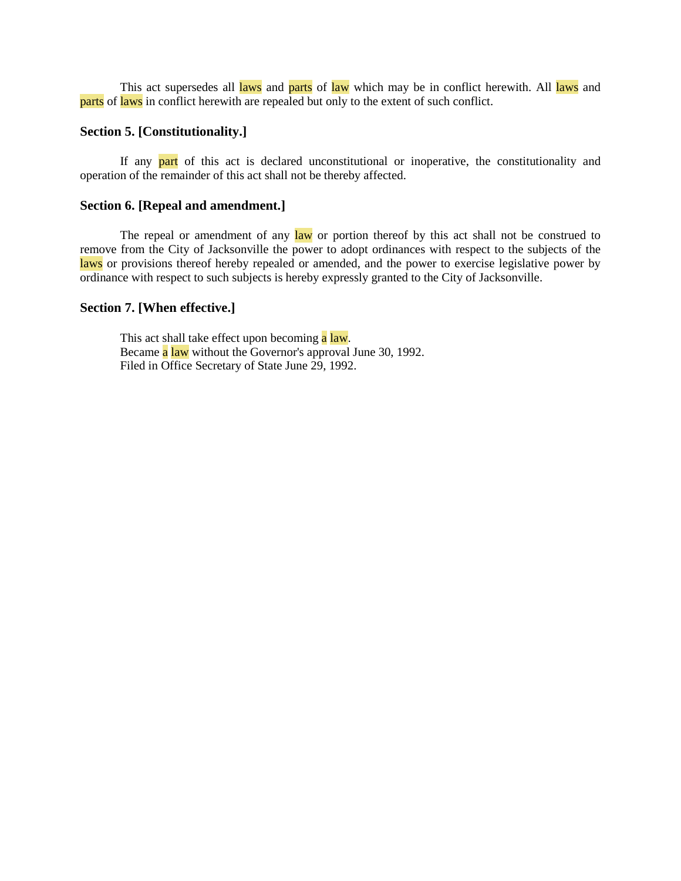This act supersedes all laws and parts of law which may be in conflict herewith. All laws and parts of laws in conflict herewith are repealed but only to the extent of such conflict.

### Section 5. [Constitutionality.]

If any part of this act is declared unconstitutional or inoperative, the constitutionality and operation of the remainder of this act shall not be thereby affected.

### Section 6. [Repeal and amendment.]

The repeal or amendment of any law or portion thereof by this act shall not be construed to remove from the City of Jacksonville the power to adopt ordinances with respect to the subjects of the laws or provisions thereof hereby repealed or amended, and the power to exercise legislative power by ordinance with respect to such subjects is hereby expressly granted to the City of Jacksonville.

### Section 7. [When effective.]

This act shall take effect upon becoming a law.
Became a law without the Governor's approval June 30, 1992.
Filed in Office Secretary of State June 29, 1992.